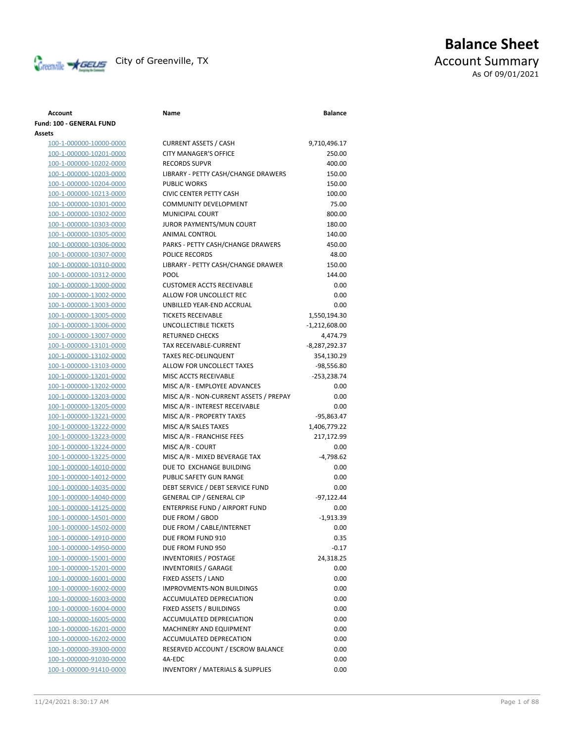City of Greenville, TX

# Balance Sheet

## Account Summary

As Of 09/01/2021

| Account | Name | Balance |
|---|---|---|
| **Fund: 100 - GENERAL FUND** | | |
| **Assets** | | |
| 100-1-000000-10000-0000 | CURRENT ASSETS / CASH | 9,710,496.17 |
| 100-1-000000-10201-0000 | CITY MANAGER'S OFFICE | 250.00 |
| 100-1-000000-10202-0000 | RECORDS SUPVR | 400.00 |
| 100-1-000000-10203-0000 | LIBRARY - PETTY CASH/CHANGE DRAWERS | 150.00 |
| 100-1-000000-10204-0000 | PUBLIC WORKS | 150.00 |
| 100-1-000000-10213-0000 | CIVIC CENTER PETTY CASH | 100.00 |
| 100-1-000000-10301-0000 | COMMUNITY DEVELOPMENT | 75.00 |
| 100-1-000000-10302-0000 | MUNICIPAL COURT | 800.00 |
| 100-1-000000-10303-0000 | JUROR PAYMENTS/MUN COURT | 180.00 |
| 100-1-000000-10305-0000 | ANIMAL CONTROL | 140.00 |
| 100-1-000000-10306-0000 | PARKS - PETTY CASH/CHANGE DRAWERS | 450.00 |
| 100-1-000000-10307-0000 | POLICE RECORDS | 48.00 |
| 100-1-000000-10310-0000 | LIBRARY - PETTY CASH/CHANGE DRAWER | 150.00 |
| 100-1-000000-10312-0000 | POOL | 144.00 |
| 100-1-000000-13000-0000 | CUSTOMER ACCTS RECEIVABLE | 0.00 |
| 100-1-000000-13002-0000 | ALLOW FOR UNCOLLECT REC | 0.00 |
| 100-1-000000-13003-0000 | UNBILLED YEAR-END ACCRUAL | 0.00 |
| 100-1-000000-13005-0000 | TICKETS RECEIVABLE | 1,550,194.30 |
| 100-1-000000-13006-0000 | UNCOLLECTIBLE TICKETS | -1,212,608.00 |
| 100-1-000000-13007-0000 | RETURNED CHECKS | 4,474.79 |
| 100-1-000000-13101-0000 | TAX RECEIVABLE-CURRENT | -8,287,292.37 |
| 100-1-000000-13102-0000 | TAXES REC-DELINQUENT | 354,130.29 |
| 100-1-000000-13103-0000 | ALLOW FOR UNCOLLECT TAXES | -98,556.80 |
| 100-1-000000-13201-0000 | MISC ACCTS RECEIVABLE | -253,238.74 |
| 100-1-000000-13202-0000 | MISC A/R - EMPLOYEE ADVANCES | 0.00 |
| 100-1-000000-13203-0000 | MISC A/R - NON-CURRENT ASSETS / PREPAY | 0.00 |
| 100-1-000000-13205-0000 | MISC A/R - INTEREST RECEIVABLE | 0.00 |
| 100-1-000000-13221-0000 | MISC A/R - PROPERTY TAXES | -95,863.47 |
| 100-1-000000-13222-0000 | MISC A/R SALES TAXES | 1,406,779.22 |
| 100-1-000000-13223-0000 | MISC A/R - FRANCHISE FEES | 217,172.99 |
| 100-1-000000-13224-0000 | MISC A/R - COURT | 0.00 |
| 100-1-000000-13225-0000 | MISC A/R - MIXED BEVERAGE TAX | -4,798.62 |
| 100-1-000000-14010-0000 | DUE TO EXCHANGE BUILDING | 0.00 |
| 100-1-000000-14012-0000 | PUBLIC SAFETY GUN RANGE | 0.00 |
| 100-1-000000-14035-0000 | DEBT SERVICE / DEBT SERVICE FUND | 0.00 |
| 100-1-000000-14040-0000 | GENERAL CIP / GENERAL CIP | -97,122.44 |
| 100-1-000000-14125-0000 | ENTERPRISE FUND / AIRPORT FUND | 0.00 |
| 100-1-000000-14501-0000 | DUE FROM / GBOD | -1,913.39 |
| 100-1-000000-14502-0000 | DUE FROM / CABLE/INTERNET | 0.00 |
| 100-1-000000-14910-0000 | DUE FROM FUND 910 | 0.35 |
| 100-1-000000-14950-0000 | DUE FROM FUND 950 | -0.17 |
| 100-1-000000-15001-0000 | INVENTORIES / POSTAGE | 24,318.25 |
| 100-1-000000-15201-0000 | INVENTORIES / GARAGE | 0.00 |
| 100-1-000000-16001-0000 | FIXED ASSETS / LAND | 0.00 |
| 100-1-000000-16002-0000 | IMPROVMENTS-NON BUILDINGS | 0.00 |
| 100-1-000000-16003-0000 | ACCUMULATED DEPRECIATION | 0.00 |
| 100-1-000000-16004-0000 | FIXED ASSETS / BUILDINGS | 0.00 |
| 100-1-000000-16005-0000 | ACCUMULATED DEPRECIATION | 0.00 |
| 100-1-000000-16201-0000 | MACHINERY AND EQUIPMENT | 0.00 |
| 100-1-000000-16202-0000 | ACCUMULATED DEPRECATION | 0.00 |
| 100-1-000000-39300-0000 | RESERVED ACCOUNT / ESCROW BALANCE | 0.00 |
| 100-1-000000-91030-0000 | 4A-EDC | 0.00 |
| 100-1-000000-91410-0000 | INVENTORY / MATERIALS & SUPPLIES | 0.00 |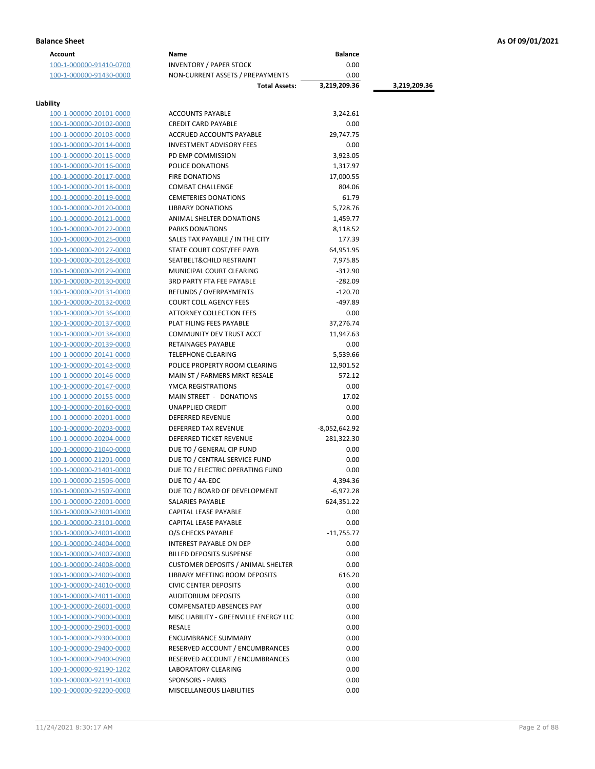**Balance Sheet** **As Of 09/01/2021**

| Account | Name | Balance | |
|---|---|---|---|
| 100-1-000000-91410-0700 | INVENTORY / PAPER STOCK | 0.00 | |
| 100-1-000000-91430-0000 | NON-CURRENT ASSETS / PREPAYMENTS | 0.00 | |
| | **Total Assets:** | **3,219,209.36** | **3,219,209.36** |

**Liability**

| Account | Name | Balance |
|---|---|---|
| 100-1-000000-20101-0000 | ACCOUNTS PAYABLE | 3,242.61 |
| 100-1-000000-20102-0000 | CREDIT CARD PAYABLE | 0.00 |
| 100-1-000000-20103-0000 | ACCRUED ACCOUNTS PAYABLE | 29,747.75 |
| 100-1-000000-20114-0000 | INVESTMENT ADVISORY FEES | 0.00 |
| 100-1-000000-20115-0000 | PD EMP COMMISSION | 3,923.05 |
| 100-1-000000-20116-0000 | POLICE DONATIONS | 1,317.97 |
| 100-1-000000-20117-0000 | FIRE DONATIONS | 17,000.55 |
| 100-1-000000-20118-0000 | COMBAT CHALLENGE | 804.06 |
| 100-1-000000-20119-0000 | CEMETERIES DONATIONS | 61.79 |
| 100-1-000000-20120-0000 | LIBRARY DONATIONS | 5,728.76 |
| 100-1-000000-20121-0000 | ANIMAL SHELTER DONATIONS | 1,459.77 |
| 100-1-000000-20122-0000 | PARKS DONATIONS | 8,118.52 |
| 100-1-000000-20125-0000 | SALES TAX PAYABLE / IN THE CITY | 177.39 |
| 100-1-000000-20127-0000 | STATE COURT COST/FEE PAYB | 64,951.95 |
| 100-1-000000-20128-0000 | SEATBELT&CHILD RESTRAINT | 7,975.85 |
| 100-1-000000-20129-0000 | MUNICIPAL COURT CLEARING | -312.90 |
| 100-1-000000-20130-0000 | 3RD PARTY FTA FEE PAYABLE | -282.09 |
| 100-1-000000-20131-0000 | REFUNDS / OVERPAYMENTS | -120.70 |
| 100-1-000000-20132-0000 | COURT COLL AGENCY FEES | -497.89 |
| 100-1-000000-20136-0000 | ATTORNEY COLLECTION FEES | 0.00 |
| 100-1-000000-20137-0000 | PLAT FILING FEES PAYABLE | 37,276.74 |
| 100-1-000000-20138-0000 | COMMUNITY DEV TRUST ACCT | 11,947.63 |
| 100-1-000000-20139-0000 | RETAINAGES PAYABLE | 0.00 |
| 100-1-000000-20141-0000 | TELEPHONE CLEARING | 5,539.66 |
| 100-1-000000-20143-0000 | POLICE PROPERTY ROOM CLEARING | 12,901.52 |
| 100-1-000000-20146-0000 | MAIN ST / FARMERS MRKT RESALE | 572.12 |
| 100-1-000000-20147-0000 | YMCA REGISTRATIONS | 0.00 |
| 100-1-000000-20155-0000 | MAIN STREET - DONATIONS | 17.02 |
| 100-1-000000-20160-0000 | UNAPPLIED CREDIT | 0.00 |
| 100-1-000000-20201-0000 | DEFERRED REVENUE | 0.00 |
| 100-1-000000-20203-0000 | DEFERRED TAX REVENUE | -8,052,642.92 |
| 100-1-000000-20204-0000 | DEFERRED TICKET REVENUE | 281,322.30 |
| 100-1-000000-21040-0000 | DUE TO / GENERAL CIP FUND | 0.00 |
| 100-1-000000-21201-0000 | DUE TO / CENTRAL SERVICE FUND | 0.00 |
| 100-1-000000-21401-0000 | DUE TO / ELECTRIC OPERATING FUND | 0.00 |
| 100-1-000000-21506-0000 | DUE TO / 4A-EDC | 4,394.36 |
| 100-1-000000-21507-0000 | DUE TO / BOARD OF DEVELOPMENT | -6,972.28 |
| 100-1-000000-22001-0000 | SALARIES PAYABLE | 624,351.22 |
| 100-1-000000-23001-0000 | CAPITAL LEASE PAYABLE | 0.00 |
| 100-1-000000-23101-0000 | CAPITAL LEASE PAYABLE | 0.00 |
| 100-1-000000-24001-0000 | O/S CHECKS PAYABLE | -11,755.77 |
| 100-1-000000-24004-0000 | INTEREST PAYABLE ON DEP | 0.00 |
| 100-1-000000-24007-0000 | BILLED DEPOSITS SUSPENSE | 0.00 |
| 100-1-000000-24008-0000 | CUSTOMER DEPOSITS / ANIMAL SHELTER | 0.00 |
| 100-1-000000-24009-0000 | LIBRARY MEETING ROOM DEPOSITS | 616.20 |
| 100-1-000000-24010-0000 | CIVIC CENTER DEPOSITS | 0.00 |
| 100-1-000000-24011-0000 | AUDITORIUM DEPOSITS | 0.00 |
| 100-1-000000-26001-0000 | COMPENSATED ABSENCES PAY | 0.00 |
| 100-1-000000-29000-0000 | MISC LIABILITY - GREENVILLE ENERGY LLC | 0.00 |
| 100-1-000000-29001-0000 | RESALE | 0.00 |
| 100-1-000000-29300-0000 | ENCUMBRANCE SUMMARY | 0.00 |
| 100-1-000000-29400-0000 | RESERVED ACCOUNT / ENCUMBRANCES | 0.00 |
| 100-1-000000-29400-0900 | RESERVED ACCOUNT / ENCUMBRANCES | 0.00 |
| 100-1-000000-92190-1202 | LABORATORY CLEARING | 0.00 |
| 100-1-000000-92191-0000 | SPONSORS - PARKS | 0.00 |
| 100-1-000000-92200-0000 | MISCELLANEOUS LIABILITIES | 0.00 |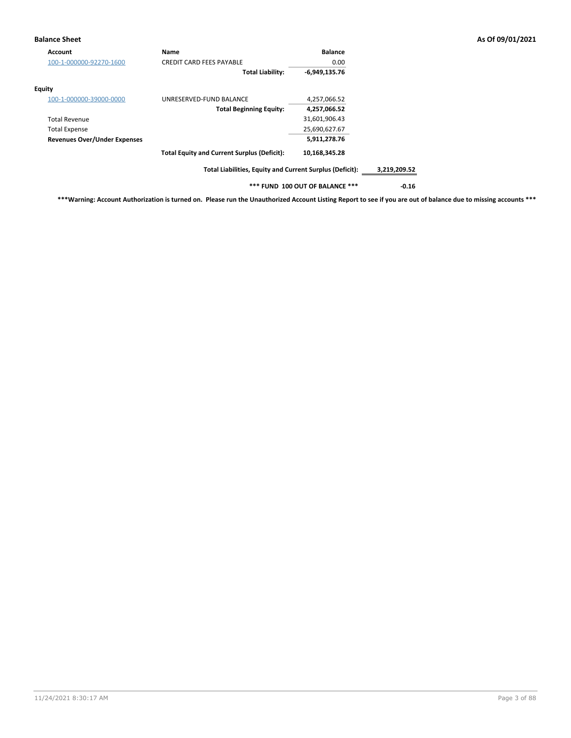## Balance Sheet

As Of 09/01/2021

| Account | Name | Balance | |
|---|---|---|---|
| 100-1-000000-92270-1600 | CREDIT CARD FEES PAYABLE | 0.00 | |
| | **Total Liability:** | **-6,949,135.76** | |
| **Equity** | | | |
| 100-1-000000-39000-0000 | UNRESERVED-FUND BALANCE | 4,257,066.52 | |
| | **Total Beginning Equity:** | **4,257,066.52** | |
| Total Revenue | | 31,601,906.43 | |
| Total Expense | | 25,690,627.67 | |
| **Revenues Over/Under Expenses** | | **5,911,278.76** | |
| | **Total Equity and Current Surplus (Deficit):** | **10,168,345.28** | |
| | **Total Liabilities, Equity and Current Surplus (Deficit):** | | **3,219,209.52** |
| | **\*\*\* FUND 100 OUT OF BALANCE \*\*\*** | | **-0.16** |

**\*\*\*Warning: Account Authorization is turned on. Please run the Unauthorized Account Listing Report to see if you are out of balance due to missing accounts \*\*\***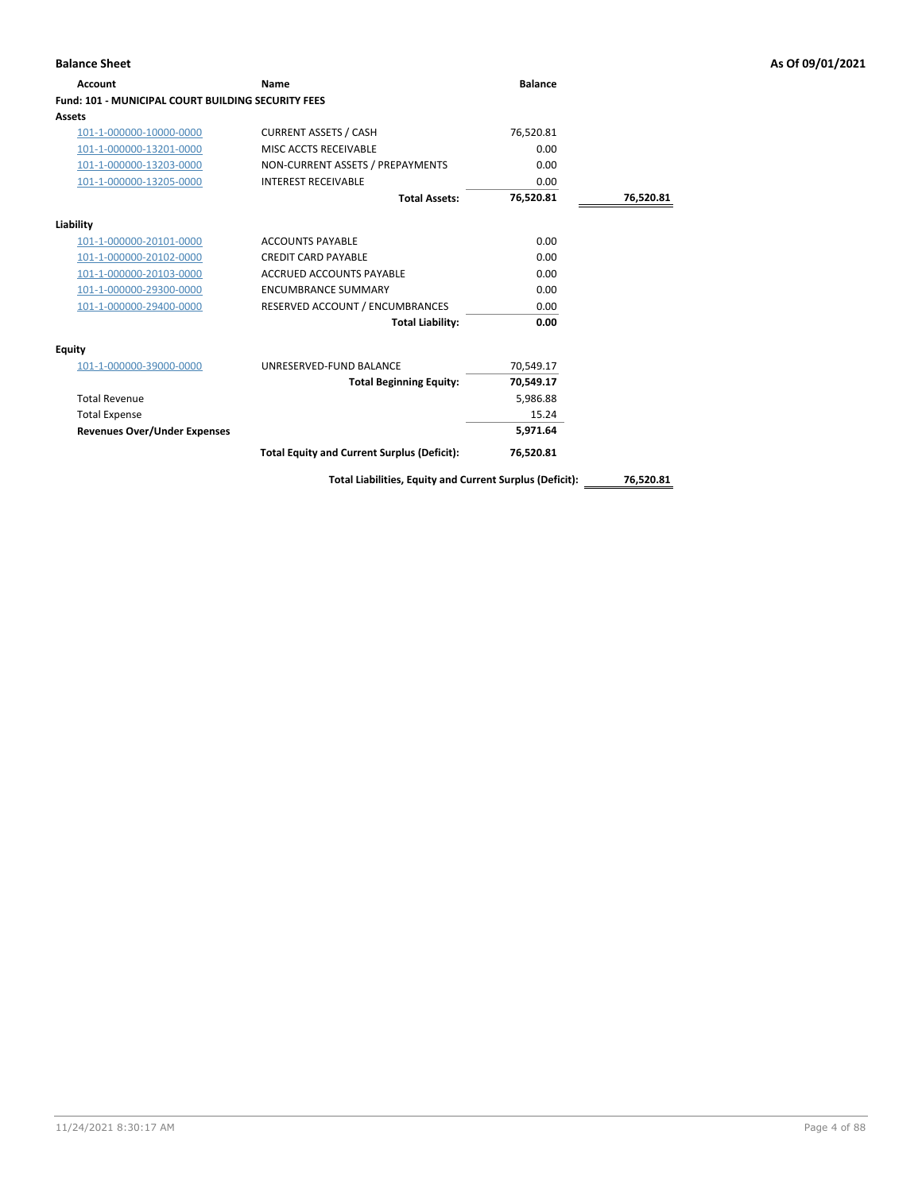**Balance Sheet** **As Of 09/01/2021**

| Account | Name | Balance | |
|---|---|---|---|
| **Fund: 101 - MUNICIPAL COURT BUILDING SECURITY FEES** | | | |
| **Assets** | | | |
| 101-1-000000-10000-0000 | CURRENT ASSETS / CASH | 76,520.81 | |
| 101-1-000000-13201-0000 | MISC ACCTS RECEIVABLE | 0.00 | |
| 101-1-000000-13203-0000 | NON-CURRENT ASSETS / PREPAYMENTS | 0.00 | |
| 101-1-000000-13205-0000 | INTEREST RECEIVABLE | 0.00 | |
| | **Total Assets:** | **76,520.81** | **76,520.81** |
| **Liability** | | | |
| 101-1-000000-20101-0000 | ACCOUNTS PAYABLE | 0.00 | |
| 101-1-000000-20102-0000 | CREDIT CARD PAYABLE | 0.00 | |
| 101-1-000000-20103-0000 | ACCRUED ACCOUNTS PAYABLE | 0.00 | |
| 101-1-000000-29300-0000 | ENCUMBRANCE SUMMARY | 0.00 | |
| 101-1-000000-29400-0000 | RESERVED ACCOUNT / ENCUMBRANCES | 0.00 | |
| | **Total Liability:** | **0.00** | |
| **Equity** | | | |
| 101-1-000000-39000-0000 | UNRESERVED-FUND BALANCE | 70,549.17 | |
| | **Total Beginning Equity:** | **70,549.17** | |
| Total Revenue | | 5,986.88 | |
| Total Expense | | 15.24 | |
| **Revenues Over/Under Expenses** | | **5,971.64** | |
| | **Total Equity and Current Surplus (Deficit):** | **76,520.81** | |
| | **Total Liabilities, Equity and Current Surplus (Deficit):** | | **76,520.81** |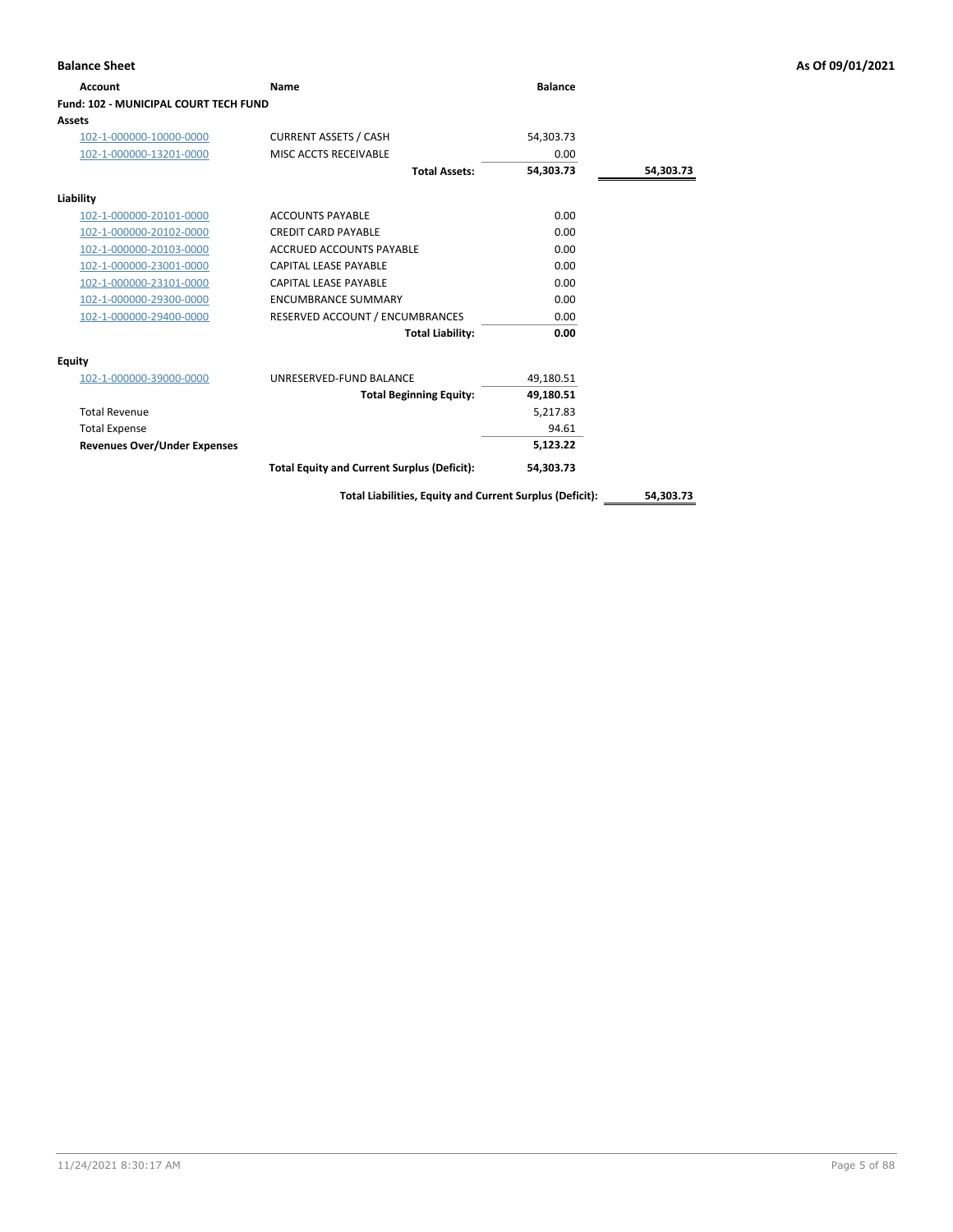## Balance Sheet

**As Of 09/01/2021**

| Account | Name | Balance | |
|---|---|---|---|
| **Fund: 102 - MUNICIPAL COURT TECH FUND** | | | |
| **Assets** | | | |
| 102-1-000000-10000-0000 | CURRENT ASSETS / CASH | 54,303.73 | |
| 102-1-000000-13201-0000 | MISC ACCTS RECEIVABLE | 0.00 | |
| | **Total Assets:** | **54,303.73** | **54,303.73** |
| **Liability** | | | |
| 102-1-000000-20101-0000 | ACCOUNTS PAYABLE | 0.00 | |
| 102-1-000000-20102-0000 | CREDIT CARD PAYABLE | 0.00 | |
| 102-1-000000-20103-0000 | ACCRUED ACCOUNTS PAYABLE | 0.00 | |
| 102-1-000000-23001-0000 | CAPITAL LEASE PAYABLE | 0.00 | |
| 102-1-000000-23101-0000 | CAPITAL LEASE PAYABLE | 0.00 | |
| 102-1-000000-29300-0000 | ENCUMBRANCE SUMMARY | 0.00 | |
| 102-1-000000-29400-0000 | RESERVED ACCOUNT / ENCUMBRANCES | 0.00 | |
| | **Total Liability:** | **0.00** | |
| **Equity** | | | |
| 102-1-000000-39000-0000 | UNRESERVED-FUND BALANCE | 49,180.51 | |
| | **Total Beginning Equity:** | **49,180.51** | |
| Total Revenue | | 5,217.83 | |
| Total Expense | | 94.61 | |
| **Revenues Over/Under Expenses** | | **5,123.22** | |
| | **Total Equity and Current Surplus (Deficit):** | **54,303.73** | |
| | **Total Liabilities, Equity and Current Surplus (Deficit):** | | **54,303.73** |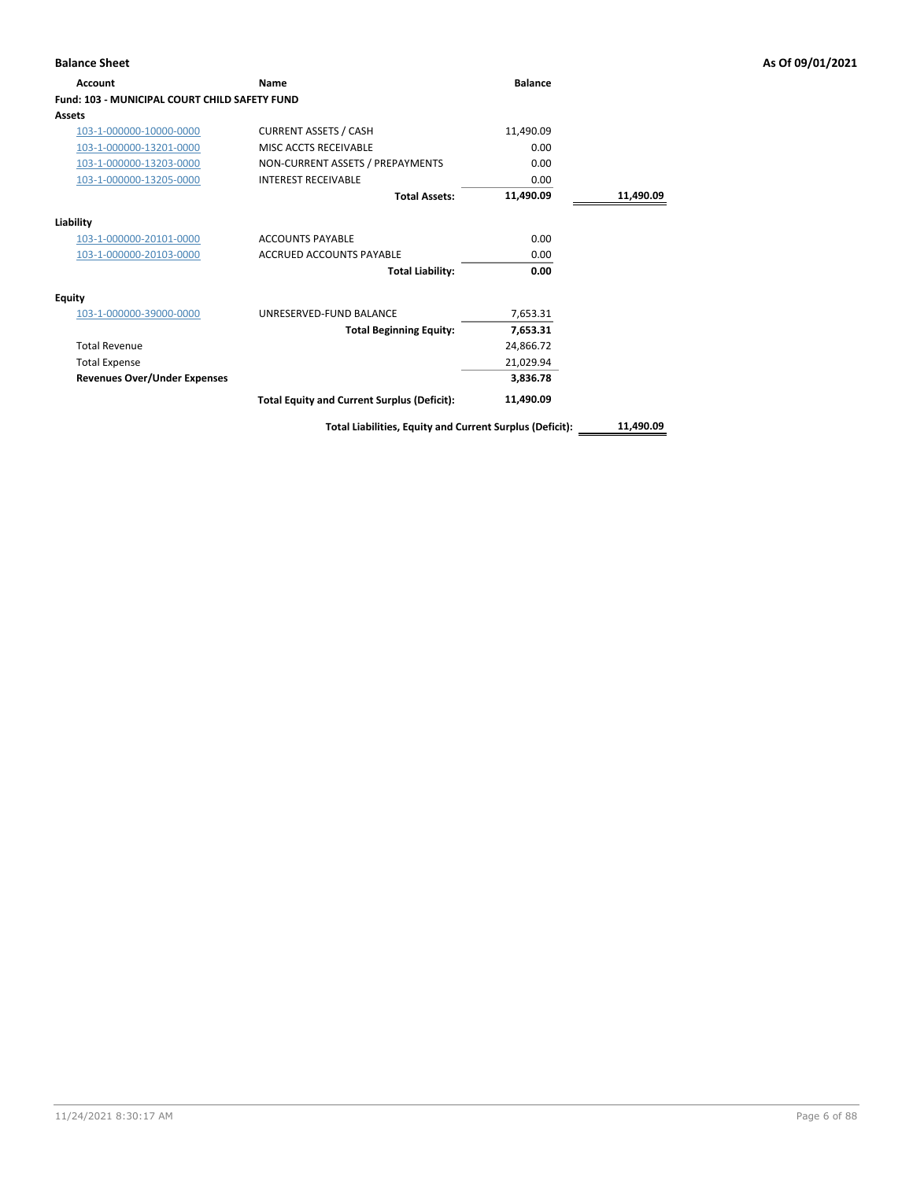## Balance Sheet

As Of 09/01/2021

| Account | Name | Balance | |
|---|---|---|---|
| **Fund: 103 - MUNICIPAL COURT CHILD SAFETY FUND** | | | |
| **Assets** | | | |
| 103-1-000000-10000-0000 | CURRENT ASSETS / CASH | 11,490.09 | |
| 103-1-000000-13201-0000 | MISC ACCTS RECEIVABLE | 0.00 | |
| 103-1-000000-13203-0000 | NON-CURRENT ASSETS / PREPAYMENTS | 0.00 | |
| 103-1-000000-13205-0000 | INTEREST RECEIVABLE | 0.00 | |
| | **Total Assets:** | **11,490.09** | **11,490.09** |
| **Liability** | | | |
| 103-1-000000-20101-0000 | ACCOUNTS PAYABLE | 0.00 | |
| 103-1-000000-20103-0000 | ACCRUED ACCOUNTS PAYABLE | 0.00 | |
| | **Total Liability:** | **0.00** | |
| **Equity** | | | |
| 103-1-000000-39000-0000 | UNRESERVED-FUND BALANCE | 7,653.31 | |
| | **Total Beginning Equity:** | **7,653.31** | |
| Total Revenue | | 24,866.72 | |
| Total Expense | | 21,029.94 | |
| **Revenues Over/Under Expenses** | | **3,836.78** | |
| | **Total Equity and Current Surplus (Deficit):** | **11,490.09** | |
| | **Total Liabilities, Equity and Current Surplus (Deficit):** | | **11,490.09** |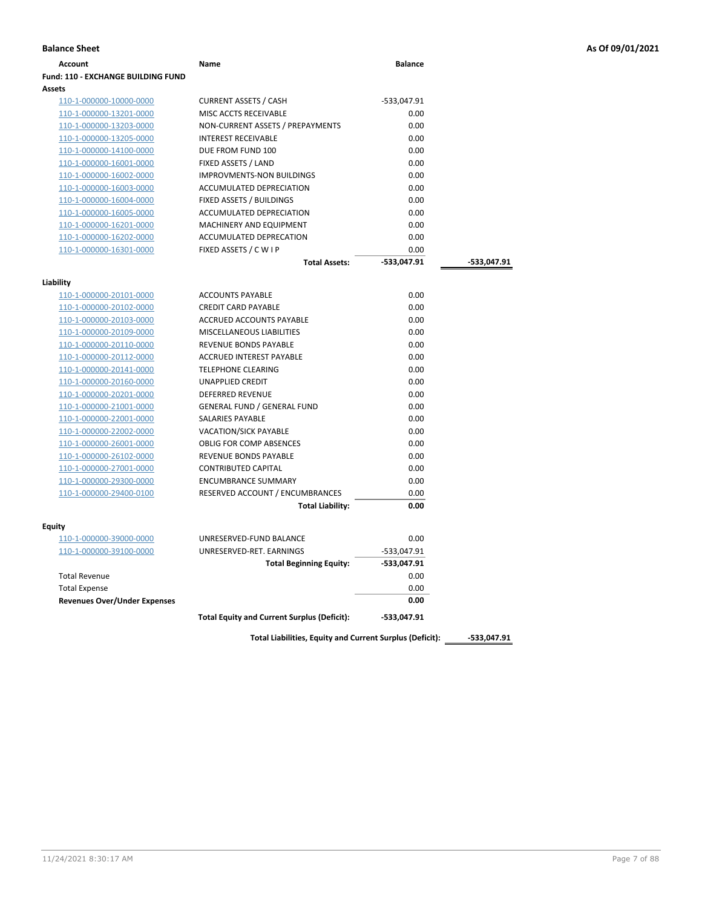**Balance Sheet** — **As Of 09/01/2021**

| Account | Name | Balance | |
|---|---|---|---|
| **Fund: 110 - EXCHANGE BUILDING FUND** | | | |
| **Assets** | | | |
| 110-1-000000-10000-0000 | CURRENT ASSETS / CASH | -533,047.91 | |
| 110-1-000000-13201-0000 | MISC ACCTS RECEIVABLE | 0.00 | |
| 110-1-000000-13203-0000 | NON-CURRENT ASSETS / PREPAYMENTS | 0.00 | |
| 110-1-000000-13205-0000 | INTEREST RECEIVABLE | 0.00 | |
| 110-1-000000-14100-0000 | DUE FROM FUND 100 | 0.00 | |
| 110-1-000000-16001-0000 | FIXED ASSETS / LAND | 0.00 | |
| 110-1-000000-16002-0000 | IMPROVMENTS-NON BUILDINGS | 0.00 | |
| 110-1-000000-16003-0000 | ACCUMULATED DEPRECIATION | 0.00 | |
| 110-1-000000-16004-0000 | FIXED ASSETS / BUILDINGS | 0.00 | |
| 110-1-000000-16005-0000 | ACCUMULATED DEPRECIATION | 0.00 | |
| 110-1-000000-16201-0000 | MACHINERY AND EQUIPMENT | 0.00 | |
| 110-1-000000-16202-0000 | ACCUMULATED DEPRECATION | 0.00 | |
| 110-1-000000-16301-0000 | FIXED ASSETS / C W I P | 0.00 | |
| | **Total Assets:** | **-533,047.91** | **-533,047.91** |
| **Liability** | | | |
| 110-1-000000-20101-0000 | ACCOUNTS PAYABLE | 0.00 | |
| 110-1-000000-20102-0000 | CREDIT CARD PAYABLE | 0.00 | |
| 110-1-000000-20103-0000 | ACCRUED ACCOUNTS PAYABLE | 0.00 | |
| 110-1-000000-20109-0000 | MISCELLANEOUS LIABILITIES | 0.00 | |
| 110-1-000000-20110-0000 | REVENUE BONDS PAYABLE | 0.00 | |
| 110-1-000000-20112-0000 | ACCRUED INTEREST PAYABLE | 0.00 | |
| 110-1-000000-20141-0000 | TELEPHONE CLEARING | 0.00 | |
| 110-1-000000-20160-0000 | UNAPPLIED CREDIT | 0.00 | |
| 110-1-000000-20201-0000 | DEFERRED REVENUE | 0.00 | |
| 110-1-000000-21001-0000 | GENERAL FUND / GENERAL FUND | 0.00 | |
| 110-1-000000-22001-0000 | SALARIES PAYABLE | 0.00 | |
| 110-1-000000-22002-0000 | VACATION/SICK PAYABLE | 0.00 | |
| 110-1-000000-26001-0000 | OBLIG FOR COMP ABSENCES | 0.00 | |
| 110-1-000000-26102-0000 | REVENUE BONDS PAYABLE | 0.00 | |
| 110-1-000000-27001-0000 | CONTRIBUTED CAPITAL | 0.00 | |
| 110-1-000000-29300-0000 | ENCUMBRANCE SUMMARY | 0.00 | |
| 110-1-000000-29400-0100 | RESERVED ACCOUNT / ENCUMBRANCES | 0.00 | |
| | **Total Liability:** | **0.00** | |
| **Equity** | | | |
| 110-1-000000-39000-0000 | UNRESERVED-FUND BALANCE | 0.00 | |
| 110-1-000000-39100-0000 | UNRESERVED-RET. EARNINGS | -533,047.91 | |
| | **Total Beginning Equity:** | **-533,047.91** | |
| Total Revenue | | 0.00 | |
| Total Expense | | 0.00 | |
| **Revenues Over/Under Expenses** | | **0.00** | |
| | **Total Equity and Current Surplus (Deficit):** | **-533,047.91** | |
| | **Total Liabilities, Equity and Current Surplus (Deficit):** | | **-533,047.91** |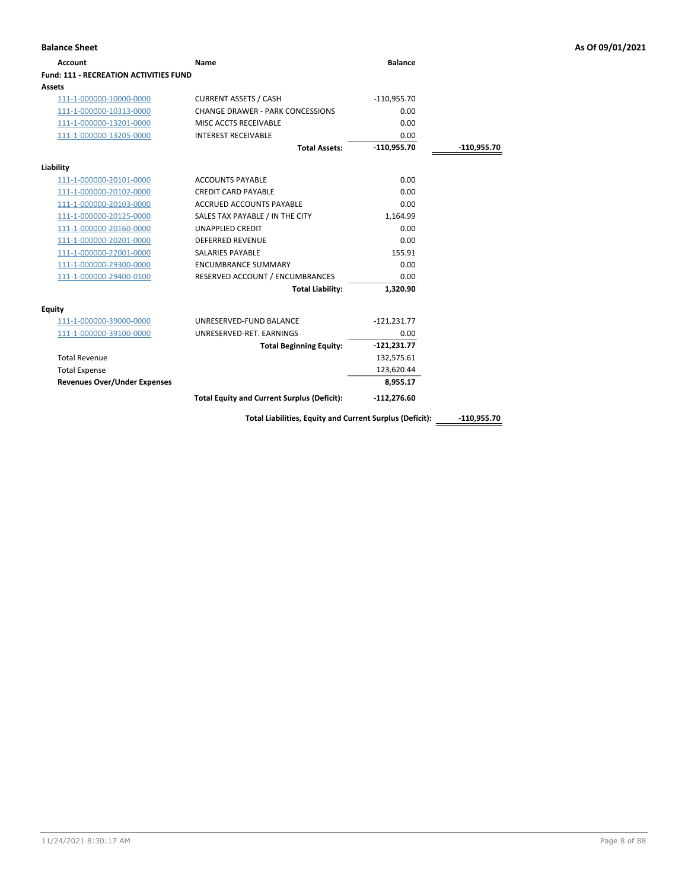## Balance Sheet

**As Of 09/01/2021**

| Account | Name | Balance | |
|---|---|---|---|
| **Fund: 111 - RECREATION ACTIVITIES FUND** | | | |
| **Assets** | | | |
| 111-1-000000-10000-0000 | CURRENT ASSETS / CASH | -110,955.70 | |
| 111-1-000000-10313-0000 | CHANGE DRAWER - PARK CONCESSIONS | 0.00 | |
| 111-1-000000-13201-0000 | MISC ACCTS RECEIVABLE | 0.00 | |
| 111-1-000000-13205-0000 | INTEREST RECEIVABLE | 0.00 | |
| | **Total Assets:** | **-110,955.70** | **-110,955.70** |
| **Liability** | | | |
| 111-1-000000-20101-0000 | ACCOUNTS PAYABLE | 0.00 | |
| 111-1-000000-20102-0000 | CREDIT CARD PAYABLE | 0.00 | |
| 111-1-000000-20103-0000 | ACCRUED ACCOUNTS PAYABLE | 0.00 | |
| 111-1-000000-20125-0000 | SALES TAX PAYABLE / IN THE CITY | 1,164.99 | |
| 111-1-000000-20160-0000 | UNAPPLIED CREDIT | 0.00 | |
| 111-1-000000-20201-0000 | DEFERRED REVENUE | 0.00 | |
| 111-1-000000-22001-0000 | SALARIES PAYABLE | 155.91 | |
| 111-1-000000-29300-0000 | ENCUMBRANCE SUMMARY | 0.00 | |
| 111-1-000000-29400-0100 | RESERVED ACCOUNT / ENCUMBRANCES | 0.00 | |
| | **Total Liability:** | **1,320.90** | |
| **Equity** | | | |
| 111-1-000000-39000-0000 | UNRESERVED-FUND BALANCE | -121,231.77 | |
| 111-1-000000-39100-0000 | UNRESERVED-RET. EARNINGS | 0.00 | |
| | **Total Beginning Equity:** | **-121,231.77** | |
| Total Revenue | | 132,575.61 | |
| Total Expense | | 123,620.44 | |
| **Revenues Over/Under Expenses** | | **8,955.17** | |
| | **Total Equity and Current Surplus (Deficit):** | **-112,276.60** | |
| | **Total Liabilities, Equity and Current Surplus (Deficit):** | | **-110,955.70** |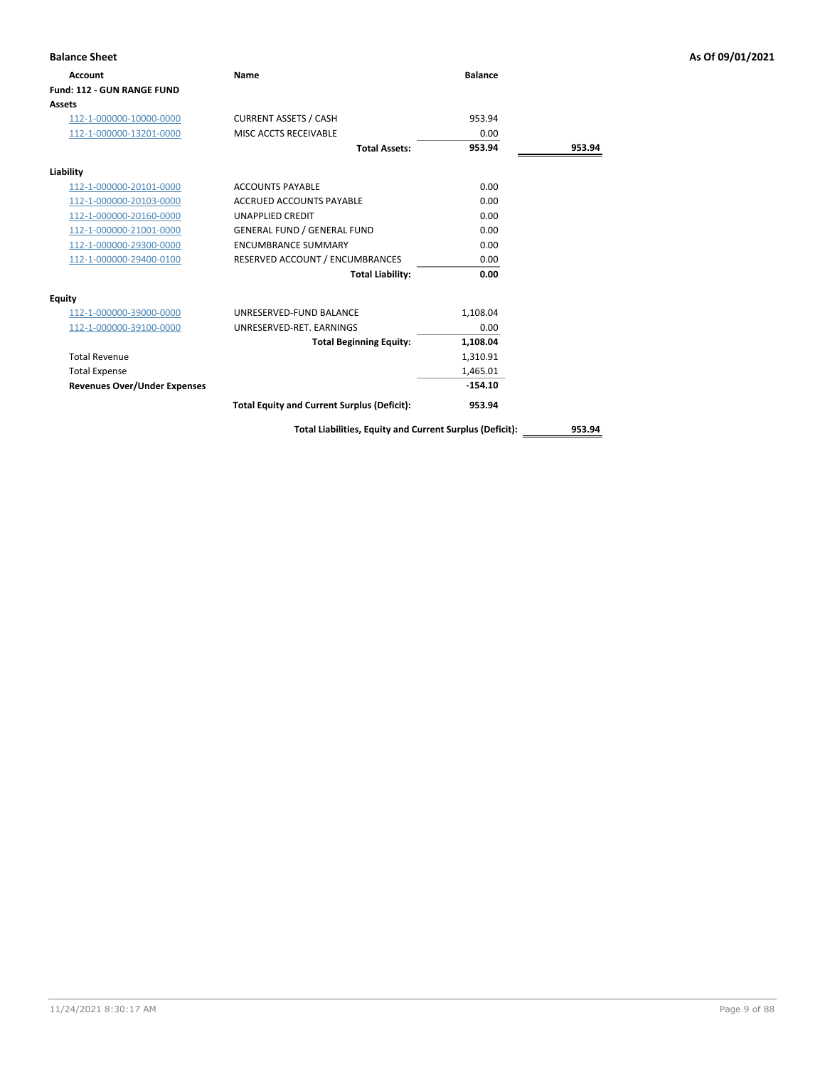**Balance Sheet** — As Of 09/01/2021

| Account | Name | Balance | |
|---|---|---|---|
| **Fund: 112 - GUN RANGE FUND** | | | |
| **Assets** | | | |
| 112-1-000000-10000-0000 | CURRENT ASSETS / CASH | 953.94 | |
| 112-1-000000-13201-0000 | MISC ACCTS RECEIVABLE | 0.00 | |
| | **Total Assets:** | **953.94** | **953.94** |
| **Liability** | | | |
| 112-1-000000-20101-0000 | ACCOUNTS PAYABLE | 0.00 | |
| 112-1-000000-20103-0000 | ACCRUED ACCOUNTS PAYABLE | 0.00 | |
| 112-1-000000-20160-0000 | UNAPPLIED CREDIT | 0.00 | |
| 112-1-000000-21001-0000 | GENERAL FUND / GENERAL FUND | 0.00 | |
| 112-1-000000-29300-0000 | ENCUMBRANCE SUMMARY | 0.00 | |
| 112-1-000000-29400-0100 | RESERVED ACCOUNT / ENCUMBRANCES | 0.00 | |
| | **Total Liability:** | **0.00** | |
| **Equity** | | | |
| 112-1-000000-39000-0000 | UNRESERVED-FUND BALANCE | 1,108.04 | |
| 112-1-000000-39100-0000 | UNRESERVED-RET. EARNINGS | 0.00 | |
| | **Total Beginning Equity:** | **1,108.04** | |
| Total Revenue | | 1,310.91 | |
| Total Expense | | 1,465.01 | |
| **Revenues Over/Under Expenses** | | **-154.10** | |
| | **Total Equity and Current Surplus (Deficit):** | **953.94** | |
| | **Total Liabilities, Equity and Current Surplus (Deficit):** | | **953.94** |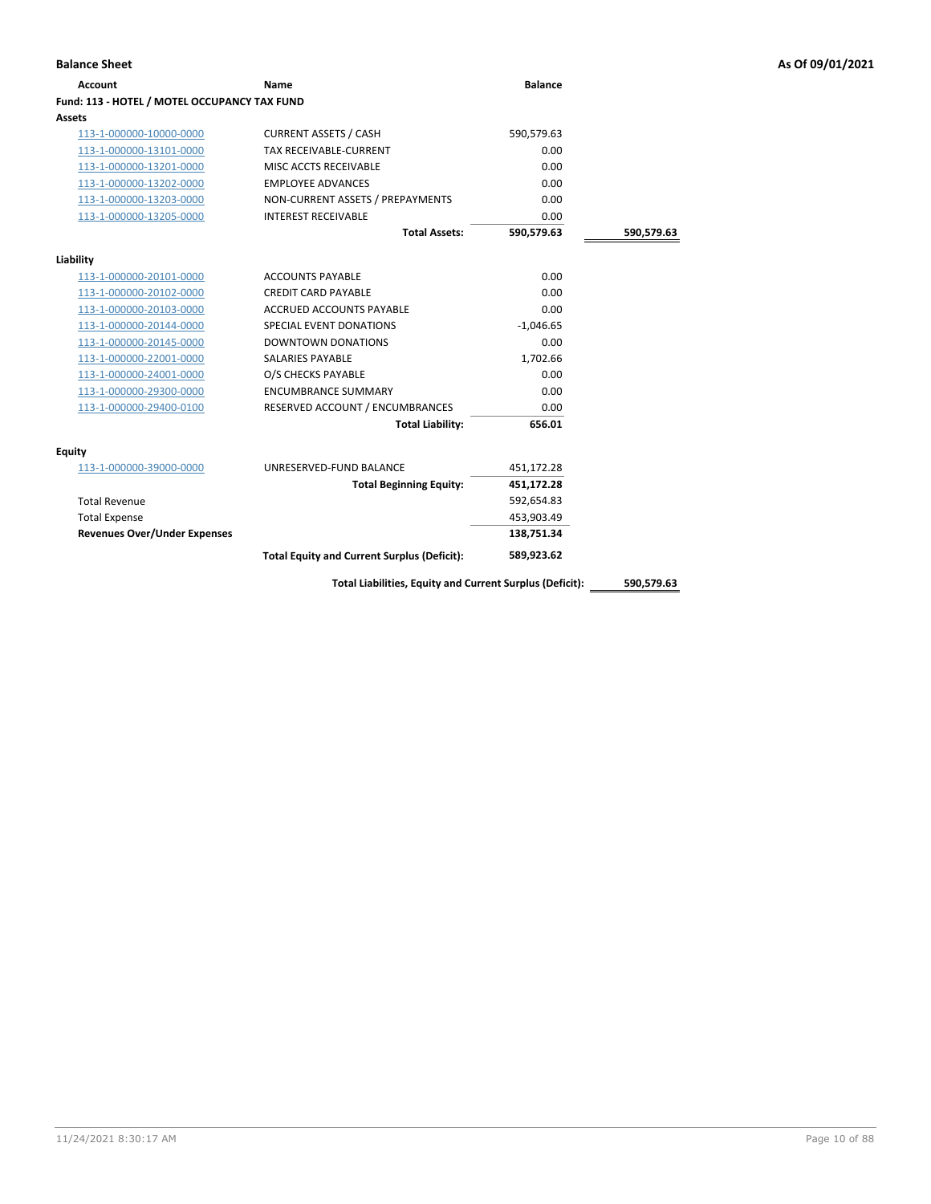**Balance Sheet** — As Of 09/01/2021

| Account | Name | Balance | |
|---|---|---|---|
| **Fund: 113 - HOTEL / MOTEL OCCUPANCY TAX FUND** | | | |
| **Assets** | | | |
| 113-1-000000-10000-0000 | CURRENT ASSETS / CASH | 590,579.63 | |
| 113-1-000000-13101-0000 | TAX RECEIVABLE-CURRENT | 0.00 | |
| 113-1-000000-13201-0000 | MISC ACCTS RECEIVABLE | 0.00 | |
| 113-1-000000-13202-0000 | EMPLOYEE ADVANCES | 0.00 | |
| 113-1-000000-13203-0000 | NON-CURRENT ASSETS / PREPAYMENTS | 0.00 | |
| 113-1-000000-13205-0000 | INTEREST RECEIVABLE | 0.00 | |
| | **Total Assets:** | **590,579.63** | **590,579.63** |
| **Liability** | | | |
| 113-1-000000-20101-0000 | ACCOUNTS PAYABLE | 0.00 | |
| 113-1-000000-20102-0000 | CREDIT CARD PAYABLE | 0.00 | |
| 113-1-000000-20103-0000 | ACCRUED ACCOUNTS PAYABLE | 0.00 | |
| 113-1-000000-20144-0000 | SPECIAL EVENT DONATIONS | -1,046.65 | |
| 113-1-000000-20145-0000 | DOWNTOWN DONATIONS | 0.00 | |
| 113-1-000000-22001-0000 | SALARIES PAYABLE | 1,702.66 | |
| 113-1-000000-24001-0000 | O/S CHECKS PAYABLE | 0.00 | |
| 113-1-000000-29300-0000 | ENCUMBRANCE SUMMARY | 0.00 | |
| 113-1-000000-29400-0100 | RESERVED ACCOUNT / ENCUMBRANCES | 0.00 | |
| | **Total Liability:** | **656.01** | |
| **Equity** | | | |
| 113-1-000000-39000-0000 | UNRESERVED-FUND BALANCE | 451,172.28 | |
| | **Total Beginning Equity:** | **451,172.28** | |
| Total Revenue | | 592,654.83 | |
| Total Expense | | 453,903.49 | |
| **Revenues Over/Under Expenses** | | **138,751.34** | |
| | **Total Equity and Current Surplus (Deficit):** | **589,923.62** | |
| | **Total Liabilities, Equity and Current Surplus (Deficit):** | | **590,579.63** |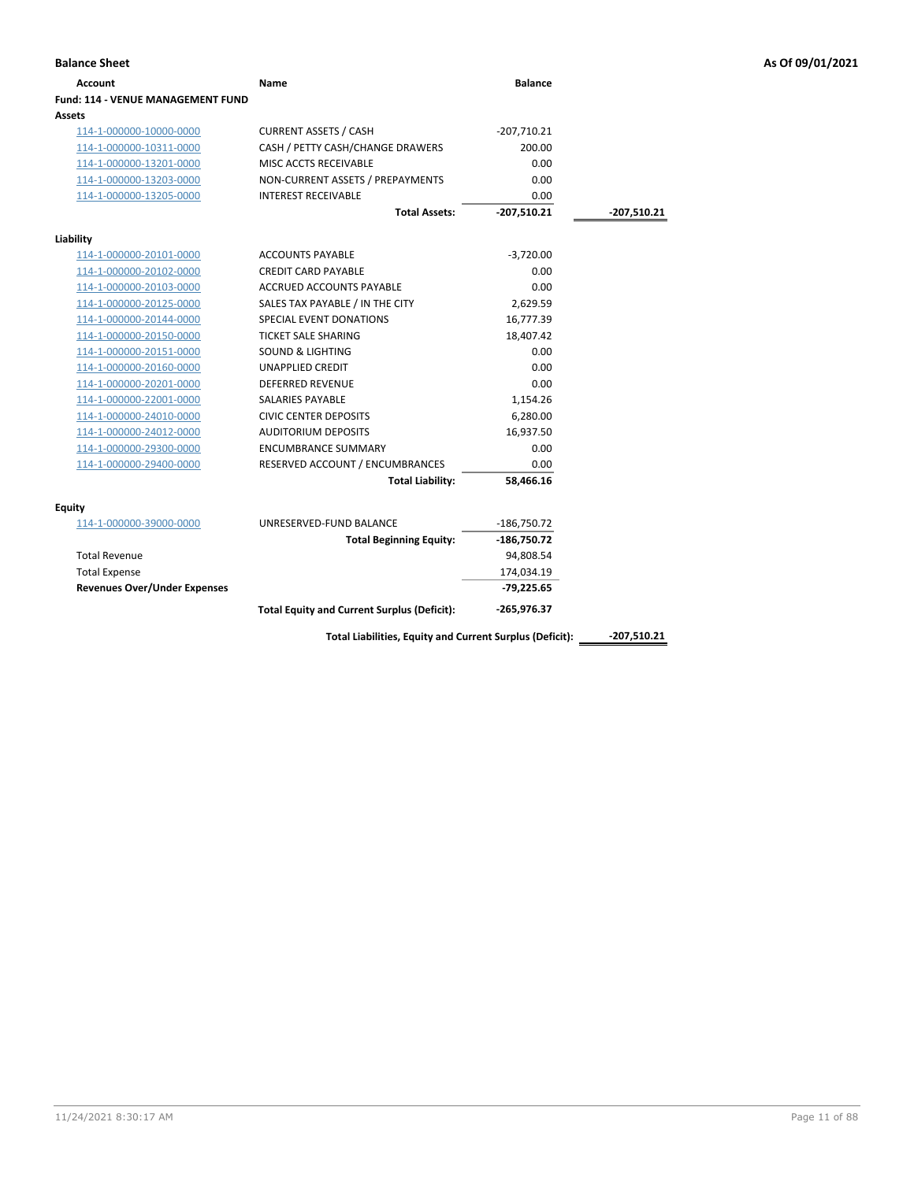# Balance Sheet

As Of 09/01/2021

| Account | Name | Balance | |
|---|---|---|---|
| **Fund: 114 - VENUE MANAGEMENT FUND** | | | |
| **Assets** | | | |
| 114-1-000000-10000-0000 | CURRENT ASSETS / CASH | -207,710.21 | |
| 114-1-000000-10311-0000 | CASH / PETTY CASH/CHANGE DRAWERS | 200.00 | |
| 114-1-000000-13201-0000 | MISC ACCTS RECEIVABLE | 0.00 | |
| 114-1-000000-13203-0000 | NON-CURRENT ASSETS / PREPAYMENTS | 0.00 | |
| 114-1-000000-13205-0000 | INTEREST RECEIVABLE | 0.00 | |
| | **Total Assets:** | **-207,510.21** | **-207,510.21** |
| **Liability** | | | |
| 114-1-000000-20101-0000 | ACCOUNTS PAYABLE | -3,720.00 | |
| 114-1-000000-20102-0000 | CREDIT CARD PAYABLE | 0.00 | |
| 114-1-000000-20103-0000 | ACCRUED ACCOUNTS PAYABLE | 0.00 | |
| 114-1-000000-20125-0000 | SALES TAX PAYABLE / IN THE CITY | 2,629.59 | |
| 114-1-000000-20144-0000 | SPECIAL EVENT DONATIONS | 16,777.39 | |
| 114-1-000000-20150-0000 | TICKET SALE SHARING | 18,407.42 | |
| 114-1-000000-20151-0000 | SOUND & LIGHTING | 0.00 | |
| 114-1-000000-20160-0000 | UNAPPLIED CREDIT | 0.00 | |
| 114-1-000000-20201-0000 | DEFERRED REVENUE | 0.00 | |
| 114-1-000000-22001-0000 | SALARIES PAYABLE | 1,154.26 | |
| 114-1-000000-24010-0000 | CIVIC CENTER DEPOSITS | 6,280.00 | |
| 114-1-000000-24012-0000 | AUDITORIUM DEPOSITS | 16,937.50 | |
| 114-1-000000-29300-0000 | ENCUMBRANCE SUMMARY | 0.00 | |
| 114-1-000000-29400-0000 | RESERVED ACCOUNT / ENCUMBRANCES | 0.00 | |
| | **Total Liability:** | **58,466.16** | |
| **Equity** | | | |
| 114-1-000000-39000-0000 | UNRESERVED-FUND BALANCE | -186,750.72 | |
| | **Total Beginning Equity:** | **-186,750.72** | |
| Total Revenue | | 94,808.54 | |
| Total Expense | | 174,034.19 | |
| **Revenues Over/Under Expenses** | | **-79,225.65** | |
| | **Total Equity and Current Surplus (Deficit):** | **-265,976.37** | |
| | **Total Liabilities, Equity and Current Surplus (Deficit):** | | **-207,510.21** |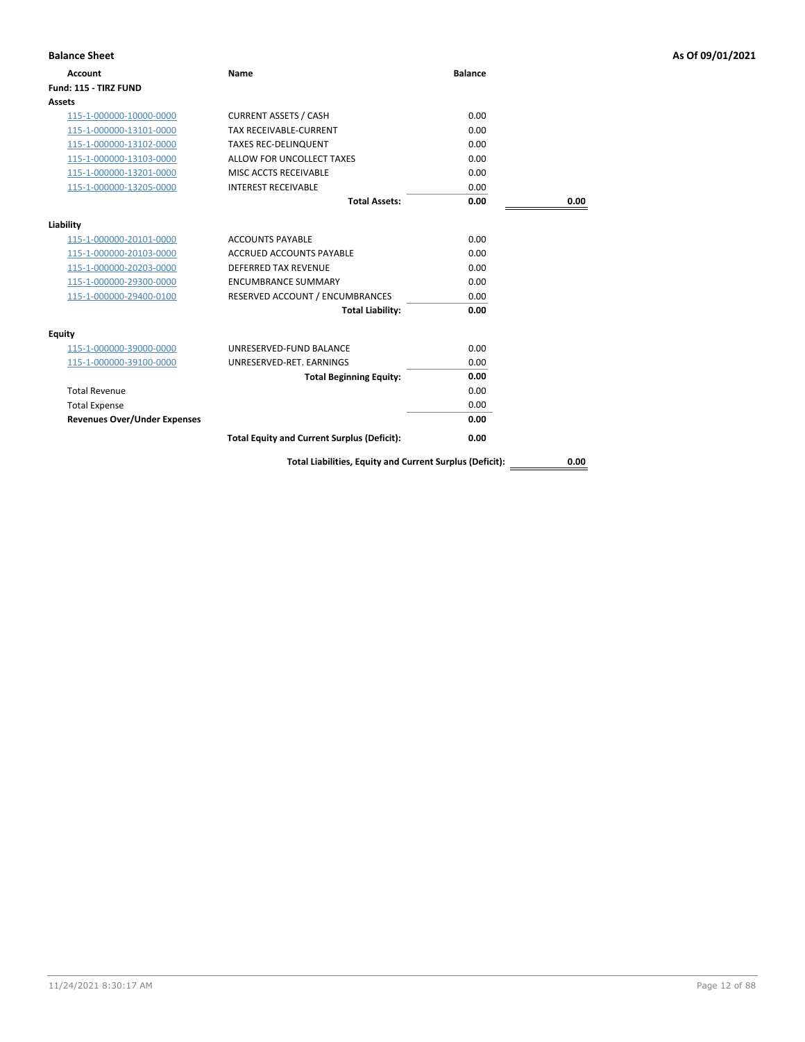## Balance Sheet

**As Of 09/01/2021**

| Account | Name | Balance | |
|---|---|---|---|
| **Fund: 115 - TIRZ FUND** | | | |
| **Assets** | | | |
| 115-1-000000-10000-0000 | CURRENT ASSETS / CASH | 0.00 | |
| 115-1-000000-13101-0000 | TAX RECEIVABLE-CURRENT | 0.00 | |
| 115-1-000000-13102-0000 | TAXES REC-DELINQUENT | 0.00 | |
| 115-1-000000-13103-0000 | ALLOW FOR UNCOLLECT TAXES | 0.00 | |
| 115-1-000000-13201-0000 | MISC ACCTS RECEIVABLE | 0.00 | |
| 115-1-000000-13205-0000 | INTEREST RECEIVABLE | 0.00 | |
| | **Total Assets:** | **0.00** | **0.00** |
| **Liability** | | | |
| 115-1-000000-20101-0000 | ACCOUNTS PAYABLE | 0.00 | |
| 115-1-000000-20103-0000 | ACCRUED ACCOUNTS PAYABLE | 0.00 | |
| 115-1-000000-20203-0000 | DEFERRED TAX REVENUE | 0.00 | |
| 115-1-000000-29300-0000 | ENCUMBRANCE SUMMARY | 0.00 | |
| 115-1-000000-29400-0100 | RESERVED ACCOUNT / ENCUMBRANCES | 0.00 | |
| | **Total Liability:** | **0.00** | |
| **Equity** | | | |
| 115-1-000000-39000-0000 | UNRESERVED-FUND BALANCE | 0.00 | |
| 115-1-000000-39100-0000 | UNRESERVED-RET. EARNINGS | 0.00 | |
| | **Total Beginning Equity:** | **0.00** | |
| Total Revenue | | 0.00 | |
| Total Expense | | 0.00 | |
| **Revenues Over/Under Expenses** | | **0.00** | |
| | **Total Equity and Current Surplus (Deficit):** | **0.00** | |
| | **Total Liabilities, Equity and Current Surplus (Deficit):** | | **0.00** |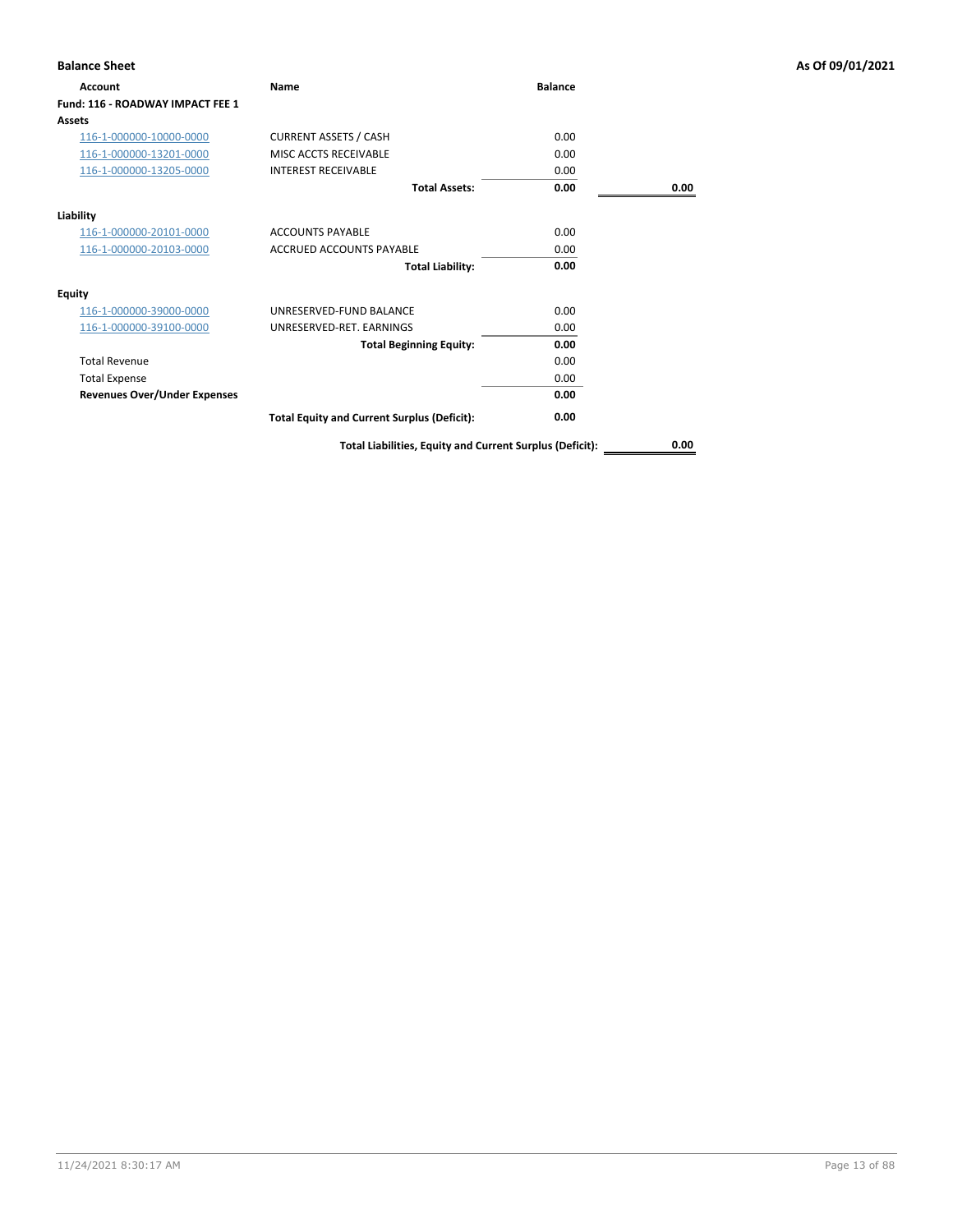## Balance Sheet

As Of 09/01/2021

| Account | Name | Balance | |
|---|---|---|---|
| **Fund: 116 - ROADWAY IMPACT FEE 1** | | | |
| **Assets** | | | |
| 116-1-000000-10000-0000 | CURRENT ASSETS / CASH | 0.00 | |
| 116-1-000000-13201-0000 | MISC ACCTS RECEIVABLE | 0.00 | |
| 116-1-000000-13205-0000 | INTEREST RECEIVABLE | 0.00 | |
| | **Total Assets:** | **0.00** | **0.00** |
| **Liability** | | | |
| 116-1-000000-20101-0000 | ACCOUNTS PAYABLE | 0.00 | |
| 116-1-000000-20103-0000 | ACCRUED ACCOUNTS PAYABLE | 0.00 | |
| | **Total Liability:** | **0.00** | |
| **Equity** | | | |
| 116-1-000000-39000-0000 | UNRESERVED-FUND BALANCE | 0.00 | |
| 116-1-000000-39100-0000 | UNRESERVED-RET. EARNINGS | 0.00 | |
| | **Total Beginning Equity:** | **0.00** | |
| Total Revenue | | 0.00 | |
| Total Expense | | 0.00 | |
| **Revenues Over/Under Expenses** | | **0.00** | |
| | **Total Equity and Current Surplus (Deficit):** | **0.00** | |
| | **Total Liabilities, Equity and Current Surplus (Deficit):** | | **0.00** |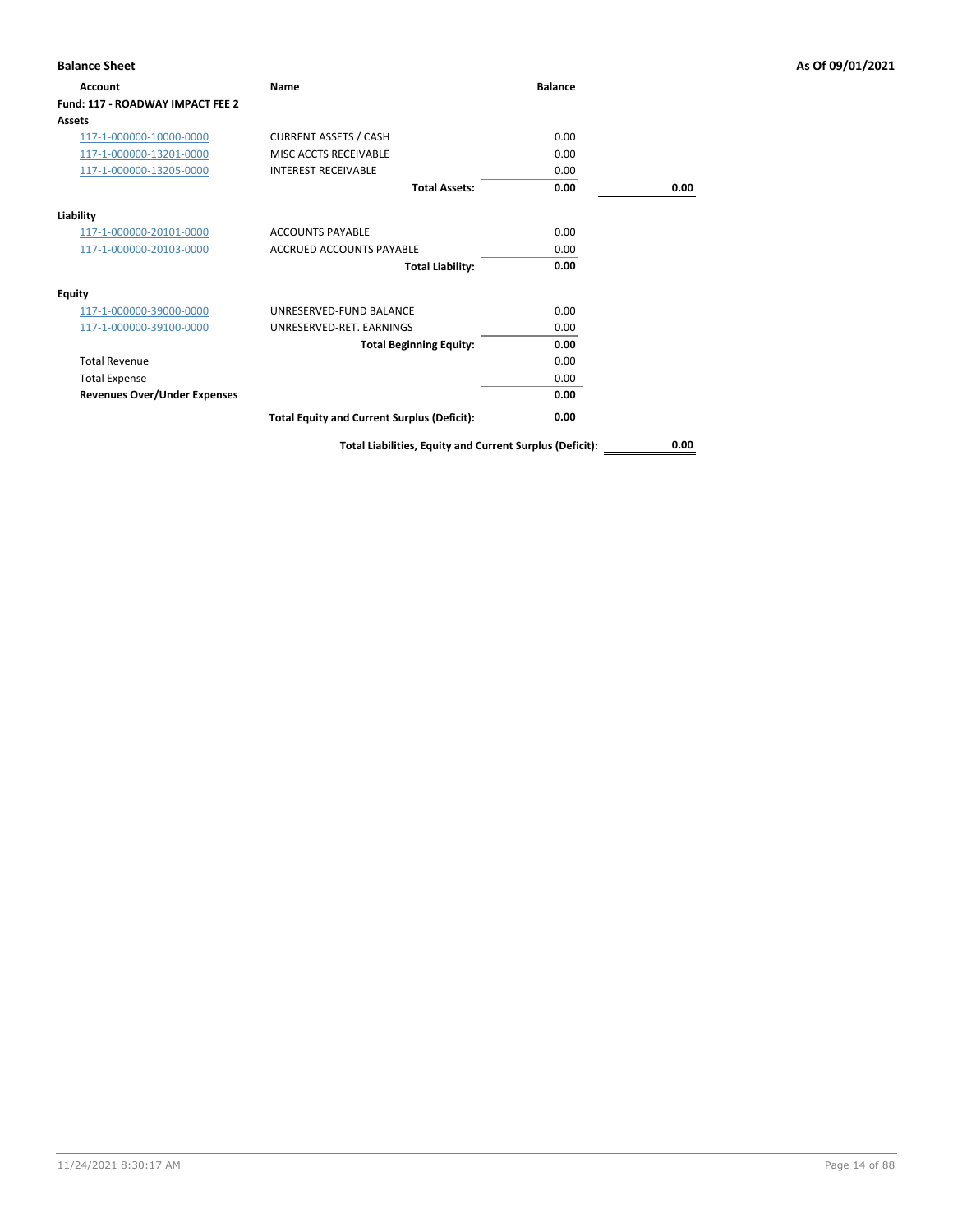**Balance Sheet** | **As Of 09/01/2021**

| Account | Name | Balance | |
|---|---|---|---|
| **Fund: 117 - ROADWAY IMPACT FEE 2** | | | |
| **Assets** | | | |
| 117-1-000000-10000-0000 | CURRENT ASSETS / CASH | 0.00 | |
| 117-1-000000-13201-0000 | MISC ACCTS RECEIVABLE | 0.00 | |
| 117-1-000000-13205-0000 | INTEREST RECEIVABLE | 0.00 | |
| | **Total Assets:** | **0.00** | **0.00** |
| **Liability** | | | |
| 117-1-000000-20101-0000 | ACCOUNTS PAYABLE | 0.00 | |
| 117-1-000000-20103-0000 | ACCRUED ACCOUNTS PAYABLE | 0.00 | |
| | **Total Liability:** | **0.00** | |
| **Equity** | | | |
| 117-1-000000-39000-0000 | UNRESERVED-FUND BALANCE | 0.00 | |
| 117-1-000000-39100-0000 | UNRESERVED-RET. EARNINGS | 0.00 | |
| | **Total Beginning Equity:** | **0.00** | |
| Total Revenue | | 0.00 | |
| Total Expense | | 0.00 | |
| **Revenues Over/Under Expenses** | | **0.00** | |
| | **Total Equity and Current Surplus (Deficit):** | **0.00** | |
| | **Total Liabilities, Equity and Current Surplus (Deficit):** | | **0.00** |

11/24/2021 8:30:17 AM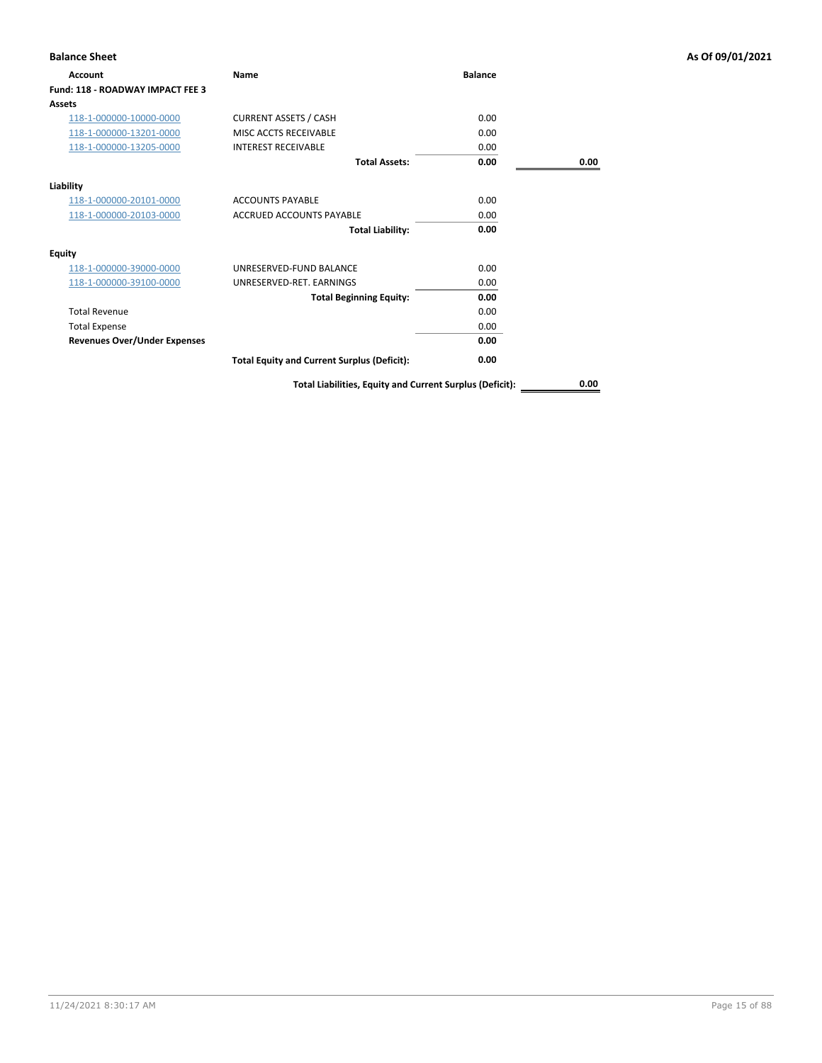## Balance Sheet

As Of 09/01/2021

| Account | Name | Balance | |
|---|---|---|---|
| **Fund: 118 - ROADWAY IMPACT FEE 3** | | | |
| **Assets** | | | |
| 118-1-000000-10000-0000 | CURRENT ASSETS / CASH | 0.00 | |
| 118-1-000000-13201-0000 | MISC ACCTS RECEIVABLE | 0.00 | |
| 118-1-000000-13205-0000 | INTEREST RECEIVABLE | 0.00 | |
| | **Total Assets:** | **0.00** | **0.00** |
| **Liability** | | | |
| 118-1-000000-20101-0000 | ACCOUNTS PAYABLE | 0.00 | |
| 118-1-000000-20103-0000 | ACCRUED ACCOUNTS PAYABLE | 0.00 | |
| | **Total Liability:** | **0.00** | |
| **Equity** | | | |
| 118-1-000000-39000-0000 | UNRESERVED-FUND BALANCE | 0.00 | |
| 118-1-000000-39100-0000 | UNRESERVED-RET. EARNINGS | 0.00 | |
| | **Total Beginning Equity:** | **0.00** | |
| Total Revenue | | 0.00 | |
| Total Expense | | 0.00 | |
| **Revenues Over/Under Expenses** | | **0.00** | |
| | **Total Equity and Current Surplus (Deficit):** | **0.00** | |
| | **Total Liabilities, Equity and Current Surplus (Deficit):** | | **0.00** |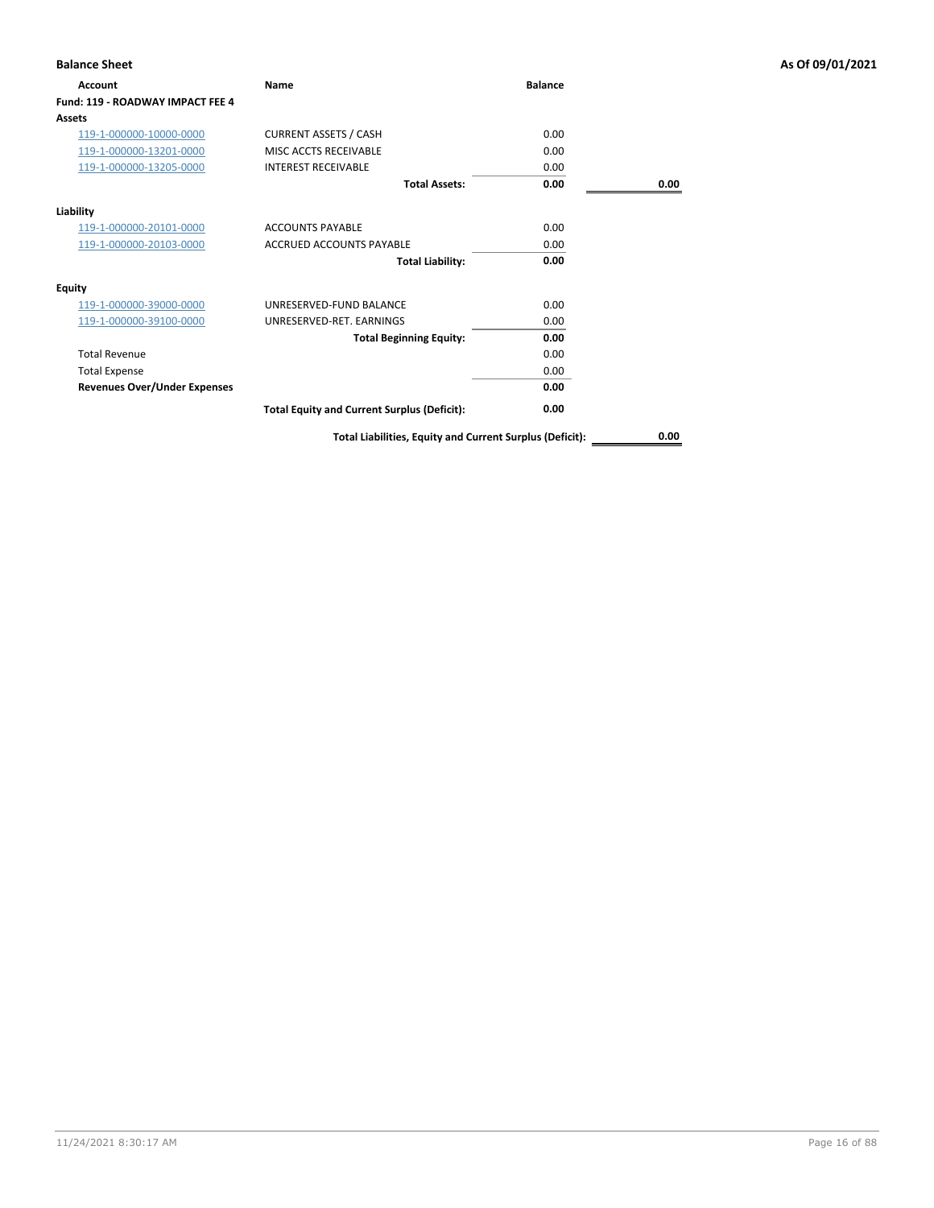## Balance Sheet

As Of 09/01/2021

| Account | Name | Balance | |
|---|---|---|---|
| **Fund: 119 - ROADWAY IMPACT FEE 4** | | | |
| **Assets** | | | |
| 119-1-000000-10000-0000 | CURRENT ASSETS / CASH | 0.00 | |
| 119-1-000000-13201-0000 | MISC ACCTS RECEIVABLE | 0.00 | |
| 119-1-000000-13205-0000 | INTEREST RECEIVABLE | 0.00 | |
| | **Total Assets:** | **0.00** | **0.00** |
| **Liability** | | | |
| 119-1-000000-20101-0000 | ACCOUNTS PAYABLE | 0.00 | |
| 119-1-000000-20103-0000 | ACCRUED ACCOUNTS PAYABLE | 0.00 | |
| | **Total Liability:** | **0.00** | |
| **Equity** | | | |
| 119-1-000000-39000-0000 | UNRESERVED-FUND BALANCE | 0.00 | |
| 119-1-000000-39100-0000 | UNRESERVED-RET. EARNINGS | 0.00 | |
| | **Total Beginning Equity:** | **0.00** | |
| Total Revenue | | 0.00 | |
| Total Expense | | 0.00 | |
| **Revenues Over/Under Expenses** | | **0.00** | |
| | **Total Equity and Current Surplus (Deficit):** | **0.00** | |
| | **Total Liabilities, Equity and Current Surplus (Deficit):** | | **0.00** |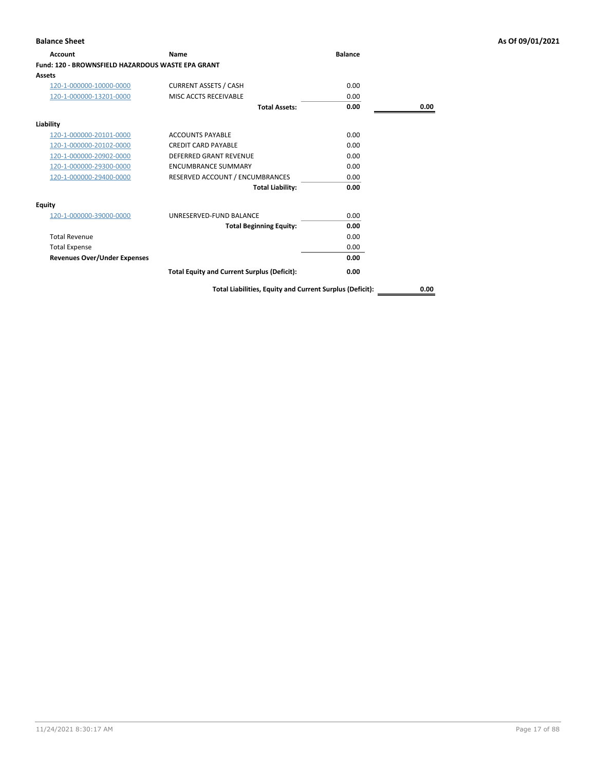## Balance Sheet

**As Of 09/01/2021**

| Account | Name | Balance | |
|---|---|---|---|
| **Fund: 120 - BROWNSFIELD HAZARDOUS WASTE EPA GRANT** | | | |
| **Assets** | | | |
| 120-1-000000-10000-0000 | CURRENT ASSETS / CASH | 0.00 | |
| 120-1-000000-13201-0000 | MISC ACCTS RECEIVABLE | 0.00 | |
| | **Total Assets:** | **0.00** | **0.00** |
| **Liability** | | | |
| 120-1-000000-20101-0000 | ACCOUNTS PAYABLE | 0.00 | |
| 120-1-000000-20102-0000 | CREDIT CARD PAYABLE | 0.00 | |
| 120-1-000000-20902-0000 | DEFERRED GRANT REVENUE | 0.00 | |
| 120-1-000000-29300-0000 | ENCUMBRANCE SUMMARY | 0.00 | |
| 120-1-000000-29400-0000 | RESERVED ACCOUNT / ENCUMBRANCES | 0.00 | |
| | **Total Liability:** | **0.00** | |
| **Equity** | | | |
| 120-1-000000-39000-0000 | UNRESERVED-FUND BALANCE | 0.00 | |
| | **Total Beginning Equity:** | **0.00** | |
| Total Revenue | | 0.00 | |
| Total Expense | | 0.00 | |
| **Revenues Over/Under Expenses** | | **0.00** | |
| | **Total Equity and Current Surplus (Deficit):** | **0.00** | |
| | **Total Liabilities, Equity and Current Surplus (Deficit):** | | **0.00** |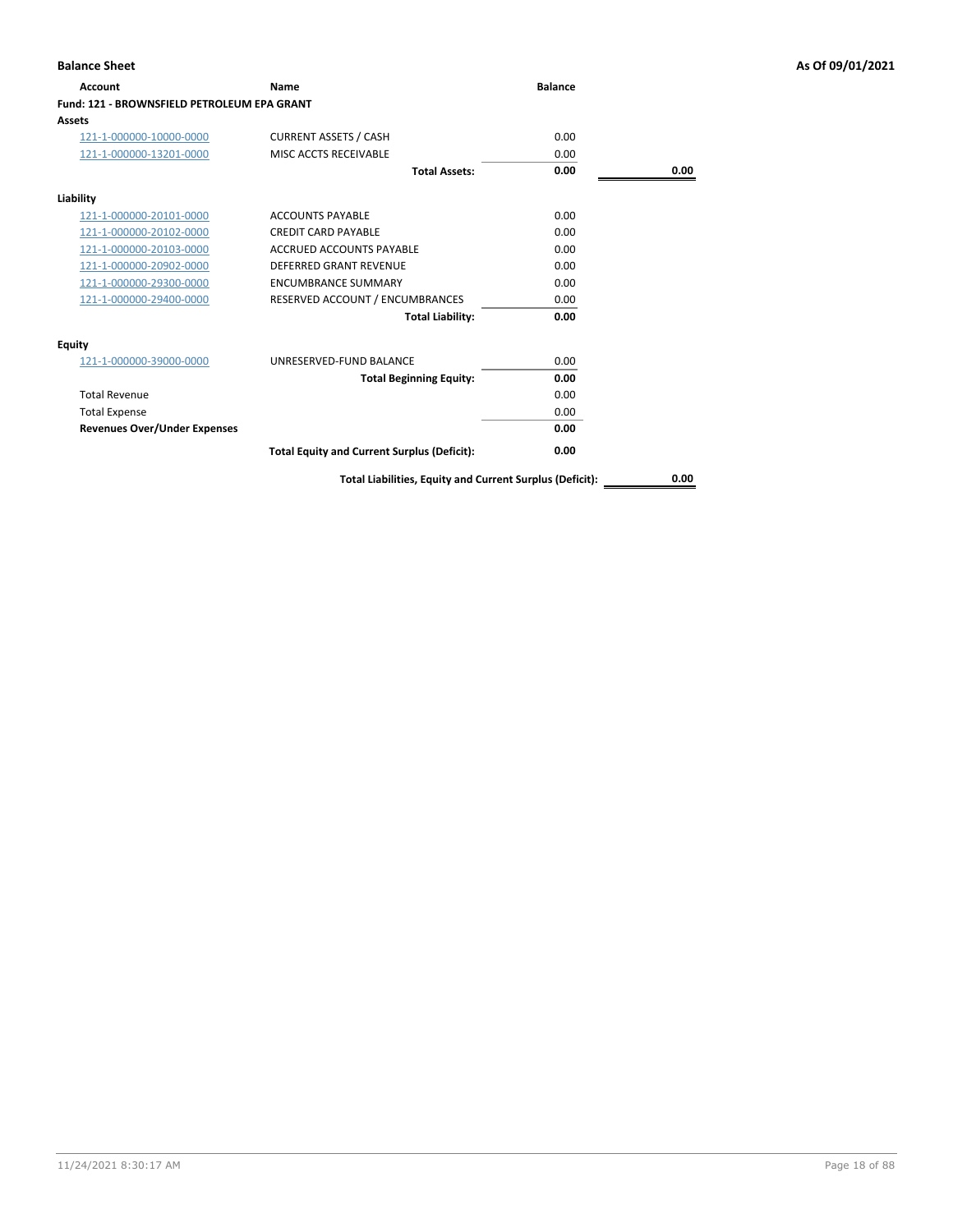# Balance Sheet

As Of 09/01/2021

| Account | Name | Balance | |
|---|---|---|---|
| **Fund: 121 - BROWNSFIELD PETROLEUM EPA GRANT** | | | |
| **Assets** | | | |
| 121-1-000000-10000-0000 | CURRENT ASSETS / CASH | 0.00 | |
| 121-1-000000-13201-0000 | MISC ACCTS RECEIVABLE | 0.00 | |
| | **Total Assets:** | **0.00** | **0.00** |
| **Liability** | | | |
| 121-1-000000-20101-0000 | ACCOUNTS PAYABLE | 0.00 | |
| 121-1-000000-20102-0000 | CREDIT CARD PAYABLE | 0.00 | |
| 121-1-000000-20103-0000 | ACCRUED ACCOUNTS PAYABLE | 0.00 | |
| 121-1-000000-20902-0000 | DEFERRED GRANT REVENUE | 0.00 | |
| 121-1-000000-29300-0000 | ENCUMBRANCE SUMMARY | 0.00 | |
| 121-1-000000-29400-0000 | RESERVED ACCOUNT / ENCUMBRANCES | 0.00 | |
| | **Total Liability:** | **0.00** | |
| **Equity** | | | |
| 121-1-000000-39000-0000 | UNRESERVED-FUND BALANCE | 0.00 | |
| | **Total Beginning Equity:** | **0.00** | |
| Total Revenue | | 0.00 | |
| Total Expense | | 0.00 | |
| **Revenues Over/Under Expenses** | | **0.00** | |
| | **Total Equity and Current Surplus (Deficit):** | **0.00** | |
| | **Total Liabilities, Equity and Current Surplus (Deficit):** | | **0.00** |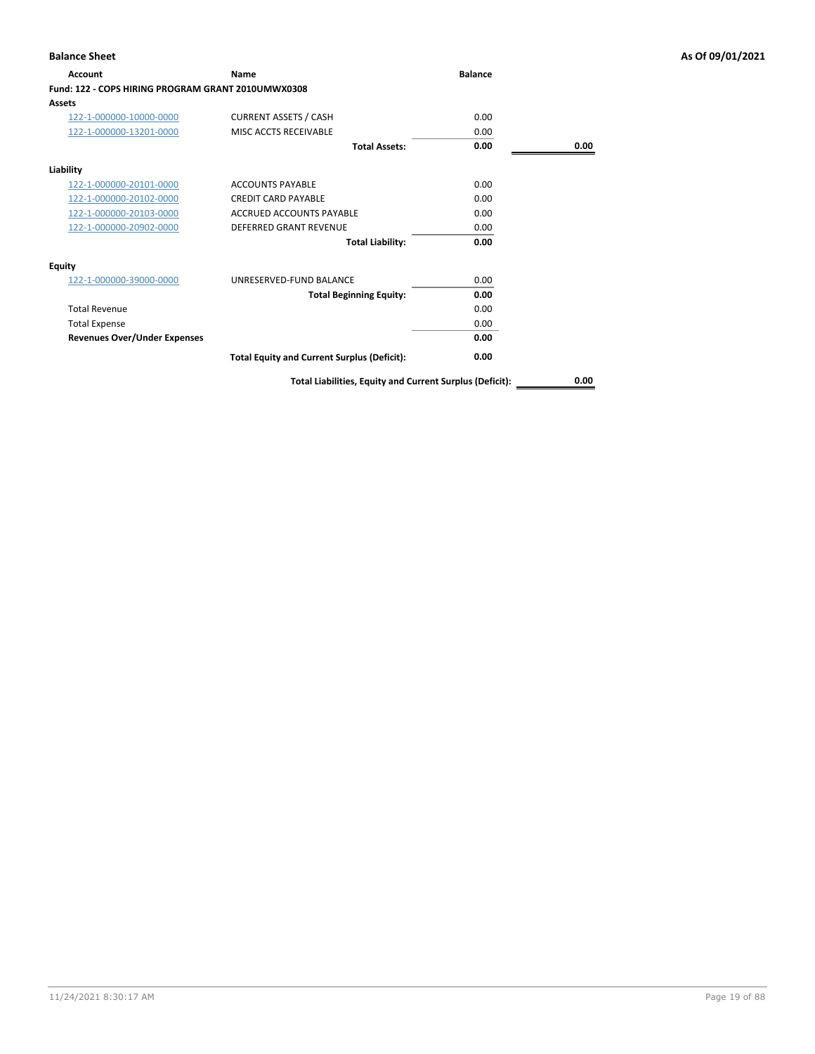**Balance Sheet** — As Of 09/01/2021

| Account | Name | Balance | |
|---|---|---|---|
| **Fund: 122 - COPS HIRING PROGRAM GRANT 2010UMWX0308** | | | |
| **Assets** | | | |
| 122-1-000000-10000-0000 | CURRENT ASSETS / CASH | 0.00 | |
| 122-1-000000-13201-0000 | MISC ACCTS RECEIVABLE | 0.00 | |
| | **Total Assets:** | **0.00** | **0.00** |
| **Liability** | | | |
| 122-1-000000-20101-0000 | ACCOUNTS PAYABLE | 0.00 | |
| 122-1-000000-20102-0000 | CREDIT CARD PAYABLE | 0.00 | |
| 122-1-000000-20103-0000 | ACCRUED ACCOUNTS PAYABLE | 0.00 | |
| 122-1-000000-20902-0000 | DEFERRED GRANT REVENUE | 0.00 | |
| | **Total Liability:** | **0.00** | |
| **Equity** | | | |
| 122-1-000000-39000-0000 | UNRESERVED-FUND BALANCE | 0.00 | |
| | **Total Beginning Equity:** | **0.00** | |
| Total Revenue | | 0.00 | |
| Total Expense | | 0.00 | |
| **Revenues Over/Under Expenses** | | **0.00** | |
| | **Total Equity and Current Surplus (Deficit):** | **0.00** | |
| | **Total Liabilities, Equity and Current Surplus (Deficit):** | | **0.00** |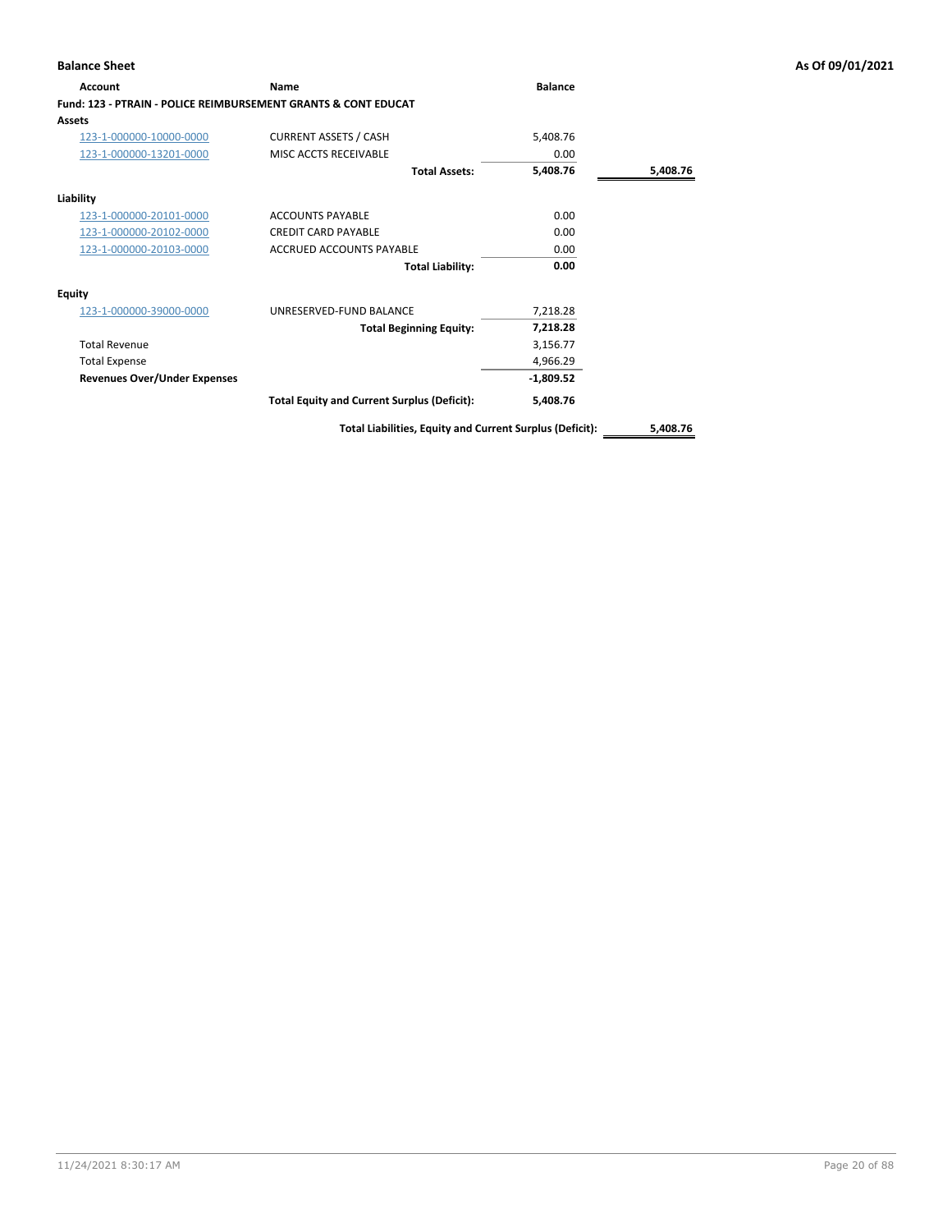## Balance Sheet

As Of 09/01/2021

| Account | Name | Balance | |
|---|---|---|---|
| **Fund: 123 - PTRAIN - POLICE REIMBURSEMENT GRANTS & CONT EDUCAT** | | | |
| **Assets** | | | |
| 123-1-000000-10000-0000 | CURRENT ASSETS / CASH | 5,408.76 | |
| 123-1-000000-13201-0000 | MISC ACCTS RECEIVABLE | 0.00 | |
| | **Total Assets:** | **5,408.76** | **5,408.76** |
| **Liability** | | | |
| 123-1-000000-20101-0000 | ACCOUNTS PAYABLE | 0.00 | |
| 123-1-000000-20102-0000 | CREDIT CARD PAYABLE | 0.00 | |
| 123-1-000000-20103-0000 | ACCRUED ACCOUNTS PAYABLE | 0.00 | |
| | **Total Liability:** | **0.00** | |
| **Equity** | | | |
| 123-1-000000-39000-0000 | UNRESERVED-FUND BALANCE | 7,218.28 | |
| | **Total Beginning Equity:** | **7,218.28** | |
| Total Revenue | | 3,156.77 | |
| Total Expense | | 4,966.29 | |
| **Revenues Over/Under Expenses** | | **-1,809.52** | |
| | **Total Equity and Current Surplus (Deficit):** | **5,408.76** | |
| | **Total Liabilities, Equity and Current Surplus (Deficit):** | | **5,408.76** |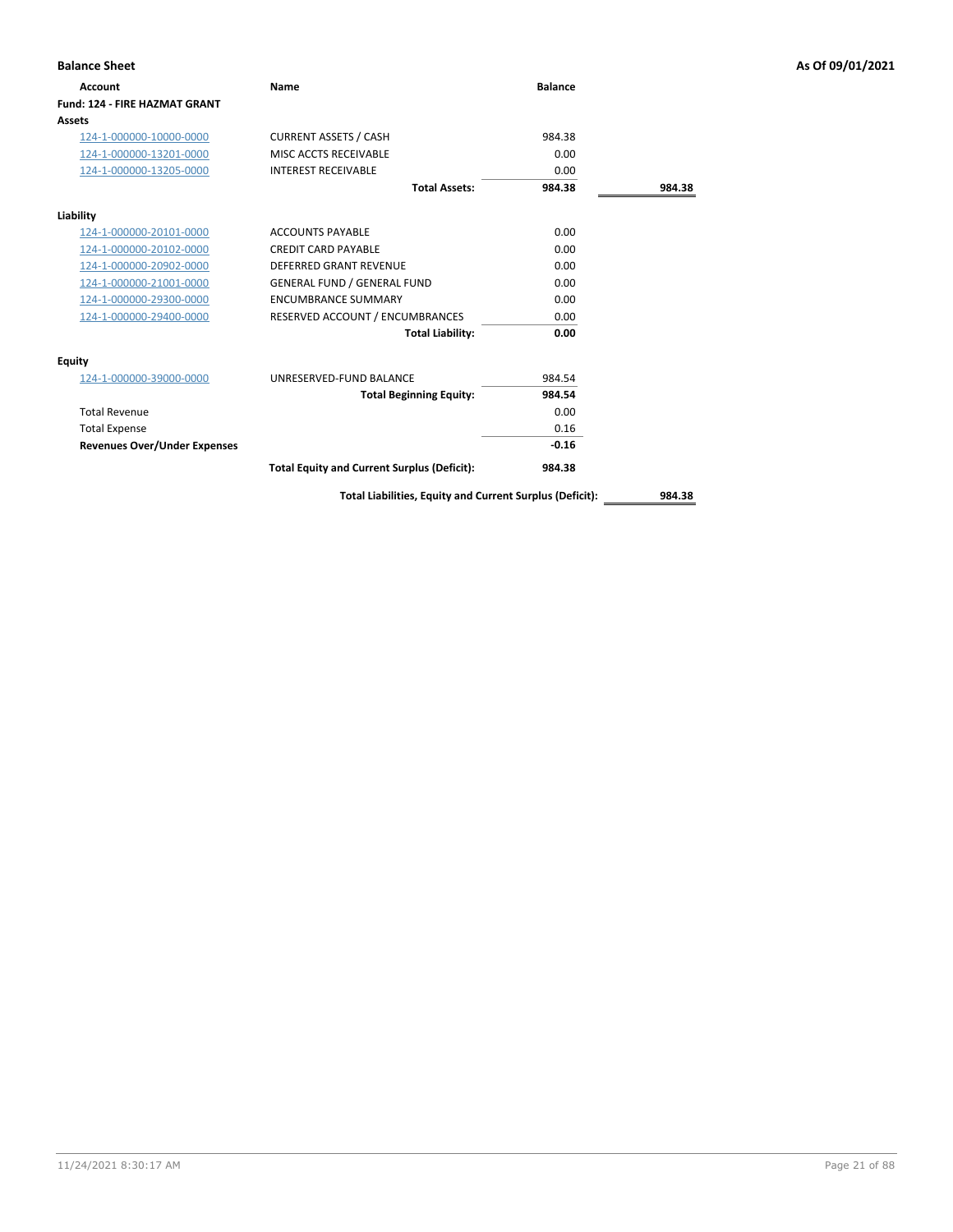## Balance Sheet

As Of 09/01/2021

| Account | Name | Balance | |
|---|---|---|---|
| **Fund: 124 - FIRE HAZMAT GRANT** | | | |
| **Assets** | | | |
| 124-1-000000-10000-0000 | CURRENT ASSETS / CASH | 984.38 | |
| 124-1-000000-13201-0000 | MISC ACCTS RECEIVABLE | 0.00 | |
| 124-1-000000-13205-0000 | INTEREST RECEIVABLE | 0.00 | |
| | **Total Assets:** | **984.38** | **984.38** |
| **Liability** | | | |
| 124-1-000000-20101-0000 | ACCOUNTS PAYABLE | 0.00 | |
| 124-1-000000-20102-0000 | CREDIT CARD PAYABLE | 0.00 | |
| 124-1-000000-20902-0000 | DEFERRED GRANT REVENUE | 0.00 | |
| 124-1-000000-21001-0000 | GENERAL FUND / GENERAL FUND | 0.00 | |
| 124-1-000000-29300-0000 | ENCUMBRANCE SUMMARY | 0.00 | |
| 124-1-000000-29400-0000 | RESERVED ACCOUNT / ENCUMBRANCES | 0.00 | |
| | **Total Liability:** | **0.00** | |
| **Equity** | | | |
| 124-1-000000-39000-0000 | UNRESERVED-FUND BALANCE | 984.54 | |
| | **Total Beginning Equity:** | **984.54** | |
| Total Revenue | | 0.00 | |
| Total Expense | | 0.16 | |
| **Revenues Over/Under Expenses** | | **-0.16** | |
| | **Total Equity and Current Surplus (Deficit):** | **984.38** | |
| | **Total Liabilities, Equity and Current Surplus (Deficit):** | | **984.38** |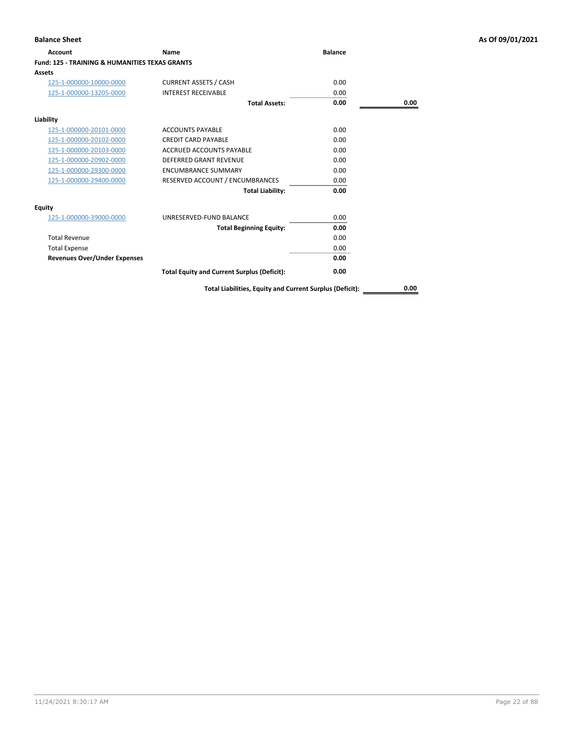# Balance Sheet

As Of 09/01/2021

| Account | Name | Balance | |
|---|---|---|---|
| **Fund: 125 - TRAINING & HUMANITIES TEXAS GRANTS** | | | |
| **Assets** | | | |
| 125-1-000000-10000-0000 | CURRENT ASSETS / CASH | 0.00 | |
| 125-1-000000-13205-0000 | INTEREST RECEIVABLE | 0.00 | |
| | **Total Assets:** | **0.00** | **0.00** |
| **Liability** | | | |
| 125-1-000000-20101-0000 | ACCOUNTS PAYABLE | 0.00 | |
| 125-1-000000-20102-0000 | CREDIT CARD PAYABLE | 0.00 | |
| 125-1-000000-20103-0000 | ACCRUED ACCOUNTS PAYABLE | 0.00 | |
| 125-1-000000-20902-0000 | DEFERRED GRANT REVENUE | 0.00 | |
| 125-1-000000-29300-0000 | ENCUMBRANCE SUMMARY | 0.00 | |
| 125-1-000000-29400-0000 | RESERVED ACCOUNT / ENCUMBRANCES | 0.00 | |
| | **Total Liability:** | **0.00** | |
| **Equity** | | | |
| 125-1-000000-39000-0000 | UNRESERVED-FUND BALANCE | 0.00 | |
| | **Total Beginning Equity:** | **0.00** | |
| Total Revenue | | 0.00 | |
| Total Expense | | 0.00 | |
| **Revenues Over/Under Expenses** | | **0.00** | |
| | **Total Equity and Current Surplus (Deficit):** | **0.00** | |
| | **Total Liabilities, Equity and Current Surplus (Deficit):** | | **0.00** |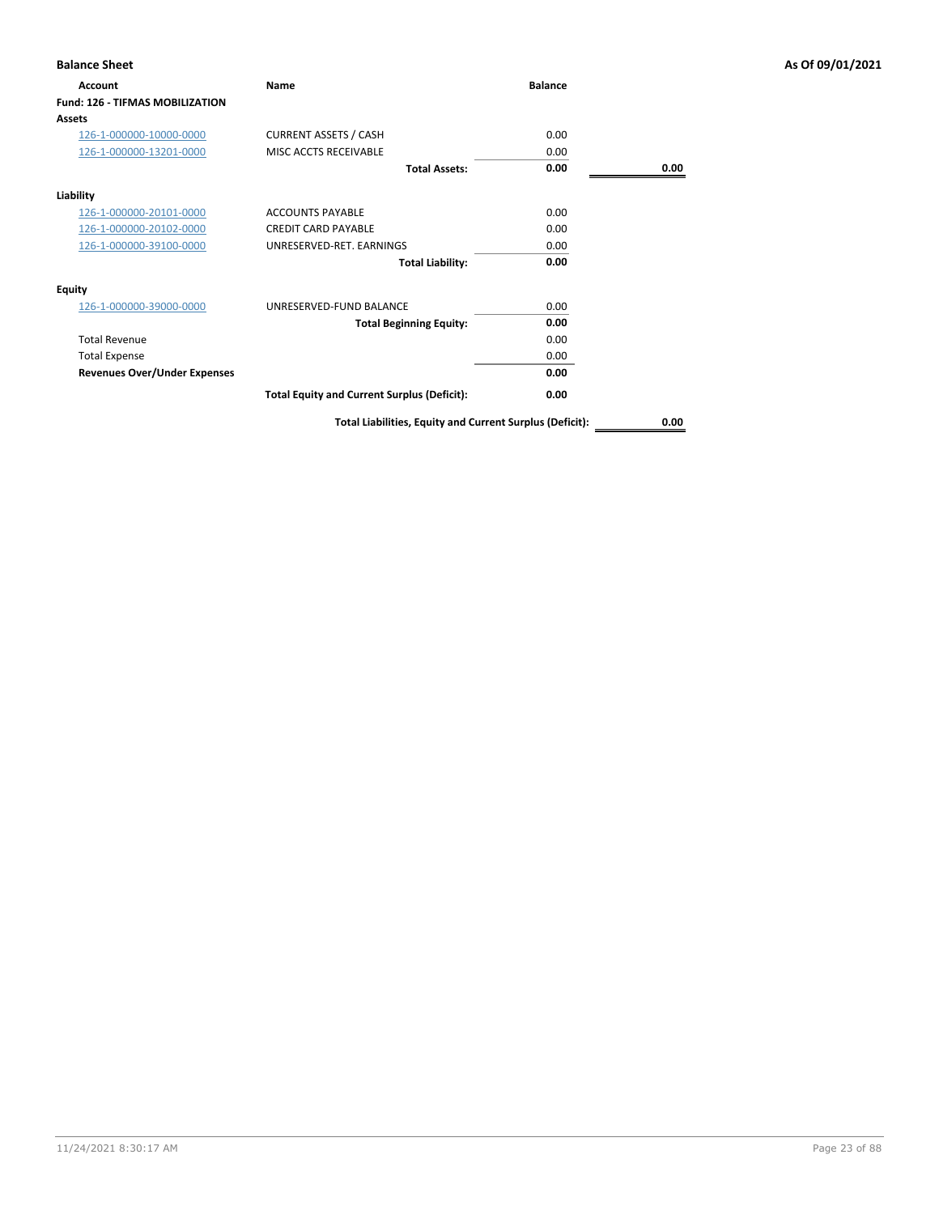## Balance Sheet

**As Of 09/01/2021**

| Account | Name | Balance | |
|---|---|---|---|
| **Fund: 126 - TIFMAS MOBILIZATION** | | | |
| **Assets** | | | |
| 126-1-000000-10000-0000 | CURRENT ASSETS / CASH | 0.00 | |
| 126-1-000000-13201-0000 | MISC ACCTS RECEIVABLE | 0.00 | |
| | **Total Assets:** | **0.00** | **0.00** |
| **Liability** | | | |
| 126-1-000000-20101-0000 | ACCOUNTS PAYABLE | 0.00 | |
| 126-1-000000-20102-0000 | CREDIT CARD PAYABLE | 0.00 | |
| 126-1-000000-39100-0000 | UNRESERVED-RET. EARNINGS | 0.00 | |
| | **Total Liability:** | **0.00** | |
| **Equity** | | | |
| 126-1-000000-39000-0000 | UNRESERVED-FUND BALANCE | 0.00 | |
| | **Total Beginning Equity:** | **0.00** | |
| Total Revenue | | 0.00 | |
| Total Expense | | 0.00 | |
| **Revenues Over/Under Expenses** | | **0.00** | |
| | **Total Equity and Current Surplus (Deficit):** | **0.00** | |
| | **Total Liabilities, Equity and Current Surplus (Deficit):** | | **0.00** |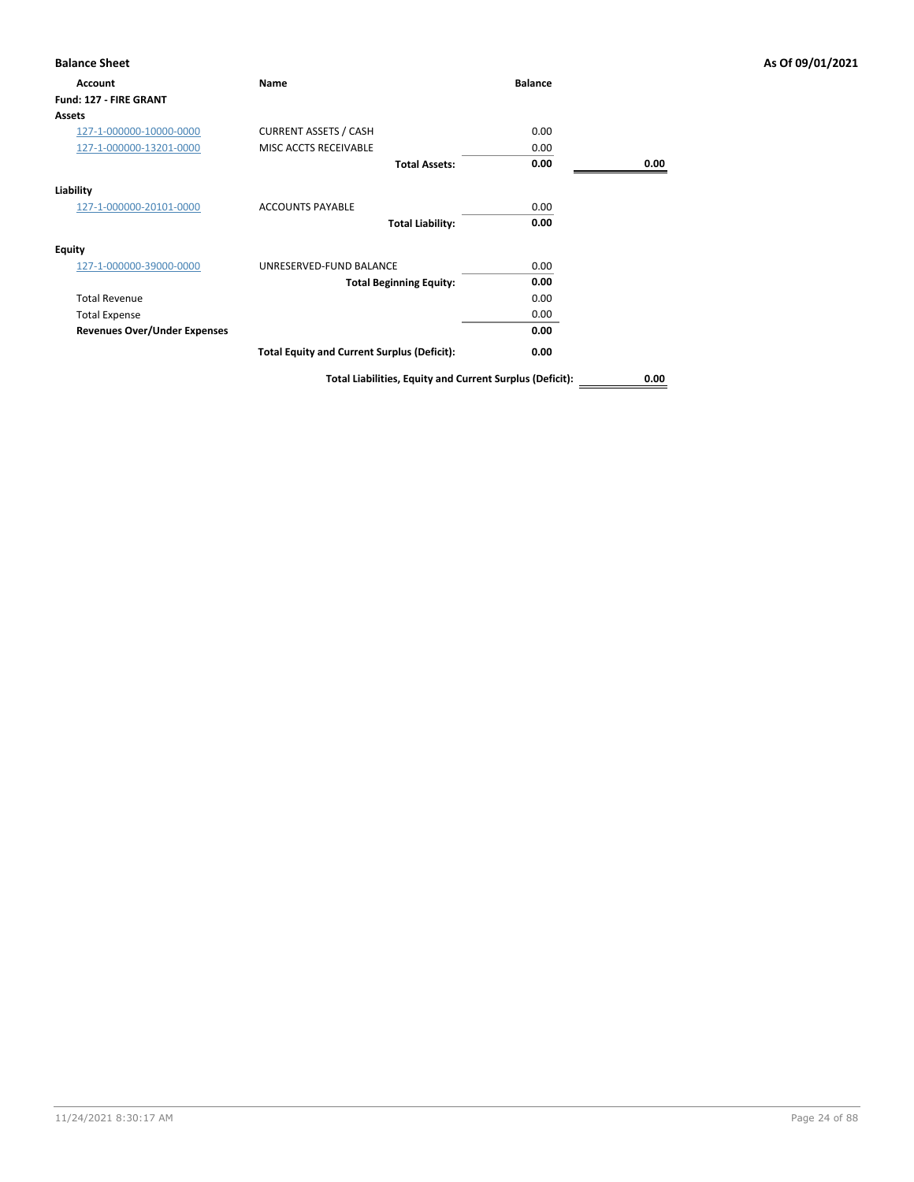## Balance Sheet

**As Of 09/01/2021**

| Account | Name | Balance | |
|---|---|---|---|
| **Fund: 127 - FIRE GRANT** | | | |
| **Assets** | | | |
| 127-1-000000-10000-0000 | CURRENT ASSETS / CASH | 0.00 | |
| 127-1-000000-13201-0000 | MISC ACCTS RECEIVABLE | 0.00 | |
| | **Total Assets:** | **0.00** | **0.00** |
| **Liability** | | | |
| 127-1-000000-20101-0000 | ACCOUNTS PAYABLE | 0.00 | |
| | **Total Liability:** | **0.00** | |
| **Equity** | | | |
| 127-1-000000-39000-0000 | UNRESERVED-FUND BALANCE | 0.00 | |
| | **Total Beginning Equity:** | **0.00** | |
| Total Revenue | | 0.00 | |
| Total Expense | | 0.00 | |
| **Revenues Over/Under Expenses** | | **0.00** | |
| | **Total Equity and Current Surplus (Deficit):** | **0.00** | |
| | **Total Liabilities, Equity and Current Surplus (Deficit):** | | **0.00** |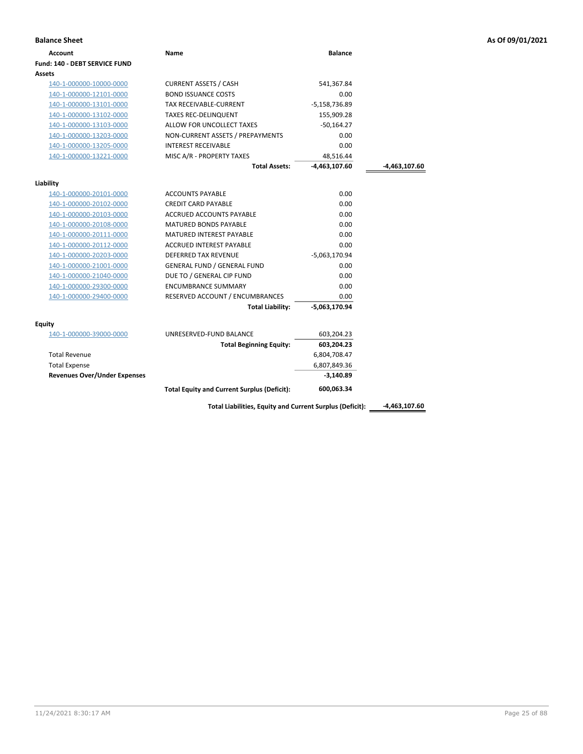**Balance Sheet** — As Of 09/01/2021

| Account | Name | Balance | |
|---|---|---|---|
| **Fund: 140 - DEBT SERVICE FUND** | | | |
| **Assets** | | | |
| 140-1-000000-10000-0000 | CURRENT ASSETS / CASH | 541,367.84 | |
| 140-1-000000-12101-0000 | BOND ISSUANCE COSTS | 0.00 | |
| 140-1-000000-13101-0000 | TAX RECEIVABLE-CURRENT | -5,158,736.89 | |
| 140-1-000000-13102-0000 | TAXES REC-DELINQUENT | 155,909.28 | |
| 140-1-000000-13103-0000 | ALLOW FOR UNCOLLECT TAXES | -50,164.27 | |
| 140-1-000000-13203-0000 | NON-CURRENT ASSETS / PREPAYMENTS | 0.00 | |
| 140-1-000000-13205-0000 | INTEREST RECEIVABLE | 0.00 | |
| 140-1-000000-13221-0000 | MISC A/R - PROPERTY TAXES | 48,516.44 | |
| | **Total Assets:** | **-4,463,107.60** | **-4,463,107.60** |
| **Liability** | | | |
| 140-1-000000-20101-0000 | ACCOUNTS PAYABLE | 0.00 | |
| 140-1-000000-20102-0000 | CREDIT CARD PAYABLE | 0.00 | |
| 140-1-000000-20103-0000 | ACCRUED ACCOUNTS PAYABLE | 0.00 | |
| 140-1-000000-20108-0000 | MATURED BONDS PAYABLE | 0.00 | |
| 140-1-000000-20111-0000 | MATURED INTEREST PAYABLE | 0.00 | |
| 140-1-000000-20112-0000 | ACCRUED INTEREST PAYABLE | 0.00 | |
| 140-1-000000-20203-0000 | DEFERRED TAX REVENUE | -5,063,170.94 | |
| 140-1-000000-21001-0000 | GENERAL FUND / GENERAL FUND | 0.00 | |
| 140-1-000000-21040-0000 | DUE TO / GENERAL CIP FUND | 0.00 | |
| 140-1-000000-29300-0000 | ENCUMBRANCE SUMMARY | 0.00 | |
| 140-1-000000-29400-0000 | RESERVED ACCOUNT / ENCUMBRANCES | 0.00 | |
| | **Total Liability:** | **-5,063,170.94** | |
| **Equity** | | | |
| 140-1-000000-39000-0000 | UNRESERVED-FUND BALANCE | 603,204.23 | |
| | **Total Beginning Equity:** | **603,204.23** | |
| Total Revenue | | 6,804,708.47 | |
| Total Expense | | 6,807,849.36 | |
| **Revenues Over/Under Expenses** | | **-3,140.89** | |
| | **Total Equity and Current Surplus (Deficit):** | **600,063.34** | |
| | **Total Liabilities, Equity and Current Surplus (Deficit):** | | **-4,463,107.60** |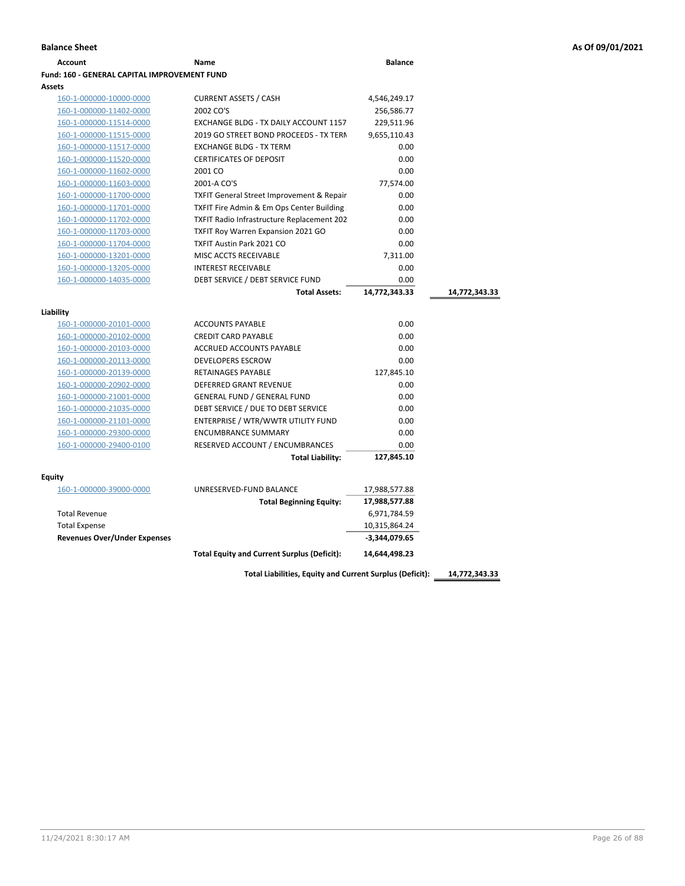**Balance Sheet** **As Of 09/01/2021**

| Account | Name | Balance | |
|---|---|---|---|
| **Fund: 160 - GENERAL CAPITAL IMPROVEMENT FUND** | | | |
| **Assets** | | | |
| 160-1-000000-10000-0000 | CURRENT ASSETS / CASH | 4,546,249.17 | |
| 160-1-000000-11402-0000 | 2002 CO'S | 256,586.77 | |
| 160-1-000000-11514-0000 | EXCHANGE BLDG - TX DAILY ACCOUNT 1157 | 229,511.96 | |
| 160-1-000000-11515-0000 | 2019 GO STREET BOND PROCEEDS - TX TERN | 9,655,110.43 | |
| 160-1-000000-11517-0000 | EXCHANGE BLDG - TX TERM | 0.00 | |
| 160-1-000000-11520-0000 | CERTIFICATES OF DEPOSIT | 0.00 | |
| 160-1-000000-11602-0000 | 2001 CO | 0.00 | |
| 160-1-000000-11603-0000 | 2001-A CO'S | 77,574.00 | |
| 160-1-000000-11700-0000 | TXFIT General Street Improvement & Repair | 0.00 | |
| 160-1-000000-11701-0000 | TXFIT Fire Admin & Em Ops Center Building | 0.00 | |
| 160-1-000000-11702-0000 | TXFIT Radio Infrastructure Replacement 202 | 0.00 | |
| 160-1-000000-11703-0000 | TXFIT Roy Warren Expansion 2021 GO | 0.00 | |
| 160-1-000000-11704-0000 | TXFIT Austin Park 2021 CO | 0.00 | |
| 160-1-000000-13201-0000 | MISC ACCTS RECEIVABLE | 7,311.00 | |
| 160-1-000000-13205-0000 | INTEREST RECEIVABLE | 0.00 | |
| 160-1-000000-14035-0000 | DEBT SERVICE / DEBT SERVICE FUND | 0.00 | |
| | **Total Assets:** | **14,772,343.33** | **14,772,343.33** |
| **Liability** | | | |
| 160-1-000000-20101-0000 | ACCOUNTS PAYABLE | 0.00 | |
| 160-1-000000-20102-0000 | CREDIT CARD PAYABLE | 0.00 | |
| 160-1-000000-20103-0000 | ACCRUED ACCOUNTS PAYABLE | 0.00 | |
| 160-1-000000-20113-0000 | DEVELOPERS ESCROW | 0.00 | |
| 160-1-000000-20139-0000 | RETAINAGES PAYABLE | 127,845.10 | |
| 160-1-000000-20902-0000 | DEFERRED GRANT REVENUE | 0.00 | |
| 160-1-000000-21001-0000 | GENERAL FUND / GENERAL FUND | 0.00 | |
| 160-1-000000-21035-0000 | DEBT SERVICE / DUE TO DEBT SERVICE | 0.00 | |
| 160-1-000000-21101-0000 | ENTERPRISE / WTR/WWTR UTILITY FUND | 0.00 | |
| 160-1-000000-29300-0000 | ENCUMBRANCE SUMMARY | 0.00 | |
| 160-1-000000-29400-0100 | RESERVED ACCOUNT / ENCUMBRANCES | 0.00 | |
| | **Total Liability:** | **127,845.10** | |
| **Equity** | | | |
| 160-1-000000-39000-0000 | UNRESERVED-FUND BALANCE | 17,988,577.88 | |
| | **Total Beginning Equity:** | **17,988,577.88** | |
| Total Revenue | | 6,971,784.59 | |
| Total Expense | | 10,315,864.24 | |
| **Revenues Over/Under Expenses** | | **-3,344,079.65** | |
| | **Total Equity and Current Surplus (Deficit):** | **14,644,498.23** | |
| | **Total Liabilities, Equity and Current Surplus (Deficit):** | | **14,772,343.33** |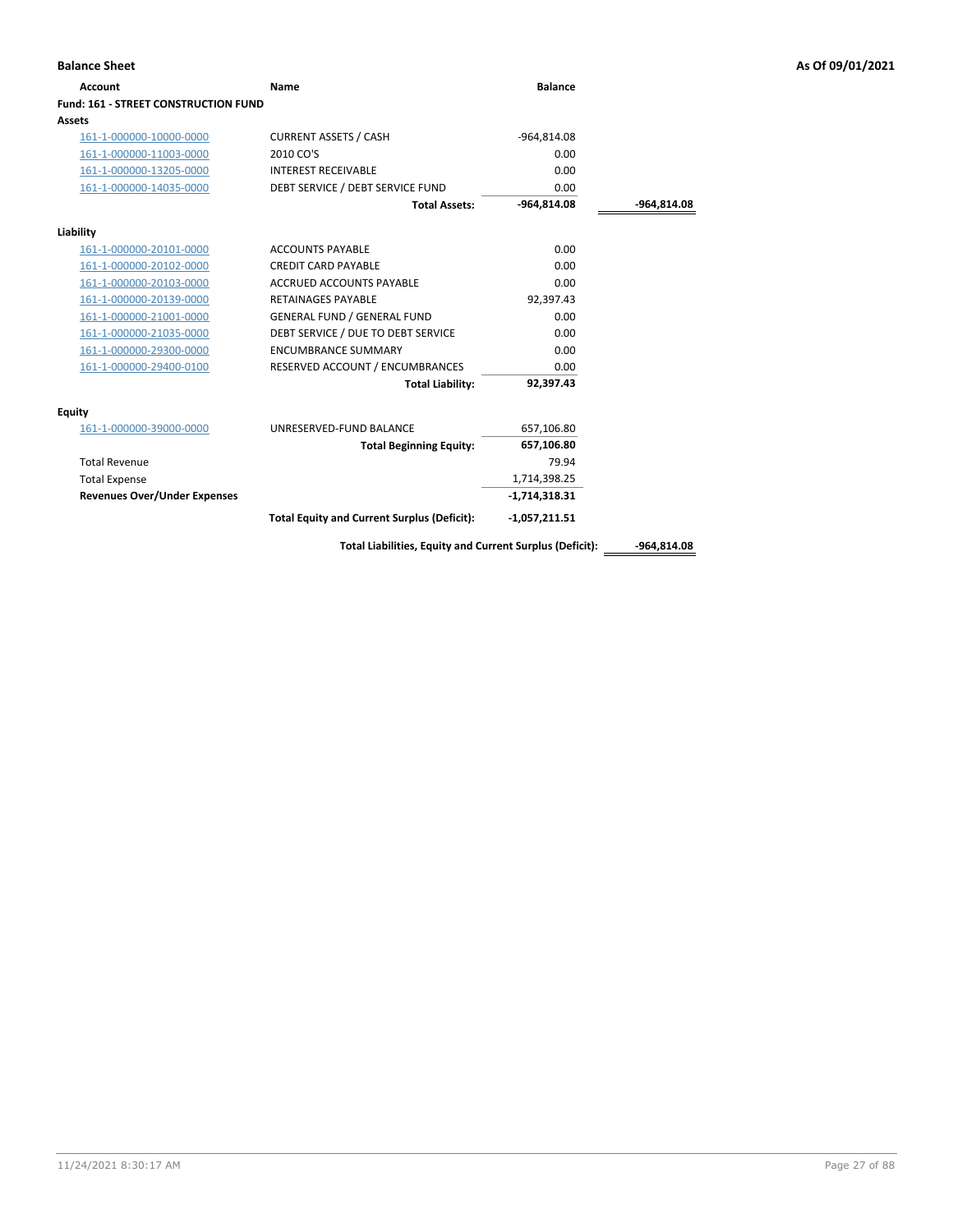## Balance Sheet

As Of 09/01/2021

| Account | Name | Balance | |
|---|---|---|---|
| **Fund: 161 - STREET CONSTRUCTION FUND** | | | |
| **Assets** | | | |
| 161-1-000000-10000-0000 | CURRENT ASSETS / CASH | -964,814.08 | |
| 161-1-000000-11003-0000 | 2010 CO'S | 0.00 | |
| 161-1-000000-13205-0000 | INTEREST RECEIVABLE | 0.00 | |
| 161-1-000000-14035-0000 | DEBT SERVICE / DEBT SERVICE FUND | 0.00 | |
| | **Total Assets:** | **-964,814.08** | **-964,814.08** |
| **Liability** | | | |
| 161-1-000000-20101-0000 | ACCOUNTS PAYABLE | 0.00 | |
| 161-1-000000-20102-0000 | CREDIT CARD PAYABLE | 0.00 | |
| 161-1-000000-20103-0000 | ACCRUED ACCOUNTS PAYABLE | 0.00 | |
| 161-1-000000-20139-0000 | RETAINAGES PAYABLE | 92,397.43 | |
| 161-1-000000-21001-0000 | GENERAL FUND / GENERAL FUND | 0.00 | |
| 161-1-000000-21035-0000 | DEBT SERVICE / DUE TO DEBT SERVICE | 0.00 | |
| 161-1-000000-29300-0000 | ENCUMBRANCE SUMMARY | 0.00 | |
| 161-1-000000-29400-0100 | RESERVED ACCOUNT / ENCUMBRANCES | 0.00 | |
| | **Total Liability:** | **92,397.43** | |
| **Equity** | | | |
| 161-1-000000-39000-0000 | UNRESERVED-FUND BALANCE | 657,106.80 | |
| | **Total Beginning Equity:** | **657,106.80** | |
| Total Revenue | | 79.94 | |
| Total Expense | | 1,714,398.25 | |
| **Revenues Over/Under Expenses** | | **-1,714,318.31** | |
| | **Total Equity and Current Surplus (Deficit):** | **-1,057,211.51** | |
| | **Total Liabilities, Equity and Current Surplus (Deficit):** | | **-964,814.08** |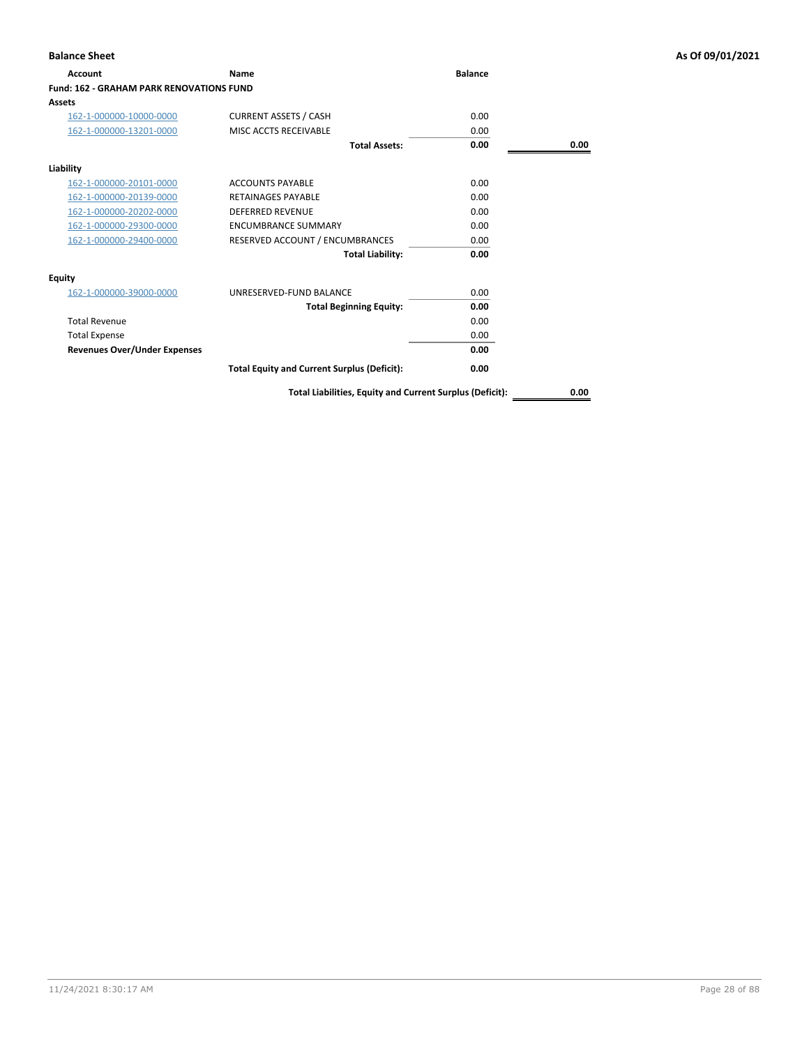**Balance Sheet** — As Of 09/01/2021

| Account | Name | Balance | |
|---|---|---|---|
| **Fund: 162 - GRAHAM PARK RENOVATIONS FUND** | | | |
| **Assets** | | | |
| 162-1-000000-10000-0000 | CURRENT ASSETS / CASH | 0.00 | |
| 162-1-000000-13201-0000 | MISC ACCTS RECEIVABLE | 0.00 | |
| | **Total Assets:** | **0.00** | **0.00** |
| **Liability** | | | |
| 162-1-000000-20101-0000 | ACCOUNTS PAYABLE | 0.00 | |
| 162-1-000000-20139-0000 | RETAINAGES PAYABLE | 0.00 | |
| 162-1-000000-20202-0000 | DEFERRED REVENUE | 0.00 | |
| 162-1-000000-29300-0000 | ENCUMBRANCE SUMMARY | 0.00 | |
| 162-1-000000-29400-0000 | RESERVED ACCOUNT / ENCUMBRANCES | 0.00 | |
| | **Total Liability:** | **0.00** | |
| **Equity** | | | |
| 162-1-000000-39000-0000 | UNRESERVED-FUND BALANCE | 0.00 | |
| | **Total Beginning Equity:** | **0.00** | |
| Total Revenue | | 0.00 | |
| Total Expense | | 0.00 | |
| **Revenues Over/Under Expenses** | | **0.00** | |
| | **Total Equity and Current Surplus (Deficit):** | **0.00** | |
| | **Total Liabilities, Equity and Current Surplus (Deficit):** | | **0.00** |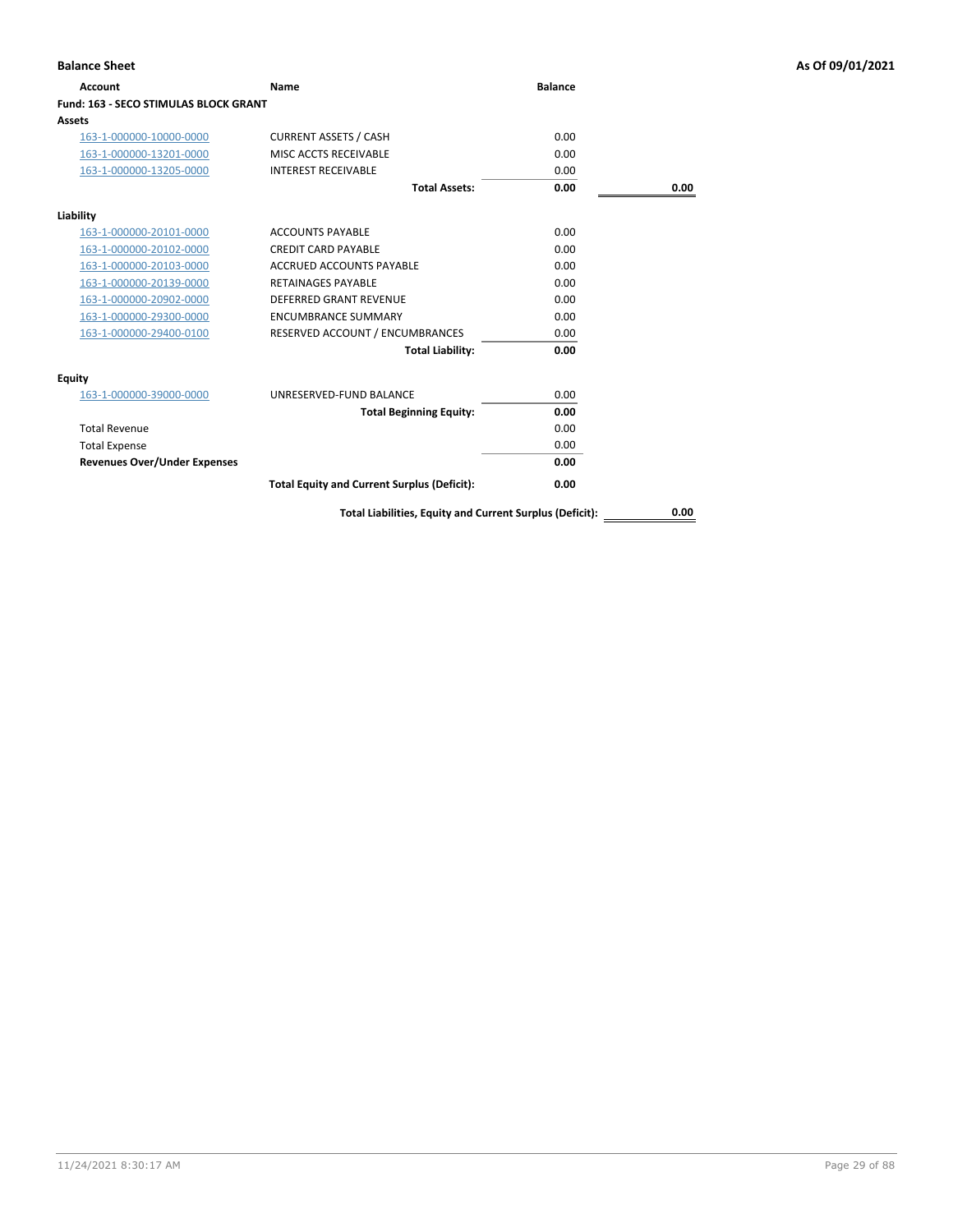## Balance Sheet

As Of 09/01/2021

| Account | Name | Balance | |
|---|---|---|---|
| **Fund: 163 - SECO STIMULAS BLOCK GRANT** | | | |
| **Assets** | | | |
| 163-1-000000-10000-0000 | CURRENT ASSETS / CASH | 0.00 | |
| 163-1-000000-13201-0000 | MISC ACCTS RECEIVABLE | 0.00 | |
| 163-1-000000-13205-0000 | INTEREST RECEIVABLE | 0.00 | |
| | **Total Assets:** | **0.00** | **0.00** |
| **Liability** | | | |
| 163-1-000000-20101-0000 | ACCOUNTS PAYABLE | 0.00 | |
| 163-1-000000-20102-0000 | CREDIT CARD PAYABLE | 0.00 | |
| 163-1-000000-20103-0000 | ACCRUED ACCOUNTS PAYABLE | 0.00 | |
| 163-1-000000-20139-0000 | RETAINAGES PAYABLE | 0.00 | |
| 163-1-000000-20902-0000 | DEFERRED GRANT REVENUE | 0.00 | |
| 163-1-000000-29300-0000 | ENCUMBRANCE SUMMARY | 0.00 | |
| 163-1-000000-29400-0100 | RESERVED ACCOUNT / ENCUMBRANCES | 0.00 | |
| | **Total Liability:** | **0.00** | |
| **Equity** | | | |
| 163-1-000000-39000-0000 | UNRESERVED-FUND BALANCE | 0.00 | |
| | **Total Beginning Equity:** | **0.00** | |
| Total Revenue | | 0.00 | |
| Total Expense | | 0.00 | |
| **Revenues Over/Under Expenses** | | **0.00** | |
| | **Total Equity and Current Surplus (Deficit):** | **0.00** | |
| | **Total Liabilities, Equity and Current Surplus (Deficit):** | | **0.00** |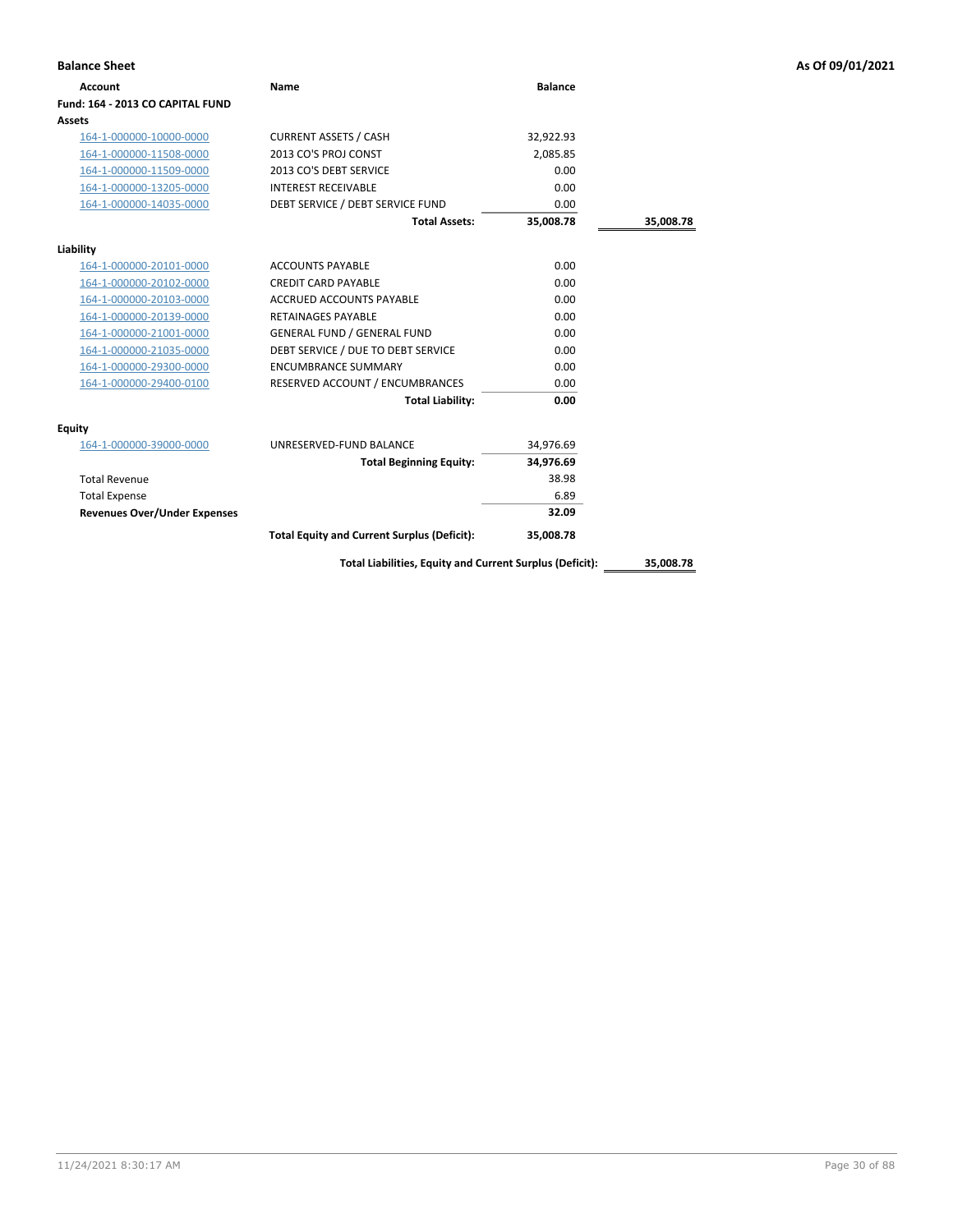**Balance Sheet** **As Of 09/01/2021**

| Account | Name | Balance | |
|---|---|---|---|
| **Fund: 164 - 2013 CO CAPITAL FUND** | | | |
| **Assets** | | | |
| 164-1-000000-10000-0000 | CURRENT ASSETS / CASH | 32,922.93 | |
| 164-1-000000-11508-0000 | 2013 CO'S PROJ CONST | 2,085.85 | |
| 164-1-000000-11509-0000 | 2013 CO'S DEBT SERVICE | 0.00 | |
| 164-1-000000-13205-0000 | INTEREST RECEIVABLE | 0.00 | |
| 164-1-000000-14035-0000 | DEBT SERVICE / DEBT SERVICE FUND | 0.00 | |
| | **Total Assets:** | **35,008.78** | **35,008.78** |
| **Liability** | | | |
| 164-1-000000-20101-0000 | ACCOUNTS PAYABLE | 0.00 | |
| 164-1-000000-20102-0000 | CREDIT CARD PAYABLE | 0.00 | |
| 164-1-000000-20103-0000 | ACCRUED ACCOUNTS PAYABLE | 0.00 | |
| 164-1-000000-20139-0000 | RETAINAGES PAYABLE | 0.00 | |
| 164-1-000000-21001-0000 | GENERAL FUND / GENERAL FUND | 0.00 | |
| 164-1-000000-21035-0000 | DEBT SERVICE / DUE TO DEBT SERVICE | 0.00 | |
| 164-1-000000-29300-0000 | ENCUMBRANCE SUMMARY | 0.00 | |
| 164-1-000000-29400-0100 | RESERVED ACCOUNT / ENCUMBRANCES | 0.00 | |
| | **Total Liability:** | **0.00** | |
| **Equity** | | | |
| 164-1-000000-39000-0000 | UNRESERVED-FUND BALANCE | 34,976.69 | |
| | **Total Beginning Equity:** | **34,976.69** | |
| Total Revenue | | 38.98 | |
| Total Expense | | 6.89 | |
| **Revenues Over/Under Expenses** | | **32.09** | |
| | **Total Equity and Current Surplus (Deficit):** | **35,008.78** | |
| | **Total Liabilities, Equity and Current Surplus (Deficit):** | | **35,008.78** |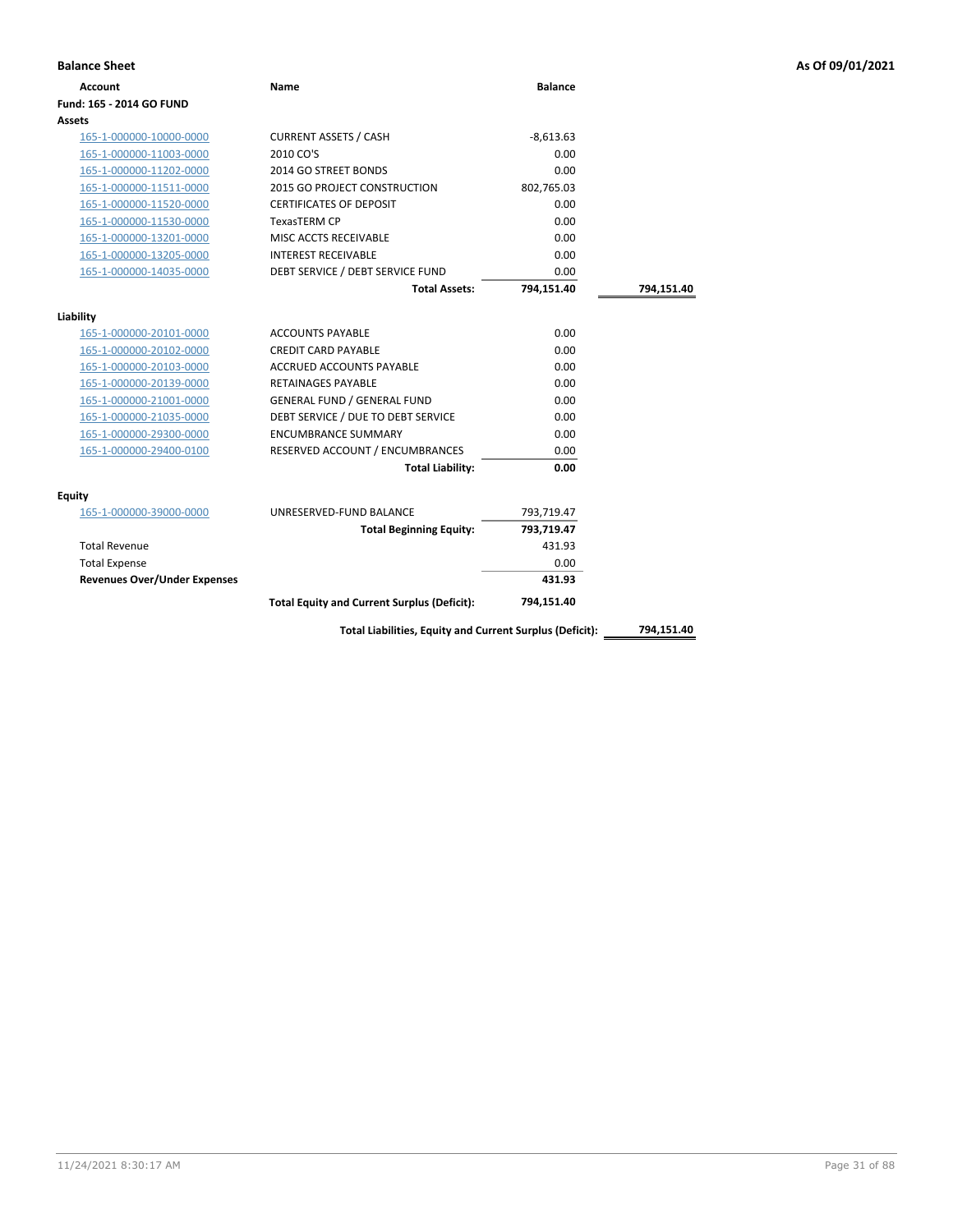**Balance Sheet** **As Of 09/01/2021**

| Account | Name | Balance | |
|---|---|---|---|
| **Fund: 165 - 2014 GO FUND** | | | |
| **Assets** | | | |
| 165-1-000000-10000-0000 | CURRENT ASSETS / CASH | -8,613.63 | |
| 165-1-000000-11003-0000 | 2010 CO'S | 0.00 | |
| 165-1-000000-11202-0000 | 2014 GO STREET BONDS | 0.00 | |
| 165-1-000000-11511-0000 | 2015 GO PROJECT CONSTRUCTION | 802,765.03 | |
| 165-1-000000-11520-0000 | CERTIFICATES OF DEPOSIT | 0.00 | |
| 165-1-000000-11530-0000 | TexasTERM CP | 0.00 | |
| 165-1-000000-13201-0000 | MISC ACCTS RECEIVABLE | 0.00 | |
| 165-1-000000-13205-0000 | INTEREST RECEIVABLE | 0.00 | |
| 165-1-000000-14035-0000 | DEBT SERVICE / DEBT SERVICE FUND | 0.00 | |
| | **Total Assets:** | **794,151.40** | **794,151.40** |
| **Liability** | | | |
| 165-1-000000-20101-0000 | ACCOUNTS PAYABLE | 0.00 | |
| 165-1-000000-20102-0000 | CREDIT CARD PAYABLE | 0.00 | |
| 165-1-000000-20103-0000 | ACCRUED ACCOUNTS PAYABLE | 0.00 | |
| 165-1-000000-20139-0000 | RETAINAGES PAYABLE | 0.00 | |
| 165-1-000000-21001-0000 | GENERAL FUND / GENERAL FUND | 0.00 | |
| 165-1-000000-21035-0000 | DEBT SERVICE / DUE TO DEBT SERVICE | 0.00 | |
| 165-1-000000-29300-0000 | ENCUMBRANCE SUMMARY | 0.00 | |
| 165-1-000000-29400-0100 | RESERVED ACCOUNT / ENCUMBRANCES | 0.00 | |
| | **Total Liability:** | **0.00** | |
| **Equity** | | | |
| 165-1-000000-39000-0000 | UNRESERVED-FUND BALANCE | 793,719.47 | |
| | **Total Beginning Equity:** | **793,719.47** | |
| Total Revenue | | 431.93 | |
| Total Expense | | 0.00 | |
| **Revenues Over/Under Expenses** | | **431.93** | |
| | **Total Equity and Current Surplus (Deficit):** | **794,151.40** | |
| | **Total Liabilities, Equity and Current Surplus (Deficit):** | | **794,151.40** |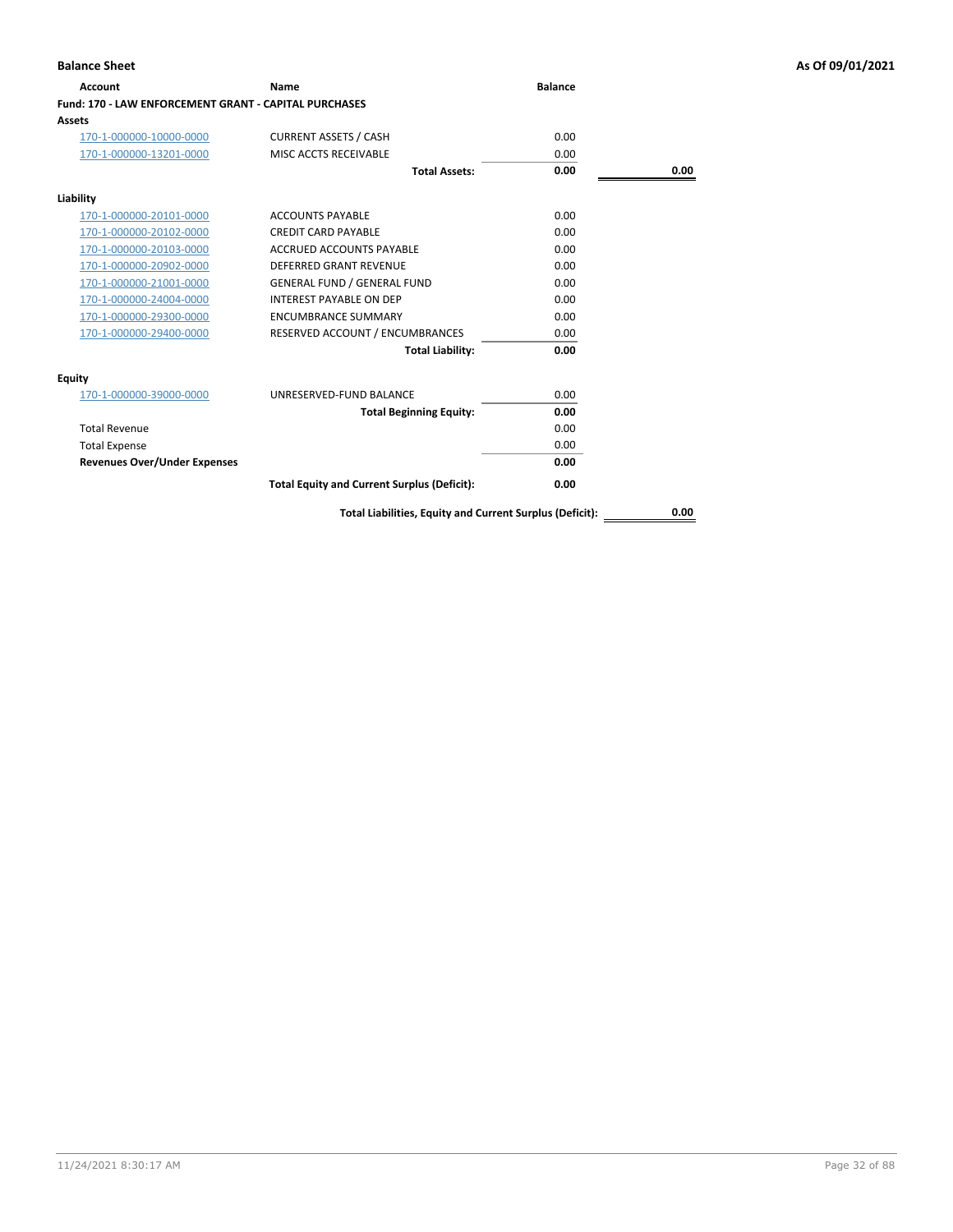**Balance Sheet** — As Of 09/01/2021

| Account | Name | Balance | |
|---|---|---|---|
| **Fund: 170 - LAW ENFORCEMENT GRANT - CAPITAL PURCHASES** | | | |
| **Assets** | | | |
| 170-1-000000-10000-0000 | CURRENT ASSETS / CASH | 0.00 | |
| 170-1-000000-13201-0000 | MISC ACCTS RECEIVABLE | 0.00 | |
| | **Total Assets:** | **0.00** | **0.00** |
| **Liability** | | | |
| 170-1-000000-20101-0000 | ACCOUNTS PAYABLE | 0.00 | |
| 170-1-000000-20102-0000 | CREDIT CARD PAYABLE | 0.00 | |
| 170-1-000000-20103-0000 | ACCRUED ACCOUNTS PAYABLE | 0.00 | |
| 170-1-000000-20902-0000 | DEFERRED GRANT REVENUE | 0.00 | |
| 170-1-000000-21001-0000 | GENERAL FUND / GENERAL FUND | 0.00 | |
| 170-1-000000-24004-0000 | INTEREST PAYABLE ON DEP | 0.00 | |
| 170-1-000000-29300-0000 | ENCUMBRANCE SUMMARY | 0.00 | |
| 170-1-000000-29400-0000 | RESERVED ACCOUNT / ENCUMBRANCES | 0.00 | |
| | **Total Liability:** | **0.00** | |
| **Equity** | | | |
| 170-1-000000-39000-0000 | UNRESERVED-FUND BALANCE | 0.00 | |
| | **Total Beginning Equity:** | **0.00** | |
| Total Revenue | | 0.00 | |
| Total Expense | | 0.00 | |
| **Revenues Over/Under Expenses** | | **0.00** | |
| | **Total Equity and Current Surplus (Deficit):** | **0.00** | |
| | **Total Liabilities, Equity and Current Surplus (Deficit):** | | **0.00** |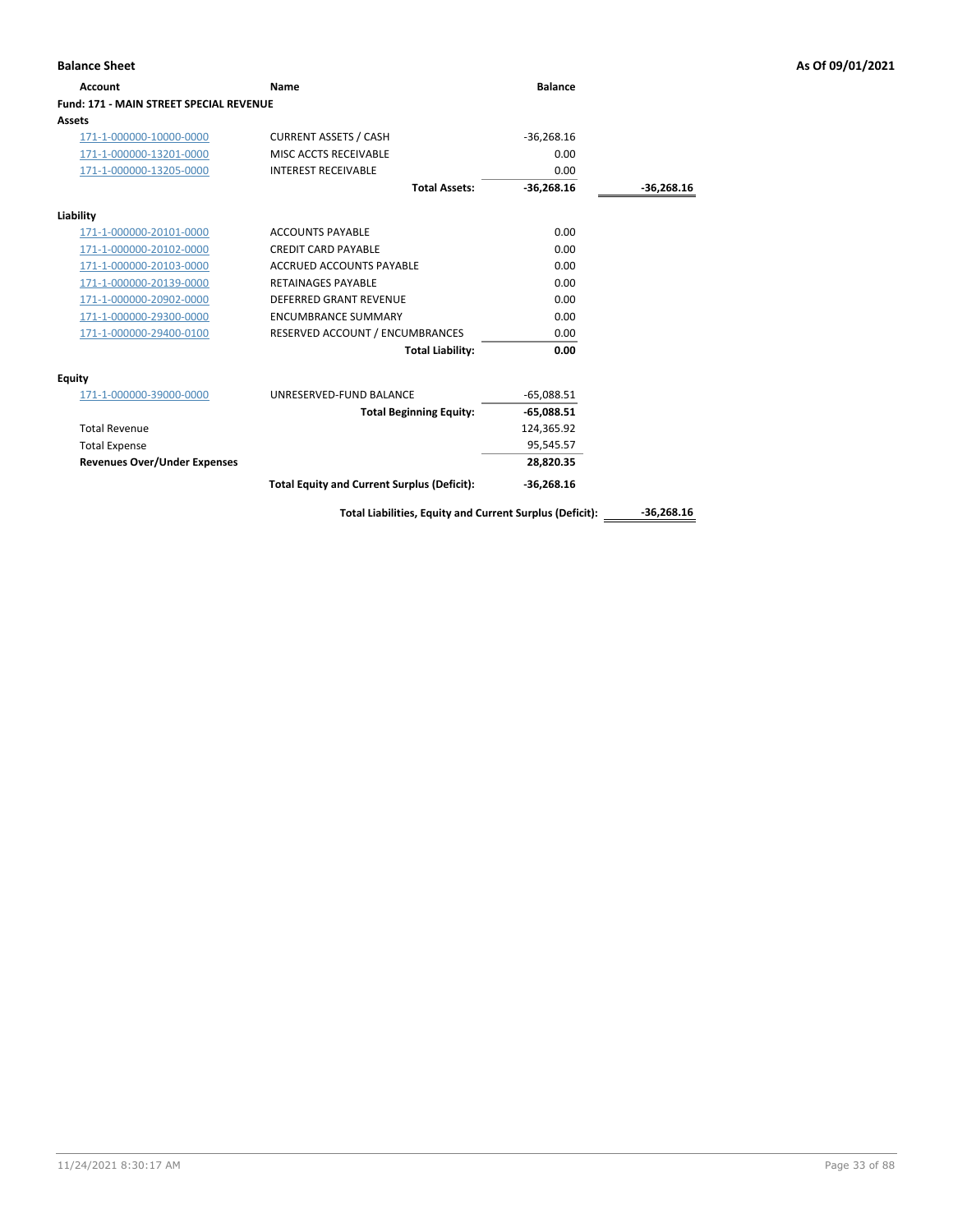**Balance Sheet** **As Of 09/01/2021**

| Account | Name | Balance | |
|---|---|---|---|
| **Fund: 171 - MAIN STREET SPECIAL REVENUE** | | | |
| **Assets** | | | |
| 171-1-000000-10000-0000 | CURRENT ASSETS / CASH | -36,268.16 | |
| 171-1-000000-13201-0000 | MISC ACCTS RECEIVABLE | 0.00 | |
| 171-1-000000-13205-0000 | INTEREST RECEIVABLE | 0.00 | |
| | **Total Assets:** | **-36,268.16** | **-36,268.16** |
| **Liability** | | | |
| 171-1-000000-20101-0000 | ACCOUNTS PAYABLE | 0.00 | |
| 171-1-000000-20102-0000 | CREDIT CARD PAYABLE | 0.00 | |
| 171-1-000000-20103-0000 | ACCRUED ACCOUNTS PAYABLE | 0.00 | |
| 171-1-000000-20139-0000 | RETAINAGES PAYABLE | 0.00 | |
| 171-1-000000-20902-0000 | DEFERRED GRANT REVENUE | 0.00 | |
| 171-1-000000-29300-0000 | ENCUMBRANCE SUMMARY | 0.00 | |
| 171-1-000000-29400-0100 | RESERVED ACCOUNT / ENCUMBRANCES | 0.00 | |
| | **Total Liability:** | **0.00** | |
| **Equity** | | | |
| 171-1-000000-39000-0000 | UNRESERVED-FUND BALANCE | -65,088.51 | |
| | **Total Beginning Equity:** | **-65,088.51** | |
| Total Revenue | | 124,365.92 | |
| Total Expense | | 95,545.57 | |
| **Revenues Over/Under Expenses** | | **28,820.35** | |
| | **Total Equity and Current Surplus (Deficit):** | **-36,268.16** | |
| | **Total Liabilities, Equity and Current Surplus (Deficit):** | | **-36,268.16** |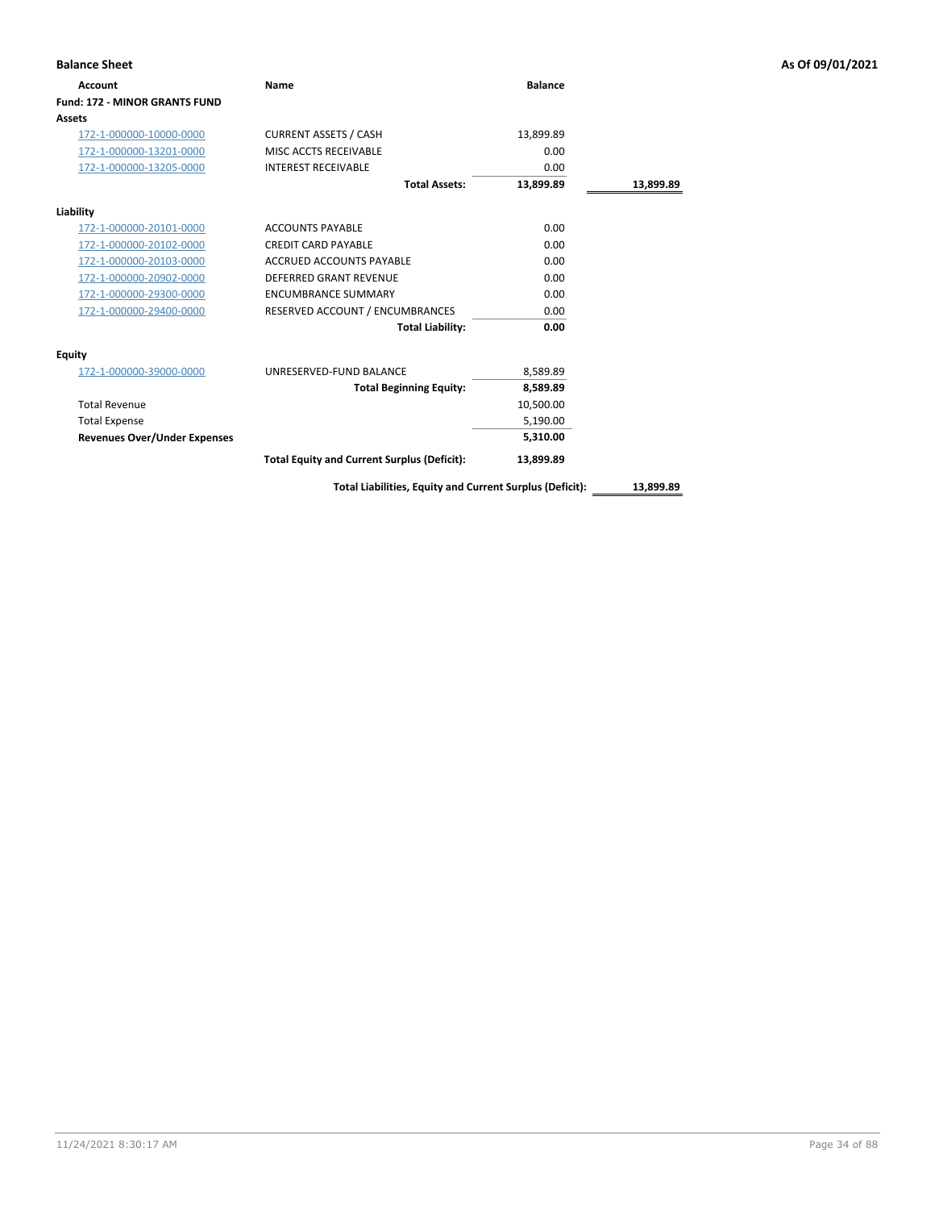**Balance Sheet** — As Of 09/01/2021

| Account | Name | Balance | |
|---|---|---|---|
| **Fund: 172 - MINOR GRANTS FUND** | | | |
| **Assets** | | | |
| 172-1-000000-10000-0000 | CURRENT ASSETS / CASH | 13,899.89 | |
| 172-1-000000-13201-0000 | MISC ACCTS RECEIVABLE | 0.00 | |
| 172-1-000000-13205-0000 | INTEREST RECEIVABLE | 0.00 | |
| | **Total Assets:** | **13,899.89** | **13,899.89** |
| **Liability** | | | |
| 172-1-000000-20101-0000 | ACCOUNTS PAYABLE | 0.00 | |
| 172-1-000000-20102-0000 | CREDIT CARD PAYABLE | 0.00 | |
| 172-1-000000-20103-0000 | ACCRUED ACCOUNTS PAYABLE | 0.00 | |
| 172-1-000000-20902-0000 | DEFERRED GRANT REVENUE | 0.00 | |
| 172-1-000000-29300-0000 | ENCUMBRANCE SUMMARY | 0.00 | |
| 172-1-000000-29400-0000 | RESERVED ACCOUNT / ENCUMBRANCES | 0.00 | |
| | **Total Liability:** | **0.00** | |
| **Equity** | | | |
| 172-1-000000-39000-0000 | UNRESERVED-FUND BALANCE | 8,589.89 | |
| | **Total Beginning Equity:** | **8,589.89** | |
| Total Revenue | | 10,500.00 | |
| Total Expense | | 5,190.00 | |
| **Revenues Over/Under Expenses** | | **5,310.00** | |
| | **Total Equity and Current Surplus (Deficit):** | **13,899.89** | |
| | **Total Liabilities, Equity and Current Surplus (Deficit):** | | **13,899.89** |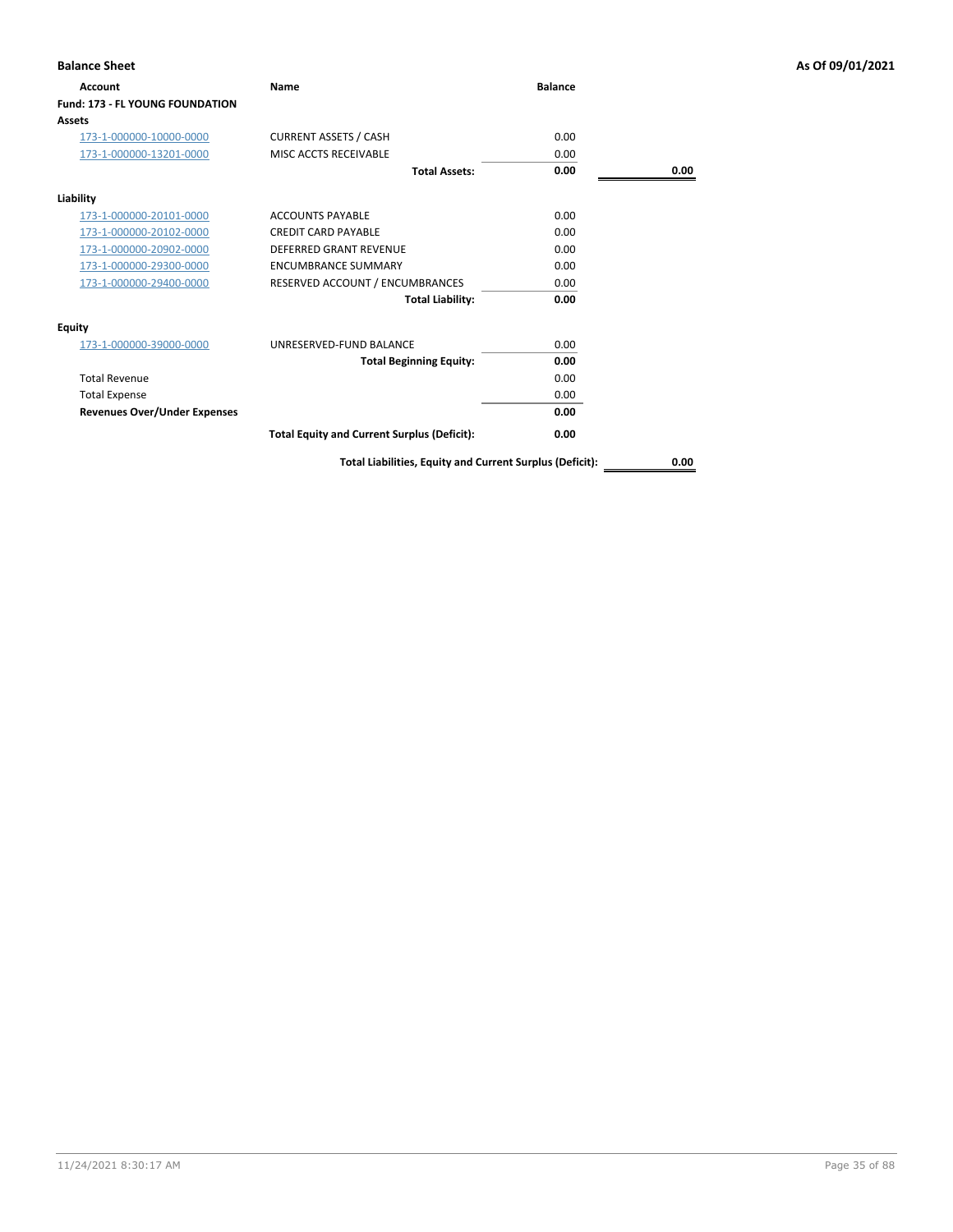## Balance Sheet

**As Of 09/01/2021**

| Account | Name | Balance | |
|---|---|---|---|
| **Fund: 173 - FL YOUNG FOUNDATION** | | | |
| **Assets** | | | |
| 173-1-000000-10000-0000 | CURRENT ASSETS / CASH | 0.00 | |
| 173-1-000000-13201-0000 | MISC ACCTS RECEIVABLE | 0.00 | |
| | **Total Assets:** | **0.00** | **0.00** |
| **Liability** | | | |
| 173-1-000000-20101-0000 | ACCOUNTS PAYABLE | 0.00 | |
| 173-1-000000-20102-0000 | CREDIT CARD PAYABLE | 0.00 | |
| 173-1-000000-20902-0000 | DEFERRED GRANT REVENUE | 0.00 | |
| 173-1-000000-29300-0000 | ENCUMBRANCE SUMMARY | 0.00 | |
| 173-1-000000-29400-0000 | RESERVED ACCOUNT / ENCUMBRANCES | 0.00 | |
| | **Total Liability:** | **0.00** | |
| **Equity** | | | |
| 173-1-000000-39000-0000 | UNRESERVED-FUND BALANCE | 0.00 | |
| | **Total Beginning Equity:** | **0.00** | |
| Total Revenue | | 0.00 | |
| Total Expense | | 0.00 | |
| **Revenues Over/Under Expenses** | | **0.00** | |
| | **Total Equity and Current Surplus (Deficit):** | **0.00** | |
| | **Total Liabilities, Equity and Current Surplus (Deficit):** | | **0.00** |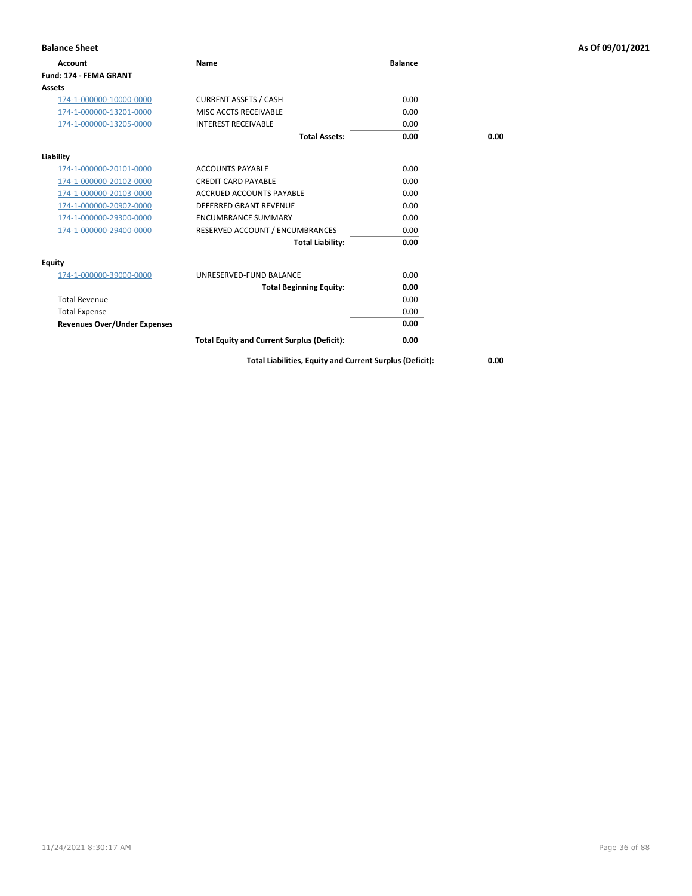**Balance Sheet** — As Of 09/01/2021

| Account | Name | Balance | |
|---|---|---|---|
| **Fund: 174 - FEMA GRANT** | | | |
| **Assets** | | | |
| 174-1-000000-10000-0000 | CURRENT ASSETS / CASH | 0.00 | |
| 174-1-000000-13201-0000 | MISC ACCTS RECEIVABLE | 0.00 | |
| 174-1-000000-13205-0000 | INTEREST RECEIVABLE | 0.00 | |
| | **Total Assets:** | **0.00** | **0.00** |
| **Liability** | | | |
| 174-1-000000-20101-0000 | ACCOUNTS PAYABLE | 0.00 | |
| 174-1-000000-20102-0000 | CREDIT CARD PAYABLE | 0.00 | |
| 174-1-000000-20103-0000 | ACCRUED ACCOUNTS PAYABLE | 0.00 | |
| 174-1-000000-20902-0000 | DEFERRED GRANT REVENUE | 0.00 | |
| 174-1-000000-29300-0000 | ENCUMBRANCE SUMMARY | 0.00 | |
| 174-1-000000-29400-0000 | RESERVED ACCOUNT / ENCUMBRANCES | 0.00 | |
| | **Total Liability:** | **0.00** | |
| **Equity** | | | |
| 174-1-000000-39000-0000 | UNRESERVED-FUND BALANCE | 0.00 | |
| | **Total Beginning Equity:** | **0.00** | |
| Total Revenue | | 0.00 | |
| Total Expense | | 0.00 | |
| **Revenues Over/Under Expenses** | | **0.00** | |
| | **Total Equity and Current Surplus (Deficit):** | **0.00** | |
| | **Total Liabilities, Equity and Current Surplus (Deficit):** | | **0.00** |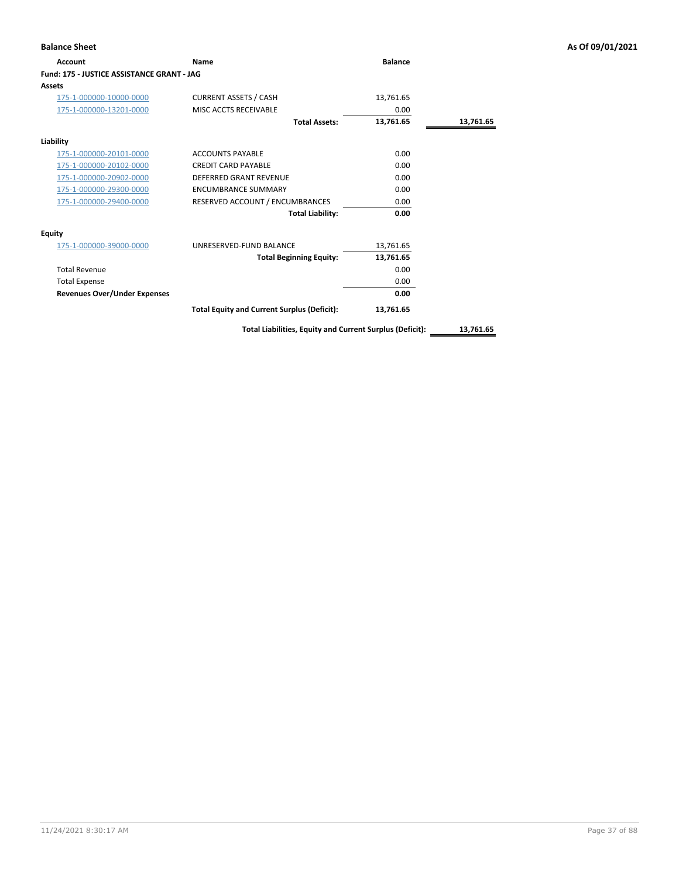## Balance Sheet

As Of 09/01/2021

| Account | Name | Balance | |
|---|---|---|---|
| **Fund: 175 - JUSTICE ASSISTANCE GRANT - JAG** | | | |
| **Assets** | | | |
| 175-1-000000-10000-0000 | CURRENT ASSETS / CASH | 13,761.65 | |
| 175-1-000000-13201-0000 | MISC ACCTS RECEIVABLE | 0.00 | |
| | **Total Assets:** | **13,761.65** | **13,761.65** |
| **Liability** | | | |
| 175-1-000000-20101-0000 | ACCOUNTS PAYABLE | 0.00 | |
| 175-1-000000-20102-0000 | CREDIT CARD PAYABLE | 0.00 | |
| 175-1-000000-20902-0000 | DEFERRED GRANT REVENUE | 0.00 | |
| 175-1-000000-29300-0000 | ENCUMBRANCE SUMMARY | 0.00 | |
| 175-1-000000-29400-0000 | RESERVED ACCOUNT / ENCUMBRANCES | 0.00 | |
| | **Total Liability:** | **0.00** | |
| **Equity** | | | |
| 175-1-000000-39000-0000 | UNRESERVED-FUND BALANCE | 13,761.65 | |
| | **Total Beginning Equity:** | **13,761.65** | |
| Total Revenue | | 0.00 | |
| Total Expense | | 0.00 | |
| **Revenues Over/Under Expenses** | | **0.00** | |
| | **Total Equity and Current Surplus (Deficit):** | **13,761.65** | |
| | **Total Liabilities, Equity and Current Surplus (Deficit):** | | **13,761.65** |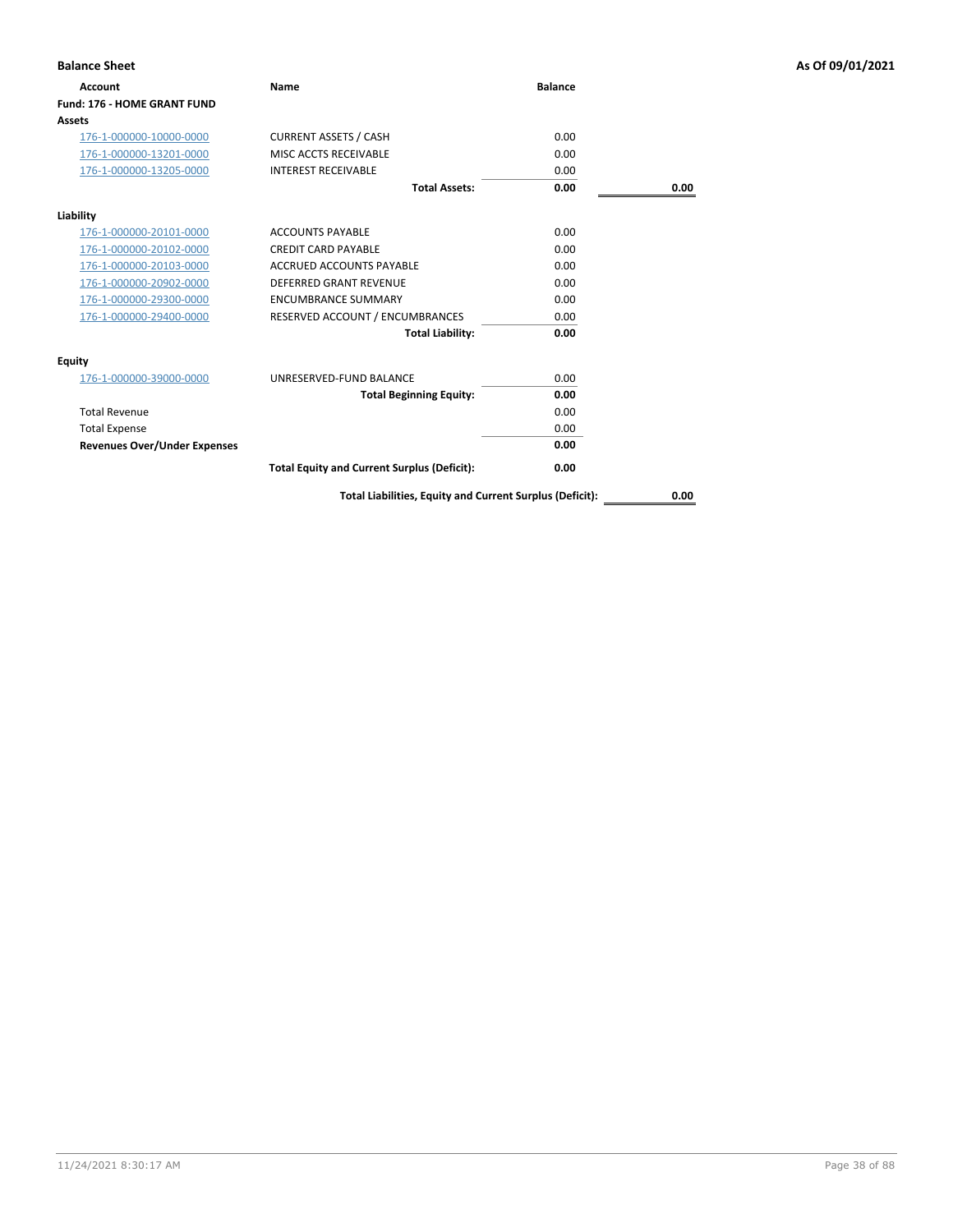**Balance Sheet** | **As Of 09/01/2021**

| Account | Name | Balance | |
|---|---|---|---|
| **Fund: 176 - HOME GRANT FUND** | | | |
| **Assets** | | | |
| 176-1-000000-10000-0000 | CURRENT ASSETS / CASH | 0.00 | |
| 176-1-000000-13201-0000 | MISC ACCTS RECEIVABLE | 0.00 | |
| 176-1-000000-13205-0000 | INTEREST RECEIVABLE | 0.00 | |
| | **Total Assets:** | **0.00** | **0.00** |
| **Liability** | | | |
| 176-1-000000-20101-0000 | ACCOUNTS PAYABLE | 0.00 | |
| 176-1-000000-20102-0000 | CREDIT CARD PAYABLE | 0.00 | |
| 176-1-000000-20103-0000 | ACCRUED ACCOUNTS PAYABLE | 0.00 | |
| 176-1-000000-20902-0000 | DEFERRED GRANT REVENUE | 0.00 | |
| 176-1-000000-29300-0000 | ENCUMBRANCE SUMMARY | 0.00 | |
| 176-1-000000-29400-0000 | RESERVED ACCOUNT / ENCUMBRANCES | 0.00 | |
| | **Total Liability:** | **0.00** | |
| **Equity** | | | |
| 176-1-000000-39000-0000 | UNRESERVED-FUND BALANCE | 0.00 | |
| | **Total Beginning Equity:** | **0.00** | |
| Total Revenue | | 0.00 | |
| Total Expense | | 0.00 | |
| **Revenues Over/Under Expenses** | | **0.00** | |
| | **Total Equity and Current Surplus (Deficit):** | **0.00** | |
| | **Total Liabilities, Equity and Current Surplus (Deficit):** | | **0.00** |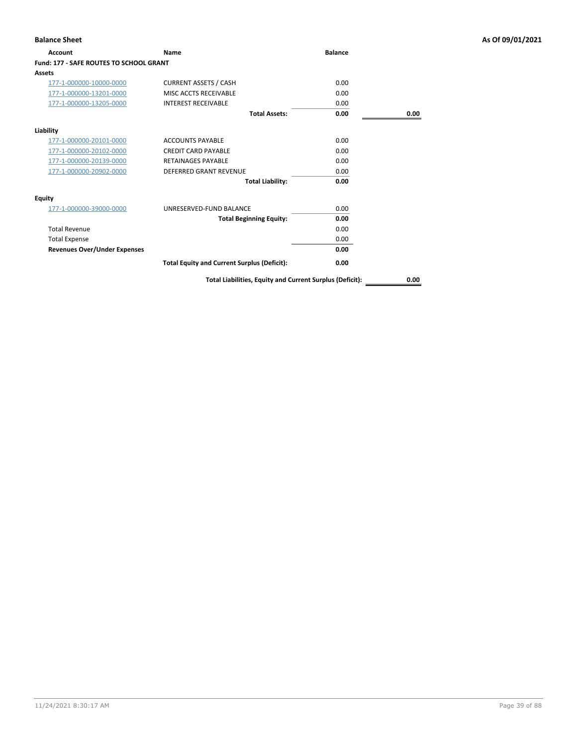## Balance Sheet

As Of 09/01/2021

| Account | Name | Balance | |
|---|---|---|---|
| **Fund: 177 - SAFE ROUTES TO SCHOOL GRANT** | | | |
| **Assets** | | | |
| 177-1-000000-10000-0000 | CURRENT ASSETS / CASH | 0.00 | |
| 177-1-000000-13201-0000 | MISC ACCTS RECEIVABLE | 0.00 | |
| 177-1-000000-13205-0000 | INTEREST RECEIVABLE | 0.00 | |
| | **Total Assets:** | **0.00** | **0.00** |
| **Liability** | | | |
| 177-1-000000-20101-0000 | ACCOUNTS PAYABLE | 0.00 | |
| 177-1-000000-20102-0000 | CREDIT CARD PAYABLE | 0.00 | |
| 177-1-000000-20139-0000 | RETAINAGES PAYABLE | 0.00 | |
| 177-1-000000-20902-0000 | DEFERRED GRANT REVENUE | 0.00 | |
| | **Total Liability:** | **0.00** | |
| **Equity** | | | |
| 177-1-000000-39000-0000 | UNRESERVED-FUND BALANCE | 0.00 | |
| | **Total Beginning Equity:** | **0.00** | |
| Total Revenue | | 0.00 | |
| Total Expense | | 0.00 | |
| **Revenues Over/Under Expenses** | | **0.00** | |
| | **Total Equity and Current Surplus (Deficit):** | **0.00** | |
| | **Total Liabilities, Equity and Current Surplus (Deficit):** | | **0.00** |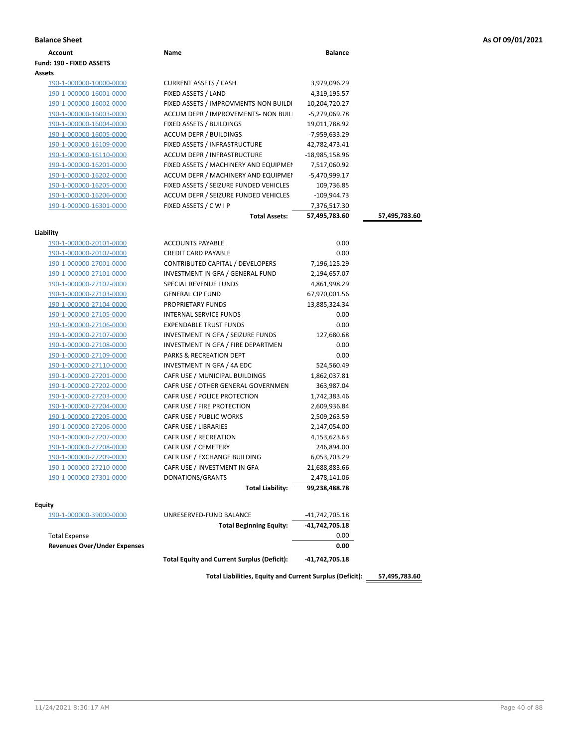**Balance Sheet** — As Of 09/01/2021

| Account | Name | Balance | |
|---|---|---|---|
| **Fund: 190 - FIXED ASSETS** | | | |
| **Assets** | | | |
| 190-1-000000-10000-0000 | CURRENT ASSETS / CASH | 3,979,096.29 | |
| 190-1-000000-16001-0000 | FIXED ASSETS / LAND | 4,319,195.57 | |
| 190-1-000000-16002-0000 | FIXED ASSETS / IMPROVMENTS-NON BUILDI | 10,204,720.27 | |
| 190-1-000000-16003-0000 | ACCUM DEPR / IMPROVEMENTS- NON BUIL | -5,279,069.78 | |
| 190-1-000000-16004-0000 | FIXED ASSETS / BUILDINGS | 19,011,788.92 | |
| 190-1-000000-16005-0000 | ACCUM DEPR / BUILDINGS | -7,959,633.29 | |
| 190-1-000000-16109-0000 | FIXED ASSETS / INFRASTRUCTURE | 42,782,473.41 | |
| 190-1-000000-16110-0000 | ACCUM DEPR / INFRASTRUCTURE | -18,985,158.96 | |
| 190-1-000000-16201-0000 | FIXED ASSETS / MACHINERY AND EQUIPMEI | 7,517,060.92 | |
| 190-1-000000-16202-0000 | ACCUM DEPR / MACHINERY AND EQUIPMEI | -5,470,999.17 | |
| 190-1-000000-16205-0000 | FIXED ASSETS / SEIZURE FUNDED VEHICLES | 109,736.85 | |
| 190-1-000000-16206-0000 | ACCUM DEPR / SEIZURE FUNDED VEHICLES | -109,944.73 | |
| 190-1-000000-16301-0000 | FIXED ASSETS / C W I P | 7,376,517.30 | |
| | **Total Assets:** | **57,495,783.60** | **57,495,783.60** |
| **Liability** | | | |
| 190-1-000000-20101-0000 | ACCOUNTS PAYABLE | 0.00 | |
| 190-1-000000-20102-0000 | CREDIT CARD PAYABLE | 0.00 | |
| 190-1-000000-27001-0000 | CONTRIBUTED CAPITAL / DEVELOPERS | 7,196,125.29 | |
| 190-1-000000-27101-0000 | INVESTMENT IN GFA / GENERAL FUND | 2,194,657.07 | |
| 190-1-000000-27102-0000 | SPECIAL REVENUE FUNDS | 4,861,998.29 | |
| 190-1-000000-27103-0000 | GENERAL CIP FUND | 67,970,001.56 | |
| 190-1-000000-27104-0000 | PROPRIETARY FUNDS | 13,885,324.34 | |
| 190-1-000000-27105-0000 | INTERNAL SERVICE FUNDS | 0.00 | |
| 190-1-000000-27106-0000 | EXPENDABLE TRUST FUNDS | 0.00 | |
| 190-1-000000-27107-0000 | INVESTMENT IN GFA / SEIZURE FUNDS | 127,680.68 | |
| 190-1-000000-27108-0000 | INVESTMENT IN GFA / FIRE DEPARTMEN | 0.00 | |
| 190-1-000000-27109-0000 | PARKS & RECREATION DEPT | 0.00 | |
| 190-1-000000-27110-0000 | INVESTMENT IN GFA / 4A EDC | 524,560.49 | |
| 190-1-000000-27201-0000 | CAFR USE / MUNICIPAL BUILDINGS | 1,862,037.81 | |
| 190-1-000000-27202-0000 | CAFR USE / OTHER GENERAL GOVERNMEN | 363,987.04 | |
| 190-1-000000-27203-0000 | CAFR USE / POLICE PROTECTION | 1,742,383.46 | |
| 190-1-000000-27204-0000 | CAFR USE / FIRE PROTECTION | 2,609,936.84 | |
| 190-1-000000-27205-0000 | CAFR USE / PUBLIC WORKS | 2,509,263.59 | |
| 190-1-000000-27206-0000 | CAFR USE / LIBRARIES | 2,147,054.00 | |
| 190-1-000000-27207-0000 | CAFR USE / RECREATION | 4,153,623.63 | |
| 190-1-000000-27208-0000 | CAFR USE / CEMETERY | 246,894.00 | |
| 190-1-000000-27209-0000 | CAFR USE / EXCHANGE BUILDING | 6,053,703.29 | |
| 190-1-000000-27210-0000 | CAFR USE / INVESTMENT IN GFA | -21,688,883.66 | |
| 190-1-000000-27301-0000 | DONATIONS/GRANTS | 2,478,141.06 | |
| | **Total Liability:** | **99,238,488.78** | |
| **Equity** | | | |
| 190-1-000000-39000-0000 | UNRESERVED-FUND BALANCE | -41,742,705.18 | |
| | **Total Beginning Equity:** | **-41,742,705.18** | |
| Total Expense | | 0.00 | |
| **Revenues Over/Under Expenses** | | **0.00** | |
| | **Total Equity and Current Surplus (Deficit):** | **-41,742,705.18** | |
| | **Total Liabilities, Equity and Current Surplus (Deficit):** | | **57,495,783.60** |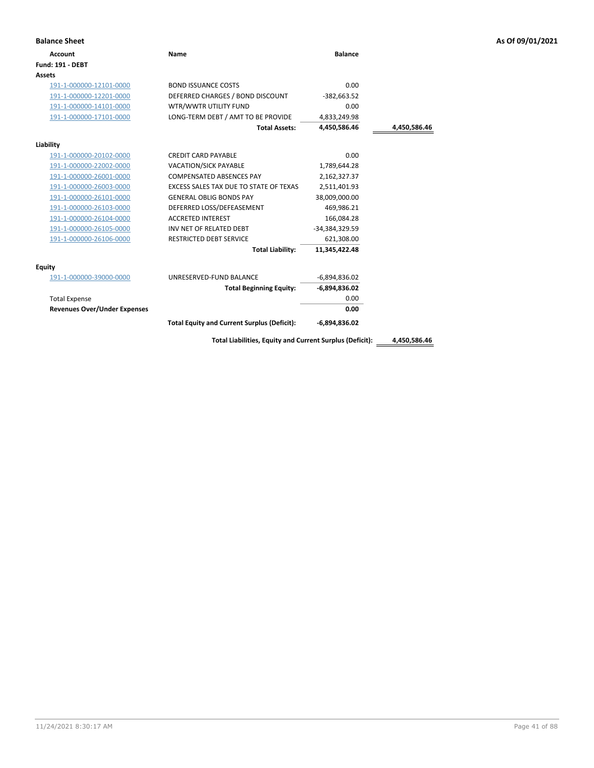## Balance Sheet

**As Of 09/01/2021**

| Account | Name | Balance | |
|---|---|---|---|
| **Fund: 191 - DEBT** | | | |
| **Assets** | | | |
| 191-1-000000-12101-0000 | BOND ISSUANCE COSTS | 0.00 | |
| 191-1-000000-12201-0000 | DEFERRED CHARGES / BOND DISCOUNT | -382,663.52 | |
| 191-1-000000-14101-0000 | WTR/WWTR UTILITY FUND | 0.00 | |
| 191-1-000000-17101-0000 | LONG-TERM DEBT / AMT TO BE PROVIDE | 4,833,249.98 | |
| | **Total Assets:** | **4,450,586.46** | **4,450,586.46** |
| **Liability** | | | |
| 191-1-000000-20102-0000 | CREDIT CARD PAYABLE | 0.00 | |
| 191-1-000000-22002-0000 | VACATION/SICK PAYABLE | 1,789,644.28 | |
| 191-1-000000-26001-0000 | COMPENSATED ABSENCES PAY | 2,162,327.37 | |
| 191-1-000000-26003-0000 | EXCESS SALES TAX DUE TO STATE OF TEXAS | 2,511,401.93 | |
| 191-1-000000-26101-0000 | GENERAL OBLIG BONDS PAY | 38,009,000.00 | |
| 191-1-000000-26103-0000 | DEFERRED LOSS/DEFEASEMENT | 469,986.21 | |
| 191-1-000000-26104-0000 | ACCRETED INTEREST | 166,084.28 | |
| 191-1-000000-26105-0000 | INV NET OF RELATED DEBT | -34,384,329.59 | |
| 191-1-000000-26106-0000 | RESTRICTED DEBT SERVICE | 621,308.00 | |
| | **Total Liability:** | **11,345,422.48** | |
| **Equity** | | | |
| 191-1-000000-39000-0000 | UNRESERVED-FUND BALANCE | -6,894,836.02 | |
| | **Total Beginning Equity:** | **-6,894,836.02** | |
| Total Expense | | 0.00 | |
| **Revenues Over/Under Expenses** | | **0.00** | |
| | **Total Equity and Current Surplus (Deficit):** | **-6,894,836.02** | |
| | **Total Liabilities, Equity and Current Surplus (Deficit):** | | **4,450,586.46** |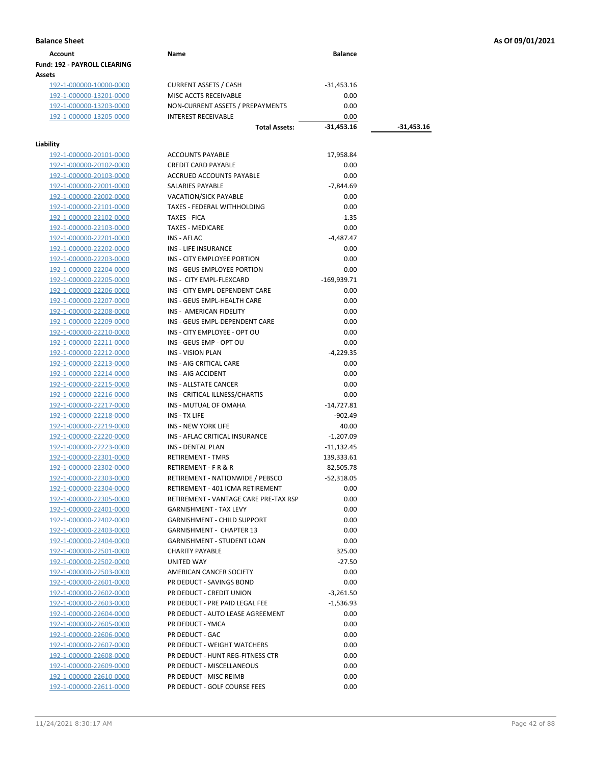**Balance Sheet** | **As Of 09/01/2021**

| Account | Name | Balance | |
|---|---|---|---|
| **Fund: 192 - PAYROLL CLEARING** | | | |
| **Assets** | | | |
| 192-1-000000-10000-0000 | CURRENT ASSETS / CASH | -31,453.16 | |
| 192-1-000000-13201-0000 | MISC ACCTS RECEIVABLE | 0.00 | |
| 192-1-000000-13203-0000 | NON-CURRENT ASSETS / PREPAYMENTS | 0.00 | |
| 192-1-000000-13205-0000 | INTEREST RECEIVABLE | 0.00 | |
| | **Total Assets:** | **-31,453.16** | **-31,453.16** |
| **Liability** | | | |
| 192-1-000000-20101-0000 | ACCOUNTS PAYABLE | 17,958.84 | |
| 192-1-000000-20102-0000 | CREDIT CARD PAYABLE | 0.00 | |
| 192-1-000000-20103-0000 | ACCRUED ACCOUNTS PAYABLE | 0.00 | |
| 192-1-000000-22001-0000 | SALARIES PAYABLE | -7,844.69 | |
| 192-1-000000-22002-0000 | VACATION/SICK PAYABLE | 0.00 | |
| 192-1-000000-22101-0000 | TAXES - FEDERAL WITHHOLDING | 0.00 | |
| 192-1-000000-22102-0000 | TAXES - FICA | -1.35 | |
| 192-1-000000-22103-0000 | TAXES - MEDICARE | 0.00 | |
| 192-1-000000-22201-0000 | INS - AFLAC | -4,487.47 | |
| 192-1-000000-22202-0000 | INS - LIFE INSURANCE | 0.00 | |
| 192-1-000000-22203-0000 | INS - CITY EMPLOYEE PORTION | 0.00 | |
| 192-1-000000-22204-0000 | INS - GEUS EMPLOYEE PORTION | 0.00 | |
| 192-1-000000-22205-0000 | INS - CITY EMPL-FLEXCARD | -169,939.71 | |
| 192-1-000000-22206-0000 | INS - CITY EMPL-DEPENDENT CARE | 0.00 | |
| 192-1-000000-22207-0000 | INS - GEUS EMPL-HEALTH CARE | 0.00 | |
| 192-1-000000-22208-0000 | INS - AMERICAN FIDELITY | 0.00 | |
| 192-1-000000-22209-0000 | INS - GEUS EMPL-DEPENDENT CARE | 0.00 | |
| 192-1-000000-22210-0000 | INS - CITY EMPLOYEE - OPT OU | 0.00 | |
| 192-1-000000-22211-0000 | INS - GEUS EMP - OPT OU | 0.00 | |
| 192-1-000000-22212-0000 | INS - VISION PLAN | -4,229.35 | |
| 192-1-000000-22213-0000 | INS - AIG CRITICAL CARE | 0.00 | |
| 192-1-000000-22214-0000 | INS - AIG ACCIDENT | 0.00 | |
| 192-1-000000-22215-0000 | INS - ALLSTATE CANCER | 0.00 | |
| 192-1-000000-22216-0000 | INS - CRITICAL ILLNESS/CHARTIS | 0.00 | |
| 192-1-000000-22217-0000 | INS - MUTUAL OF OMAHA | -14,727.81 | |
| 192-1-000000-22218-0000 | INS - TX LIFE | -902.49 | |
| 192-1-000000-22219-0000 | INS - NEW YORK LIFE | 40.00 | |
| 192-1-000000-22220-0000 | INS - AFLAC CRITICAL INSURANCE | -1,207.09 | |
| 192-1-000000-22223-0000 | INS - DENTAL PLAN | -11,132.45 | |
| 192-1-000000-22301-0000 | RETIREMENT - TMRS | 139,333.61 | |
| 192-1-000000-22302-0000 | RETIREMENT - F R & R | 82,505.78 | |
| 192-1-000000-22303-0000 | RETIREMENT - NATIONWIDE / PEBSCO | -52,318.05 | |
| 192-1-000000-22304-0000 | RETIREMENT - 401 ICMA RETIREMENT | 0.00 | |
| 192-1-000000-22305-0000 | RETIREMENT - VANTAGE CARE PRE-TAX RSP | 0.00 | |
| 192-1-000000-22401-0000 | GARNISHMENT - TAX LEVY | 0.00 | |
| 192-1-000000-22402-0000 | GARNISHMENT - CHILD SUPPORT | 0.00 | |
| 192-1-000000-22403-0000 | GARNISHMENT - CHAPTER 13 | 0.00 | |
| 192-1-000000-22404-0000 | GARNISHMENT - STUDENT LOAN | 0.00 | |
| 192-1-000000-22501-0000 | CHARITY PAYABLE | 325.00 | |
| 192-1-000000-22502-0000 | UNITED WAY | -27.50 | |
| 192-1-000000-22503-0000 | AMERICAN CANCER SOCIETY | 0.00 | |
| 192-1-000000-22601-0000 | PR DEDUCT - SAVINGS BOND | 0.00 | |
| 192-1-000000-22602-0000 | PR DEDUCT - CREDIT UNION | -3,261.50 | |
| 192-1-000000-22603-0000 | PR DEDUCT - PRE PAID LEGAL FEE | -1,536.93 | |
| 192-1-000000-22604-0000 | PR DEDUCT - AUTO LEASE AGREEMENT | 0.00 | |
| 192-1-000000-22605-0000 | PR DEDUCT - YMCA | 0.00 | |
| 192-1-000000-22606-0000 | PR DEDUCT - GAC | 0.00 | |
| 192-1-000000-22607-0000 | PR DEDUCT - WEIGHT WATCHERS | 0.00 | |
| 192-1-000000-22608-0000 | PR DEDUCT - HUNT REG-FITNESS CTR | 0.00 | |
| 192-1-000000-22609-0000 | PR DEDUCT - MISCELLANEOUS | 0.00 | |
| 192-1-000000-22610-0000 | PR DEDUCT - MISC REIMB | 0.00 | |
| 192-1-000000-22611-0000 | PR DEDUCT - GOLF COURSE FEES | 0.00 | |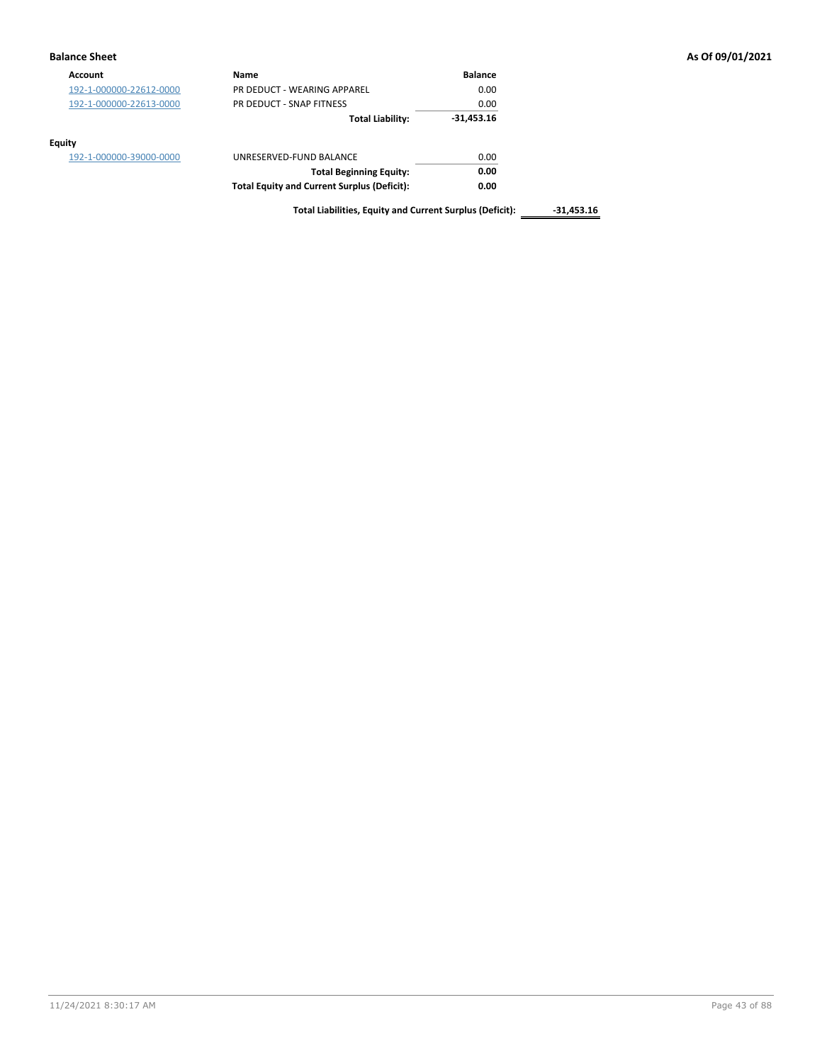**Balance Sheet** **As Of 09/01/2021**

| Account | Name | Balance | |
|---|---|---|---|
| 192-1-000000-22612-0000 | PR DEDUCT - WEARING APPAREL | 0.00 | |
| 192-1-000000-22613-0000 | PR DEDUCT - SNAP FITNESS | 0.00 | |
| | **Total Liability:** | **-31,453.16** | |
| **Equity** | | | |
| 192-1-000000-39000-0000 | UNRESERVED-FUND BALANCE | 0.00 | |
| | **Total Beginning Equity:** | **0.00** | |
| | **Total Equity and Current Surplus (Deficit):** | **0.00** | |
| | **Total Liabilities, Equity and Current Surplus (Deficit):** | | **-31,453.16** |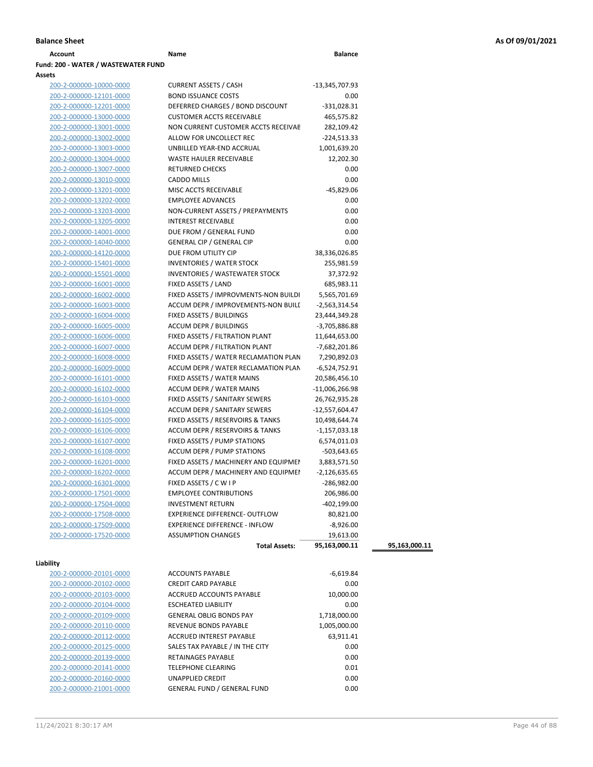**Balance Sheet** — As Of 09/01/2021

| Account | Name | Balance | |
|---|---|---|---|
| **Fund: 200 - WATER / WASTEWATER FUND** | | | |
| **Assets** | | | |
| 200-2-000000-10000-0000 | CURRENT ASSETS / CASH | -13,345,707.93 | |
| 200-2-000000-12101-0000 | BOND ISSUANCE COSTS | 0.00 | |
| 200-2-000000-12201-0000 | DEFERRED CHARGES / BOND DISCOUNT | -331,028.31 | |
| 200-2-000000-13000-0000 | CUSTOMER ACCTS RECEIVABLE | 465,575.82 | |
| 200-2-000000-13001-0000 | NON CURRENT CUSTOMER ACCTS RECEIVAE | 282,109.42 | |
| 200-2-000000-13002-0000 | ALLOW FOR UNCOLLECT REC | -224,513.33 | |
| 200-2-000000-13003-0000 | UNBILLED YEAR-END ACCRUAL | 1,001,639.20 | |
| 200-2-000000-13004-0000 | WASTE HAULER RECEIVABLE | 12,202.30 | |
| 200-2-000000-13007-0000 | RETURNED CHECKS | 0.00 | |
| 200-2-000000-13010-0000 | CADDO MILLS | 0.00 | |
| 200-2-000000-13201-0000 | MISC ACCTS RECEIVABLE | -45,829.06 | |
| 200-2-000000-13202-0000 | EMPLOYEE ADVANCES | 0.00 | |
| 200-2-000000-13203-0000 | NON-CURRENT ASSETS / PREPAYMENTS | 0.00 | |
| 200-2-000000-13205-0000 | INTEREST RECEIVABLE | 0.00 | |
| 200-2-000000-14001-0000 | DUE FROM / GENERAL FUND | 0.00 | |
| 200-2-000000-14040-0000 | GENERAL CIP / GENERAL CIP | 0.00 | |
| 200-2-000000-14120-0000 | DUE FROM UTILITY CIP | 38,336,026.85 | |
| 200-2-000000-15401-0000 | INVENTORIES / WATER STOCK | 255,981.59 | |
| 200-2-000000-15501-0000 | INVENTORIES / WASTEWATER STOCK | 37,372.92 | |
| 200-2-000000-16001-0000 | FIXED ASSETS / LAND | 685,983.11 | |
| 200-2-000000-16002-0000 | FIXED ASSETS / IMPROVMENTS-NON BUILDI | 5,565,701.69 | |
| 200-2-000000-16003-0000 | ACCUM DEPR / IMPROVEMENTS-NON BUILI | -2,563,314.54 | |
| 200-2-000000-16004-0000 | FIXED ASSETS / BUILDINGS | 23,444,349.28 | |
| 200-2-000000-16005-0000 | ACCUM DEPR / BUILDINGS | -3,705,886.88 | |
| 200-2-000000-16006-0000 | FIXED ASSETS / FILTRATION PLANT | 11,644,653.00 | |
| 200-2-000000-16007-0000 | ACCUM DEPR / FILTRATION PLANT | -7,682,201.86 | |
| 200-2-000000-16008-0000 | FIXED ASSETS / WATER RECLAMATION PLAN | 7,290,892.03 | |
| 200-2-000000-16009-0000 | ACCUM DEPR / WATER RECLAMATION PLAN | -6,524,752.91 | |
| 200-2-000000-16101-0000 | FIXED ASSETS / WATER MAINS | 20,586,456.10 | |
| 200-2-000000-16102-0000 | ACCUM DEPR / WATER MAINS | -11,006,266.98 | |
| 200-2-000000-16103-0000 | FIXED ASSETS / SANITARY SEWERS | 26,762,935.28 | |
| 200-2-000000-16104-0000 | ACCUM DEPR / SANITARY SEWERS | -12,557,604.47 | |
| 200-2-000000-16105-0000 | FIXED ASSETS / RESERVOIRS & TANKS | 10,498,644.74 | |
| 200-2-000000-16106-0000 | ACCUM DEPR / RESERVOIRS & TANKS | -1,157,033.18 | |
| 200-2-000000-16107-0000 | FIXED ASSETS / PUMP STATIONS | 6,574,011.03 | |
| 200-2-000000-16108-0000 | ACCUM DEPR / PUMP STATIONS | -503,643.65 | |
| 200-2-000000-16201-0000 | FIXED ASSETS / MACHINERY AND EQUIPMEI | 3,883,571.50 | |
| 200-2-000000-16202-0000 | ACCUM DEPR / MACHINERY AND EQUIPMEI | -2,126,635.65 | |
| 200-2-000000-16301-0000 | FIXED ASSETS / C W I P | -286,982.00 | |
| 200-2-000000-17501-0000 | EMPLOYEE CONTRIBUTIONS | 206,986.00 | |
| 200-2-000000-17504-0000 | INVESTMENT RETURN | -402,199.00 | |
| 200-2-000000-17508-0000 | EXPERIENCE DIFFERENCE- OUTFLOW | 80,821.00 | |
| 200-2-000000-17509-0000 | EXPERIENCE DIFFERENCE - INFLOW | -8,926.00 | |
| 200-2-000000-17520-0000 | ASSUMPTION CHANGES | 19,613.00 | |
| | **Total Assets:** | **95,163,000.11** | **95,163,000.11** |
| **Liability** | | | |
| 200-2-000000-20101-0000 | ACCOUNTS PAYABLE | -6,619.84 | |
| 200-2-000000-20102-0000 | CREDIT CARD PAYABLE | 0.00 | |
| 200-2-000000-20103-0000 | ACCRUED ACCOUNTS PAYABLE | 10,000.00 | |
| 200-2-000000-20104-0000 | ESCHEATED LIABILITY | 0.00 | |
| 200-2-000000-20109-0000 | GENERAL OBLIG BONDS PAY | 1,718,000.00 | |
| 200-2-000000-20110-0000 | REVENUE BONDS PAYABLE | 1,005,000.00 | |
| 200-2-000000-20112-0000 | ACCRUED INTEREST PAYABLE | 63,911.41 | |
| 200-2-000000-20125-0000 | SALES TAX PAYABLE / IN THE CITY | 0.00 | |
| 200-2-000000-20139-0000 | RETAINAGES PAYABLE | 0.00 | |
| 200-2-000000-20141-0000 | TELEPHONE CLEARING | 0.01 | |
| 200-2-000000-20160-0000 | UNAPPLIED CREDIT | 0.00 | |
| 200-2-000000-21001-0000 | GENERAL FUND / GENERAL FUND | 0.00 | |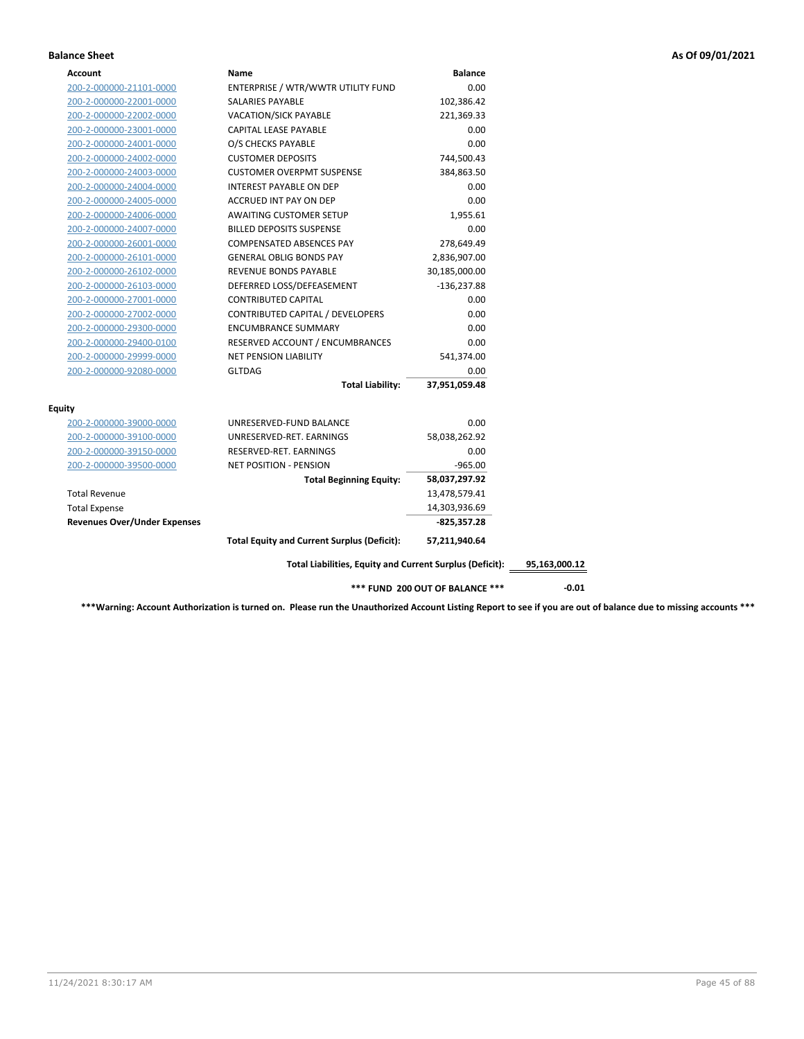**Balance Sheet** **As Of 09/01/2021**

| Account | Name | Balance | |
|---|---|---|---|
| 200-2-000000-21101-0000 | ENTERPRISE / WTR/WWTR UTILITY FUND | 0.00 | |
| 200-2-000000-22001-0000 | SALARIES PAYABLE | 102,386.42 | |
| 200-2-000000-22002-0000 | VACATION/SICK PAYABLE | 221,369.33 | |
| 200-2-000000-23001-0000 | CAPITAL LEASE PAYABLE | 0.00 | |
| 200-2-000000-24001-0000 | O/S CHECKS PAYABLE | 0.00 | |
| 200-2-000000-24002-0000 | CUSTOMER DEPOSITS | 744,500.43 | |
| 200-2-000000-24003-0000 | CUSTOMER OVERPMT SUSPENSE | 384,863.50 | |
| 200-2-000000-24004-0000 | INTEREST PAYABLE ON DEP | 0.00 | |
| 200-2-000000-24005-0000 | ACCRUED INT PAY ON DEP | 0.00 | |
| 200-2-000000-24006-0000 | AWAITING CUSTOMER SETUP | 1,955.61 | |
| 200-2-000000-24007-0000 | BILLED DEPOSITS SUSPENSE | 0.00 | |
| 200-2-000000-26001-0000 | COMPENSATED ABSENCES PAY | 278,649.49 | |
| 200-2-000000-26101-0000 | GENERAL OBLIG BONDS PAY | 2,836,907.00 | |
| 200-2-000000-26102-0000 | REVENUE BONDS PAYABLE | 30,185,000.00 | |
| 200-2-000000-26103-0000 | DEFERRED LOSS/DEFEASEMENT | -136,237.88 | |
| 200-2-000000-27001-0000 | CONTRIBUTED CAPITAL | 0.00 | |
| 200-2-000000-27002-0000 | CONTRIBUTED CAPITAL / DEVELOPERS | 0.00 | |
| 200-2-000000-29300-0000 | ENCUMBRANCE SUMMARY | 0.00 | |
| 200-2-000000-29400-0100 | RESERVED ACCOUNT / ENCUMBRANCES | 0.00 | |
| 200-2-000000-29999-0000 | NET PENSION LIABILITY | 541,374.00 | |
| 200-2-000000-92080-0000 | GLTDAG | 0.00 | |
| | **Total Liability:** | **37,951,059.48** | |
| **Equity** | | | |
| 200-2-000000-39000-0000 | UNRESERVED-FUND BALANCE | 0.00 | |
| 200-2-000000-39100-0000 | UNRESERVED-RET. EARNINGS | 58,038,262.92 | |
| 200-2-000000-39150-0000 | RESERVED-RET. EARNINGS | 0.00 | |
| 200-2-000000-39500-0000 | NET POSITION - PENSION | -965.00 | |
| | **Total Beginning Equity:** | **58,037,297.92** | |
| Total Revenue | | 13,478,579.41 | |
| Total Expense | | 14,303,936.69 | |
| **Revenues Over/Under Expenses** | | **-825,357.28** | |
| | **Total Equity and Current Surplus (Deficit):** | **57,211,940.64** | |
| | **Total Liabilities, Equity and Current Surplus (Deficit):** | | **95,163,000.12** |
| | **\*\*\* FUND 200 OUT OF BALANCE \*\*\*** | | **-0.01** |

**\*\*\*Warning: Account Authorization is turned on. Please run the Unauthorized Account Listing Report to see if you are out of balance due to missing accounts \*\*\***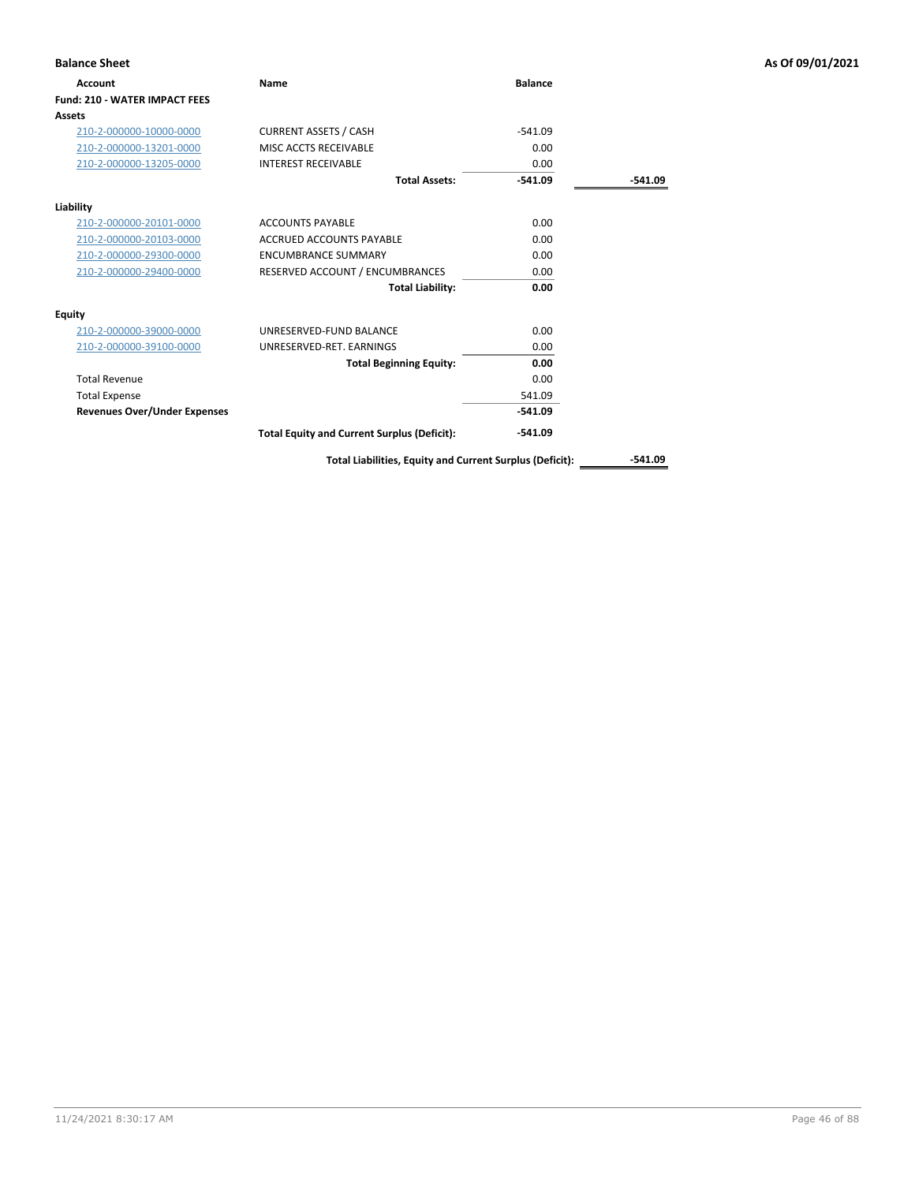## Balance Sheet

**As Of 09/01/2021**

| Account | Name | Balance | |
|---|---|---|---|
| **Fund: 210 - WATER IMPACT FEES** | | | |
| **Assets** | | | |
| 210-2-000000-10000-0000 | CURRENT ASSETS / CASH | -541.09 | |
| 210-2-000000-13201-0000 | MISC ACCTS RECEIVABLE | 0.00 | |
| 210-2-000000-13205-0000 | INTEREST RECEIVABLE | 0.00 | |
| | **Total Assets:** | **-541.09** | **-541.09** |
| **Liability** | | | |
| 210-2-000000-20101-0000 | ACCOUNTS PAYABLE | 0.00 | |
| 210-2-000000-20103-0000 | ACCRUED ACCOUNTS PAYABLE | 0.00 | |
| 210-2-000000-29300-0000 | ENCUMBRANCE SUMMARY | 0.00 | |
| 210-2-000000-29400-0000 | RESERVED ACCOUNT / ENCUMBRANCES | 0.00 | |
| | **Total Liability:** | **0.00** | |
| **Equity** | | | |
| 210-2-000000-39000-0000 | UNRESERVED-FUND BALANCE | 0.00 | |
| 210-2-000000-39100-0000 | UNRESERVED-RET. EARNINGS | 0.00 | |
| | **Total Beginning Equity:** | **0.00** | |
| Total Revenue | | 0.00 | |
| Total Expense | | 541.09 | |
| **Revenues Over/Under Expenses** | | **-541.09** | |
| | **Total Equity and Current Surplus (Deficit):** | **-541.09** | |
| | **Total Liabilities, Equity and Current Surplus (Deficit):** | | **-541.09** |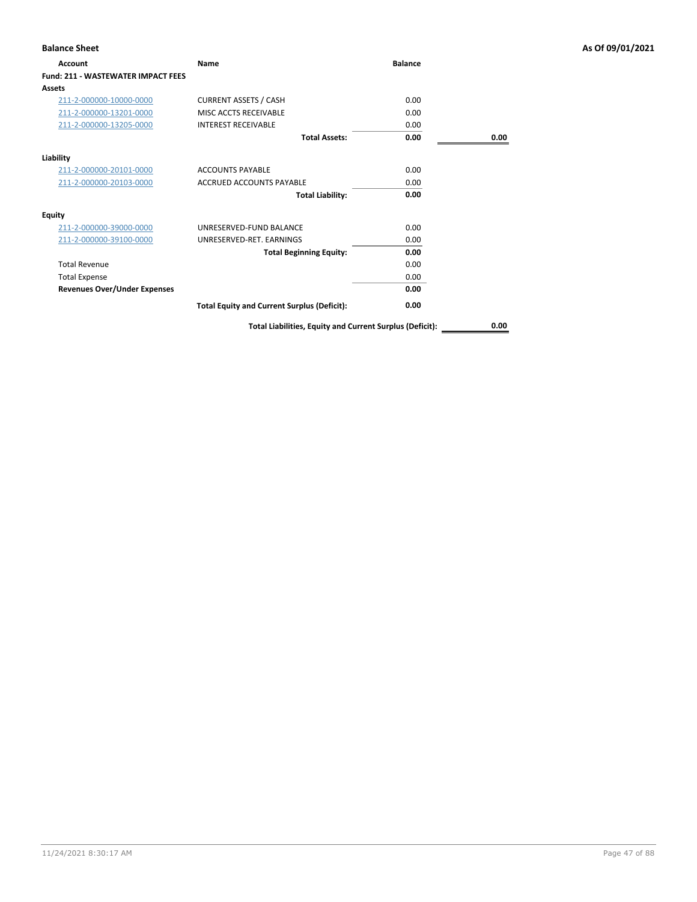**Balance Sheet** **As Of 09/01/2021**

| Account | Name | Balance | |
|---|---|---|---|
| **Fund: 211 - WASTEWATER IMPACT FEES** | | | |
| **Assets** | | | |
| 211-2-000000-10000-0000 | CURRENT ASSETS / CASH | 0.00 | |
| 211-2-000000-13201-0000 | MISC ACCTS RECEIVABLE | 0.00 | |
| 211-2-000000-13205-0000 | INTEREST RECEIVABLE | 0.00 | |
| | **Total Assets:** | **0.00** | **0.00** |
| **Liability** | | | |
| 211-2-000000-20101-0000 | ACCOUNTS PAYABLE | 0.00 | |
| 211-2-000000-20103-0000 | ACCRUED ACCOUNTS PAYABLE | 0.00 | |
| | **Total Liability:** | **0.00** | |
| **Equity** | | | |
| 211-2-000000-39000-0000 | UNRESERVED-FUND BALANCE | 0.00 | |
| 211-2-000000-39100-0000 | UNRESERVED-RET. EARNINGS | 0.00 | |
| | **Total Beginning Equity:** | **0.00** | |
| Total Revenue | | 0.00 | |
| Total Expense | | 0.00 | |
| **Revenues Over/Under Expenses** | | **0.00** | |
| | **Total Equity and Current Surplus (Deficit):** | **0.00** | |
| | **Total Liabilities, Equity and Current Surplus (Deficit):** | | **0.00** |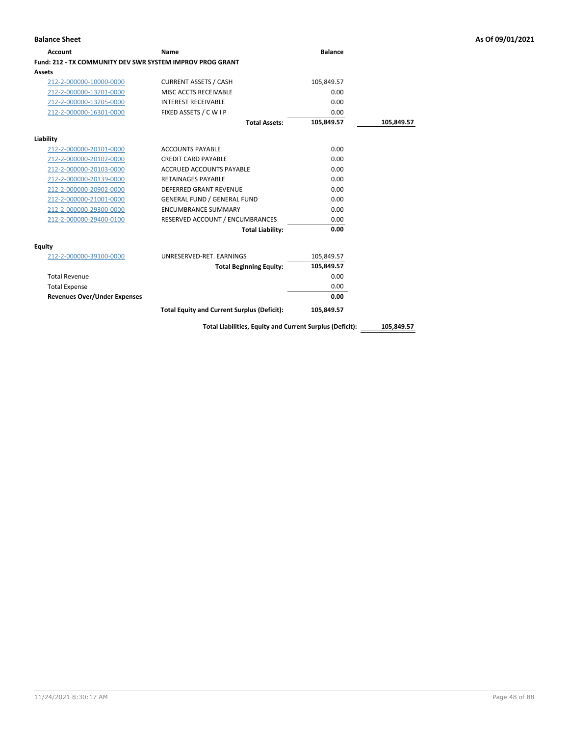**Balance Sheet** — **As Of 09/01/2021**

| Account | Name | Balance | |
|---|---|---|---|
| **Fund: 212 - TX COMMUNITY DEV SWR SYSTEM IMPROV PROG GRANT** | | | |
| **Assets** | | | |
| 212-2-000000-10000-0000 | CURRENT ASSETS / CASH | 105,849.57 | |
| 212-2-000000-13201-0000 | MISC ACCTS RECEIVABLE | 0.00 | |
| 212-2-000000-13205-0000 | INTEREST RECEIVABLE | 0.00 | |
| 212-2-000000-16301-0000 | FIXED ASSETS / C W I P | 0.00 | |
| | **Total Assets:** | **105,849.57** | **105,849.57** |
| **Liability** | | | |
| 212-2-000000-20101-0000 | ACCOUNTS PAYABLE | 0.00 | |
| 212-2-000000-20102-0000 | CREDIT CARD PAYABLE | 0.00 | |
| 212-2-000000-20103-0000 | ACCRUED ACCOUNTS PAYABLE | 0.00 | |
| 212-2-000000-20139-0000 | RETAINAGES PAYABLE | 0.00 | |
| 212-2-000000-20902-0000 | DEFERRED GRANT REVENUE | 0.00 | |
| 212-2-000000-21001-0000 | GENERAL FUND / GENERAL FUND | 0.00 | |
| 212-2-000000-29300-0000 | ENCUMBRANCE SUMMARY | 0.00 | |
| 212-2-000000-29400-0100 | RESERVED ACCOUNT / ENCUMBRANCES | 0.00 | |
| | **Total Liability:** | **0.00** | |
| **Equity** | | | |
| 212-2-000000-39100-0000 | UNRESERVED-RET. EARNINGS | 105,849.57 | |
| | **Total Beginning Equity:** | **105,849.57** | |
| Total Revenue | | 0.00 | |
| Total Expense | | 0.00 | |
| **Revenues Over/Under Expenses** | | **0.00** | |
| | **Total Equity and Current Surplus (Deficit):** | **105,849.57** | |
| | **Total Liabilities, Equity and Current Surplus (Deficit):** | | **105,849.57** |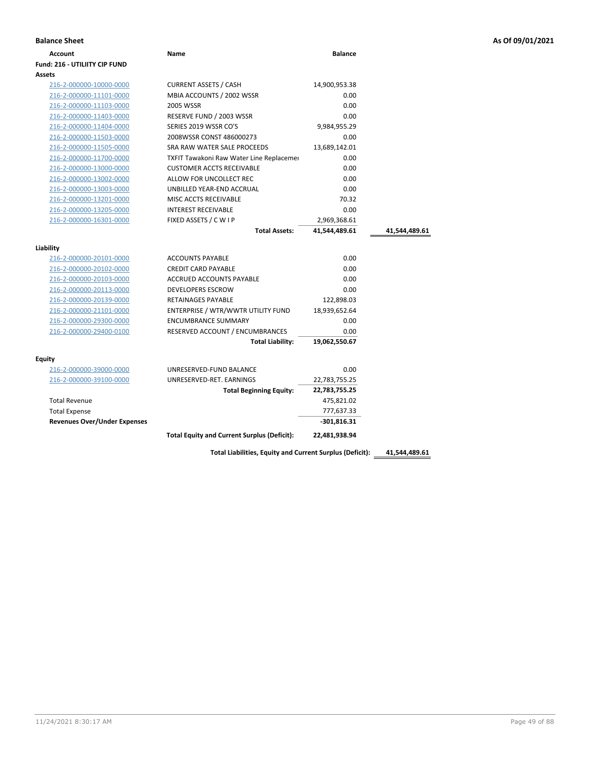**Balance Sheet** **As Of 09/01/2021**

| Account | Name | Balance | |
|---|---|---|---|
| **Fund: 216 - UTILIITY CIP FUND** | | | |
| **Assets** | | | |
| 216-2-000000-10000-0000 | CURRENT ASSETS / CASH | 14,900,953.38 | |
| 216-2-000000-11101-0000 | MBIA ACCOUNTS / 2002 WSSR | 0.00 | |
| 216-2-000000-11103-0000 | 2005 WSSR | 0.00 | |
| 216-2-000000-11403-0000 | RESERVE FUND / 2003 WSSR | 0.00 | |
| 216-2-000000-11404-0000 | SERIES 2019 WSSR CO'S | 9,984,955.29 | |
| 216-2-000000-11503-0000 | 2008WSSR CONST 486000273 | 0.00 | |
| 216-2-000000-11505-0000 | SRA RAW WATER SALE PROCEEDS | 13,689,142.01 | |
| 216-2-000000-11700-0000 | TXFIT Tawakoni Raw Water Line Replacemer | 0.00 | |
| 216-2-000000-13000-0000 | CUSTOMER ACCTS RECEIVABLE | 0.00 | |
| 216-2-000000-13002-0000 | ALLOW FOR UNCOLLECT REC | 0.00 | |
| 216-2-000000-13003-0000 | UNBILLED YEAR-END ACCRUAL | 0.00 | |
| 216-2-000000-13201-0000 | MISC ACCTS RECEIVABLE | 70.32 | |
| 216-2-000000-13205-0000 | INTEREST RECEIVABLE | 0.00 | |
| 216-2-000000-16301-0000 | FIXED ASSETS / C W I P | 2,969,368.61 | |
| | **Total Assets:** | **41,544,489.61** | **41,544,489.61** |
| **Liability** | | | |
| 216-2-000000-20101-0000 | ACCOUNTS PAYABLE | 0.00 | |
| 216-2-000000-20102-0000 | CREDIT CARD PAYABLE | 0.00 | |
| 216-2-000000-20103-0000 | ACCRUED ACCOUNTS PAYABLE | 0.00 | |
| 216-2-000000-20113-0000 | DEVELOPERS ESCROW | 0.00 | |
| 216-2-000000-20139-0000 | RETAINAGES PAYABLE | 122,898.03 | |
| 216-2-000000-21101-0000 | ENTERPRISE / WTR/WWTR UTILITY FUND | 18,939,652.64 | |
| 216-2-000000-29300-0000 | ENCUMBRANCE SUMMARY | 0.00 | |
| 216-2-000000-29400-0100 | RESERVED ACCOUNT / ENCUMBRANCES | 0.00 | |
| | **Total Liability:** | **19,062,550.67** | |
| **Equity** | | | |
| 216-2-000000-39000-0000 | UNRESERVED-FUND BALANCE | 0.00 | |
| 216-2-000000-39100-0000 | UNRESERVED-RET. EARNINGS | 22,783,755.25 | |
| | **Total Beginning Equity:** | **22,783,755.25** | |
| Total Revenue | | 475,821.02 | |
| Total Expense | | 777,637.33 | |
| **Revenues Over/Under Expenses** | | **-301,816.31** | |
| | **Total Equity and Current Surplus (Deficit):** | **22,481,938.94** | |
| | **Total Liabilities, Equity and Current Surplus (Deficit):** | | **41,544,489.61** |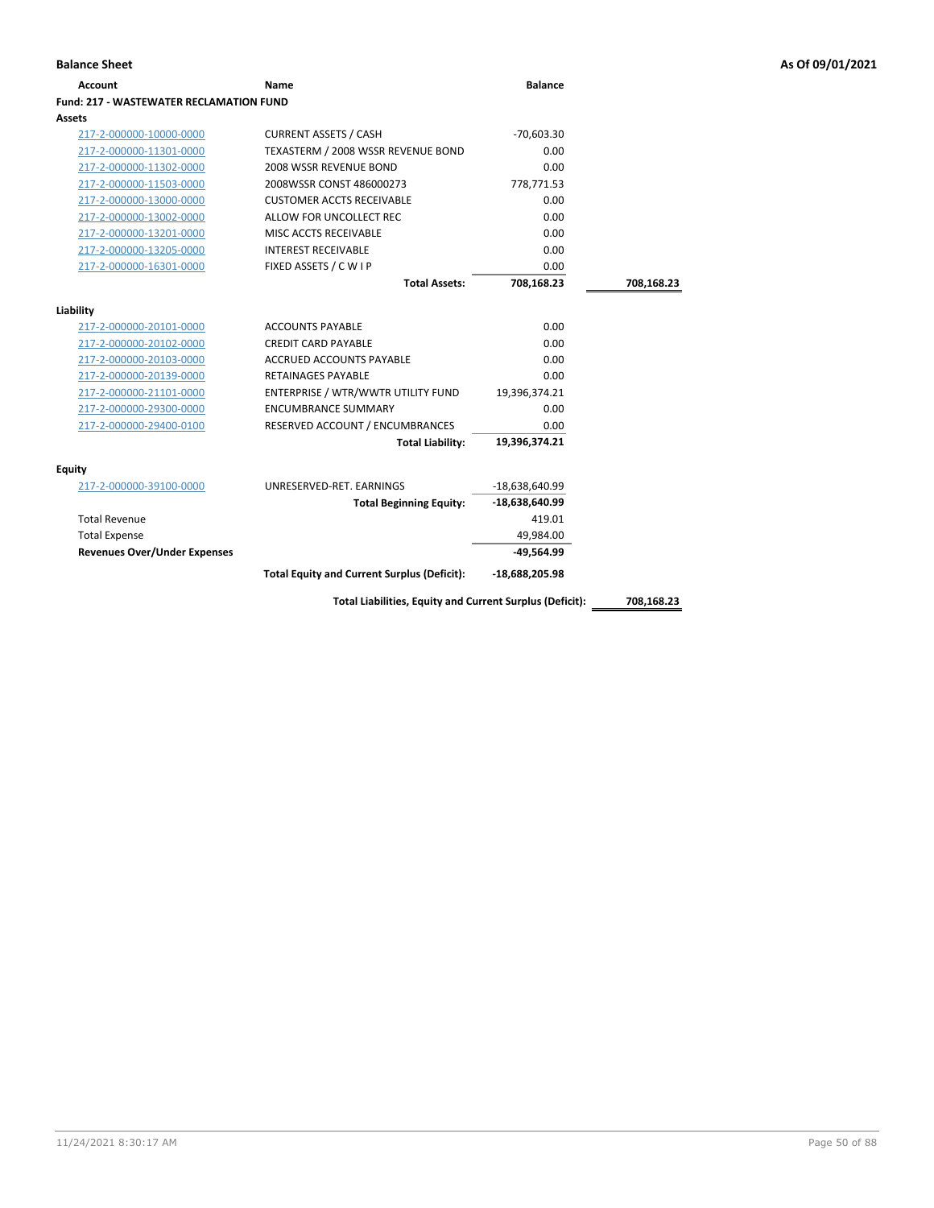**Balance Sheet** — As Of 09/01/2021

| Account | Name | Balance | |
|---|---|---|---|
| **Fund: 217 - WASTEWATER RECLAMATION FUND** | | | |
| **Assets** | | | |
| 217-2-000000-10000-0000 | CURRENT ASSETS / CASH | -70,603.30 | |
| 217-2-000000-11301-0000 | TEXASTERM / 2008 WSSR REVENUE BOND | 0.00 | |
| 217-2-000000-11302-0000 | 2008 WSSR REVENUE BOND | 0.00 | |
| 217-2-000000-11503-0000 | 2008WSSR CONST 486000273 | 778,771.53 | |
| 217-2-000000-13000-0000 | CUSTOMER ACCTS RECEIVABLE | 0.00 | |
| 217-2-000000-13002-0000 | ALLOW FOR UNCOLLECT REC | 0.00 | |
| 217-2-000000-13201-0000 | MISC ACCTS RECEIVABLE | 0.00 | |
| 217-2-000000-13205-0000 | INTEREST RECEIVABLE | 0.00 | |
| 217-2-000000-16301-0000 | FIXED ASSETS / C W I P | 0.00 | |
| | **Total Assets:** | **708,168.23** | **708,168.23** |
| **Liability** | | | |
| 217-2-000000-20101-0000 | ACCOUNTS PAYABLE | 0.00 | |
| 217-2-000000-20102-0000 | CREDIT CARD PAYABLE | 0.00 | |
| 217-2-000000-20103-0000 | ACCRUED ACCOUNTS PAYABLE | 0.00 | |
| 217-2-000000-20139-0000 | RETAINAGES PAYABLE | 0.00 | |
| 217-2-000000-21101-0000 | ENTERPRISE / WTR/WWTR UTILITY FUND | 19,396,374.21 | |
| 217-2-000000-29300-0000 | ENCUMBRANCE SUMMARY | 0.00 | |
| 217-2-000000-29400-0100 | RESERVED ACCOUNT / ENCUMBRANCES | 0.00 | |
| | **Total Liability:** | **19,396,374.21** | |
| **Equity** | | | |
| 217-2-000000-39100-0000 | UNRESERVED-RET. EARNINGS | -18,638,640.99 | |
| | **Total Beginning Equity:** | **-18,638,640.99** | |
| Total Revenue | | 419.01 | |
| Total Expense | | 49,984.00 | |
| **Revenues Over/Under Expenses** | | **-49,564.99** | |
| | **Total Equity and Current Surplus (Deficit):** | **-18,688,205.98** | |
| | **Total Liabilities, Equity and Current Surplus (Deficit):** | | **708,168.23** |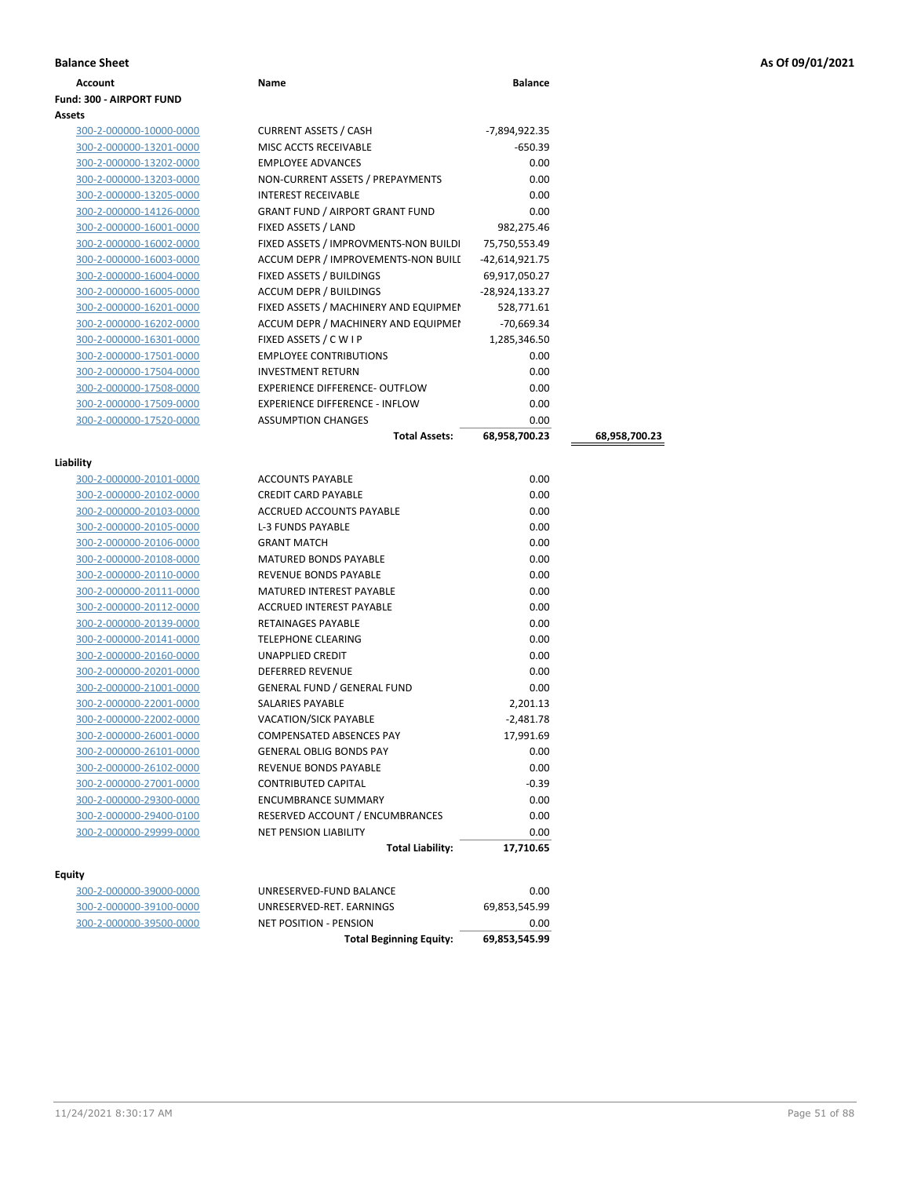**Balance Sheet** **As Of 09/01/2021**

| Account | Name | Balance | |
|---|---|---|---|
| **Fund: 300 - AIRPORT FUND** | | | |
| **Assets** | | | |
| 300-2-000000-10000-0000 | CURRENT ASSETS / CASH | -7,894,922.35 | |
| 300-2-000000-13201-0000 | MISC ACCTS RECEIVABLE | -650.39 | |
| 300-2-000000-13202-0000 | EMPLOYEE ADVANCES | 0.00 | |
| 300-2-000000-13203-0000 | NON-CURRENT ASSETS / PREPAYMENTS | 0.00 | |
| 300-2-000000-13205-0000 | INTEREST RECEIVABLE | 0.00 | |
| 300-2-000000-14126-0000 | GRANT FUND / AIRPORT GRANT FUND | 0.00 | |
| 300-2-000000-16001-0000 | FIXED ASSETS / LAND | 982,275.46 | |
| 300-2-000000-16002-0000 | FIXED ASSETS / IMPROVMENTS-NON BUILDI | 75,750,553.49 | |
| 300-2-000000-16003-0000 | ACCUM DEPR / IMPROVEMENTS-NON BUILI | -42,614,921.75 | |
| 300-2-000000-16004-0000 | FIXED ASSETS / BUILDINGS | 69,917,050.27 | |
| 300-2-000000-16005-0000 | ACCUM DEPR / BUILDINGS | -28,924,133.27 | |
| 300-2-000000-16201-0000 | FIXED ASSETS / MACHINERY AND EQUIPMEI | 528,771.61 | |
| 300-2-000000-16202-0000 | ACCUM DEPR / MACHINERY AND EQUIPMEI | -70,669.34 | |
| 300-2-000000-16301-0000 | FIXED ASSETS / C W I P | 1,285,346.50 | |
| 300-2-000000-17501-0000 | EMPLOYEE CONTRIBUTIONS | 0.00 | |
| 300-2-000000-17504-0000 | INVESTMENT RETURN | 0.00 | |
| 300-2-000000-17508-0000 | EXPERIENCE DIFFERENCE- OUTFLOW | 0.00 | |
| 300-2-000000-17509-0000 | EXPERIENCE DIFFERENCE - INFLOW | 0.00 | |
| 300-2-000000-17520-0000 | ASSUMPTION CHANGES | 0.00 | |
| | **Total Assets:** | **68,958,700.23** | **68,958,700.23** |
| **Liability** | | | |
| 300-2-000000-20101-0000 | ACCOUNTS PAYABLE | 0.00 | |
| 300-2-000000-20102-0000 | CREDIT CARD PAYABLE | 0.00 | |
| 300-2-000000-20103-0000 | ACCRUED ACCOUNTS PAYABLE | 0.00 | |
| 300-2-000000-20105-0000 | L-3 FUNDS PAYABLE | 0.00 | |
| 300-2-000000-20106-0000 | GRANT MATCH | 0.00 | |
| 300-2-000000-20108-0000 | MATURED BONDS PAYABLE | 0.00 | |
| 300-2-000000-20110-0000 | REVENUE BONDS PAYABLE | 0.00 | |
| 300-2-000000-20111-0000 | MATURED INTEREST PAYABLE | 0.00 | |
| 300-2-000000-20112-0000 | ACCRUED INTEREST PAYABLE | 0.00 | |
| 300-2-000000-20139-0000 | RETAINAGES PAYABLE | 0.00 | |
| 300-2-000000-20141-0000 | TELEPHONE CLEARING | 0.00 | |
| 300-2-000000-20160-0000 | UNAPPLIED CREDIT | 0.00 | |
| 300-2-000000-20201-0000 | DEFERRED REVENUE | 0.00 | |
| 300-2-000000-21001-0000 | GENERAL FUND / GENERAL FUND | 0.00 | |
| 300-2-000000-22001-0000 | SALARIES PAYABLE | 2,201.13 | |
| 300-2-000000-22002-0000 | VACATION/SICK PAYABLE | -2,481.78 | |
| 300-2-000000-26001-0000 | COMPENSATED ABSENCES PAY | 17,991.69 | |
| 300-2-000000-26101-0000 | GENERAL OBLIG BONDS PAY | 0.00 | |
| 300-2-000000-26102-0000 | REVENUE BONDS PAYABLE | 0.00 | |
| 300-2-000000-27001-0000 | CONTRIBUTED CAPITAL | -0.39 | |
| 300-2-000000-29300-0000 | ENCUMBRANCE SUMMARY | 0.00 | |
| 300-2-000000-29400-0100 | RESERVED ACCOUNT / ENCUMBRANCES | 0.00 | |
| 300-2-000000-29999-0000 | NET PENSION LIABILITY | 0.00 | |
| | **Total Liability:** | **17,710.65** | |
| **Equity** | | | |
| 300-2-000000-39000-0000 | UNRESERVED-FUND BALANCE | 0.00 | |
| 300-2-000000-39100-0000 | UNRESERVED-RET. EARNINGS | 69,853,545.99 | |
| 300-2-000000-39500-0000 | NET POSITION - PENSION | 0.00 | |
| | **Total Beginning Equity:** | **69,853,545.99** | |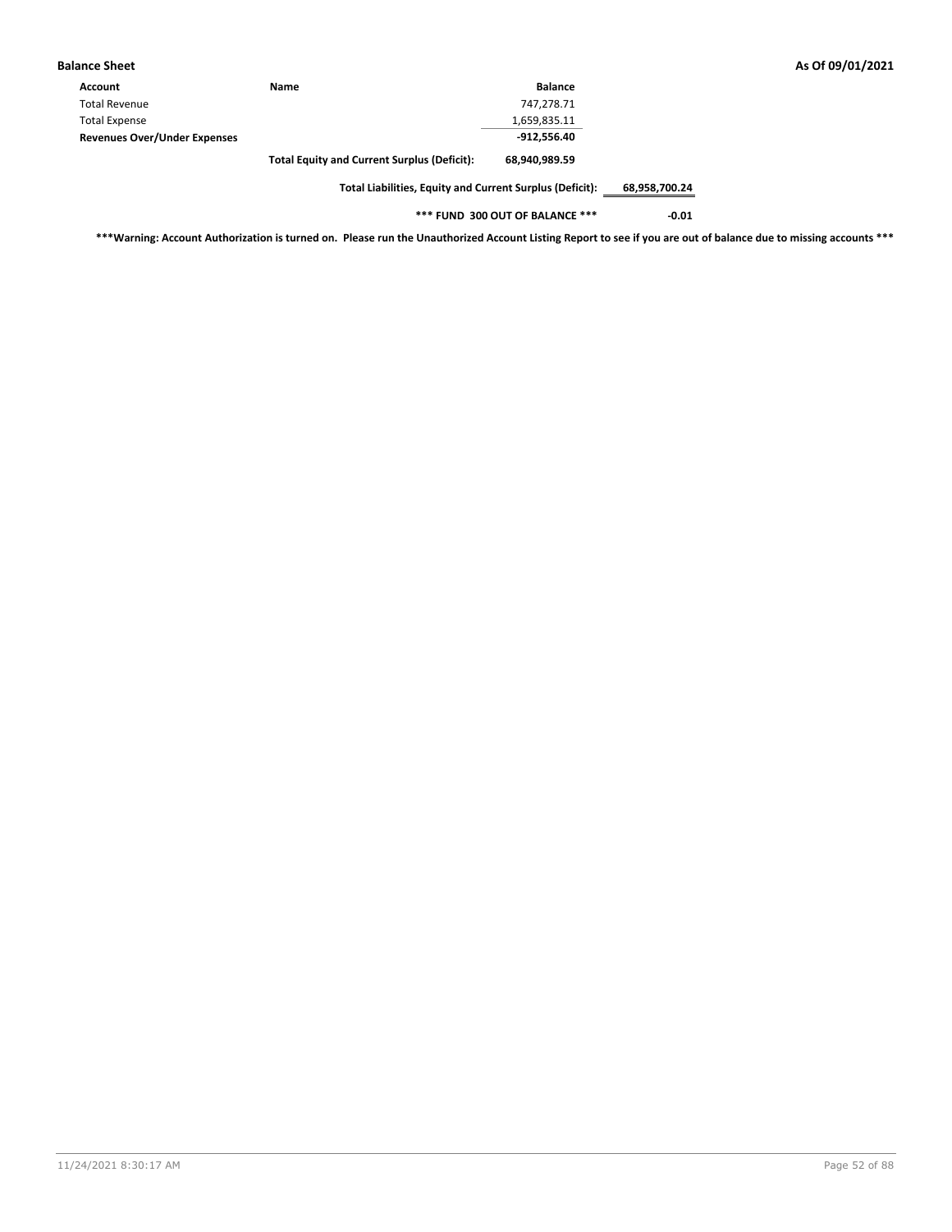| Account | Name | Balance | |
|---|---|---|---|
| Total Revenue | | 747,278.71 | |
| Total Expense | | 1,659,835.11 | |
| **Revenues Over/Under Expenses** | | **-912,556.40** | |
| | **Total Equity and Current Surplus (Deficit):** | **68,940,989.59** | |
| | **Total Liabilities, Equity and Current Surplus (Deficit):** | | **68,958,700.24** |
| | **\*\*\* FUND 300 OUT OF BALANCE \*\*\*** | | **-0.01** |

**\*\*\*Warning: Account Authorization is turned on. Please run the Unauthorized Account Listing Report to see if you are out of balance due to missing accounts \*\*\***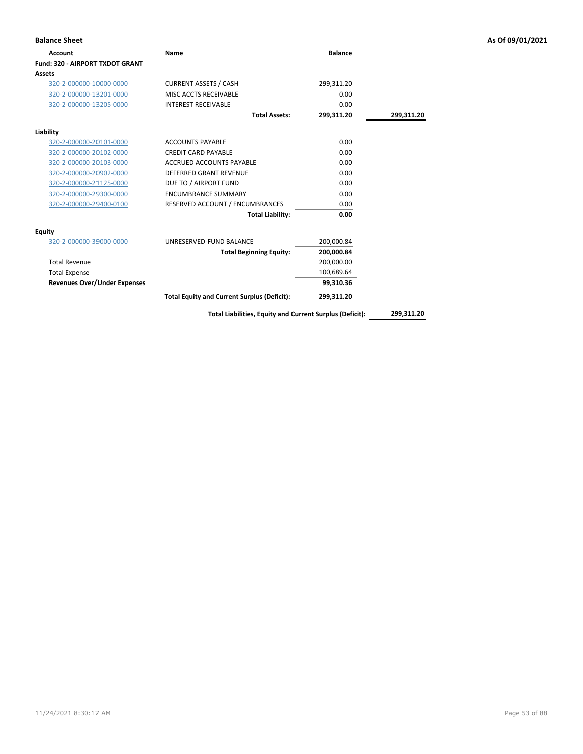## Balance Sheet

As Of 09/01/2021

| Account | Name | Balance | |
|---|---|---|---|
| **Fund: 320 - AIRPORT TXDOT GRANT** | | | |
| **Assets** | | | |
| 320-2-000000-10000-0000 | CURRENT ASSETS / CASH | 299,311.20 | |
| 320-2-000000-13201-0000 | MISC ACCTS RECEIVABLE | 0.00 | |
| 320-2-000000-13205-0000 | INTEREST RECEIVABLE | 0.00 | |
| | **Total Assets:** | **299,311.20** | **299,311.20** |
| **Liability** | | | |
| 320-2-000000-20101-0000 | ACCOUNTS PAYABLE | 0.00 | |
| 320-2-000000-20102-0000 | CREDIT CARD PAYABLE | 0.00 | |
| 320-2-000000-20103-0000 | ACCRUED ACCOUNTS PAYABLE | 0.00 | |
| 320-2-000000-20902-0000 | DEFERRED GRANT REVENUE | 0.00 | |
| 320-2-000000-21125-0000 | DUE TO / AIRPORT FUND | 0.00 | |
| 320-2-000000-29300-0000 | ENCUMBRANCE SUMMARY | 0.00 | |
| 320-2-000000-29400-0100 | RESERVED ACCOUNT / ENCUMBRANCES | 0.00 | |
| | **Total Liability:** | **0.00** | |
| **Equity** | | | |
| 320-2-000000-39000-0000 | UNRESERVED-FUND BALANCE | 200,000.84 | |
| | **Total Beginning Equity:** | **200,000.84** | |
| Total Revenue | | 200,000.00 | |
| Total Expense | | 100,689.64 | |
| **Revenues Over/Under Expenses** | | **99,310.36** | |
| | **Total Equity and Current Surplus (Deficit):** | **299,311.20** | |
| | **Total Liabilities, Equity and Current Surplus (Deficit):** | | **299,311.20** |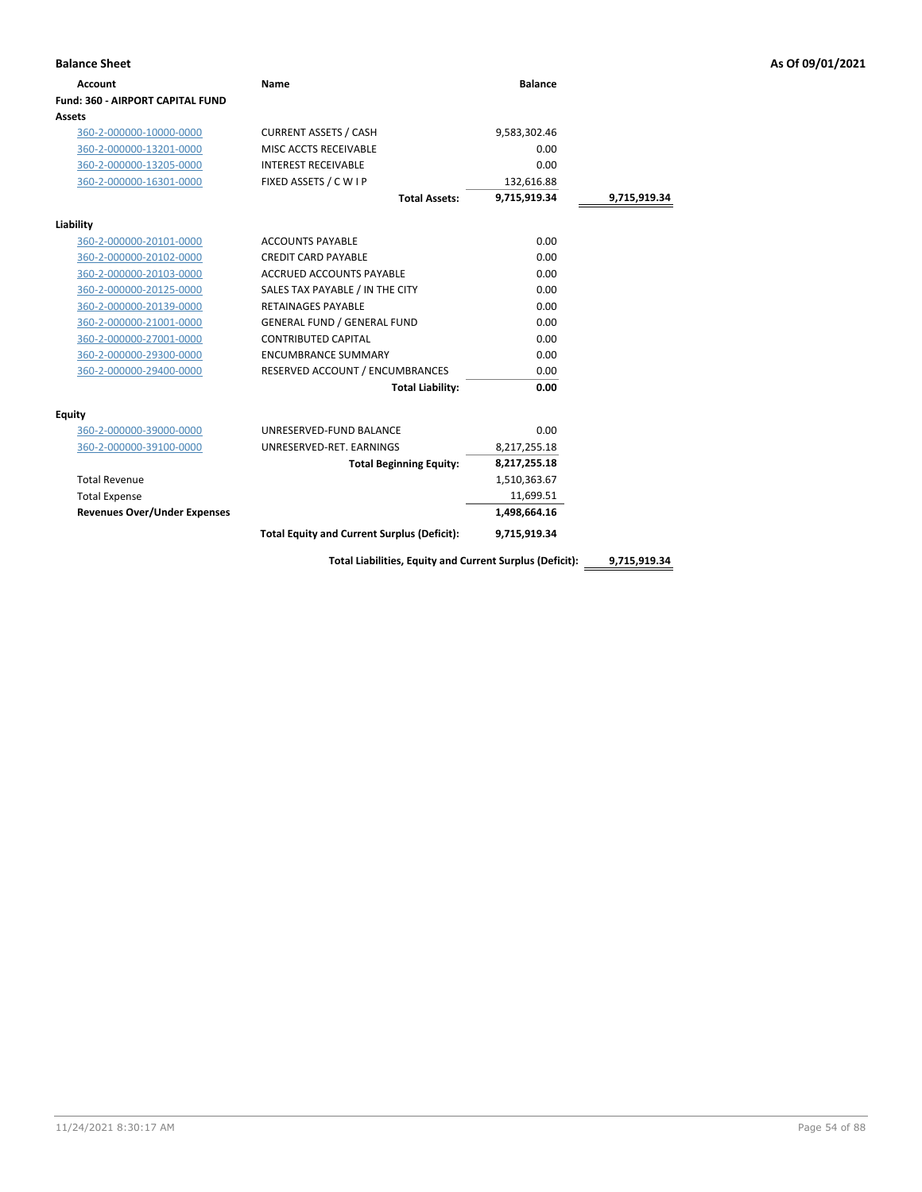**Balance Sheet** — As Of 09/01/2021

| Account | Name | Balance | |
|---|---|---|---|
| **Fund: 360 - AIRPORT CAPITAL FUND** | | | |
| **Assets** | | | |
| 360-2-000000-10000-0000 | CURRENT ASSETS / CASH | 9,583,302.46 | |
| 360-2-000000-13201-0000 | MISC ACCTS RECEIVABLE | 0.00 | |
| 360-2-000000-13205-0000 | INTEREST RECEIVABLE | 0.00 | |
| 360-2-000000-16301-0000 | FIXED ASSETS / C W I P | 132,616.88 | |
| | **Total Assets:** | **9,715,919.34** | **9,715,919.34** |
| **Liability** | | | |
| 360-2-000000-20101-0000 | ACCOUNTS PAYABLE | 0.00 | |
| 360-2-000000-20102-0000 | CREDIT CARD PAYABLE | 0.00 | |
| 360-2-000000-20103-0000 | ACCRUED ACCOUNTS PAYABLE | 0.00 | |
| 360-2-000000-20125-0000 | SALES TAX PAYABLE / IN THE CITY | 0.00 | |
| 360-2-000000-20139-0000 | RETAINAGES PAYABLE | 0.00 | |
| 360-2-000000-21001-0000 | GENERAL FUND / GENERAL FUND | 0.00 | |
| 360-2-000000-27001-0000 | CONTRIBUTED CAPITAL | 0.00 | |
| 360-2-000000-29300-0000 | ENCUMBRANCE SUMMARY | 0.00 | |
| 360-2-000000-29400-0000 | RESERVED ACCOUNT / ENCUMBRANCES | 0.00 | |
| | **Total Liability:** | **0.00** | |
| **Equity** | | | |
| 360-2-000000-39000-0000 | UNRESERVED-FUND BALANCE | 0.00 | |
| 360-2-000000-39100-0000 | UNRESERVED-RET. EARNINGS | 8,217,255.18 | |
| | **Total Beginning Equity:** | **8,217,255.18** | |
| Total Revenue | | 1,510,363.67 | |
| Total Expense | | 11,699.51 | |
| **Revenues Over/Under Expenses** | | **1,498,664.16** | |
| | **Total Equity and Current Surplus (Deficit):** | **9,715,919.34** | |
| | **Total Liabilities, Equity and Current Surplus (Deficit):** | | **9,715,919.34** |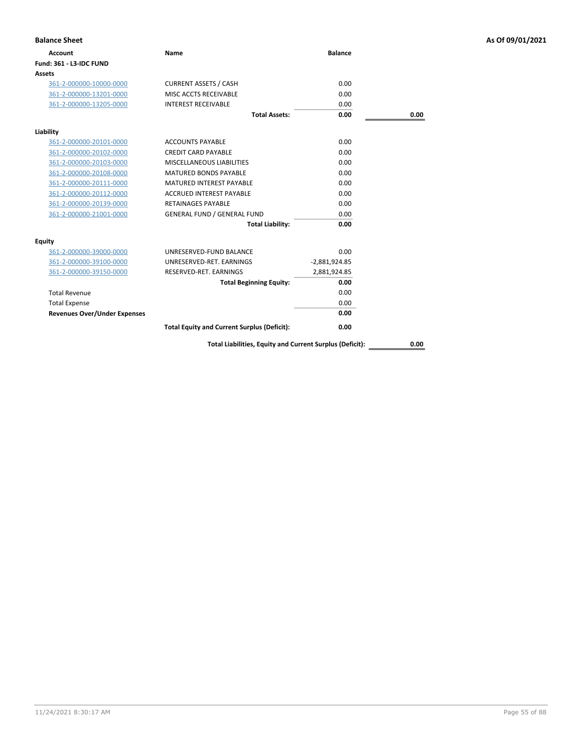**Balance Sheet** | **As Of 09/01/2021**

| Account | Name | Balance | |
|---|---|---|---|
| **Fund: 361 - L3-IDC FUND** | | | |
| **Assets** | | | |
| 361-2-000000-10000-0000 | CURRENT ASSETS / CASH | 0.00 | |
| 361-2-000000-13201-0000 | MISC ACCTS RECEIVABLE | 0.00 | |
| 361-2-000000-13205-0000 | INTEREST RECEIVABLE | 0.00 | |
| | **Total Assets:** | **0.00** | **0.00** |
| **Liability** | | | |
| 361-2-000000-20101-0000 | ACCOUNTS PAYABLE | 0.00 | |
| 361-2-000000-20102-0000 | CREDIT CARD PAYABLE | 0.00 | |
| 361-2-000000-20103-0000 | MISCELLANEOUS LIABILITIES | 0.00 | |
| 361-2-000000-20108-0000 | MATURED BONDS PAYABLE | 0.00 | |
| 361-2-000000-20111-0000 | MATURED INTEREST PAYABLE | 0.00 | |
| 361-2-000000-20112-0000 | ACCRUED INTEREST PAYABLE | 0.00 | |
| 361-2-000000-20139-0000 | RETAINAGES PAYABLE | 0.00 | |
| 361-2-000000-21001-0000 | GENERAL FUND / GENERAL FUND | 0.00 | |
| | **Total Liability:** | **0.00** | |
| **Equity** | | | |
| 361-2-000000-39000-0000 | UNRESERVED-FUND BALANCE | 0.00 | |
| 361-2-000000-39100-0000 | UNRESERVED-RET. EARNINGS | -2,881,924.85 | |
| 361-2-000000-39150-0000 | RESERVED-RET. EARNINGS | 2,881,924.85 | |
| | **Total Beginning Equity:** | **0.00** | |
| Total Revenue | | 0.00 | |
| Total Expense | | 0.00 | |
| **Revenues Over/Under Expenses** | | **0.00** | |
| | **Total Equity and Current Surplus (Deficit):** | **0.00** | |
| | **Total Liabilities, Equity and Current Surplus (Deficit):** | | **0.00** |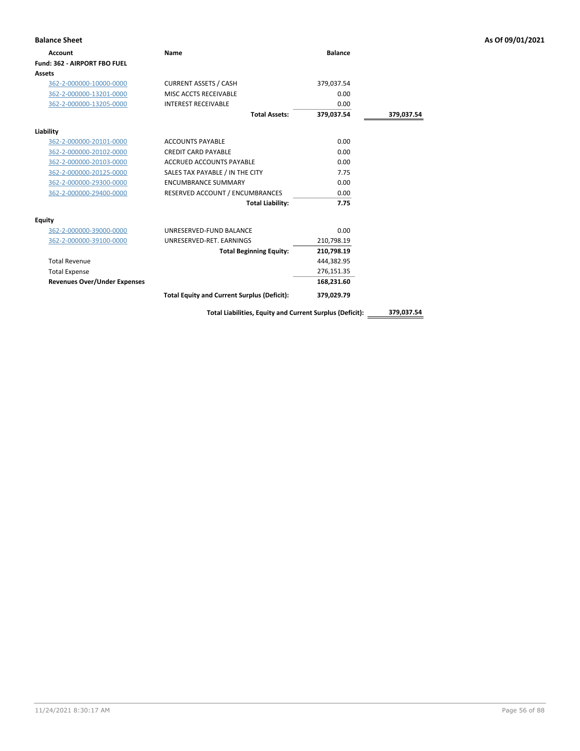**Balance Sheet** **As Of 09/01/2021**

| Account | Name | Balance | |
|---|---|---|---|
| **Fund: 362 - AIRPORT FBO FUEL** | | | |
| **Assets** | | | |
| 362-2-000000-10000-0000 | CURRENT ASSETS / CASH | 379,037.54 | |
| 362-2-000000-13201-0000 | MISC ACCTS RECEIVABLE | 0.00 | |
| 362-2-000000-13205-0000 | INTEREST RECEIVABLE | 0.00 | |
| | **Total Assets:** | **379,037.54** | **379,037.54** |
| **Liability** | | | |
| 362-2-000000-20101-0000 | ACCOUNTS PAYABLE | 0.00 | |
| 362-2-000000-20102-0000 | CREDIT CARD PAYABLE | 0.00 | |
| 362-2-000000-20103-0000 | ACCRUED ACCOUNTS PAYABLE | 0.00 | |
| 362-2-000000-20125-0000 | SALES TAX PAYABLE / IN THE CITY | 7.75 | |
| 362-2-000000-29300-0000 | ENCUMBRANCE SUMMARY | 0.00 | |
| 362-2-000000-29400-0000 | RESERVED ACCOUNT / ENCUMBRANCES | 0.00 | |
| | **Total Liability:** | **7.75** | |
| **Equity** | | | |
| 362-2-000000-39000-0000 | UNRESERVED-FUND BALANCE | 0.00 | |
| 362-2-000000-39100-0000 | UNRESERVED-RET. EARNINGS | 210,798.19 | |
| | **Total Beginning Equity:** | **210,798.19** | |
| Total Revenue | | 444,382.95 | |
| Total Expense | | 276,151.35 | |
| **Revenues Over/Under Expenses** | | **168,231.60** | |
| | **Total Equity and Current Surplus (Deficit):** | **379,029.79** | |
| | **Total Liabilities, Equity and Current Surplus (Deficit):** | | **379,037.54** |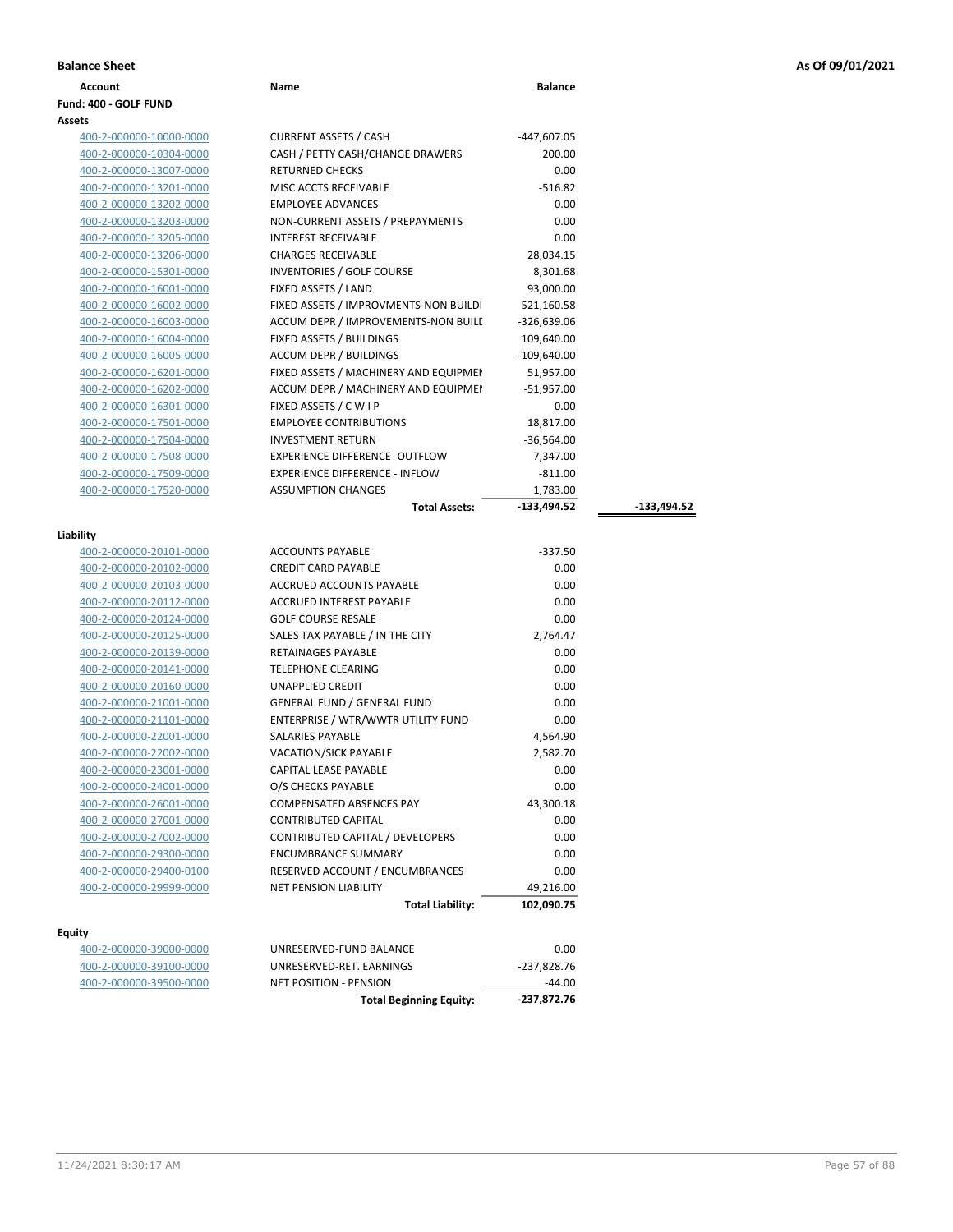**Balance Sheet** | **As Of 09/01/2021**

| Account | Name | Balance | |
|---|---|---|---|
| **Fund: 400 - GOLF FUND** | | | |
| **Assets** | | | |
| 400-2-000000-10000-0000 | CURRENT ASSETS / CASH | -447,607.05 | |
| 400-2-000000-10304-0000 | CASH / PETTY CASH/CHANGE DRAWERS | 200.00 | |
| 400-2-000000-13007-0000 | RETURNED CHECKS | 0.00 | |
| 400-2-000000-13201-0000 | MISC ACCTS RECEIVABLE | -516.82 | |
| 400-2-000000-13202-0000 | EMPLOYEE ADVANCES | 0.00 | |
| 400-2-000000-13203-0000 | NON-CURRENT ASSETS / PREPAYMENTS | 0.00 | |
| 400-2-000000-13205-0000 | INTEREST RECEIVABLE | 0.00 | |
| 400-2-000000-13206-0000 | CHARGES RECEIVABLE | 28,034.15 | |
| 400-2-000000-15301-0000 | INVENTORIES / GOLF COURSE | 8,301.68 | |
| 400-2-000000-16001-0000 | FIXED ASSETS / LAND | 93,000.00 | |
| 400-2-000000-16002-0000 | FIXED ASSETS / IMPROVMENTS-NON BUILDI | 521,160.58 | |
| 400-2-000000-16003-0000 | ACCUM DEPR / IMPROVEMENTS-NON BUILI | -326,639.06 | |
| 400-2-000000-16004-0000 | FIXED ASSETS / BUILDINGS | 109,640.00 | |
| 400-2-000000-16005-0000 | ACCUM DEPR / BUILDINGS | -109,640.00 | |
| 400-2-000000-16201-0000 | FIXED ASSETS / MACHINERY AND EQUIPMEI | 51,957.00 | |
| 400-2-000000-16202-0000 | ACCUM DEPR / MACHINERY AND EQUIPMEI | -51,957.00 | |
| 400-2-000000-16301-0000 | FIXED ASSETS / C W I P | 0.00 | |
| 400-2-000000-17501-0000 | EMPLOYEE CONTRIBUTIONS | 18,817.00 | |
| 400-2-000000-17504-0000 | INVESTMENT RETURN | -36,564.00 | |
| 400-2-000000-17508-0000 | EXPERIENCE DIFFERENCE- OUTFLOW | 7,347.00 | |
| 400-2-000000-17509-0000 | EXPERIENCE DIFFERENCE - INFLOW | -811.00 | |
| 400-2-000000-17520-0000 | ASSUMPTION CHANGES | 1,783.00 | |
| | **Total Assets:** | **-133,494.52** | **-133,494.52** |
| **Liability** | | | |
| 400-2-000000-20101-0000 | ACCOUNTS PAYABLE | -337.50 | |
| 400-2-000000-20102-0000 | CREDIT CARD PAYABLE | 0.00 | |
| 400-2-000000-20103-0000 | ACCRUED ACCOUNTS PAYABLE | 0.00 | |
| 400-2-000000-20112-0000 | ACCRUED INTEREST PAYABLE | 0.00 | |
| 400-2-000000-20124-0000 | GOLF COURSE RESALE | 0.00 | |
| 400-2-000000-20125-0000 | SALES TAX PAYABLE / IN THE CITY | 2,764.47 | |
| 400-2-000000-20139-0000 | RETAINAGES PAYABLE | 0.00 | |
| 400-2-000000-20141-0000 | TELEPHONE CLEARING | 0.00 | |
| 400-2-000000-20160-0000 | UNAPPLIED CREDIT | 0.00 | |
| 400-2-000000-21001-0000 | GENERAL FUND / GENERAL FUND | 0.00 | |
| 400-2-000000-21101-0000 | ENTERPRISE / WTR/WWTR UTILITY FUND | 0.00 | |
| 400-2-000000-22001-0000 | SALARIES PAYABLE | 4,564.90 | |
| 400-2-000000-22002-0000 | VACATION/SICK PAYABLE | 2,582.70 | |
| 400-2-000000-23001-0000 | CAPITAL LEASE PAYABLE | 0.00 | |
| 400-2-000000-24001-0000 | O/S CHECKS PAYABLE | 0.00 | |
| 400-2-000000-26001-0000 | COMPENSATED ABSENCES PAY | 43,300.18 | |
| 400-2-000000-27001-0000 | CONTRIBUTED CAPITAL | 0.00 | |
| 400-2-000000-27002-0000 | CONTRIBUTED CAPITAL / DEVELOPERS | 0.00 | |
| 400-2-000000-29300-0000 | ENCUMBRANCE SUMMARY | 0.00 | |
| 400-2-000000-29400-0100 | RESERVED ACCOUNT / ENCUMBRANCES | 0.00 | |
| 400-2-000000-29999-0000 | NET PENSION LIABILITY | 49,216.00 | |
| | **Total Liability:** | **102,090.75** | |
| **Equity** | | | |
| 400-2-000000-39000-0000 | UNRESERVED-FUND BALANCE | 0.00 | |
| 400-2-000000-39100-0000 | UNRESERVED-RET. EARNINGS | -237,828.76 | |
| 400-2-000000-39500-0000 | NET POSITION - PENSION | -44.00 | |
| | **Total Beginning Equity:** | **-237,872.76** | |

11/24/2021 8:30:17 AM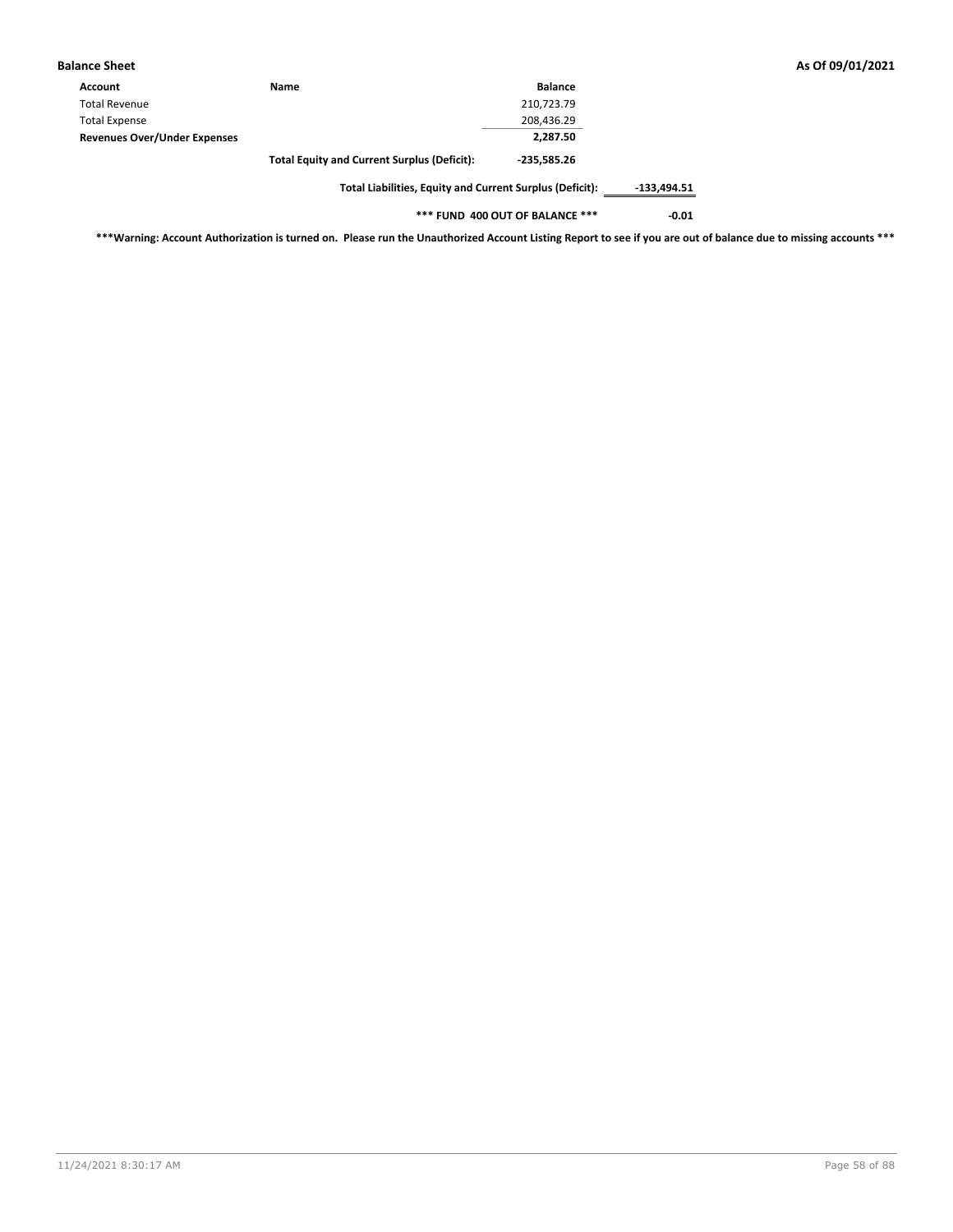| Account | Name | Balance | |
|---|---|---|---|
| Total Revenue | | 210,723.79 | |
| Total Expense | | 208,436.29 | |
| **Revenues Over/Under Expenses** | | **2,287.50** | |
| | **Total Equity and Current Surplus (Deficit):** | **-235,585.26** | |
| | **Total Liabilities, Equity and Current Surplus (Deficit):** | | **-133,494.51** |
| | **\*\*\* FUND 400 OUT OF BALANCE \*\*\*** | | **-0.01** |

**\*\*\*Warning: Account Authorization is turned on. Please run the Unauthorized Account Listing Report to see if you are out of balance due to missing accounts \*\*\***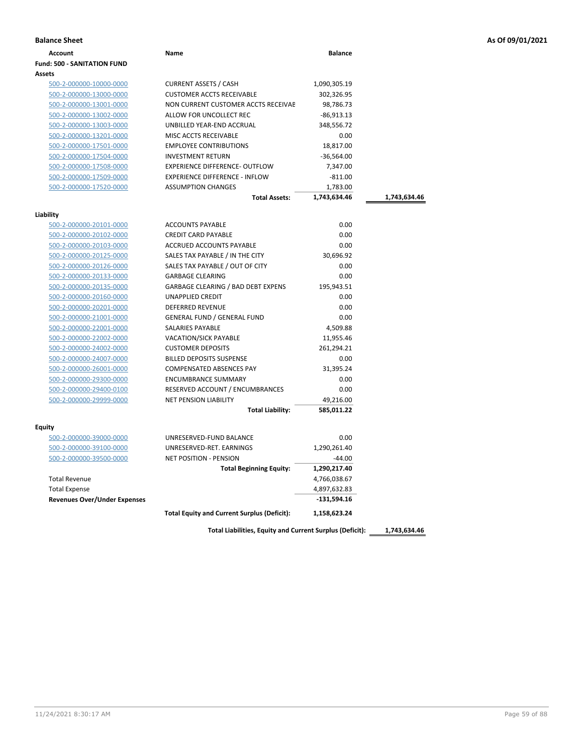**Balance Sheet** — **As Of 09/01/2021**

| Account | Name | Balance | |
|---|---|---|---|
| **Fund: 500 - SANITATION FUND** | | | |
| **Assets** | | | |
| 500-2-000000-10000-0000 | CURRENT ASSETS / CASH | 1,090,305.19 | |
| 500-2-000000-13000-0000 | CUSTOMER ACCTS RECEIVABLE | 302,326.95 | |
| 500-2-000000-13001-0000 | NON CURRENT CUSTOMER ACCTS RECEIVAE | 98,786.73 | |
| 500-2-000000-13002-0000 | ALLOW FOR UNCOLLECT REC | -86,913.13 | |
| 500-2-000000-13003-0000 | UNBILLED YEAR-END ACCRUAL | 348,556.72 | |
| 500-2-000000-13201-0000 | MISC ACCTS RECEIVABLE | 0.00 | |
| 500-2-000000-17501-0000 | EMPLOYEE CONTRIBUTIONS | 18,817.00 | |
| 500-2-000000-17504-0000 | INVESTMENT RETURN | -36,564.00 | |
| 500-2-000000-17508-0000 | EXPERIENCE DIFFERENCE- OUTFLOW | 7,347.00 | |
| 500-2-000000-17509-0000 | EXPERIENCE DIFFERENCE - INFLOW | -811.00 | |
| 500-2-000000-17520-0000 | ASSUMPTION CHANGES | 1,783.00 | |
| | **Total Assets:** | **1,743,634.46** | **1,743,634.46** |
| **Liability** | | | |
| 500-2-000000-20101-0000 | ACCOUNTS PAYABLE | 0.00 | |
| 500-2-000000-20102-0000 | CREDIT CARD PAYABLE | 0.00 | |
| 500-2-000000-20103-0000 | ACCRUED ACCOUNTS PAYABLE | 0.00 | |
| 500-2-000000-20125-0000 | SALES TAX PAYABLE / IN THE CITY | 30,696.92 | |
| 500-2-000000-20126-0000 | SALES TAX PAYABLE / OUT OF CITY | 0.00 | |
| 500-2-000000-20133-0000 | GARBAGE CLEARING | 0.00 | |
| 500-2-000000-20135-0000 | GARBAGE CLEARING / BAD DEBT EXPENS | 195,943.51 | |
| 500-2-000000-20160-0000 | UNAPPLIED CREDIT | 0.00 | |
| 500-2-000000-20201-0000 | DEFERRED REVENUE | 0.00 | |
| 500-2-000000-21001-0000 | GENERAL FUND / GENERAL FUND | 0.00 | |
| 500-2-000000-22001-0000 | SALARIES PAYABLE | 4,509.88 | |
| 500-2-000000-22002-0000 | VACATION/SICK PAYABLE | 11,955.46 | |
| 500-2-000000-24002-0000 | CUSTOMER DEPOSITS | 261,294.21 | |
| 500-2-000000-24007-0000 | BILLED DEPOSITS SUSPENSE | 0.00 | |
| 500-2-000000-26001-0000 | COMPENSATED ABSENCES PAY | 31,395.24 | |
| 500-2-000000-29300-0000 | ENCUMBRANCE SUMMARY | 0.00 | |
| 500-2-000000-29400-0100 | RESERVED ACCOUNT / ENCUMBRANCES | 0.00 | |
| 500-2-000000-29999-0000 | NET PENSION LIABILITY | 49,216.00 | |
| | **Total Liability:** | **585,011.22** | |
| **Equity** | | | |
| 500-2-000000-39000-0000 | UNRESERVED-FUND BALANCE | 0.00 | |
| 500-2-000000-39100-0000 | UNRESERVED-RET. EARNINGS | 1,290,261.40 | |
| 500-2-000000-39500-0000 | NET POSITION - PENSION | -44.00 | |
| | **Total Beginning Equity:** | **1,290,217.40** | |
| Total Revenue | | 4,766,038.67 | |
| Total Expense | | 4,897,632.83 | |
| **Revenues Over/Under Expenses** | | **-131,594.16** | |
| | **Total Equity and Current Surplus (Deficit):** | **1,158,623.24** | |
| | **Total Liabilities, Equity and Current Surplus (Deficit):** | | **1,743,634.46** |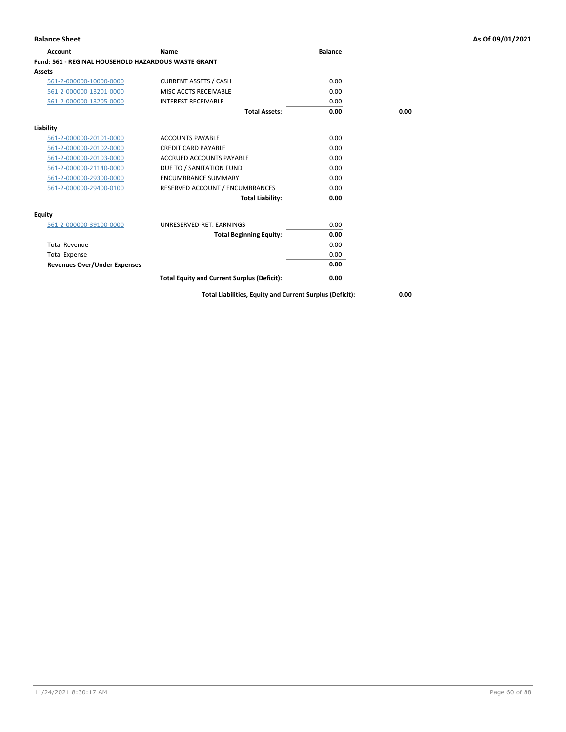**Balance Sheet** — As Of 09/01/2021

| Account | Name | Balance | |
|---|---|---|---|
| **Fund: 561 - REGINAL HOUSEHOLD HAZARDOUS WASTE GRANT** | | | |
| **Assets** | | | |
| 561-2-000000-10000-0000 | CURRENT ASSETS / CASH | 0.00 | |
| 561-2-000000-13201-0000 | MISC ACCTS RECEIVABLE | 0.00 | |
| 561-2-000000-13205-0000 | INTEREST RECEIVABLE | 0.00 | |
| | **Total Assets:** | **0.00** | **0.00** |
| **Liability** | | | |
| 561-2-000000-20101-0000 | ACCOUNTS PAYABLE | 0.00 | |
| 561-2-000000-20102-0000 | CREDIT CARD PAYABLE | 0.00 | |
| 561-2-000000-20103-0000 | ACCRUED ACCOUNTS PAYABLE | 0.00 | |
| 561-2-000000-21140-0000 | DUE TO / SANITATION FUND | 0.00 | |
| 561-2-000000-29300-0000 | ENCUMBRANCE SUMMARY | 0.00 | |
| 561-2-000000-29400-0100 | RESERVED ACCOUNT / ENCUMBRANCES | 0.00 | |
| | **Total Liability:** | **0.00** | |
| **Equity** | | | |
| 561-2-000000-39100-0000 | UNRESERVED-RET. EARNINGS | 0.00 | |
| | **Total Beginning Equity:** | **0.00** | |
| Total Revenue | | 0.00 | |
| Total Expense | | 0.00 | |
| **Revenues Over/Under Expenses** | | **0.00** | |
| | **Total Equity and Current Surplus (Deficit):** | **0.00** | |
| | **Total Liabilities, Equity and Current Surplus (Deficit):** | | **0.00** |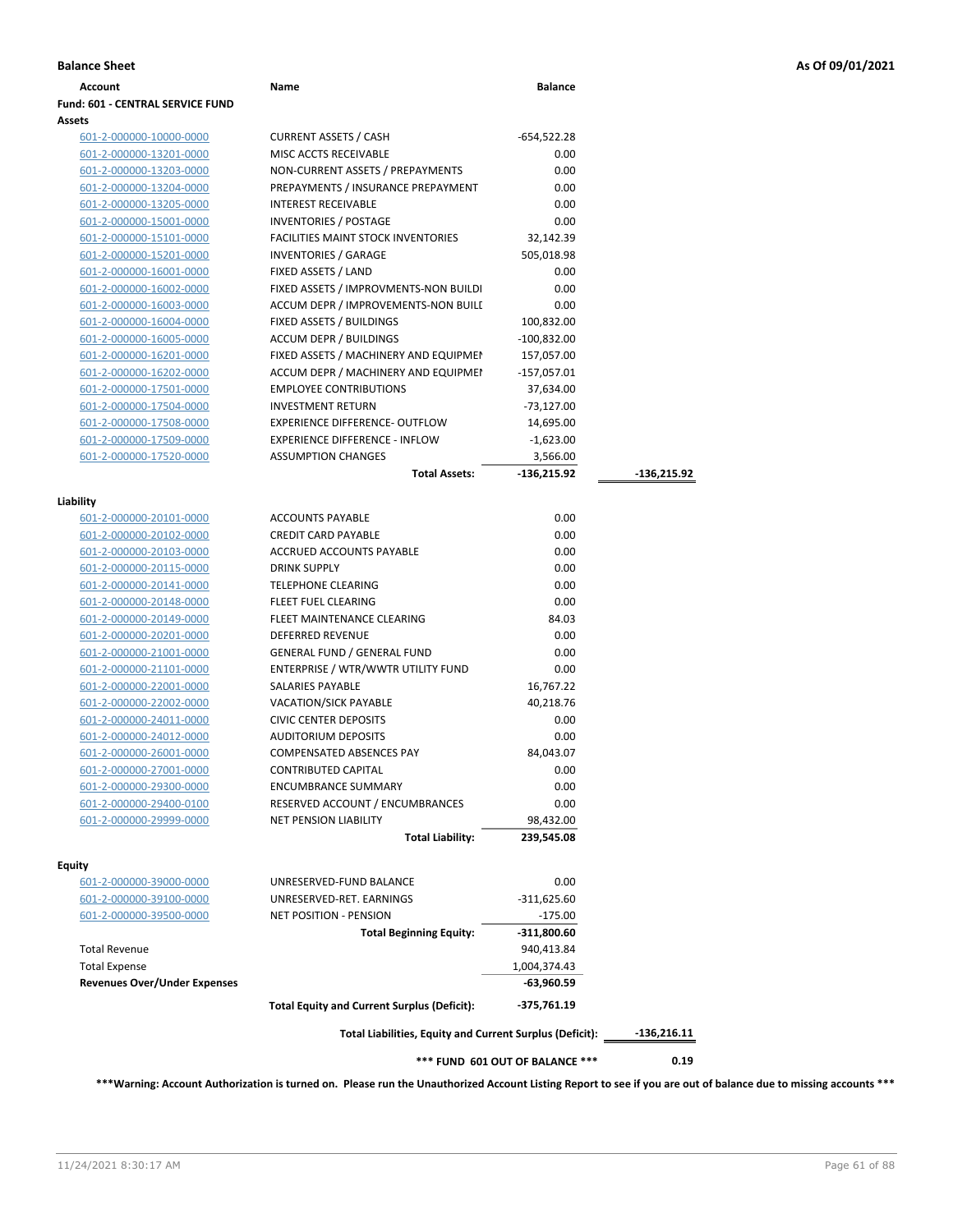**Balance Sheet** **As Of 09/01/2021**

| Account | Name | Balance | |
|---|---|---|---|
| **Fund: 601 - CENTRAL SERVICE FUND** | | | |
| **Assets** | | | |
| 601-2-000000-10000-0000 | CURRENT ASSETS / CASH | -654,522.28 | |
| 601-2-000000-13201-0000 | MISC ACCTS RECEIVABLE | 0.00 | |
| 601-2-000000-13203-0000 | NON-CURRENT ASSETS / PREPAYMENTS | 0.00 | |
| 601-2-000000-13204-0000 | PREPAYMENTS / INSURANCE PREPAYMENT | 0.00 | |
| 601-2-000000-13205-0000 | INTEREST RECEIVABLE | 0.00 | |
| 601-2-000000-15001-0000 | INVENTORIES / POSTAGE | 0.00 | |
| 601-2-000000-15101-0000 | FACILITIES MAINT STOCK INVENTORIES | 32,142.39 | |
| 601-2-000000-15201-0000 | INVENTORIES / GARAGE | 505,018.98 | |
| 601-2-000000-16001-0000 | FIXED ASSETS / LAND | 0.00 | |
| 601-2-000000-16002-0000 | FIXED ASSETS / IMPROVMENTS-NON BUILDI | 0.00 | |
| 601-2-000000-16003-0000 | ACCUM DEPR / IMPROVEMENTS-NON BUILL | 0.00 | |
| 601-2-000000-16004-0000 | FIXED ASSETS / BUILDINGS | 100,832.00 | |
| 601-2-000000-16005-0000 | ACCUM DEPR / BUILDINGS | -100,832.00 | |
| 601-2-000000-16201-0000 | FIXED ASSETS / MACHINERY AND EQUIPMEI | 157,057.00 | |
| 601-2-000000-16202-0000 | ACCUM DEPR / MACHINERY AND EQUIPMEI | -157,057.01 | |
| 601-2-000000-17501-0000 | EMPLOYEE CONTRIBUTIONS | 37,634.00 | |
| 601-2-000000-17504-0000 | INVESTMENT RETURN | -73,127.00 | |
| 601-2-000000-17508-0000 | EXPERIENCE DIFFERENCE- OUTFLOW | 14,695.00 | |
| 601-2-000000-17509-0000 | EXPERIENCE DIFFERENCE - INFLOW | -1,623.00 | |
| 601-2-000000-17520-0000 | ASSUMPTION CHANGES | 3,566.00 | |
| | **Total Assets:** | **-136,215.92** | **-136,215.92** |
| **Liability** | | | |
| 601-2-000000-20101-0000 | ACCOUNTS PAYABLE | 0.00 | |
| 601-2-000000-20102-0000 | CREDIT CARD PAYABLE | 0.00 | |
| 601-2-000000-20103-0000 | ACCRUED ACCOUNTS PAYABLE | 0.00 | |
| 601-2-000000-20115-0000 | DRINK SUPPLY | 0.00 | |
| 601-2-000000-20141-0000 | TELEPHONE CLEARING | 0.00 | |
| 601-2-000000-20148-0000 | FLEET FUEL CLEARING | 0.00 | |
| 601-2-000000-20149-0000 | FLEET MAINTENANCE CLEARING | 84.03 | |
| 601-2-000000-20201-0000 | DEFERRED REVENUE | 0.00 | |
| 601-2-000000-21001-0000 | GENERAL FUND / GENERAL FUND | 0.00 | |
| 601-2-000000-21101-0000 | ENTERPRISE / WTR/WWTR UTILITY FUND | 0.00 | |
| 601-2-000000-22001-0000 | SALARIES PAYABLE | 16,767.22 | |
| 601-2-000000-22002-0000 | VACATION/SICK PAYABLE | 40,218.76 | |
| 601-2-000000-24011-0000 | CIVIC CENTER DEPOSITS | 0.00 | |
| 601-2-000000-24012-0000 | AUDITORIUM DEPOSITS | 0.00 | |
| 601-2-000000-26001-0000 | COMPENSATED ABSENCES PAY | 84,043.07 | |
| 601-2-000000-27001-0000 | CONTRIBUTED CAPITAL | 0.00 | |
| 601-2-000000-29300-0000 | ENCUMBRANCE SUMMARY | 0.00 | |
| 601-2-000000-29400-0100 | RESERVED ACCOUNT / ENCUMBRANCES | 0.00 | |
| 601-2-000000-29999-0000 | NET PENSION LIABILITY | 98,432.00 | |
| | **Total Liability:** | **239,545.08** | |
| **Equity** | | | |
| 601-2-000000-39000-0000 | UNRESERVED-FUND BALANCE | 0.00 | |
| 601-2-000000-39100-0000 | UNRESERVED-RET. EARNINGS | -311,625.60 | |
| 601-2-000000-39500-0000 | NET POSITION - PENSION | -175.00 | |
| | **Total Beginning Equity:** | **-311,800.60** | |
| Total Revenue | | 940,413.84 | |
| Total Expense | | 1,004,374.43 | |
| **Revenues Over/Under Expenses** | | **-63,960.59** | |
| | **Total Equity and Current Surplus (Deficit):** | **-375,761.19** | |
| | **Total Liabilities, Equity and Current Surplus (Deficit):** | | **-136,216.11** |
| | **\*\*\* FUND 601 OUT OF BALANCE \*\*\*** | | **0.19** |

**\*\*\*Warning: Account Authorization is turned on. Please run the Unauthorized Account Listing Report to see if you are out of balance due to missing accounts \*\*\***

11/24/2021 8:30:17 AM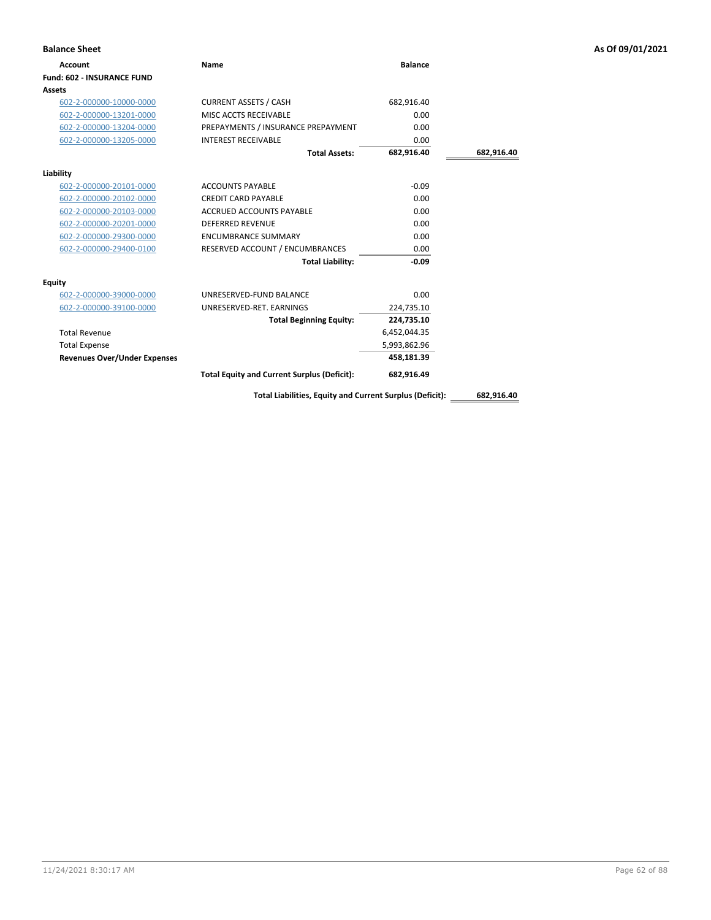**Balance Sheet** **As Of 09/01/2021**

| Account | Name | Balance | |
|---|---|---|---|
| **Fund: 602 - INSURANCE FUND** | | | |
| **Assets** | | | |
| 602-2-000000-10000-0000 | CURRENT ASSETS / CASH | 682,916.40 | |
| 602-2-000000-13201-0000 | MISC ACCTS RECEIVABLE | 0.00 | |
| 602-2-000000-13204-0000 | PREPAYMENTS / INSURANCE PREPAYMENT | 0.00 | |
| 602-2-000000-13205-0000 | INTEREST RECEIVABLE | 0.00 | |
| | **Total Assets:** | **682,916.40** | **682,916.40** |
| **Liability** | | | |
| 602-2-000000-20101-0000 | ACCOUNTS PAYABLE | -0.09 | |
| 602-2-000000-20102-0000 | CREDIT CARD PAYABLE | 0.00 | |
| 602-2-000000-20103-0000 | ACCRUED ACCOUNTS PAYABLE | 0.00 | |
| 602-2-000000-20201-0000 | DEFERRED REVENUE | 0.00 | |
| 602-2-000000-29300-0000 | ENCUMBRANCE SUMMARY | 0.00 | |
| 602-2-000000-29400-0100 | RESERVED ACCOUNT / ENCUMBRANCES | 0.00 | |
| | **Total Liability:** | **-0.09** | |
| **Equity** | | | |
| 602-2-000000-39000-0000 | UNRESERVED-FUND BALANCE | 0.00 | |
| 602-2-000000-39100-0000 | UNRESERVED-RET. EARNINGS | 224,735.10 | |
| | **Total Beginning Equity:** | **224,735.10** | |
| Total Revenue | | 6,452,044.35 | |
| Total Expense | | 5,993,862.96 | |
| **Revenues Over/Under Expenses** | | **458,181.39** | |
| | **Total Equity and Current Surplus (Deficit):** | **682,916.49** | |
| | **Total Liabilities, Equity and Current Surplus (Deficit):** | | **682,916.40** |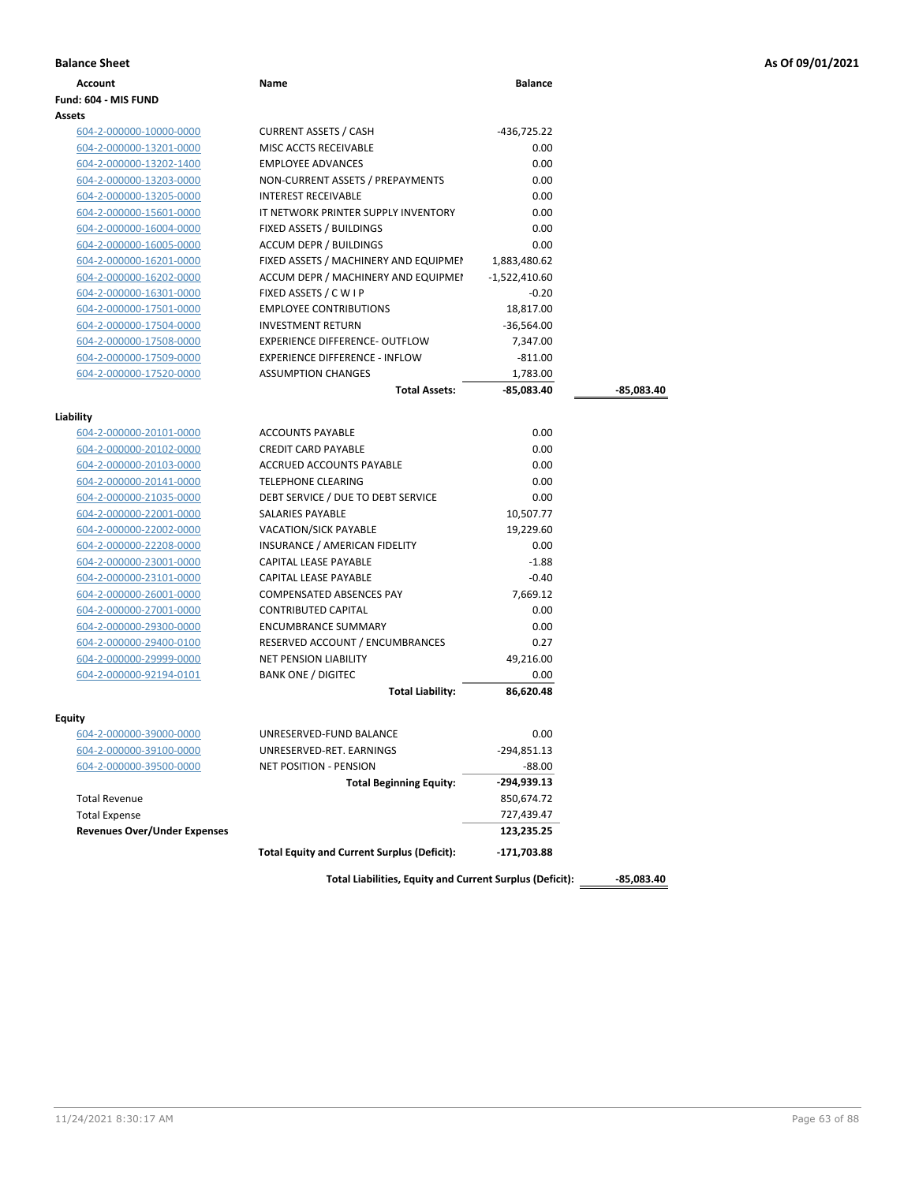**Balance Sheet** **As Of 09/01/2021**

**Fund: 604 - MIS FUND**

| Account | Name | Balance | |
|---|---|---|---|
| **Assets** | | | |
| 604-2-000000-10000-0000 | CURRENT ASSETS / CASH | -436,725.22 | |
| 604-2-000000-13201-0000 | MISC ACCTS RECEIVABLE | 0.00 | |
| 604-2-000000-13202-1400 | EMPLOYEE ADVANCES | 0.00 | |
| 604-2-000000-13203-0000 | NON-CURRENT ASSETS / PREPAYMENTS | 0.00 | |
| 604-2-000000-13205-0000 | INTEREST RECEIVABLE | 0.00 | |
| 604-2-000000-15601-0000 | IT NETWORK PRINTER SUPPLY INVENTORY | 0.00 | |
| 604-2-000000-16004-0000 | FIXED ASSETS / BUILDINGS | 0.00 | |
| 604-2-000000-16005-0000 | ACCUM DEPR / BUILDINGS | 0.00 | |
| 604-2-000000-16201-0000 | FIXED ASSETS / MACHINERY AND EQUIPMEI | 1,883,480.62 | |
| 604-2-000000-16202-0000 | ACCUM DEPR / MACHINERY AND EQUIPMEI | -1,522,410.60 | |
| 604-2-000000-16301-0000 | FIXED ASSETS / C W I P | -0.20 | |
| 604-2-000000-17501-0000 | EMPLOYEE CONTRIBUTIONS | 18,817.00 | |
| 604-2-000000-17504-0000 | INVESTMENT RETURN | -36,564.00 | |
| 604-2-000000-17508-0000 | EXPERIENCE DIFFERENCE- OUTFLOW | 7,347.00 | |
| 604-2-000000-17509-0000 | EXPERIENCE DIFFERENCE - INFLOW | -811.00 | |
| 604-2-000000-17520-0000 | ASSUMPTION CHANGES | 1,783.00 | |
| | **Total Assets:** | **-85,083.40** | **-85,083.40** |
| **Liability** | | | |
| 604-2-000000-20101-0000 | ACCOUNTS PAYABLE | 0.00 | |
| 604-2-000000-20102-0000 | CREDIT CARD PAYABLE | 0.00 | |
| 604-2-000000-20103-0000 | ACCRUED ACCOUNTS PAYABLE | 0.00 | |
| 604-2-000000-20141-0000 | TELEPHONE CLEARING | 0.00 | |
| 604-2-000000-21035-0000 | DEBT SERVICE / DUE TO DEBT SERVICE | 0.00 | |
| 604-2-000000-22001-0000 | SALARIES PAYABLE | 10,507.77 | |
| 604-2-000000-22002-0000 | VACATION/SICK PAYABLE | 19,229.60 | |
| 604-2-000000-22208-0000 | INSURANCE / AMERICAN FIDELITY | 0.00 | |
| 604-2-000000-23001-0000 | CAPITAL LEASE PAYABLE | -1.88 | |
| 604-2-000000-23101-0000 | CAPITAL LEASE PAYABLE | -0.40 | |
| 604-2-000000-26001-0000 | COMPENSATED ABSENCES PAY | 7,669.12 | |
| 604-2-000000-27001-0000 | CONTRIBUTED CAPITAL | 0.00 | |
| 604-2-000000-29300-0000 | ENCUMBRANCE SUMMARY | 0.00 | |
| 604-2-000000-29400-0100 | RESERVED ACCOUNT / ENCUMBRANCES | 0.27 | |
| 604-2-000000-29999-0000 | NET PENSION LIABILITY | 49,216.00 | |
| 604-2-000000-92194-0101 | BANK ONE / DIGITEC | 0.00 | |
| | **Total Liability:** | **86,620.48** | |
| **Equity** | | | |
| 604-2-000000-39000-0000 | UNRESERVED-FUND BALANCE | 0.00 | |
| 604-2-000000-39100-0000 | UNRESERVED-RET. EARNINGS | -294,851.13 | |
| 604-2-000000-39500-0000 | NET POSITION - PENSION | -88.00 | |
| | **Total Beginning Equity:** | **-294,939.13** | |
| Total Revenue | | 850,674.72 | |
| Total Expense | | 727,439.47 | |
| **Revenues Over/Under Expenses** | | **123,235.25** | |
| | **Total Equity and Current Surplus (Deficit):** | **-171,703.88** | |
| | **Total Liabilities, Equity and Current Surplus (Deficit):** | | **-85,083.40** |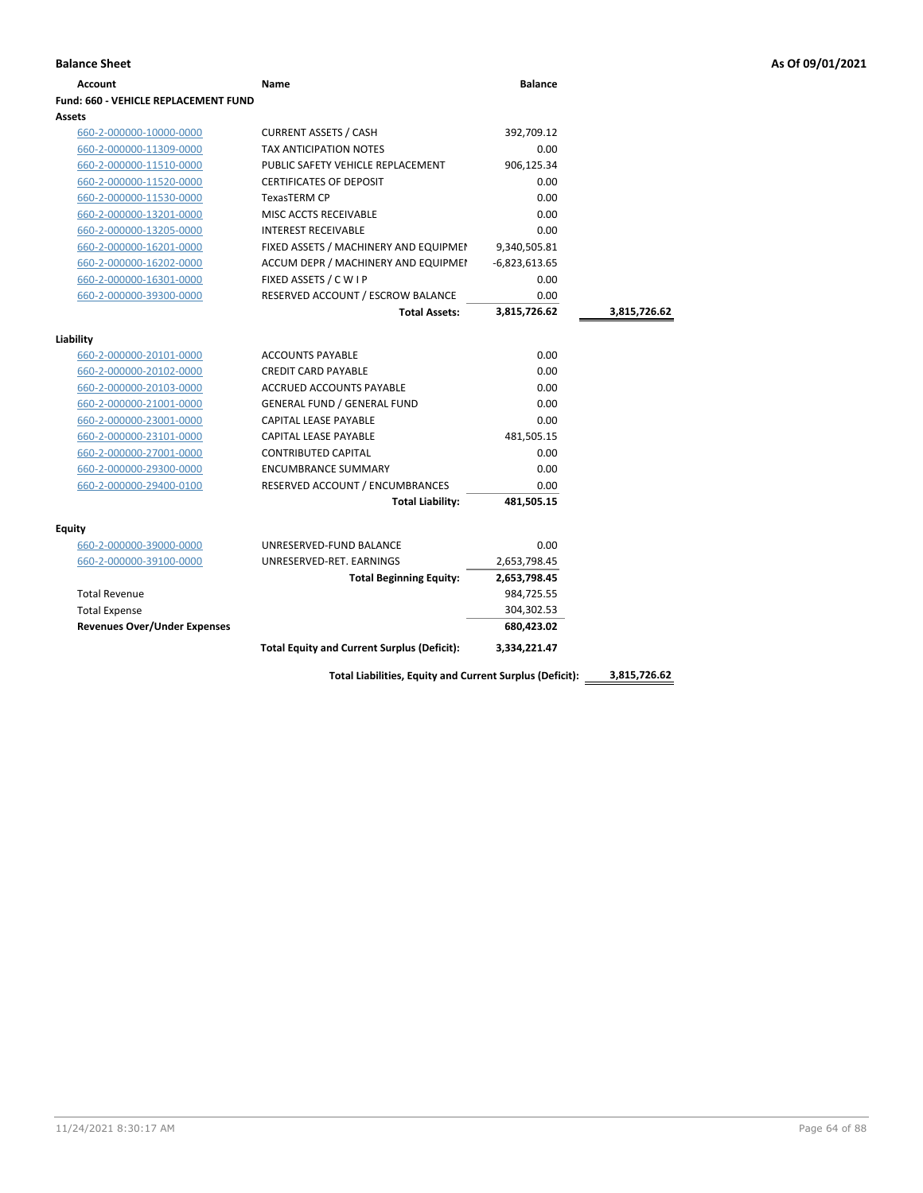**Balance Sheet** **As Of 09/01/2021**

| Account | Name | Balance | |
|---|---|---|---|
| **Fund: 660 - VEHICLE REPLACEMENT FUND** | | | |
| **Assets** | | | |
| 660-2-000000-10000-0000 | CURRENT ASSETS / CASH | 392,709.12 | |
| 660-2-000000-11309-0000 | TAX ANTICIPATION NOTES | 0.00 | |
| 660-2-000000-11510-0000 | PUBLIC SAFETY VEHICLE REPLACEMENT | 906,125.34 | |
| 660-2-000000-11520-0000 | CERTIFICATES OF DEPOSIT | 0.00 | |
| 660-2-000000-11530-0000 | TexasTERM CP | 0.00 | |
| 660-2-000000-13201-0000 | MISC ACCTS RECEIVABLE | 0.00 | |
| 660-2-000000-13205-0000 | INTEREST RECEIVABLE | 0.00 | |
| 660-2-000000-16201-0000 | FIXED ASSETS / MACHINERY AND EQUIPMEI | 9,340,505.81 | |
| 660-2-000000-16202-0000 | ACCUM DEPR / MACHINERY AND EQUIPMEI | -6,823,613.65 | |
| 660-2-000000-16301-0000 | FIXED ASSETS / C W I P | 0.00 | |
| 660-2-000000-39300-0000 | RESERVED ACCOUNT / ESCROW BALANCE | 0.00 | |
| | **Total Assets:** | **3,815,726.62** | **3,815,726.62** |
| **Liability** | | | |
| 660-2-000000-20101-0000 | ACCOUNTS PAYABLE | 0.00 | |
| 660-2-000000-20102-0000 | CREDIT CARD PAYABLE | 0.00 | |
| 660-2-000000-20103-0000 | ACCRUED ACCOUNTS PAYABLE | 0.00 | |
| 660-2-000000-21001-0000 | GENERAL FUND / GENERAL FUND | 0.00 | |
| 660-2-000000-23001-0000 | CAPITAL LEASE PAYABLE | 0.00 | |
| 660-2-000000-23101-0000 | CAPITAL LEASE PAYABLE | 481,505.15 | |
| 660-2-000000-27001-0000 | CONTRIBUTED CAPITAL | 0.00 | |
| 660-2-000000-29300-0000 | ENCUMBRANCE SUMMARY | 0.00 | |
| 660-2-000000-29400-0100 | RESERVED ACCOUNT / ENCUMBRANCES | 0.00 | |
| | **Total Liability:** | **481,505.15** | |
| **Equity** | | | |
| 660-2-000000-39000-0000 | UNRESERVED-FUND BALANCE | 0.00 | |
| 660-2-000000-39100-0000 | UNRESERVED-RET. EARNINGS | 2,653,798.45 | |
| | **Total Beginning Equity:** | **2,653,798.45** | |
| Total Revenue | | 984,725.55 | |
| Total Expense | | 304,302.53 | |
| **Revenues Over/Under Expenses** | | **680,423.02** | |
| | **Total Equity and Current Surplus (Deficit):** | **3,334,221.47** | |
| | **Total Liabilities, Equity and Current Surplus (Deficit):** | | **3,815,726.62** |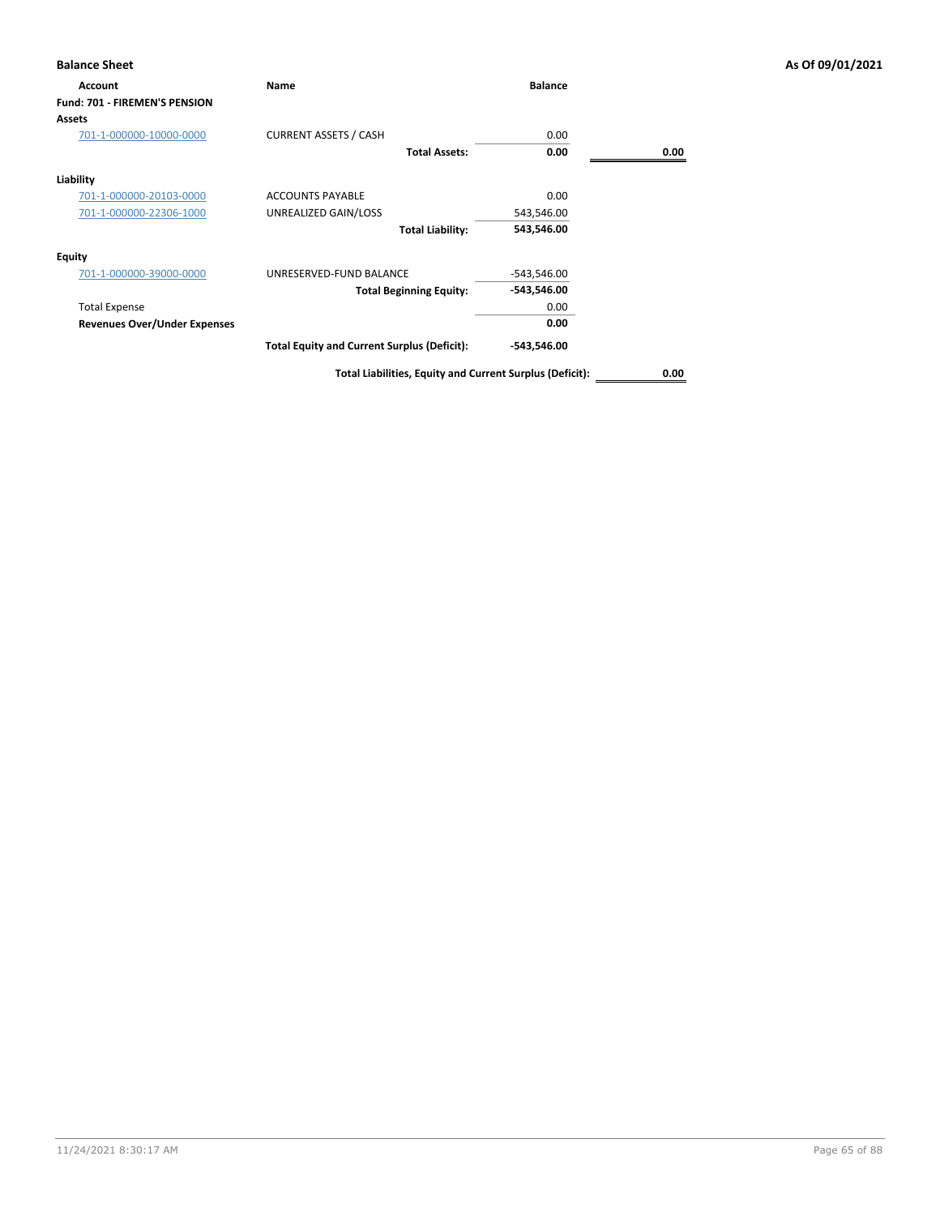**Balance Sheet** — **As Of 09/01/2021**

| Account | Name | Balance | |
|---|---|---|---|
| **Fund: 701 - FIREMEN'S PENSION** | | | |
| **Assets** | | | |
| 701-1-000000-10000-0000 | CURRENT ASSETS / CASH | 0.00 | |
| | **Total Assets:** | **0.00** | **0.00** |
| **Liability** | | | |
| 701-1-000000-20103-0000 | ACCOUNTS PAYABLE | 0.00 | |
| 701-1-000000-22306-1000 | UNREALIZED GAIN/LOSS | 543,546.00 | |
| | **Total Liability:** | **543,546.00** | |
| **Equity** | | | |
| 701-1-000000-39000-0000 | UNRESERVED-FUND BALANCE | -543,546.00 | |
| | **Total Beginning Equity:** | **-543,546.00** | |
| Total Expense | | 0.00 | |
| **Revenues Over/Under Expenses** | | **0.00** | |
| | **Total Equity and Current Surplus (Deficit):** | **-543,546.00** | |
| | **Total Liabilities, Equity and Current Surplus (Deficit):** | | **0.00** |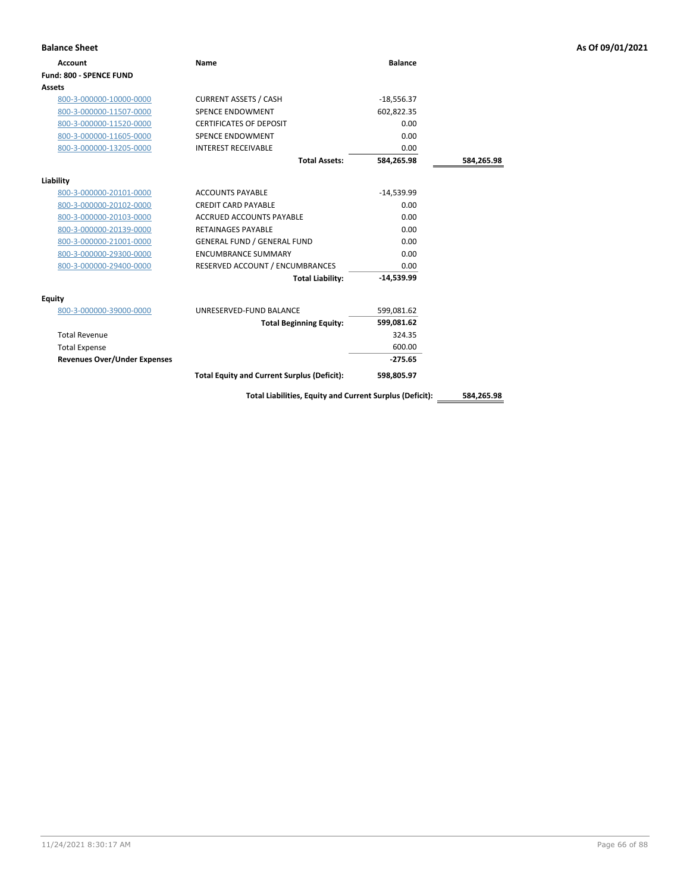**Balance Sheet** — As Of 09/01/2021

| Account | Name | Balance | |
|---|---|---|---|
| **Fund: 800 - SPENCE FUND** | | | |
| **Assets** | | | |
| 800-3-000000-10000-0000 | CURRENT ASSETS / CASH | -18,556.37 | |
| 800-3-000000-11507-0000 | SPENCE ENDOWMENT | 602,822.35 | |
| 800-3-000000-11520-0000 | CERTIFICATES OF DEPOSIT | 0.00 | |
| 800-3-000000-11605-0000 | SPENCE ENDOWMENT | 0.00 | |
| 800-3-000000-13205-0000 | INTEREST RECEIVABLE | 0.00 | |
| | **Total Assets:** | **584,265.98** | **584,265.98** |
| **Liability** | | | |
| 800-3-000000-20101-0000 | ACCOUNTS PAYABLE | -14,539.99 | |
| 800-3-000000-20102-0000 | CREDIT CARD PAYABLE | 0.00 | |
| 800-3-000000-20103-0000 | ACCRUED ACCOUNTS PAYABLE | 0.00 | |
| 800-3-000000-20139-0000 | RETAINAGES PAYABLE | 0.00 | |
| 800-3-000000-21001-0000 | GENERAL FUND / GENERAL FUND | 0.00 | |
| 800-3-000000-29300-0000 | ENCUMBRANCE SUMMARY | 0.00 | |
| 800-3-000000-29400-0000 | RESERVED ACCOUNT / ENCUMBRANCES | 0.00 | |
| | **Total Liability:** | **-14,539.99** | |
| **Equity** | | | |
| 800-3-000000-39000-0000 | UNRESERVED-FUND BALANCE | 599,081.62 | |
| | **Total Beginning Equity:** | **599,081.62** | |
| Total Revenue | | 324.35 | |
| Total Expense | | 600.00 | |
| **Revenues Over/Under Expenses** | | **-275.65** | |
| | **Total Equity and Current Surplus (Deficit):** | **598,805.97** | |
| | **Total Liabilities, Equity and Current Surplus (Deficit):** | | **584,265.98** |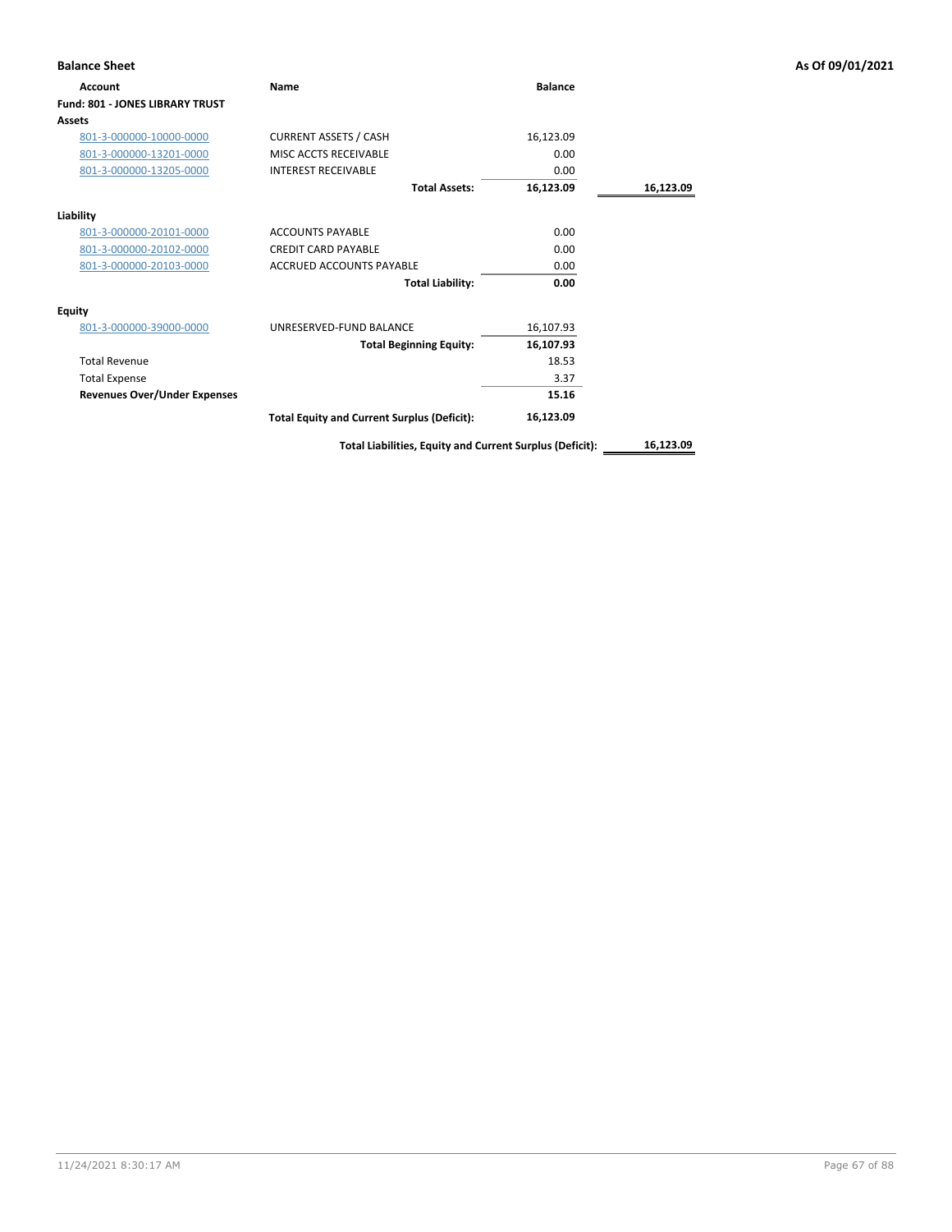**Balance Sheet** **As Of 09/01/2021**

| Account | Name | Balance | |
|---|---|---|---|
| **Fund: 801 - JONES LIBRARY TRUST** | | | |
| **Assets** | | | |
| 801-3-000000-10000-0000 | CURRENT ASSETS / CASH | 16,123.09 | |
| 801-3-000000-13201-0000 | MISC ACCTS RECEIVABLE | 0.00 | |
| 801-3-000000-13205-0000 | INTEREST RECEIVABLE | 0.00 | |
| | **Total Assets:** | **16,123.09** | **16,123.09** |
| **Liability** | | | |
| 801-3-000000-20101-0000 | ACCOUNTS PAYABLE | 0.00 | |
| 801-3-000000-20102-0000 | CREDIT CARD PAYABLE | 0.00 | |
| 801-3-000000-20103-0000 | ACCRUED ACCOUNTS PAYABLE | 0.00 | |
| | **Total Liability:** | **0.00** | |
| **Equity** | | | |
| 801-3-000000-39000-0000 | UNRESERVED-FUND BALANCE | 16,107.93 | |
| | **Total Beginning Equity:** | **16,107.93** | |
| Total Revenue | | 18.53 | |
| Total Expense | | 3.37 | |
| **Revenues Over/Under Expenses** | | **15.16** | |
| | **Total Equity and Current Surplus (Deficit):** | **16,123.09** | |
| | **Total Liabilities, Equity and Current Surplus (Deficit):** | | **16,123.09** |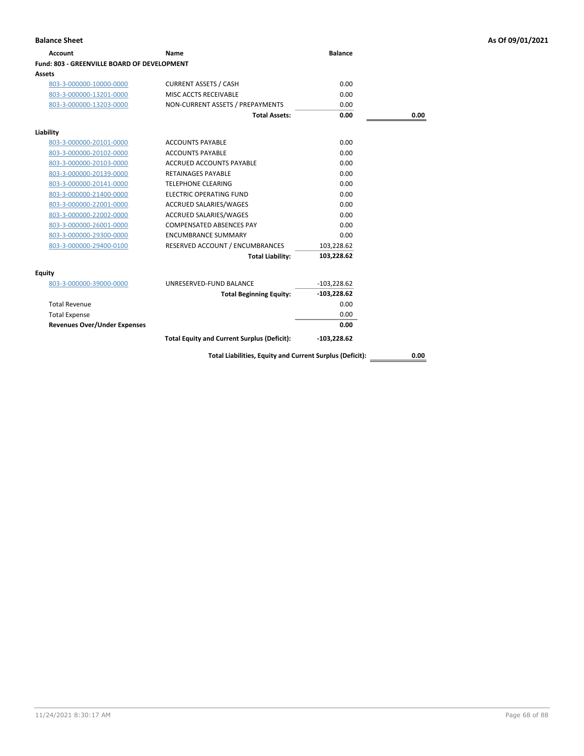**Balance Sheet** — As Of 09/01/2021

| Account | Name | Balance | |
|---|---|---|---|
| **Fund: 803 - GREENVILLE BOARD OF DEVELOPMENT** | | | |
| **Assets** | | | |
| 803-3-000000-10000-0000 | CURRENT ASSETS / CASH | 0.00 | |
| 803-3-000000-13201-0000 | MISC ACCTS RECEIVABLE | 0.00 | |
| 803-3-000000-13203-0000 | NON-CURRENT ASSETS / PREPAYMENTS | 0.00 | |
| | **Total Assets:** | **0.00** | **0.00** |
| **Liability** | | | |
| 803-3-000000-20101-0000 | ACCOUNTS PAYABLE | 0.00 | |
| 803-3-000000-20102-0000 | ACCOUNTS PAYABLE | 0.00 | |
| 803-3-000000-20103-0000 | ACCRUED ACCOUNTS PAYABLE | 0.00 | |
| 803-3-000000-20139-0000 | RETAINAGES PAYABLE | 0.00 | |
| 803-3-000000-20141-0000 | TELEPHONE CLEARING | 0.00 | |
| 803-3-000000-21400-0000 | ELECTRIC OPERATING FUND | 0.00 | |
| 803-3-000000-22001-0000 | ACCRUED SALARIES/WAGES | 0.00 | |
| 803-3-000000-22002-0000 | ACCRUED SALARIES/WAGES | 0.00 | |
| 803-3-000000-26001-0000 | COMPENSATED ABSENCES PAY | 0.00 | |
| 803-3-000000-29300-0000 | ENCUMBRANCE SUMMARY | 0.00 | |
| 803-3-000000-29400-0100 | RESERVED ACCOUNT / ENCUMBRANCES | 103,228.62 | |
| | **Total Liability:** | **103,228.62** | |
| **Equity** | | | |
| 803-3-000000-39000-0000 | UNRESERVED-FUND BALANCE | -103,228.62 | |
| | **Total Beginning Equity:** | **-103,228.62** | |
| Total Revenue | | 0.00 | |
| Total Expense | | 0.00 | |
| **Revenues Over/Under Expenses** | | **0.00** | |
| | **Total Equity and Current Surplus (Deficit):** | **-103,228.62** | |
| | **Total Liabilities, Equity and Current Surplus (Deficit):** | | **0.00** |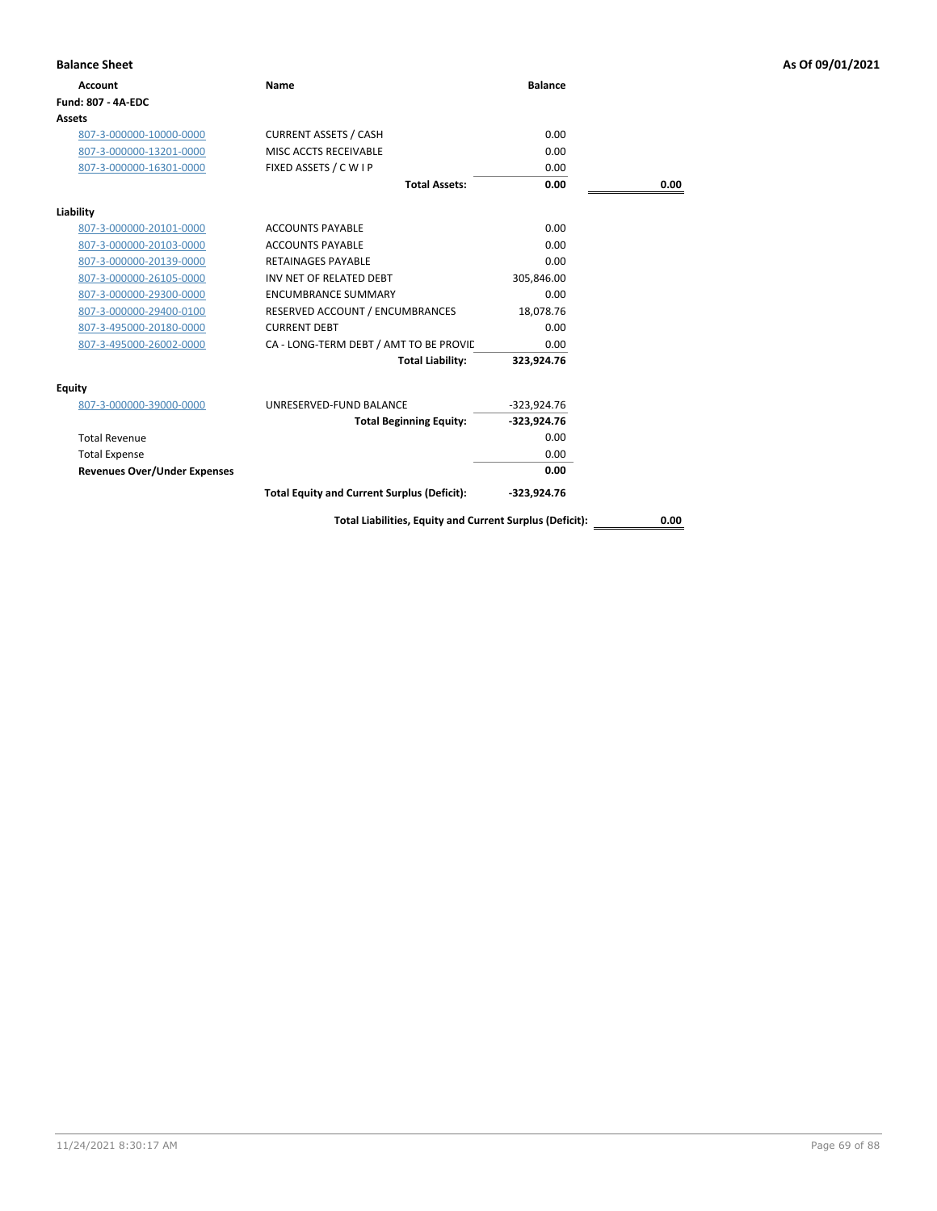## Balance Sheet

As Of 09/01/2021

| Account | Name | Balance | |
|---|---|---|---|
| **Fund: 807 - 4A-EDC** | | | |
| **Assets** | | | |
| 807-3-000000-10000-0000 | CURRENT ASSETS / CASH | 0.00 | |
| 807-3-000000-13201-0000 | MISC ACCTS RECEIVABLE | 0.00 | |
| 807-3-000000-16301-0000 | FIXED ASSETS / C W I P | 0.00 | |
| | **Total Assets:** | **0.00** | **0.00** |
| **Liability** | | | |
| 807-3-000000-20101-0000 | ACCOUNTS PAYABLE | 0.00 | |
| 807-3-000000-20103-0000 | ACCOUNTS PAYABLE | 0.00 | |
| 807-3-000000-20139-0000 | RETAINAGES PAYABLE | 0.00 | |
| 807-3-000000-26105-0000 | INV NET OF RELATED DEBT | 305,846.00 | |
| 807-3-000000-29300-0000 | ENCUMBRANCE SUMMARY | 0.00 | |
| 807-3-000000-29400-0100 | RESERVED ACCOUNT / ENCUMBRANCES | 18,078.76 | |
| 807-3-495000-20180-0000 | CURRENT DEBT | 0.00 | |
| 807-3-495000-26002-0000 | CA - LONG-TERM DEBT / AMT TO BE PROVIC | 0.00 | |
| | **Total Liability:** | **323,924.76** | |
| **Equity** | | | |
| 807-3-000000-39000-0000 | UNRESERVED-FUND BALANCE | -323,924.76 | |
| | **Total Beginning Equity:** | **-323,924.76** | |
| Total Revenue | | 0.00 | |
| Total Expense | | 0.00 | |
| **Revenues Over/Under Expenses** | | **0.00** | |
| | **Total Equity and Current Surplus (Deficit):** | **-323,924.76** | |
| | **Total Liabilities, Equity and Current Surplus (Deficit):** | | **0.00** |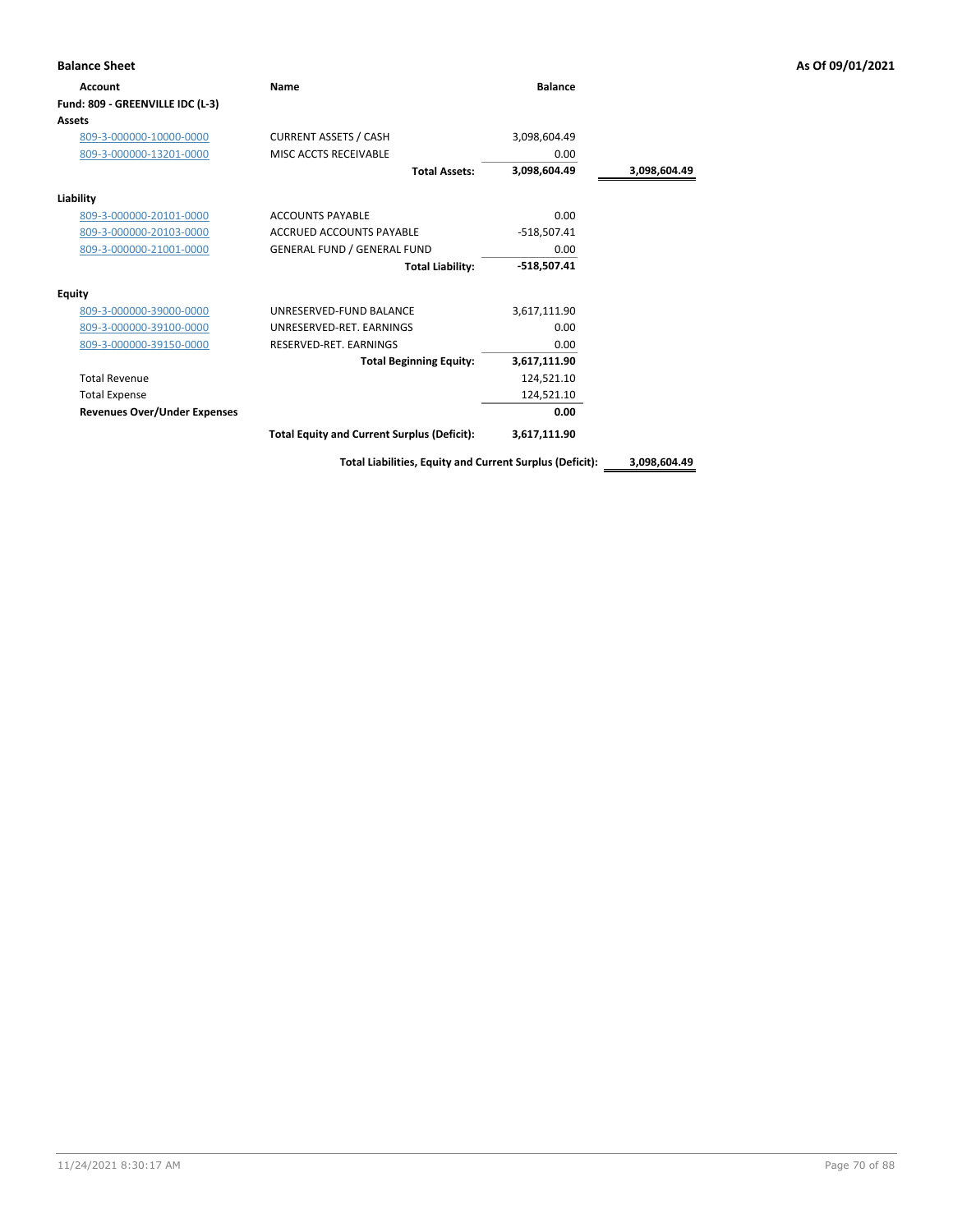## Balance Sheet

As Of 09/01/2021

| Account | Name | Balance | |
|---|---|---|---|
| **Fund: 809 - GREENVILLE IDC (L-3)** | | | |
| **Assets** | | | |
| 809-3-000000-10000-0000 | CURRENT ASSETS / CASH | 3,098,604.49 | |
| 809-3-000000-13201-0000 | MISC ACCTS RECEIVABLE | 0.00 | |
| | **Total Assets:** | **3,098,604.49** | **3,098,604.49** |
| **Liability** | | | |
| 809-3-000000-20101-0000 | ACCOUNTS PAYABLE | 0.00 | |
| 809-3-000000-20103-0000 | ACCRUED ACCOUNTS PAYABLE | -518,507.41 | |
| 809-3-000000-21001-0000 | GENERAL FUND / GENERAL FUND | 0.00 | |
| | **Total Liability:** | **-518,507.41** | |
| **Equity** | | | |
| 809-3-000000-39000-0000 | UNRESERVED-FUND BALANCE | 3,617,111.90 | |
| 809-3-000000-39100-0000 | UNRESERVED-RET. EARNINGS | 0.00 | |
| 809-3-000000-39150-0000 | RESERVED-RET. EARNINGS | 0.00 | |
| | **Total Beginning Equity:** | **3,617,111.90** | |
| Total Revenue | | 124,521.10 | |
| Total Expense | | 124,521.10 | |
| **Revenues Over/Under Expenses** | | **0.00** | |
| | **Total Equity and Current Surplus (Deficit):** | **3,617,111.90** | |
| | **Total Liabilities, Equity and Current Surplus (Deficit):** | | **3,098,604.49** |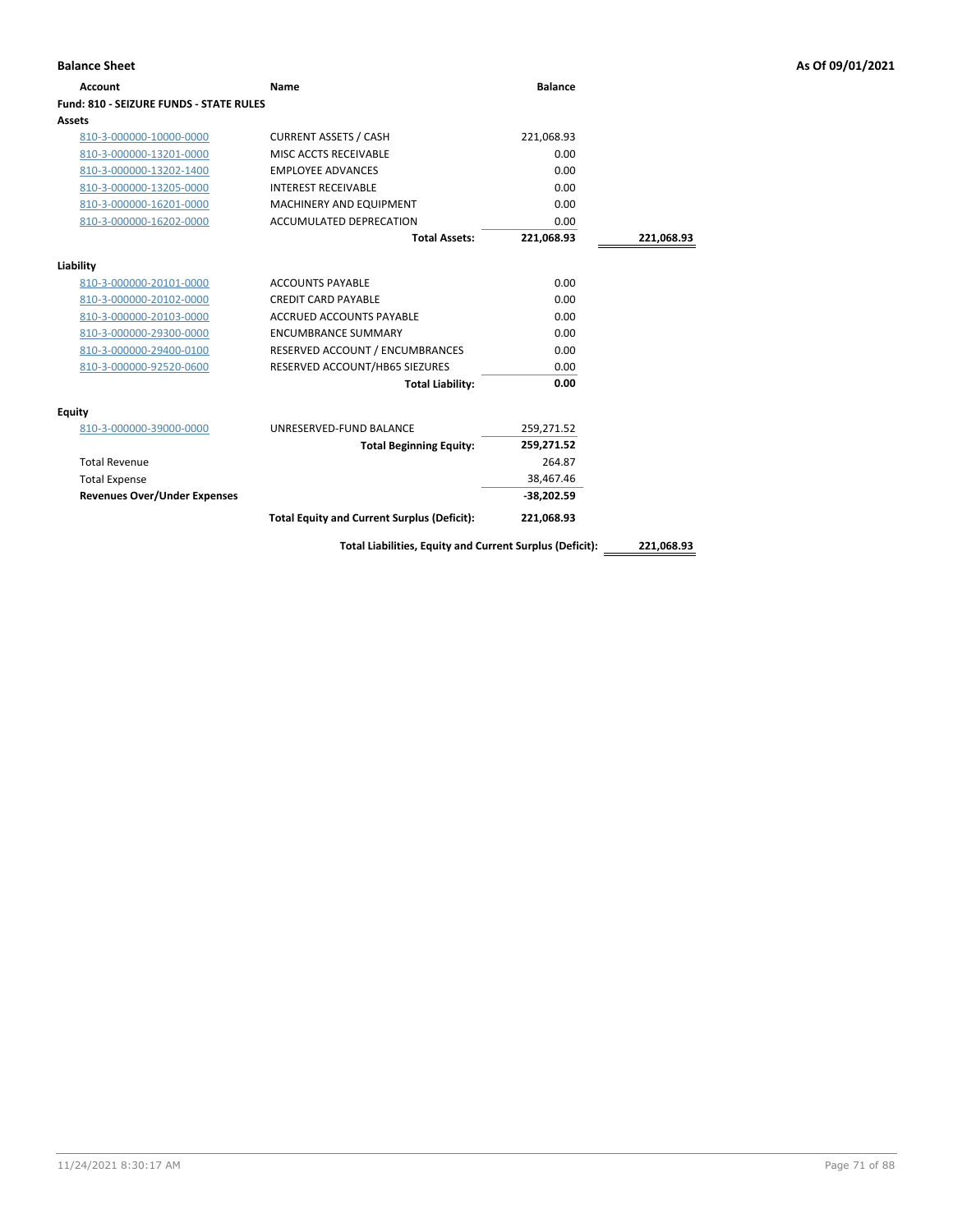**Balance Sheet** — **As Of 09/01/2021**

| Account | Name | Balance | |
|---|---|---|---|
| **Fund: 810 - SEIZURE FUNDS - STATE RULES** | | | |
| **Assets** | | | |
| 810-3-000000-10000-0000 | CURRENT ASSETS / CASH | 221,068.93 | |
| 810-3-000000-13201-0000 | MISC ACCTS RECEIVABLE | 0.00 | |
| 810-3-000000-13202-1400 | EMPLOYEE ADVANCES | 0.00 | |
| 810-3-000000-13205-0000 | INTEREST RECEIVABLE | 0.00 | |
| 810-3-000000-16201-0000 | MACHINERY AND EQUIPMENT | 0.00 | |
| 810-3-000000-16202-0000 | ACCUMULATED DEPRECATION | 0.00 | |
| | **Total Assets:** | **221,068.93** | **221,068.93** |
| **Liability** | | | |
| 810-3-000000-20101-0000 | ACCOUNTS PAYABLE | 0.00 | |
| 810-3-000000-20102-0000 | CREDIT CARD PAYABLE | 0.00 | |
| 810-3-000000-20103-0000 | ACCRUED ACCOUNTS PAYABLE | 0.00 | |
| 810-3-000000-29300-0000 | ENCUMBRANCE SUMMARY | 0.00 | |
| 810-3-000000-29400-0100 | RESERVED ACCOUNT / ENCUMBRANCES | 0.00 | |
| 810-3-000000-92520-0600 | RESERVED ACCOUNT/HB65 SIEZURES | 0.00 | |
| | **Total Liability:** | **0.00** | |
| **Equity** | | | |
| 810-3-000000-39000-0000 | UNRESERVED-FUND BALANCE | 259,271.52 | |
| | **Total Beginning Equity:** | **259,271.52** | |
| Total Revenue | | 264.87 | |
| Total Expense | | 38,467.46 | |
| **Revenues Over/Under Expenses** | | **-38,202.59** | |
| | **Total Equity and Current Surplus (Deficit):** | **221,068.93** | |
| | **Total Liabilities, Equity and Current Surplus (Deficit):** | | **221,068.93** |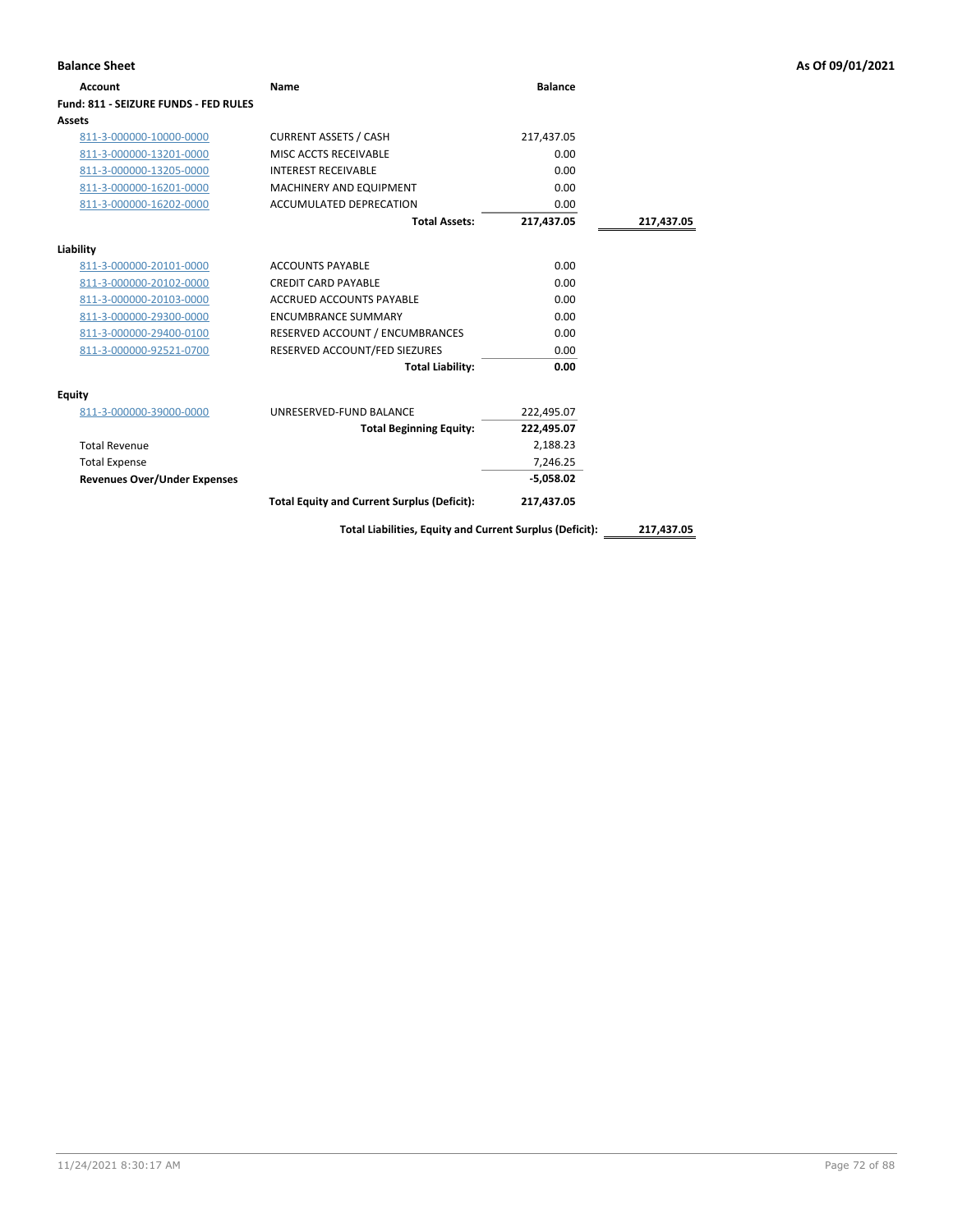**Balance Sheet** — As Of 09/01/2021

| Account | Name | Balance | |
|---|---|---|---|
| **Fund: 811 - SEIZURE FUNDS - FED RULES** | | | |
| **Assets** | | | |
| 811-3-000000-10000-0000 | CURRENT ASSETS / CASH | 217,437.05 | |
| 811-3-000000-13201-0000 | MISC ACCTS RECEIVABLE | 0.00 | |
| 811-3-000000-13205-0000 | INTEREST RECEIVABLE | 0.00 | |
| 811-3-000000-16201-0000 | MACHINERY AND EQUIPMENT | 0.00 | |
| 811-3-000000-16202-0000 | ACCUMULATED DEPRECATION | 0.00 | |
| | **Total Assets:** | **217,437.05** | **217,437.05** |
| **Liability** | | | |
| 811-3-000000-20101-0000 | ACCOUNTS PAYABLE | 0.00 | |
| 811-3-000000-20102-0000 | CREDIT CARD PAYABLE | 0.00 | |
| 811-3-000000-20103-0000 | ACCRUED ACCOUNTS PAYABLE | 0.00 | |
| 811-3-000000-29300-0000 | ENCUMBRANCE SUMMARY | 0.00 | |
| 811-3-000000-29400-0100 | RESERVED ACCOUNT / ENCUMBRANCES | 0.00 | |
| 811-3-000000-92521-0700 | RESERVED ACCOUNT/FED SIEZURES | 0.00 | |
| | **Total Liability:** | **0.00** | |
| **Equity** | | | |
| 811-3-000000-39000-0000 | UNRESERVED-FUND BALANCE | 222,495.07 | |
| | **Total Beginning Equity:** | **222,495.07** | |
| Total Revenue | | 2,188.23 | |
| Total Expense | | 7,246.25 | |
| **Revenues Over/Under Expenses** | | **-5,058.02** | |
| | **Total Equity and Current Surplus (Deficit):** | **217,437.05** | |
| | **Total Liabilities, Equity and Current Surplus (Deficit):** | | **217,437.05** |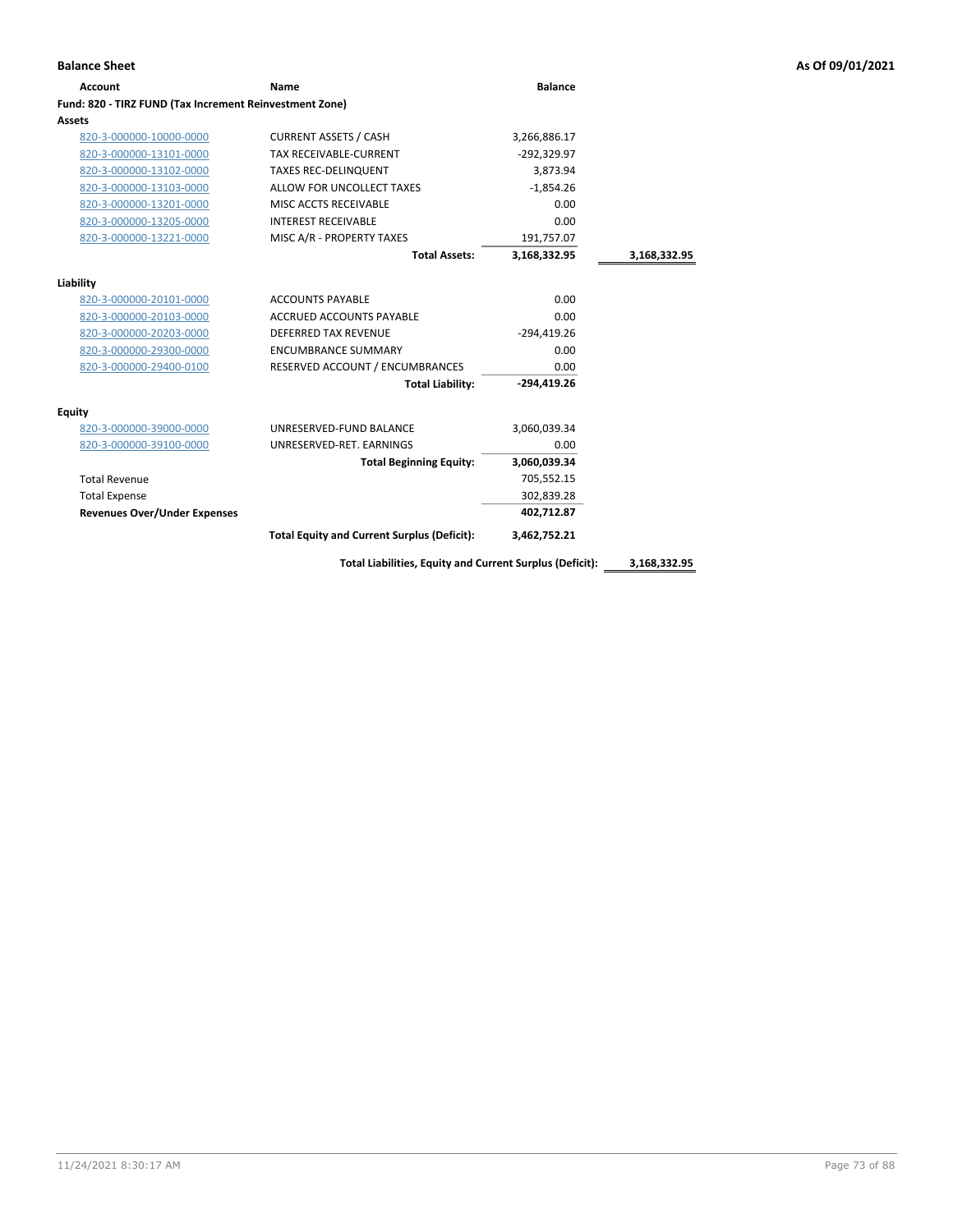**Balance Sheet** **As Of 09/01/2021**

| Account | Name | Balance | |
|---|---|---|---|
| **Fund: 820 - TIRZ FUND (Tax Increment Reinvestment Zone)** | | | |
| **Assets** | | | |
| 820-3-000000-10000-0000 | CURRENT ASSETS / CASH | 3,266,886.17 | |
| 820-3-000000-13101-0000 | TAX RECEIVABLE-CURRENT | -292,329.97 | |
| 820-3-000000-13102-0000 | TAXES REC-DELINQUENT | 3,873.94 | |
| 820-3-000000-13103-0000 | ALLOW FOR UNCOLLECT TAXES | -1,854.26 | |
| 820-3-000000-13201-0000 | MISC ACCTS RECEIVABLE | 0.00 | |
| 820-3-000000-13205-0000 | INTEREST RECEIVABLE | 0.00 | |
| 820-3-000000-13221-0000 | MISC A/R - PROPERTY TAXES | 191,757.07 | |
| | **Total Assets:** | **3,168,332.95** | **3,168,332.95** |
| **Liability** | | | |
| 820-3-000000-20101-0000 | ACCOUNTS PAYABLE | 0.00 | |
| 820-3-000000-20103-0000 | ACCRUED ACCOUNTS PAYABLE | 0.00 | |
| 820-3-000000-20203-0000 | DEFERRED TAX REVENUE | -294,419.26 | |
| 820-3-000000-29300-0000 | ENCUMBRANCE SUMMARY | 0.00 | |
| 820-3-000000-29400-0100 | RESERVED ACCOUNT / ENCUMBRANCES | 0.00 | |
| | **Total Liability:** | **-294,419.26** | |
| **Equity** | | | |
| 820-3-000000-39000-0000 | UNRESERVED-FUND BALANCE | 3,060,039.34 | |
| 820-3-000000-39100-0000 | UNRESERVED-RET. EARNINGS | 0.00 | |
| | **Total Beginning Equity:** | **3,060,039.34** | |
| Total Revenue | | 705,552.15 | |
| Total Expense | | 302,839.28 | |
| **Revenues Over/Under Expenses** | | **402,712.87** | |
| | **Total Equity and Current Surplus (Deficit):** | **3,462,752.21** | |
| | **Total Liabilities, Equity and Current Surplus (Deficit):** | | **3,168,332.95** |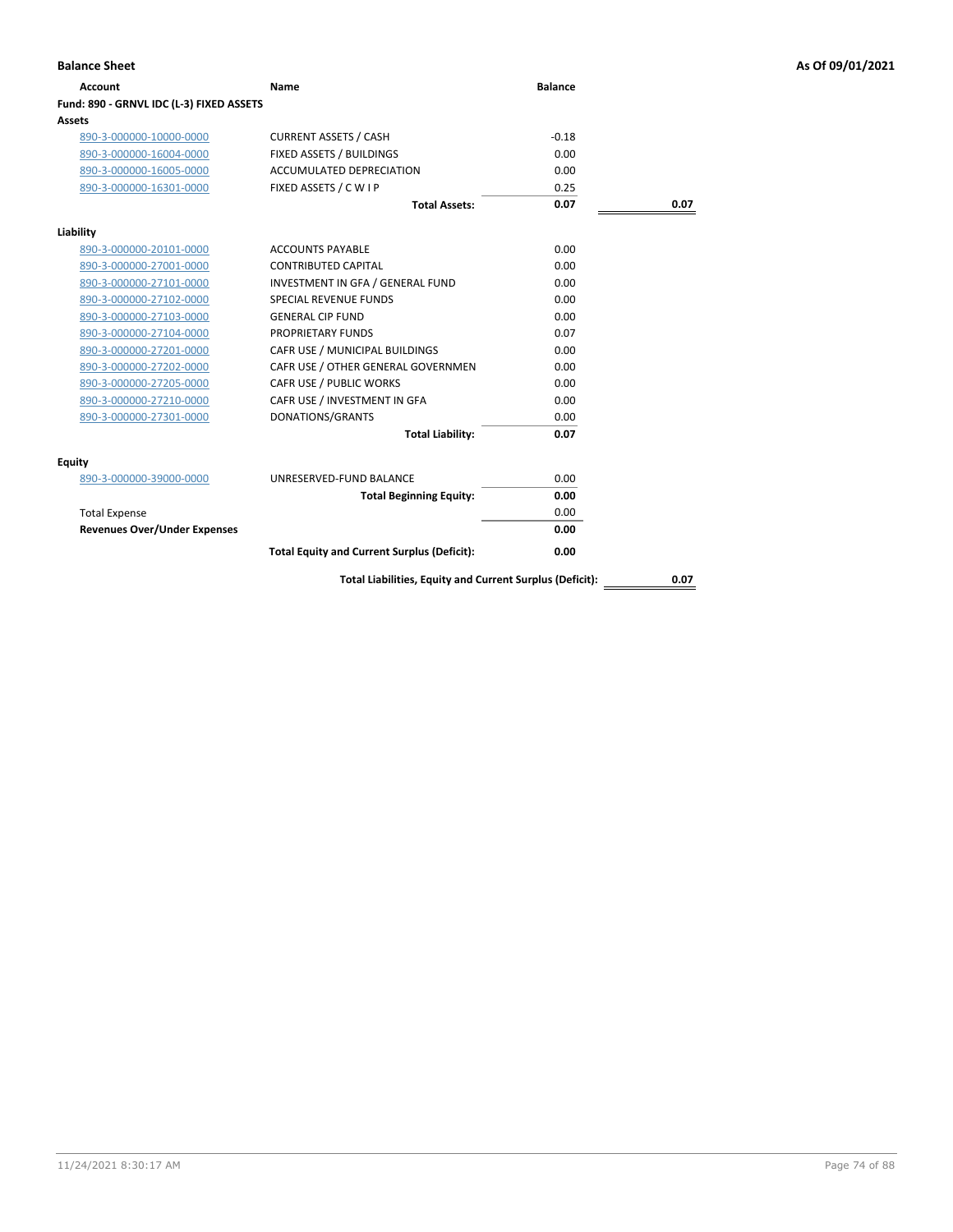**Balance Sheet** | **As Of 09/01/2021**

| Account | Name | Balance | |
|---|---|---|---|
| **Fund: 890 - GRNVL IDC (L-3) FIXED ASSETS** | | | |
| **Assets** | | | |
| 890-3-000000-10000-0000 | CURRENT ASSETS / CASH | -0.18 | |
| 890-3-000000-16004-0000 | FIXED ASSETS / BUILDINGS | 0.00 | |
| 890-3-000000-16005-0000 | ACCUMULATED DEPRECIATION | 0.00 | |
| 890-3-000000-16301-0000 | FIXED ASSETS / C W I P | 0.25 | |
| | **Total Assets:** | **0.07** | **0.07** |
| **Liability** | | | |
| 890-3-000000-20101-0000 | ACCOUNTS PAYABLE | 0.00 | |
| 890-3-000000-27001-0000 | CONTRIBUTED CAPITAL | 0.00 | |
| 890-3-000000-27101-0000 | INVESTMENT IN GFA / GENERAL FUND | 0.00 | |
| 890-3-000000-27102-0000 | SPECIAL REVENUE FUNDS | 0.00 | |
| 890-3-000000-27103-0000 | GENERAL CIP FUND | 0.00 | |
| 890-3-000000-27104-0000 | PROPRIETARY FUNDS | 0.07 | |
| 890-3-000000-27201-0000 | CAFR USE / MUNICIPAL BUILDINGS | 0.00 | |
| 890-3-000000-27202-0000 | CAFR USE / OTHER GENERAL GOVERNMEN | 0.00 | |
| 890-3-000000-27205-0000 | CAFR USE / PUBLIC WORKS | 0.00 | |
| 890-3-000000-27210-0000 | CAFR USE / INVESTMENT IN GFA | 0.00 | |
| 890-3-000000-27301-0000 | DONATIONS/GRANTS | 0.00 | |
| | **Total Liability:** | **0.07** | |
| **Equity** | | | |
| 890-3-000000-39000-0000 | UNRESERVED-FUND BALANCE | 0.00 | |
| | **Total Beginning Equity:** | **0.00** | |
| Total Expense | | 0.00 | |
| **Revenues Over/Under Expenses** | | **0.00** | |
| | **Total Equity and Current Surplus (Deficit):** | **0.00** | |
| | **Total Liabilities, Equity and Current Surplus (Deficit):** | | **0.07** |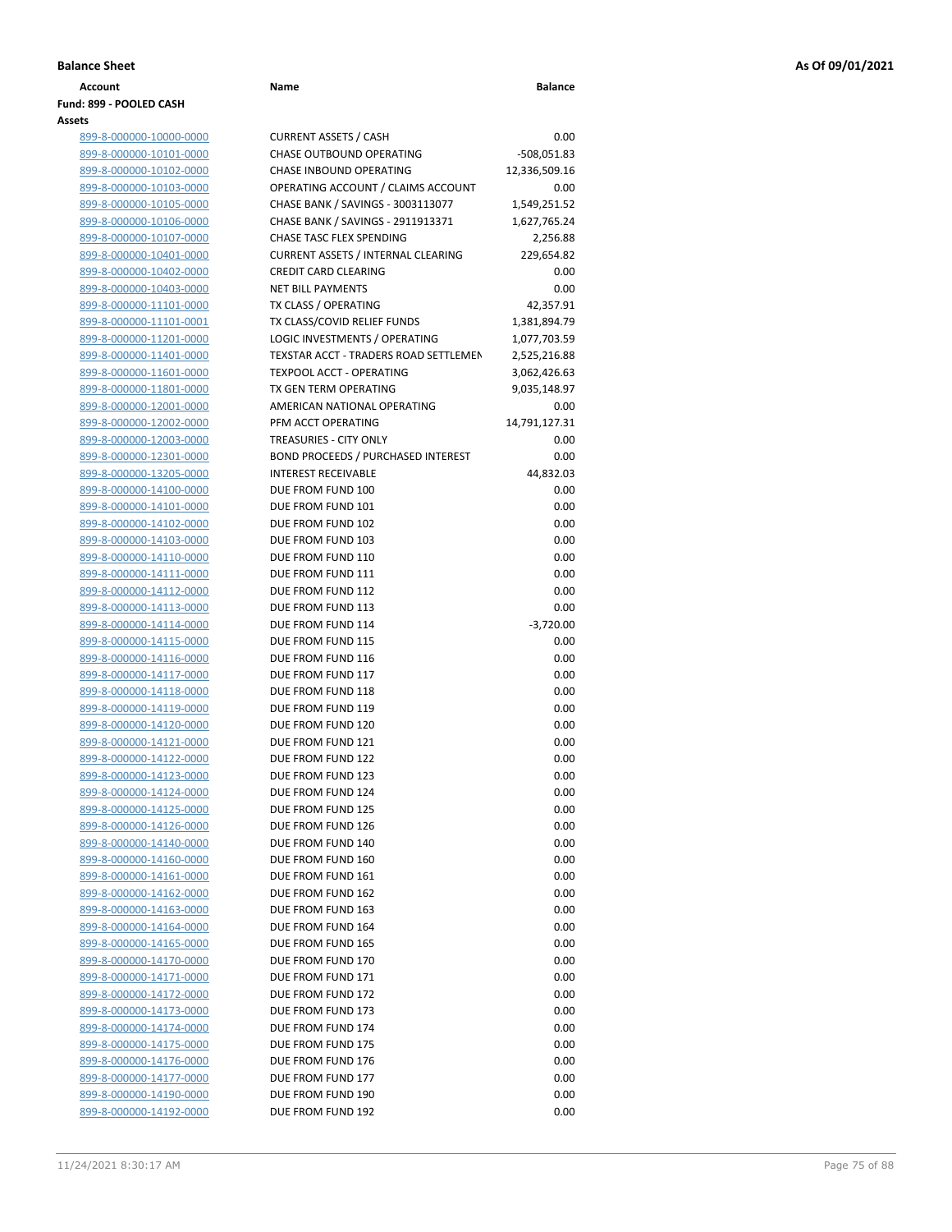**Balance Sheet** **As Of 09/01/2021**

| Account | Name | Balance |
|---|---|---|
| **Fund: 899 - POOLED CASH** | | |
| **Assets** | | |
| 899-8-000000-10000-0000 | CURRENT ASSETS / CASH | 0.00 |
| 899-8-000000-10101-0000 | CHASE OUTBOUND OPERATING | -508,051.83 |
| 899-8-000000-10102-0000 | CHASE INBOUND OPERATING | 12,336,509.16 |
| 899-8-000000-10103-0000 | OPERATING ACCOUNT / CLAIMS ACCOUNT | 0.00 |
| 899-8-000000-10105-0000 | CHASE BANK / SAVINGS - 3003113077 | 1,549,251.52 |
| 899-8-000000-10106-0000 | CHASE BANK / SAVINGS - 2911913371 | 1,627,765.24 |
| 899-8-000000-10107-0000 | CHASE TASC FLEX SPENDING | 2,256.88 |
| 899-8-000000-10401-0000 | CURRENT ASSETS / INTERNAL CLEARING | 229,654.82 |
| 899-8-000000-10402-0000 | CREDIT CARD CLEARING | 0.00 |
| 899-8-000000-10403-0000 | NET BILL PAYMENTS | 0.00 |
| 899-8-000000-11101-0000 | TX CLASS / OPERATING | 42,357.91 |
| 899-8-000000-11101-0001 | TX CLASS/COVID RELIEF FUNDS | 1,381,894.79 |
| 899-8-000000-11201-0000 | LOGIC INVESTMENTS / OPERATING | 1,077,703.59 |
| 899-8-000000-11401-0000 | TEXSTAR ACCT - TRADERS ROAD SETTLEMEN | 2,525,216.88 |
| 899-8-000000-11601-0000 | TEXPOOL ACCT - OPERATING | 3,062,426.63 |
| 899-8-000000-11801-0000 | TX GEN TERM OPERATING | 9,035,148.97 |
| 899-8-000000-12001-0000 | AMERICAN NATIONAL OPERATING | 0.00 |
| 899-8-000000-12002-0000 | PFM ACCT OPERATING | 14,791,127.31 |
| 899-8-000000-12003-0000 | TREASURIES - CITY ONLY | 0.00 |
| 899-8-000000-12301-0000 | BOND PROCEEDS / PURCHASED INTEREST | 0.00 |
| 899-8-000000-13205-0000 | INTEREST RECEIVABLE | 44,832.03 |
| 899-8-000000-14100-0000 | DUE FROM FUND 100 | 0.00 |
| 899-8-000000-14101-0000 | DUE FROM FUND 101 | 0.00 |
| 899-8-000000-14102-0000 | DUE FROM FUND 102 | 0.00 |
| 899-8-000000-14103-0000 | DUE FROM FUND 103 | 0.00 |
| 899-8-000000-14110-0000 | DUE FROM FUND 110 | 0.00 |
| 899-8-000000-14111-0000 | DUE FROM FUND 111 | 0.00 |
| 899-8-000000-14112-0000 | DUE FROM FUND 112 | 0.00 |
| 899-8-000000-14113-0000 | DUE FROM FUND 113 | 0.00 |
| 899-8-000000-14114-0000 | DUE FROM FUND 114 | -3,720.00 |
| 899-8-000000-14115-0000 | DUE FROM FUND 115 | 0.00 |
| 899-8-000000-14116-0000 | DUE FROM FUND 116 | 0.00 |
| 899-8-000000-14117-0000 | DUE FROM FUND 117 | 0.00 |
| 899-8-000000-14118-0000 | DUE FROM FUND 118 | 0.00 |
| 899-8-000000-14119-0000 | DUE FROM FUND 119 | 0.00 |
| 899-8-000000-14120-0000 | DUE FROM FUND 120 | 0.00 |
| 899-8-000000-14121-0000 | DUE FROM FUND 121 | 0.00 |
| 899-8-000000-14122-0000 | DUE FROM FUND 122 | 0.00 |
| 899-8-000000-14123-0000 | DUE FROM FUND 123 | 0.00 |
| 899-8-000000-14124-0000 | DUE FROM FUND 124 | 0.00 |
| 899-8-000000-14125-0000 | DUE FROM FUND 125 | 0.00 |
| 899-8-000000-14126-0000 | DUE FROM FUND 126 | 0.00 |
| 899-8-000000-14140-0000 | DUE FROM FUND 140 | 0.00 |
| 899-8-000000-14160-0000 | DUE FROM FUND 160 | 0.00 |
| 899-8-000000-14161-0000 | DUE FROM FUND 161 | 0.00 |
| 899-8-000000-14162-0000 | DUE FROM FUND 162 | 0.00 |
| 899-8-000000-14163-0000 | DUE FROM FUND 163 | 0.00 |
| 899-8-000000-14164-0000 | DUE FROM FUND 164 | 0.00 |
| 899-8-000000-14165-0000 | DUE FROM FUND 165 | 0.00 |
| 899-8-000000-14170-0000 | DUE FROM FUND 170 | 0.00 |
| 899-8-000000-14171-0000 | DUE FROM FUND 171 | 0.00 |
| 899-8-000000-14172-0000 | DUE FROM FUND 172 | 0.00 |
| 899-8-000000-14173-0000 | DUE FROM FUND 173 | 0.00 |
| 899-8-000000-14174-0000 | DUE FROM FUND 174 | 0.00 |
| 899-8-000000-14175-0000 | DUE FROM FUND 175 | 0.00 |
| 899-8-000000-14176-0000 | DUE FROM FUND 176 | 0.00 |
| 899-8-000000-14177-0000 | DUE FROM FUND 177 | 0.00 |
| 899-8-000000-14190-0000 | DUE FROM FUND 190 | 0.00 |
| 899-8-000000-14192-0000 | DUE FROM FUND 192 | 0.00 |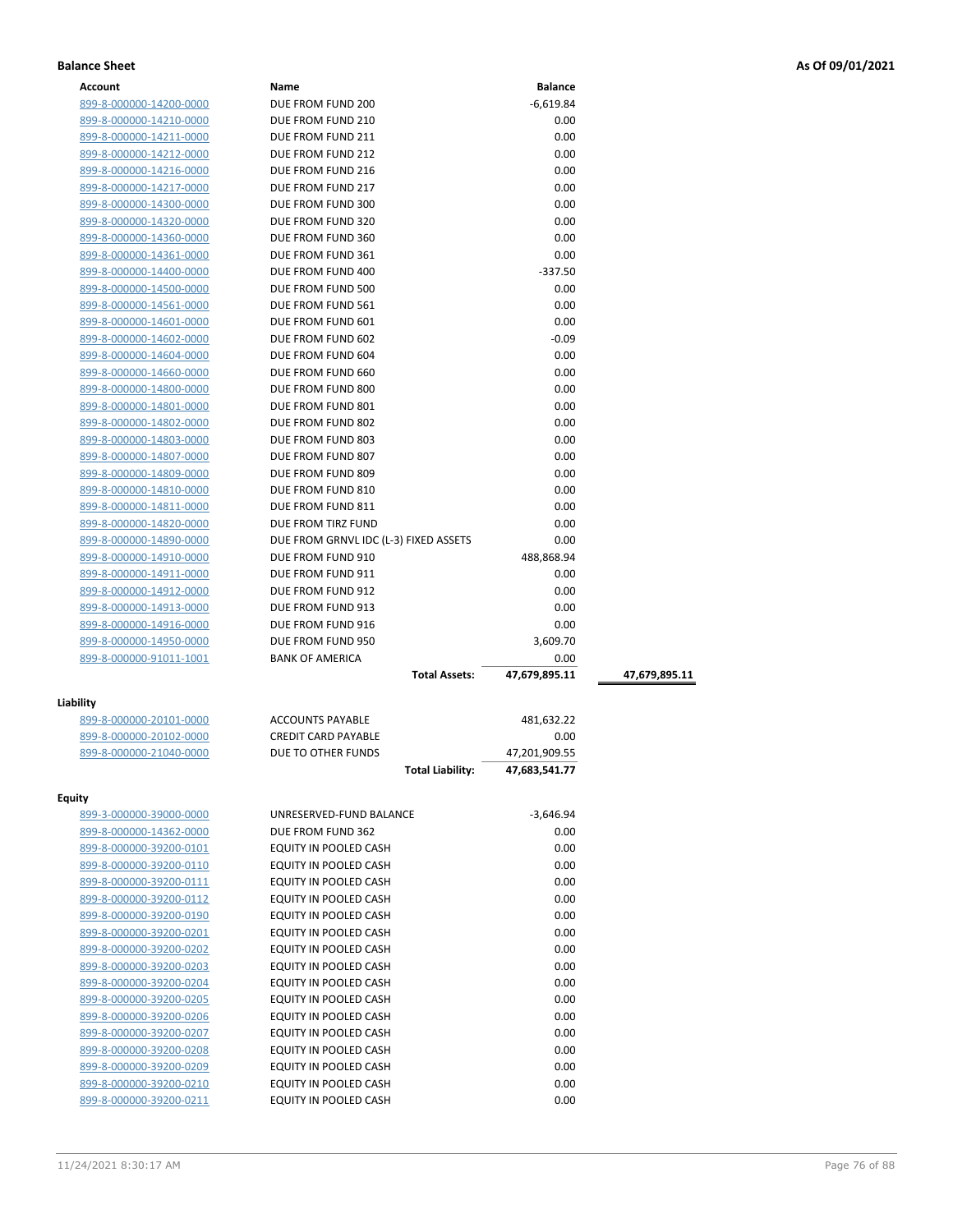**Balance Sheet** **As Of 09/01/2021**

| Account | Name | Balance | |
|---|---|---|---|
| 899-8-000000-14200-0000 | DUE FROM FUND 200 | -6,619.84 | |
| 899-8-000000-14210-0000 | DUE FROM FUND 210 | 0.00 | |
| 899-8-000000-14211-0000 | DUE FROM FUND 211 | 0.00 | |
| 899-8-000000-14212-0000 | DUE FROM FUND 212 | 0.00 | |
| 899-8-000000-14216-0000 | DUE FROM FUND 216 | 0.00 | |
| 899-8-000000-14217-0000 | DUE FROM FUND 217 | 0.00 | |
| 899-8-000000-14300-0000 | DUE FROM FUND 300 | 0.00 | |
| 899-8-000000-14320-0000 | DUE FROM FUND 320 | 0.00 | |
| 899-8-000000-14360-0000 | DUE FROM FUND 360 | 0.00 | |
| 899-8-000000-14361-0000 | DUE FROM FUND 361 | 0.00 | |
| 899-8-000000-14400-0000 | DUE FROM FUND 400 | -337.50 | |
| 899-8-000000-14500-0000 | DUE FROM FUND 500 | 0.00 | |
| 899-8-000000-14561-0000 | DUE FROM FUND 561 | 0.00 | |
| 899-8-000000-14601-0000 | DUE FROM FUND 601 | 0.00 | |
| 899-8-000000-14602-0000 | DUE FROM FUND 602 | -0.09 | |
| 899-8-000000-14604-0000 | DUE FROM FUND 604 | 0.00 | |
| 899-8-000000-14660-0000 | DUE FROM FUND 660 | 0.00 | |
| 899-8-000000-14800-0000 | DUE FROM FUND 800 | 0.00 | |
| 899-8-000000-14801-0000 | DUE FROM FUND 801 | 0.00 | |
| 899-8-000000-14802-0000 | DUE FROM FUND 802 | 0.00 | |
| 899-8-000000-14803-0000 | DUE FROM FUND 803 | 0.00 | |
| 899-8-000000-14807-0000 | DUE FROM FUND 807 | 0.00 | |
| 899-8-000000-14809-0000 | DUE FROM FUND 809 | 0.00 | |
| 899-8-000000-14810-0000 | DUE FROM FUND 810 | 0.00 | |
| 899-8-000000-14811-0000 | DUE FROM FUND 811 | 0.00 | |
| 899-8-000000-14820-0000 | DUE FROM TIRZ FUND | 0.00 | |
| 899-8-000000-14890-0000 | DUE FROM GRNVL IDC (L-3) FIXED ASSETS | 0.00 | |
| 899-8-000000-14910-0000 | DUE FROM FUND 910 | 488,868.94 | |
| 899-8-000000-14911-0000 | DUE FROM FUND 911 | 0.00 | |
| 899-8-000000-14912-0000 | DUE FROM FUND 912 | 0.00 | |
| 899-8-000000-14913-0000 | DUE FROM FUND 913 | 0.00 | |
| 899-8-000000-14916-0000 | DUE FROM FUND 916 | 0.00 | |
| 899-8-000000-14950-0000 | DUE FROM FUND 950 | 3,609.70 | |
| 899-8-000000-91011-1001 | BANK OF AMERICA | 0.00 | |
| | **Total Assets:** | **47,679,895.11** | **47,679,895.11** |

**Liability**

| Account | Name | Balance |
|---|---|---|
| 899-8-000000-20101-0000 | ACCOUNTS PAYABLE | 481,632.22 |
| 899-8-000000-20102-0000 | CREDIT CARD PAYABLE | 0.00 |
| 899-8-000000-21040-0000 | DUE TO OTHER FUNDS | 47,201,909.55 |
| | **Total Liability:** | **47,683,541.77** |

**Equity**

| Account | Name | Balance |
|---|---|---|
| 899-3-000000-39000-0000 | UNRESERVED-FUND BALANCE | -3,646.94 |
| 899-8-000000-14362-0000 | DUE FROM FUND 362 | 0.00 |
| 899-8-000000-39200-0101 | EQUITY IN POOLED CASH | 0.00 |
| 899-8-000000-39200-0110 | EQUITY IN POOLED CASH | 0.00 |
| 899-8-000000-39200-0111 | EQUITY IN POOLED CASH | 0.00 |
| 899-8-000000-39200-0112 | EQUITY IN POOLED CASH | 0.00 |
| 899-8-000000-39200-0190 | EQUITY IN POOLED CASH | 0.00 |
| 899-8-000000-39200-0201 | EQUITY IN POOLED CASH | 0.00 |
| 899-8-000000-39200-0202 | EQUITY IN POOLED CASH | 0.00 |
| 899-8-000000-39200-0203 | EQUITY IN POOLED CASH | 0.00 |
| 899-8-000000-39200-0204 | EQUITY IN POOLED CASH | 0.00 |
| 899-8-000000-39200-0205 | EQUITY IN POOLED CASH | 0.00 |
| 899-8-000000-39200-0206 | EQUITY IN POOLED CASH | 0.00 |
| 899-8-000000-39200-0207 | EQUITY IN POOLED CASH | 0.00 |
| 899-8-000000-39200-0208 | EQUITY IN POOLED CASH | 0.00 |
| 899-8-000000-39200-0209 | EQUITY IN POOLED CASH | 0.00 |
| 899-8-000000-39200-0210 | EQUITY IN POOLED CASH | 0.00 |
| 899-8-000000-39200-0211 | EQUITY IN POOLED CASH | 0.00 |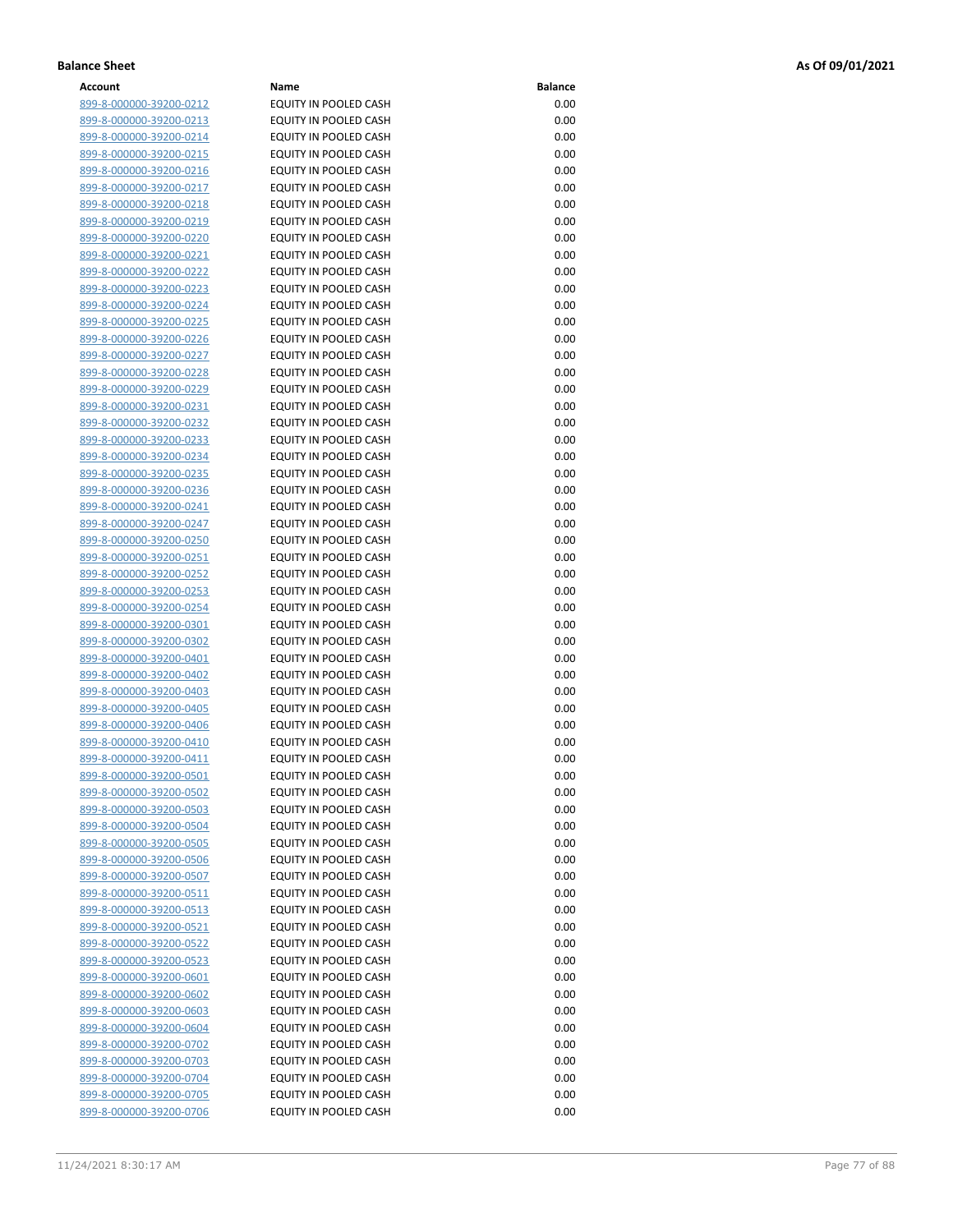**Balance Sheet** **As Of 09/01/2021**

| Account | Name | Balance |
|---|---|---|
| 899-8-000000-39200-0212 | EQUITY IN POOLED CASH | 0.00 |
| 899-8-000000-39200-0213 | EQUITY IN POOLED CASH | 0.00 |
| 899-8-000000-39200-0214 | EQUITY IN POOLED CASH | 0.00 |
| 899-8-000000-39200-0215 | EQUITY IN POOLED CASH | 0.00 |
| 899-8-000000-39200-0216 | EQUITY IN POOLED CASH | 0.00 |
| 899-8-000000-39200-0217 | EQUITY IN POOLED CASH | 0.00 |
| 899-8-000000-39200-0218 | EQUITY IN POOLED CASH | 0.00 |
| 899-8-000000-39200-0219 | EQUITY IN POOLED CASH | 0.00 |
| 899-8-000000-39200-0220 | EQUITY IN POOLED CASH | 0.00 |
| 899-8-000000-39200-0221 | EQUITY IN POOLED CASH | 0.00 |
| 899-8-000000-39200-0222 | EQUITY IN POOLED CASH | 0.00 |
| 899-8-000000-39200-0223 | EQUITY IN POOLED CASH | 0.00 |
| 899-8-000000-39200-0224 | EQUITY IN POOLED CASH | 0.00 |
| 899-8-000000-39200-0225 | EQUITY IN POOLED CASH | 0.00 |
| 899-8-000000-39200-0226 | EQUITY IN POOLED CASH | 0.00 |
| 899-8-000000-39200-0227 | EQUITY IN POOLED CASH | 0.00 |
| 899-8-000000-39200-0228 | EQUITY IN POOLED CASH | 0.00 |
| 899-8-000000-39200-0229 | EQUITY IN POOLED CASH | 0.00 |
| 899-8-000000-39200-0231 | EQUITY IN POOLED CASH | 0.00 |
| 899-8-000000-39200-0232 | EQUITY IN POOLED CASH | 0.00 |
| 899-8-000000-39200-0233 | EQUITY IN POOLED CASH | 0.00 |
| 899-8-000000-39200-0234 | EQUITY IN POOLED CASH | 0.00 |
| 899-8-000000-39200-0235 | EQUITY IN POOLED CASH | 0.00 |
| 899-8-000000-39200-0236 | EQUITY IN POOLED CASH | 0.00 |
| 899-8-000000-39200-0241 | EQUITY IN POOLED CASH | 0.00 |
| 899-8-000000-39200-0247 | EQUITY IN POOLED CASH | 0.00 |
| 899-8-000000-39200-0250 | EQUITY IN POOLED CASH | 0.00 |
| 899-8-000000-39200-0251 | EQUITY IN POOLED CASH | 0.00 |
| 899-8-000000-39200-0252 | EQUITY IN POOLED CASH | 0.00 |
| 899-8-000000-39200-0253 | EQUITY IN POOLED CASH | 0.00 |
| 899-8-000000-39200-0254 | EQUITY IN POOLED CASH | 0.00 |
| 899-8-000000-39200-0301 | EQUITY IN POOLED CASH | 0.00 |
| 899-8-000000-39200-0302 | EQUITY IN POOLED CASH | 0.00 |
| 899-8-000000-39200-0401 | EQUITY IN POOLED CASH | 0.00 |
| 899-8-000000-39200-0402 | EQUITY IN POOLED CASH | 0.00 |
| 899-8-000000-39200-0403 | EQUITY IN POOLED CASH | 0.00 |
| 899-8-000000-39200-0405 | EQUITY IN POOLED CASH | 0.00 |
| 899-8-000000-39200-0406 | EQUITY IN POOLED CASH | 0.00 |
| 899-8-000000-39200-0410 | EQUITY IN POOLED CASH | 0.00 |
| 899-8-000000-39200-0411 | EQUITY IN POOLED CASH | 0.00 |
| 899-8-000000-39200-0501 | EQUITY IN POOLED CASH | 0.00 |
| 899-8-000000-39200-0502 | EQUITY IN POOLED CASH | 0.00 |
| 899-8-000000-39200-0503 | EQUITY IN POOLED CASH | 0.00 |
| 899-8-000000-39200-0504 | EQUITY IN POOLED CASH | 0.00 |
| 899-8-000000-39200-0505 | EQUITY IN POOLED CASH | 0.00 |
| 899-8-000000-39200-0506 | EQUITY IN POOLED CASH | 0.00 |
| 899-8-000000-39200-0507 | EQUITY IN POOLED CASH | 0.00 |
| 899-8-000000-39200-0511 | EQUITY IN POOLED CASH | 0.00 |
| 899-8-000000-39200-0513 | EQUITY IN POOLED CASH | 0.00 |
| 899-8-000000-39200-0521 | EQUITY IN POOLED CASH | 0.00 |
| 899-8-000000-39200-0522 | EQUITY IN POOLED CASH | 0.00 |
| 899-8-000000-39200-0523 | EQUITY IN POOLED CASH | 0.00 |
| 899-8-000000-39200-0601 | EQUITY IN POOLED CASH | 0.00 |
| 899-8-000000-39200-0602 | EQUITY IN POOLED CASH | 0.00 |
| 899-8-000000-39200-0603 | EQUITY IN POOLED CASH | 0.00 |
| 899-8-000000-39200-0604 | EQUITY IN POOLED CASH | 0.00 |
| 899-8-000000-39200-0702 | EQUITY IN POOLED CASH | 0.00 |
| 899-8-000000-39200-0703 | EQUITY IN POOLED CASH | 0.00 |
| 899-8-000000-39200-0704 | EQUITY IN POOLED CASH | 0.00 |
| 899-8-000000-39200-0705 | EQUITY IN POOLED CASH | 0.00 |
| 899-8-000000-39200-0706 | EQUITY IN POOLED CASH | 0.00 |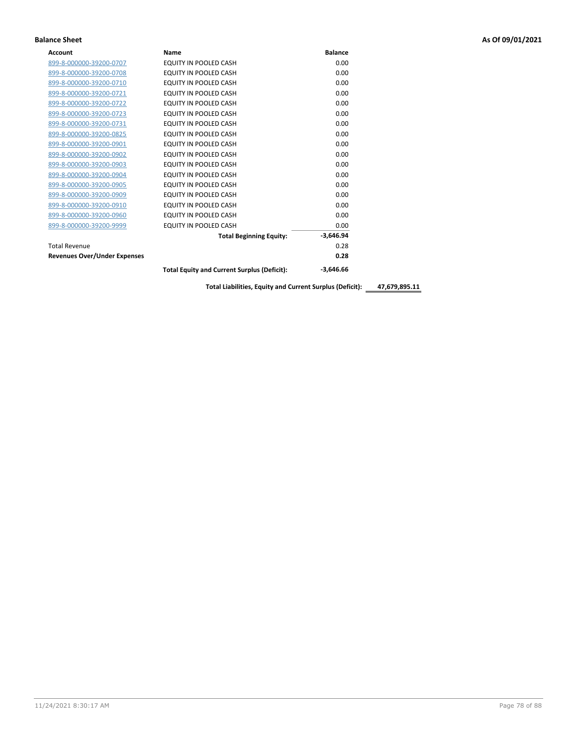**Balance Sheet** **As Of 09/01/2021**

| Account | Name | Balance |
|---|---|---|
| 899-8-000000-39200-0707 | EQUITY IN POOLED CASH | 0.00 |
| 899-8-000000-39200-0708 | EQUITY IN POOLED CASH | 0.00 |
| 899-8-000000-39200-0710 | EQUITY IN POOLED CASH | 0.00 |
| 899-8-000000-39200-0721 | EQUITY IN POOLED CASH | 0.00 |
| 899-8-000000-39200-0722 | EQUITY IN POOLED CASH | 0.00 |
| 899-8-000000-39200-0723 | EQUITY IN POOLED CASH | 0.00 |
| 899-8-000000-39200-0731 | EQUITY IN POOLED CASH | 0.00 |
| 899-8-000000-39200-0825 | EQUITY IN POOLED CASH | 0.00 |
| 899-8-000000-39200-0901 | EQUITY IN POOLED CASH | 0.00 |
| 899-8-000000-39200-0902 | EQUITY IN POOLED CASH | 0.00 |
| 899-8-000000-39200-0903 | EQUITY IN POOLED CASH | 0.00 |
| 899-8-000000-39200-0904 | EQUITY IN POOLED CASH | 0.00 |
| 899-8-000000-39200-0905 | EQUITY IN POOLED CASH | 0.00 |
| 899-8-000000-39200-0909 | EQUITY IN POOLED CASH | 0.00 |
| 899-8-000000-39200-0910 | EQUITY IN POOLED CASH | 0.00 |
| 899-8-000000-39200-0960 | EQUITY IN POOLED CASH | 0.00 |
| 899-8-000000-39200-9999 | EQUITY IN POOLED CASH | 0.00 |
| | **Total Beginning Equity:** | **-3,646.94** |
| Total Revenue | | 0.28 |
| **Revenues Over/Under Expenses** | | **0.28** |
| | **Total Equity and Current Surplus (Deficit):** | **-3,646.66** |

**Total Liabilities, Equity and Current Surplus (Deficit): 47,679,895.11**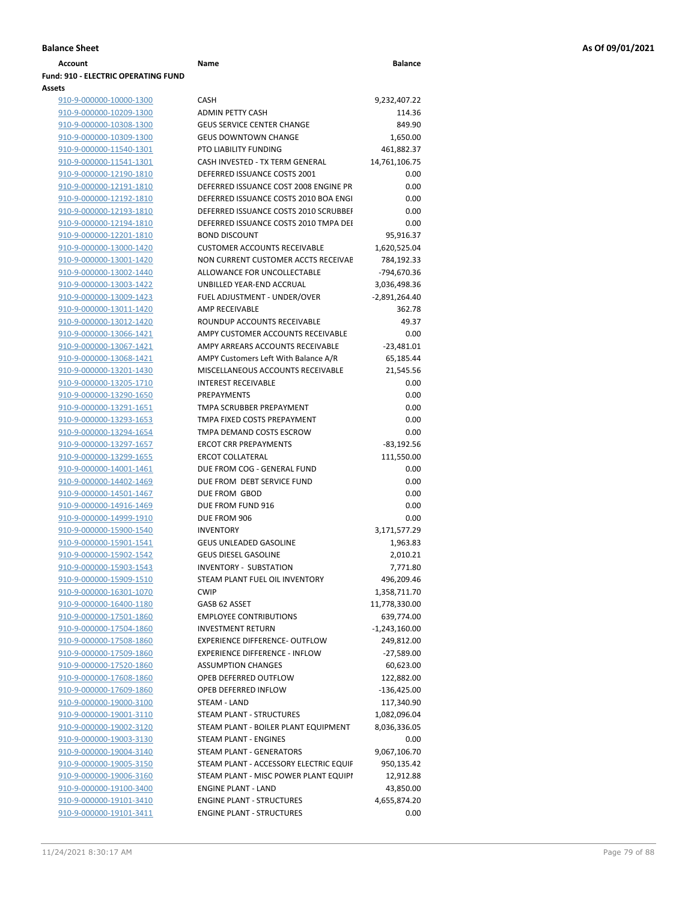**Balance Sheet** **As Of 09/01/2021**

| Account | Name | Balance |
|---|---|---|
| **Fund: 910 - ELECTRIC OPERATING FUND** | | |
| **Assets** | | |
| 910-9-000000-10000-1300 | CASH | 9,232,407.22 |
| 910-9-000000-10209-1300 | ADMIN PETTY CASH | 114.36 |
| 910-9-000000-10308-1300 | GEUS SERVICE CENTER CHANGE | 849.90 |
| 910-9-000000-10309-1300 | GEUS DOWNTOWN CHANGE | 1,650.00 |
| 910-9-000000-11540-1301 | PTO LIABILITY FUNDING | 461,882.37 |
| 910-9-000000-11541-1301 | CASH INVESTED - TX TERM GENERAL | 14,761,106.75 |
| 910-9-000000-12190-1810 | DEFERRED ISSUANCE COSTS 2001 | 0.00 |
| 910-9-000000-12191-1810 | DEFERRED ISSUANCE COST 2008 ENGINE PR | 0.00 |
| 910-9-000000-12192-1810 | DEFERRED ISSUANCE COSTS 2010 BOA ENGI | 0.00 |
| 910-9-000000-12193-1810 | DEFERRED ISSUANCE COSTS 2010 SCRUBBEI | 0.00 |
| 910-9-000000-12194-1810 | DEFERRED ISSUANCE COSTS 2010 TMPA DEI | 0.00 |
| 910-9-000000-12201-1810 | BOND DISCOUNT | 95,916.37 |
| 910-9-000000-13000-1420 | CUSTOMER ACCOUNTS RECEIVABLE | 1,620,525.04 |
| 910-9-000000-13001-1420 | NON CURRENT CUSTOMER ACCTS RECEIVAE | 784,192.33 |
| 910-9-000000-13002-1440 | ALLOWANCE FOR UNCOLLECTABLE | -794,670.36 |
| 910-9-000000-13003-1422 | UNBILLED YEAR-END ACCRUAL | 3,036,498.36 |
| 910-9-000000-13009-1423 | FUEL ADJUSTMENT - UNDER/OVER | -2,891,264.40 |
| 910-9-000000-13011-1420 | AMP RECEIVABLE | 362.78 |
| 910-9-000000-13012-1420 | ROUNDUP ACCOUNTS RECEIVABLE | 49.37 |
| 910-9-000000-13066-1421 | AMPY CUSTOMER ACCOUNTS RECEIVABLE | 0.00 |
| 910-9-000000-13067-1421 | AMPY ARREARS ACCOUNTS RECEIVABLE | -23,481.01 |
| 910-9-000000-13068-1421 | AMPY Customers Left With Balance A/R | 65,185.44 |
| 910-9-000000-13201-1430 | MISCELLANEOUS ACCOUNTS RECEIVABLE | 21,545.56 |
| 910-9-000000-13205-1710 | INTEREST RECEIVABLE | 0.00 |
| 910-9-000000-13290-1650 | PREPAYMENTS | 0.00 |
| 910-9-000000-13291-1651 | TMPA SCRUBBER PREPAYMENT | 0.00 |
| 910-9-000000-13293-1653 | TMPA FIXED COSTS PREPAYMENT | 0.00 |
| 910-9-000000-13294-1654 | TMPA DEMAND COSTS ESCROW | 0.00 |
| 910-9-000000-13297-1657 | ERCOT CRR PREPAYMENTS | -83,192.56 |
| 910-9-000000-13299-1655 | ERCOT COLLATERAL | 111,550.00 |
| 910-9-000000-14001-1461 | DUE FROM COG - GENERAL FUND | 0.00 |
| 910-9-000000-14402-1469 | DUE FROM DEBT SERVICE FUND | 0.00 |
| 910-9-000000-14501-1467 | DUE FROM GBOD | 0.00 |
| 910-9-000000-14916-1469 | DUE FROM FUND 916 | 0.00 |
| 910-9-000000-14999-1910 | DUE FROM 906 | 0.00 |
| 910-9-000000-15900-1540 | INVENTORY | 3,171,577.29 |
| 910-9-000000-15901-1541 | GEUS UNLEADED GASOLINE | 1,963.83 |
| 910-9-000000-15902-1542 | GEUS DIESEL GASOLINE | 2,010.21 |
| 910-9-000000-15903-1543 | INVENTORY - SUBSTATION | 7,771.80 |
| 910-9-000000-15909-1510 | STEAM PLANT FUEL OIL INVENTORY | 496,209.46 |
| 910-9-000000-16301-1070 | CWIP | 1,358,711.70 |
| 910-9-000000-16400-1180 | GASB 62 ASSET | 11,778,330.00 |
| 910-9-000000-17501-1860 | EMPLOYEE CONTRIBUTIONS | 639,774.00 |
| 910-9-000000-17504-1860 | INVESTMENT RETURN | -1,243,160.00 |
| 910-9-000000-17508-1860 | EXPERIENCE DIFFERENCE- OUTFLOW | 249,812.00 |
| 910-9-000000-17509-1860 | EXPERIENCE DIFFERENCE - INFLOW | -27,589.00 |
| 910-9-000000-17520-1860 | ASSUMPTION CHANGES | 60,623.00 |
| 910-9-000000-17608-1860 | OPEB DEFERRED OUTFLOW | 122,882.00 |
| 910-9-000000-17609-1860 | OPEB DEFERRED INFLOW | -136,425.00 |
| 910-9-000000-19000-3100 | STEAM - LAND | 117,340.90 |
| 910-9-000000-19001-3110 | STEAM PLANT - STRUCTURES | 1,082,096.04 |
| 910-9-000000-19002-3120 | STEAM PLANT - BOILER PLANT EQUIPMENT | 8,036,336.05 |
| 910-9-000000-19003-3130 | STEAM PLANT - ENGINES | 0.00 |
| 910-9-000000-19004-3140 | STEAM PLANT - GENERATORS | 9,067,106.70 |
| 910-9-000000-19005-3150 | STEAM PLANT - ACCESSORY ELECTRIC EQUIF | 950,135.42 |
| 910-9-000000-19006-3160 | STEAM PLANT - MISC POWER PLANT EQUIPI | 12,912.88 |
| 910-9-000000-19100-3400 | ENGINE PLANT - LAND | 43,850.00 |
| 910-9-000000-19101-3410 | ENGINE PLANT - STRUCTURES | 4,655,874.20 |
| 910-9-000000-19101-3411 | ENGINE PLANT - STRUCTURES | 0.00 |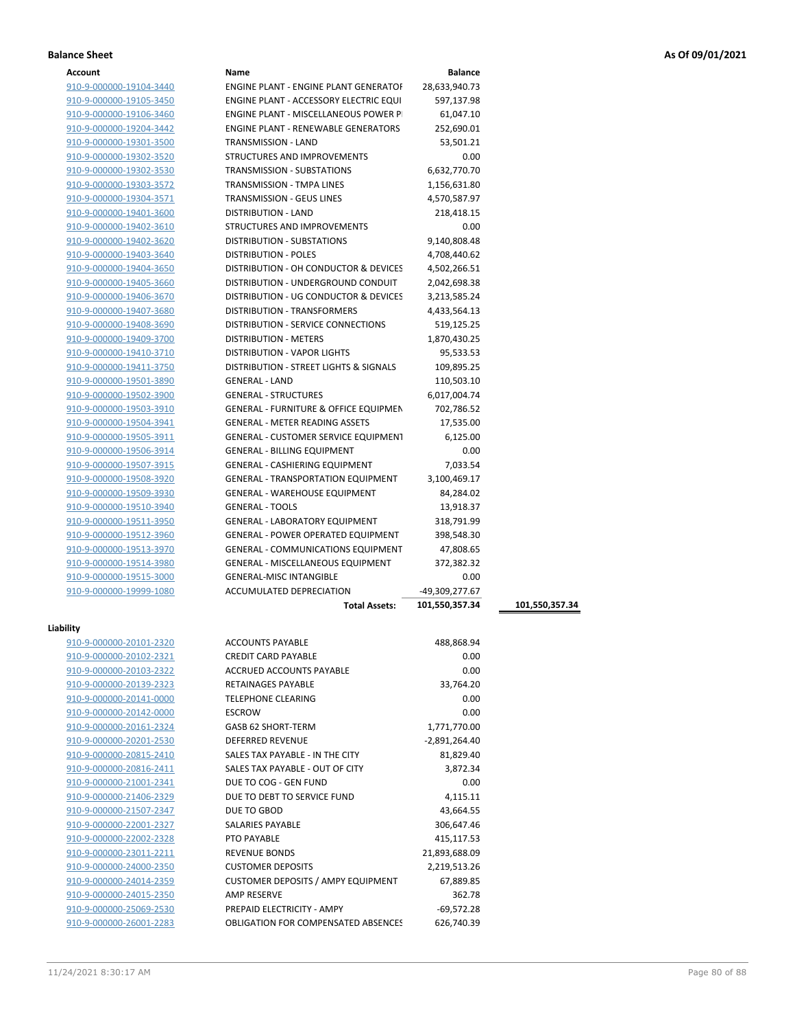**Balance Sheet** — As Of 09/01/2021

| Account | Name | Balance | |
|---|---|---|---|
| 910-9-000000-19104-3440 | ENGINE PLANT - ENGINE PLANT GENERATOF | 28,633,940.73 | |
| 910-9-000000-19105-3450 | ENGINE PLANT - ACCESSORY ELECTRIC EQUI | 597,137.98 | |
| 910-9-000000-19106-3460 | ENGINE PLANT - MISCELLANEOUS POWER PI | 61,047.10 | |
| 910-9-000000-19204-3442 | ENGINE PLANT - RENEWABLE GENERATORS | 252,690.01 | |
| 910-9-000000-19301-3500 | TRANSMISSION - LAND | 53,501.21 | |
| 910-9-000000-19302-3520 | STRUCTURES AND IMPROVEMENTS | 0.00 | |
| 910-9-000000-19302-3530 | TRANSMISSION - SUBSTATIONS | 6,632,770.70 | |
| 910-9-000000-19303-3572 | TRANSMISSION - TMPA LINES | 1,156,631.80 | |
| 910-9-000000-19304-3571 | TRANSMISSION - GEUS LINES | 4,570,587.97 | |
| 910-9-000000-19401-3600 | DISTRIBUTION - LAND | 218,418.15 | |
| 910-9-000000-19402-3610 | STRUCTURES AND IMPROVEMENTS | 0.00 | |
| 910-9-000000-19402-3620 | DISTRIBUTION - SUBSTATIONS | 9,140,808.48 | |
| 910-9-000000-19403-3640 | DISTRIBUTION - POLES | 4,708,440.62 | |
| 910-9-000000-19404-3650 | DISTRIBUTION - OH CONDUCTOR & DEVICES | 4,502,266.51 | |
| 910-9-000000-19405-3660 | DISTRIBUTION - UNDERGROUND CONDUIT | 2,042,698.38 | |
| 910-9-000000-19406-3670 | DISTRIBUTION - UG CONDUCTOR & DEVICES | 3,213,585.24 | |
| 910-9-000000-19407-3680 | DISTRIBUTION - TRANSFORMERS | 4,433,564.13 | |
| 910-9-000000-19408-3690 | DISTRIBUTION - SERVICE CONNECTIONS | 519,125.25 | |
| 910-9-000000-19409-3700 | DISTRIBUTION - METERS | 1,870,430.25 | |
| 910-9-000000-19410-3710 | DISTRIBUTION - VAPOR LIGHTS | 95,533.53 | |
| 910-9-000000-19411-3750 | DISTRIBUTION - STREET LIGHTS & SIGNALS | 109,895.25 | |
| 910-9-000000-19501-3890 | GENERAL - LAND | 110,503.10 | |
| 910-9-000000-19502-3900 | GENERAL - STRUCTURES | 6,017,004.74 | |
| 910-9-000000-19503-3910 | GENERAL - FURNITURE & OFFICE EQUIPMEN | 702,786.52 | |
| 910-9-000000-19504-3941 | GENERAL - METER READING ASSETS | 17,535.00 | |
| 910-9-000000-19505-3911 | GENERAL - CUSTOMER SERVICE EQUIPMENT | 6,125.00 | |
| 910-9-000000-19506-3914 | GENERAL - BILLING EQUIPMENT | 0.00 | |
| 910-9-000000-19507-3915 | GENERAL - CASHIERING EQUIPMENT | 7,033.54 | |
| 910-9-000000-19508-3920 | GENERAL - TRANSPORTATION EQUIPMENT | 3,100,469.17 | |
| 910-9-000000-19509-3930 | GENERAL - WAREHOUSE EQUIPMENT | 84,284.02 | |
| 910-9-000000-19510-3940 | GENERAL - TOOLS | 13,918.37 | |
| 910-9-000000-19511-3950 | GENERAL - LABORATORY EQUIPMENT | 318,791.99 | |
| 910-9-000000-19512-3960 | GENERAL - POWER OPERATED EQUIPMENT | 398,548.30 | |
| 910-9-000000-19513-3970 | GENERAL - COMMUNICATIONS EQUIPMENT | 47,808.65 | |
| 910-9-000000-19514-3980 | GENERAL - MISCELLANEOUS EQUIPMENT | 372,382.32 | |
| 910-9-000000-19515-3000 | GENERAL-MISC INTANGIBLE | 0.00 | |
| 910-9-000000-19999-1080 | ACCUMULATED DEPRECIATION | -49,309,277.67 | |
| | **Total Assets:** | **101,550,357.34** | **101,550,357.34** |

**Liability**

| Account | Name | Balance |
|---|---|---|
| 910-9-000000-20101-2320 | ACCOUNTS PAYABLE | 488,868.94 |
| 910-9-000000-20102-2321 | CREDIT CARD PAYABLE | 0.00 |
| 910-9-000000-20103-2322 | ACCRUED ACCOUNTS PAYABLE | 0.00 |
| 910-9-000000-20139-2323 | RETAINAGES PAYABLE | 33,764.20 |
| 910-9-000000-20141-0000 | TELEPHONE CLEARING | 0.00 |
| 910-9-000000-20142-0000 | ESCROW | 0.00 |
| 910-9-000000-20161-2324 | GASB 62 SHORT-TERM | 1,771,770.00 |
| 910-9-000000-20201-2530 | DEFERRED REVENUE | -2,891,264.40 |
| 910-9-000000-20815-2410 | SALES TAX PAYABLE - IN THE CITY | 81,829.40 |
| 910-9-000000-20816-2411 | SALES TAX PAYABLE - OUT OF CITY | 3,872.34 |
| 910-9-000000-21001-2341 | DUE TO COG - GEN FUND | 0.00 |
| 910-9-000000-21406-2329 | DUE TO DEBT TO SERVICE FUND | 4,115.11 |
| 910-9-000000-21507-2347 | DUE TO GBOD | 43,664.55 |
| 910-9-000000-22001-2327 | SALARIES PAYABLE | 306,647.46 |
| 910-9-000000-22002-2328 | PTO PAYABLE | 415,117.53 |
| 910-9-000000-23011-2211 | REVENUE BONDS | 21,893,688.09 |
| 910-9-000000-24000-2350 | CUSTOMER DEPOSITS | 2,219,513.26 |
| 910-9-000000-24014-2359 | CUSTOMER DEPOSITS / AMPY EQUIPMENT | 67,889.85 |
| 910-9-000000-24015-2350 | AMP RESERVE | 362.78 |
| 910-9-000000-25069-2530 | PREPAID ELECTRICITY - AMPY | -69,572.28 |
| 910-9-000000-26001-2283 | OBLIGATION FOR COMPENSATED ABSENCES | 626,740.39 |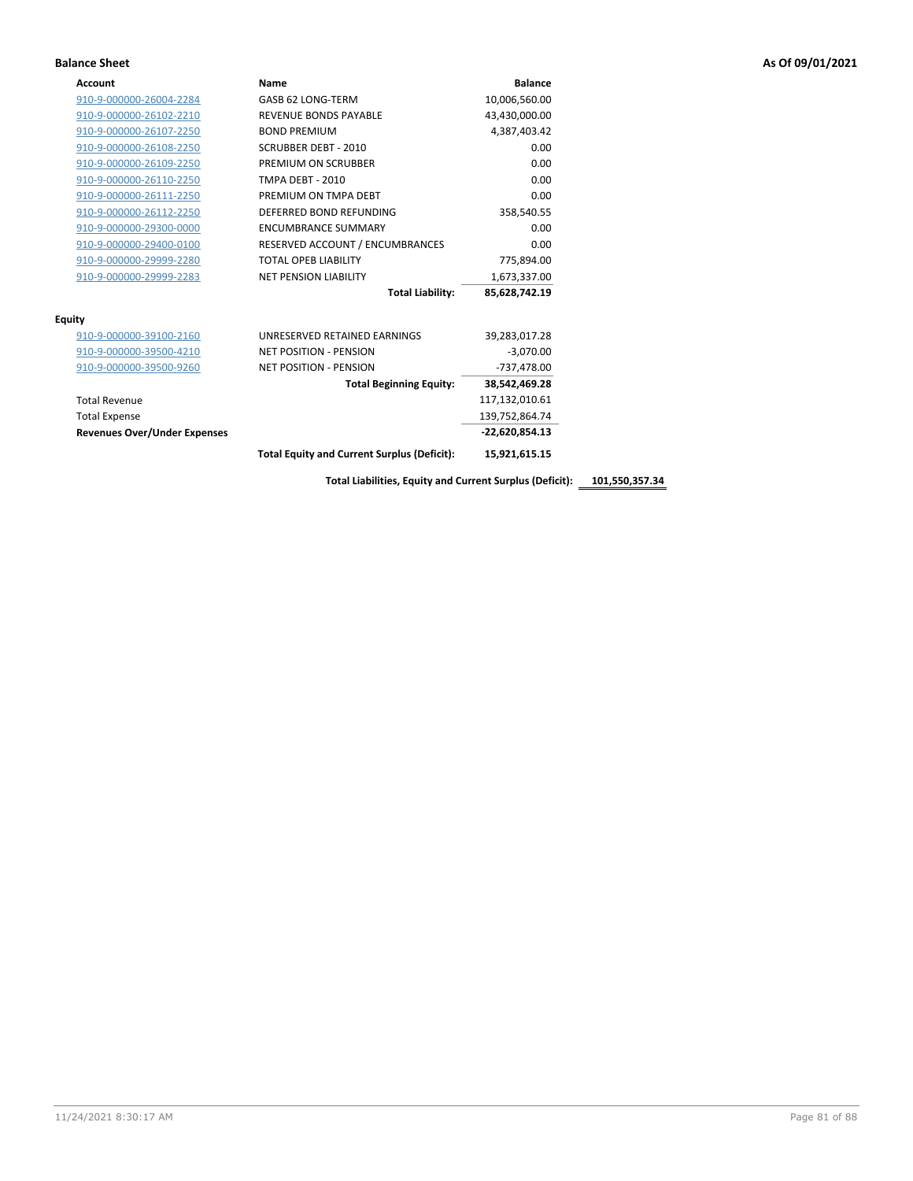**Balance Sheet** **As Of 09/01/2021**

| Account | Name | Balance | |
|---|---|---|---|
| 910-9-000000-26004-2284 | GASB 62 LONG-TERM | 10,006,560.00 | |
| 910-9-000000-26102-2210 | REVENUE BONDS PAYABLE | 43,430,000.00 | |
| 910-9-000000-26107-2250 | BOND PREMIUM | 4,387,403.42 | |
| 910-9-000000-26108-2250 | SCRUBBER DEBT - 2010 | 0.00 | |
| 910-9-000000-26109-2250 | PREMIUM ON SCRUBBER | 0.00 | |
| 910-9-000000-26110-2250 | TMPA DEBT - 2010 | 0.00 | |
| 910-9-000000-26111-2250 | PREMIUM ON TMPA DEBT | 0.00 | |
| 910-9-000000-26112-2250 | DEFERRED BOND REFUNDING | 358,540.55 | |
| 910-9-000000-29300-0000 | ENCUMBRANCE SUMMARY | 0.00 | |
| 910-9-000000-29400-0100 | RESERVED ACCOUNT / ENCUMBRANCES | 0.00 | |
| 910-9-000000-29999-2280 | TOTAL OPEB LIABILITY | 775,894.00 | |
| 910-9-000000-29999-2283 | NET PENSION LIABILITY | 1,673,337.00 | |
| | **Total Liability:** | **85,628,742.19** | |
| **Equity** | | | |
| 910-9-000000-39100-2160 | UNRESERVED RETAINED EARNINGS | 39,283,017.28 | |
| 910-9-000000-39500-4210 | NET POSITION - PENSION | -3,070.00 | |
| 910-9-000000-39500-9260 | NET POSITION - PENSION | -737,478.00 | |
| | **Total Beginning Equity:** | **38,542,469.28** | |
| Total Revenue | | 117,132,010.61 | |
| Total Expense | | 139,752,864.74 | |
| **Revenues Over/Under Expenses** | | **-22,620,854.13** | |
| | **Total Equity and Current Surplus (Deficit):** | **15,921,615.15** | |
| | **Total Liabilities, Equity and Current Surplus (Deficit):** | | **101,550,357.34** |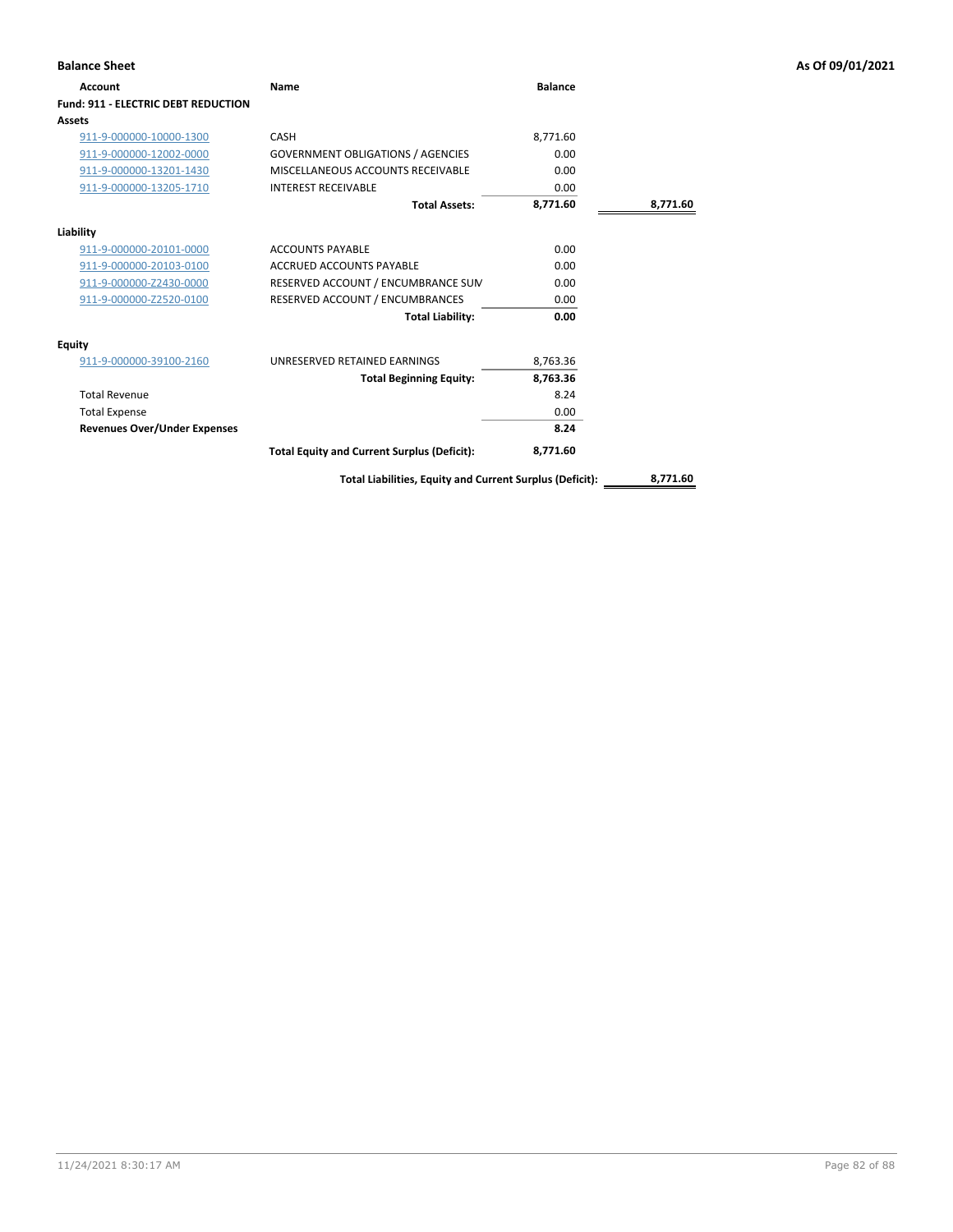**Balance Sheet** — As Of 09/01/2021

| Account | Name | Balance | |
|---|---|---|---|
| **Fund: 911 - ELECTRIC DEBT REDUCTION** | | | |
| **Assets** | | | |
| 911-9-000000-10000-1300 | CASH | 8,771.60 | |
| 911-9-000000-12002-0000 | GOVERNMENT OBLIGATIONS / AGENCIES | 0.00 | |
| 911-9-000000-13201-1430 | MISCELLANEOUS ACCOUNTS RECEIVABLE | 0.00 | |
| 911-9-000000-13205-1710 | INTEREST RECEIVABLE | 0.00 | |
| | **Total Assets:** | **8,771.60** | **8,771.60** |
| **Liability** | | | |
| 911-9-000000-20101-0000 | ACCOUNTS PAYABLE | 0.00 | |
| 911-9-000000-20103-0100 | ACCRUED ACCOUNTS PAYABLE | 0.00 | |
| 911-9-000000-Z2430-0000 | RESERVED ACCOUNT / ENCUMBRANCE SUM | 0.00 | |
| 911-9-000000-Z2520-0100 | RESERVED ACCOUNT / ENCUMBRANCES | 0.00 | |
| | **Total Liability:** | **0.00** | |
| **Equity** | | | |
| 911-9-000000-39100-2160 | UNRESERVED RETAINED EARNINGS | 8,763.36 | |
| | **Total Beginning Equity:** | **8,763.36** | |
| Total Revenue | | 8.24 | |
| Total Expense | | 0.00 | |
| **Revenues Over/Under Expenses** | | **8.24** | |
| | **Total Equity and Current Surplus (Deficit):** | **8,771.60** | |
| | **Total Liabilities, Equity and Current Surplus (Deficit):** | | **8,771.60** |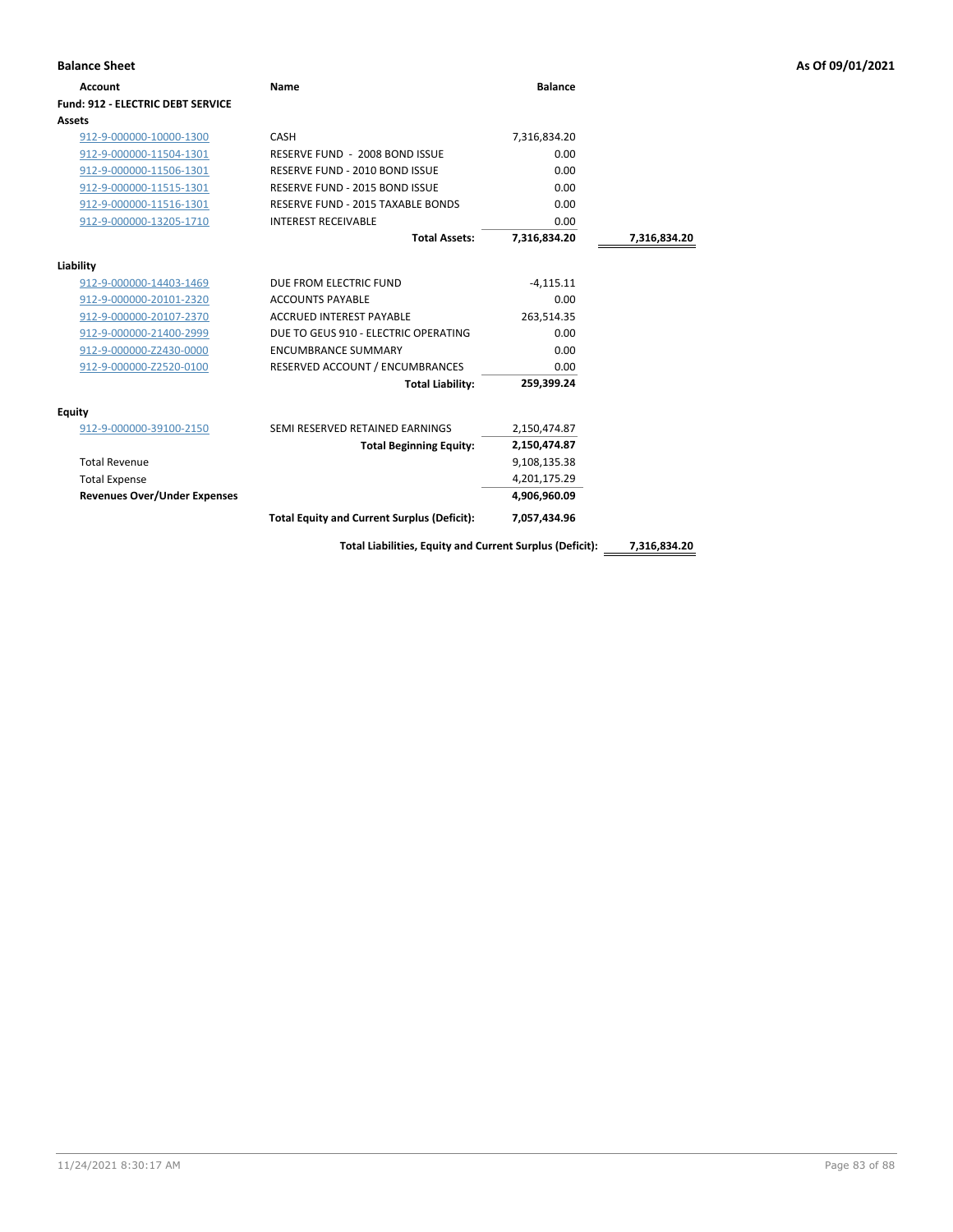**Balance Sheet** — As Of 09/01/2021

| Account | Name | Balance | |
|---|---|---|---|
| **Fund: 912 - ELECTRIC DEBT SERVICE** | | | |
| **Assets** | | | |
| 912-9-000000-10000-1300 | CASH | 7,316,834.20 | |
| 912-9-000000-11504-1301 | RESERVE FUND - 2008 BOND ISSUE | 0.00 | |
| 912-9-000000-11506-1301 | RESERVE FUND - 2010 BOND ISSUE | 0.00 | |
| 912-9-000000-11515-1301 | RESERVE FUND - 2015 BOND ISSUE | 0.00 | |
| 912-9-000000-11516-1301 | RESERVE FUND - 2015 TAXABLE BONDS | 0.00 | |
| 912-9-000000-13205-1710 | INTEREST RECEIVABLE | 0.00 | |
| | **Total Assets:** | **7,316,834.20** | **7,316,834.20** |
| **Liability** | | | |
| 912-9-000000-14403-1469 | DUE FROM ELECTRIC FUND | -4,115.11 | |
| 912-9-000000-20101-2320 | ACCOUNTS PAYABLE | 0.00 | |
| 912-9-000000-20107-2370 | ACCRUED INTEREST PAYABLE | 263,514.35 | |
| 912-9-000000-21400-2999 | DUE TO GEUS 910 - ELECTRIC OPERATING | 0.00 | |
| 912-9-000000-Z2430-0000 | ENCUMBRANCE SUMMARY | 0.00 | |
| 912-9-000000-Z2520-0100 | RESERVED ACCOUNT / ENCUMBRANCES | 0.00 | |
| | **Total Liability:** | **259,399.24** | |
| **Equity** | | | |
| 912-9-000000-39100-2150 | SEMI RESERVED RETAINED EARNINGS | 2,150,474.87 | |
| | **Total Beginning Equity:** | **2,150,474.87** | |
| Total Revenue | | 9,108,135.38 | |
| Total Expense | | 4,201,175.29 | |
| **Revenues Over/Under Expenses** | | **4,906,960.09** | |
| | **Total Equity and Current Surplus (Deficit):** | **7,057,434.96** | |
| | **Total Liabilities, Equity and Current Surplus (Deficit):** | | **7,316,834.20** |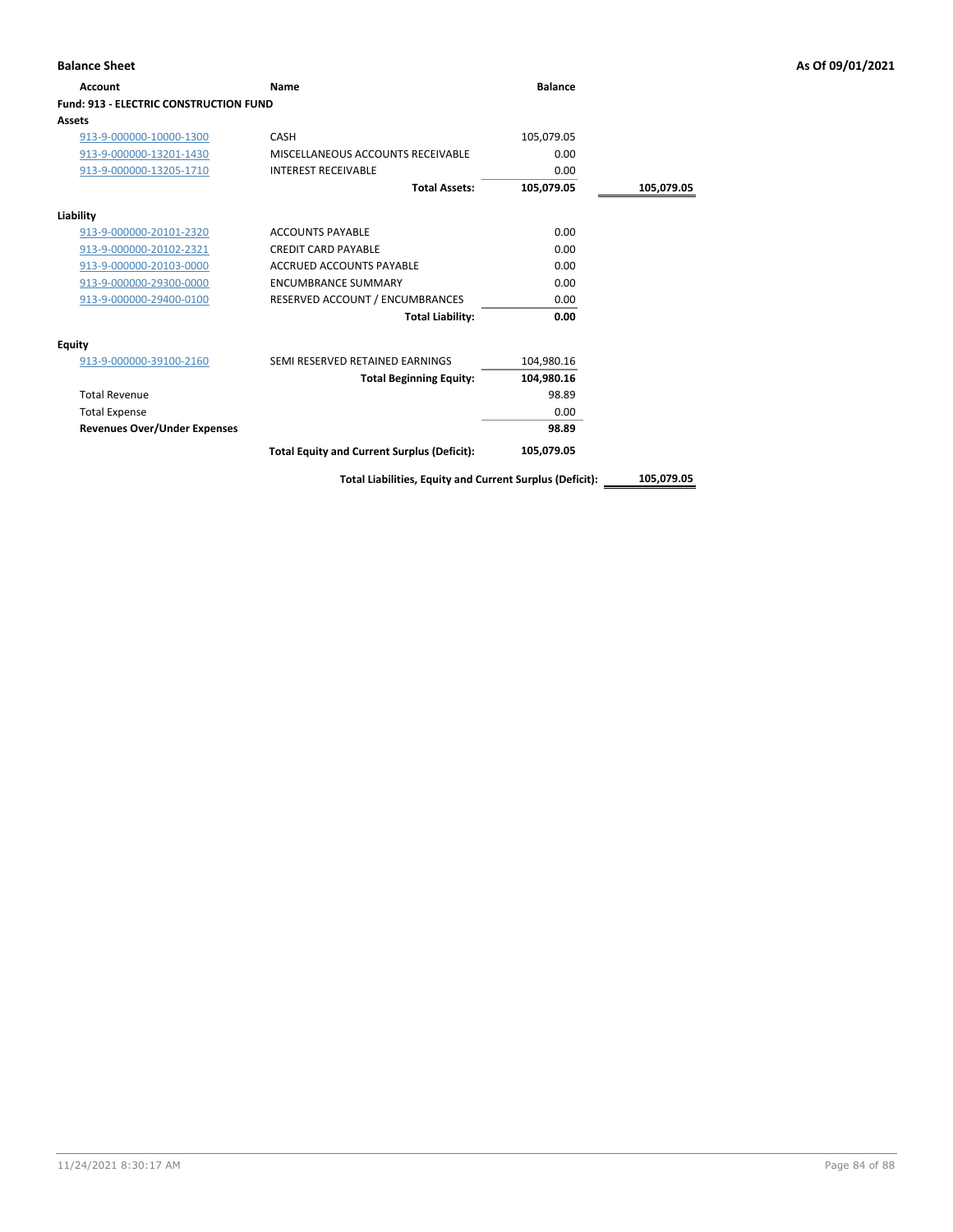**Balance Sheet** — As Of 09/01/2021

| Account | Name | Balance | |
|---|---|---|---|
| **Fund: 913 - ELECTRIC CONSTRUCTION FUND** | | | |
| **Assets** | | | |
| 913-9-000000-10000-1300 | CASH | 105,079.05 | |
| 913-9-000000-13201-1430 | MISCELLANEOUS ACCOUNTS RECEIVABLE | 0.00 | |
| 913-9-000000-13205-1710 | INTEREST RECEIVABLE | 0.00 | |
| | **Total Assets:** | **105,079.05** | **105,079.05** |
| **Liability** | | | |
| 913-9-000000-20101-2320 | ACCOUNTS PAYABLE | 0.00 | |
| 913-9-000000-20102-2321 | CREDIT CARD PAYABLE | 0.00 | |
| 913-9-000000-20103-0000 | ACCRUED ACCOUNTS PAYABLE | 0.00 | |
| 913-9-000000-29300-0000 | ENCUMBRANCE SUMMARY | 0.00 | |
| 913-9-000000-29400-0100 | RESERVED ACCOUNT / ENCUMBRANCES | 0.00 | |
| | **Total Liability:** | **0.00** | |
| **Equity** | | | |
| 913-9-000000-39100-2160 | SEMI RESERVED RETAINED EARNINGS | 104,980.16 | |
| | **Total Beginning Equity:** | **104,980.16** | |
| Total Revenue | | 98.89 | |
| Total Expense | | 0.00 | |
| **Revenues Over/Under Expenses** | | **98.89** | |
| | **Total Equity and Current Surplus (Deficit):** | **105,079.05** | |
| | **Total Liabilities, Equity and Current Surplus (Deficit):** | | **105,079.05** |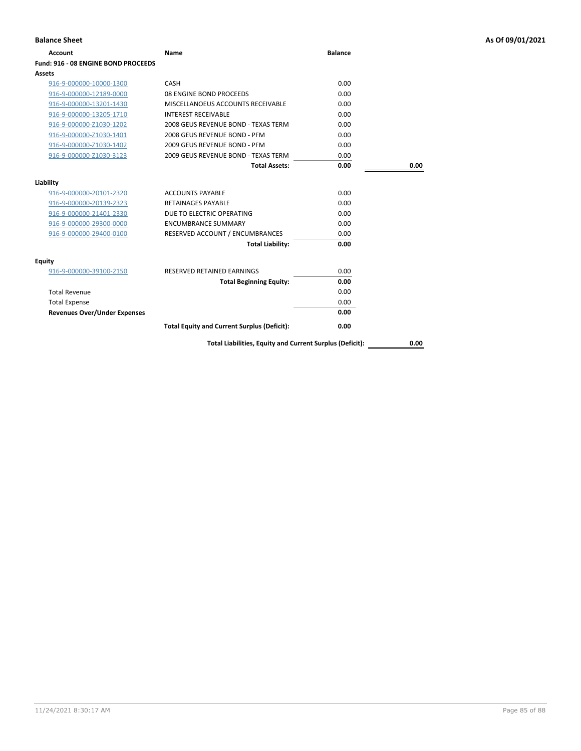**Balance Sheet** **As Of 09/01/2021**

| Account | Name | Balance | |
|---|---|---|---|
| **Fund: 916 - 08 ENGINE BOND PROCEEDS** | | | |
| **Assets** | | | |
| 916-9-000000-10000-1300 | CASH | 0.00 | |
| 916-9-000000-12189-0000 | 08 ENGINE BOND PROCEEDS | 0.00 | |
| 916-9-000000-13201-1430 | MISCELLANOEUS ACCOUNTS RECEIVABLE | 0.00 | |
| 916-9-000000-13205-1710 | INTEREST RECEIVABLE | 0.00 | |
| 916-9-000000-Z1030-1202 | 2008 GEUS REVENUE BOND - TEXAS TERM | 0.00 | |
| 916-9-000000-Z1030-1401 | 2008 GEUS REVENUE BOND - PFM | 0.00 | |
| 916-9-000000-Z1030-1402 | 2009 GEUS REVENUE BOND - PFM | 0.00 | |
| 916-9-000000-Z1030-3123 | 2009 GEUS REVENUE BOND - TEXAS TERM | 0.00 | |
| | **Total Assets:** | **0.00** | **0.00** |
| **Liability** | | | |
| 916-9-000000-20101-2320 | ACCOUNTS PAYABLE | 0.00 | |
| 916-9-000000-20139-2323 | RETAINAGES PAYABLE | 0.00 | |
| 916-9-000000-21401-2330 | DUE TO ELECTRIC OPERATING | 0.00 | |
| 916-9-000000-29300-0000 | ENCUMBRANCE SUMMARY | 0.00 | |
| 916-9-000000-29400-0100 | RESERVED ACCOUNT / ENCUMBRANCES | 0.00 | |
| | **Total Liability:** | **0.00** | |
| **Equity** | | | |
| 916-9-000000-39100-2150 | RESERVED RETAINED EARNINGS | 0.00 | |
| | **Total Beginning Equity:** | **0.00** | |
| Total Revenue | | 0.00 | |
| Total Expense | | 0.00 | |
| **Revenues Over/Under Expenses** | | **0.00** | |
| | **Total Equity and Current Surplus (Deficit):** | **0.00** | |
| | **Total Liabilities, Equity and Current Surplus (Deficit):** | | **0.00** |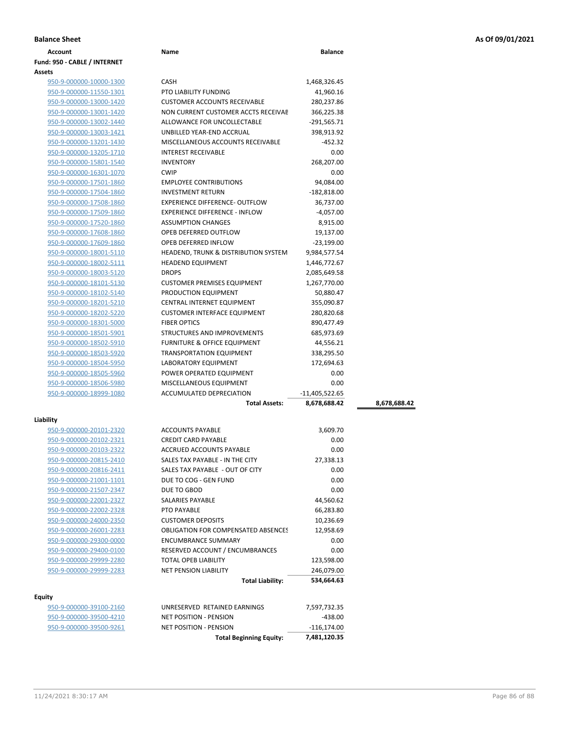**Balance Sheet** — **As Of 09/01/2021**

| Account | Name | Balance | |
|---|---|---|---|
| **Fund: 950 - CABLE / INTERNET** | | | |
| **Assets** | | | |
| 950-9-000000-10000-1300 | CASH | 1,468,326.45 | |
| 950-9-000000-11550-1301 | PTO LIABILITY FUNDING | 41,960.16 | |
| 950-9-000000-13000-1420 | CUSTOMER ACCOUNTS RECEIVABLE | 280,237.86 | |
| 950-9-000000-13001-1420 | NON CURRENT CUSTOMER ACCTS RECEIVAE | 366,225.38 | |
| 950-9-000000-13002-1440 | ALLOWANCE FOR UNCOLLECTABLE | -291,565.71 | |
| 950-9-000000-13003-1421 | UNBILLED YEAR-END ACCRUAL | 398,913.92 | |
| 950-9-000000-13201-1430 | MISCELLANEOUS ACCOUNTS RECEIVABLE | -452.32 | |
| 950-9-000000-13205-1710 | INTEREST RECEIVABLE | 0.00 | |
| 950-9-000000-15801-1540 | INVENTORY | 268,207.00 | |
| 950-9-000000-16301-1070 | CWIP | 0.00 | |
| 950-9-000000-17501-1860 | EMPLOYEE CONTRIBUTIONS | 94,084.00 | |
| 950-9-000000-17504-1860 | INVESTMENT RETURN | -182,818.00 | |
| 950-9-000000-17508-1860 | EXPERIENCE DIFFERENCE- OUTFLOW | 36,737.00 | |
| 950-9-000000-17509-1860 | EXPERIENCE DIFFERENCE - INFLOW | -4,057.00 | |
| 950-9-000000-17520-1860 | ASSUMPTION CHANGES | 8,915.00 | |
| 950-9-000000-17608-1860 | OPEB DEFERRED OUTFLOW | 19,137.00 | |
| 950-9-000000-17609-1860 | OPEB DEFERRED INFLOW | -23,199.00 | |
| 950-9-000000-18001-5110 | HEADEND, TRUNK & DISTRIBUTION SYSTEM | 9,984,577.54 | |
| 950-9-000000-18002-5111 | HEADEND EQUIPMENT | 1,446,772.67 | |
| 950-9-000000-18003-5120 | DROPS | 2,085,649.58 | |
| 950-9-000000-18101-5130 | CUSTOMER PREMISES EQUIPMENT | 1,267,770.00 | |
| 950-9-000000-18102-5140 | PRODUCTION EQUIPMENT | 50,880.47 | |
| 950-9-000000-18201-5210 | CENTRAL INTERNET EQUIPMENT | 355,090.87 | |
| 950-9-000000-18202-5220 | CUSTOMER INTERFACE EQUIPMENT | 280,820.68 | |
| 950-9-000000-18301-5000 | FIBER OPTICS | 890,477.49 | |
| 950-9-000000-18501-5901 | STRUCTURES AND IMPROVEMENTS | 685,973.69 | |
| 950-9-000000-18502-5910 | FURNITURE & OFFICE EQUIPMENT | 44,556.21 | |
| 950-9-000000-18503-5920 | TRANSPORTATION EQUIPMENT | 338,295.50 | |
| 950-9-000000-18504-5950 | LABORATORY EQUIPMENT | 172,694.63 | |
| 950-9-000000-18505-5960 | POWER OPERATED EQUIPMENT | 0.00 | |
| 950-9-000000-18506-5980 | MISCELLANEOUS EQUIPMENT | 0.00 | |
| 950-9-000000-18999-1080 | ACCUMULATED DEPRECIATION | -11,405,522.65 | |
| | **Total Assets:** | **8,678,688.42** | **8,678,688.42** |
| **Liability** | | | |
| 950-9-000000-20101-2320 | ACCOUNTS PAYABLE | 3,609.70 | |
| 950-9-000000-20102-2321 | CREDIT CARD PAYABLE | 0.00 | |
| 950-9-000000-20103-2322 | ACCRUED ACCOUNTS PAYABLE | 0.00 | |
| 950-9-000000-20815-2410 | SALES TAX PAYABLE - IN THE CITY | 27,338.13 | |
| 950-9-000000-20816-2411 | SALES TAX PAYABLE - OUT OF CITY | 0.00 | |
| 950-9-000000-21001-1101 | DUE TO COG - GEN FUND | 0.00 | |
| 950-9-000000-21507-2347 | DUE TO GBOD | 0.00 | |
| 950-9-000000-22001-2327 | SALARIES PAYABLE | 44,560.62 | |
| 950-9-000000-22002-2328 | PTO PAYABLE | 66,283.80 | |
| 950-9-000000-24000-2350 | CUSTOMER DEPOSITS | 10,236.69 | |
| 950-9-000000-26001-2283 | OBLIGATION FOR COMPENSATED ABSENCES | 12,958.69 | |
| 950-9-000000-29300-0000 | ENCUMBRANCE SUMMARY | 0.00 | |
| 950-9-000000-29400-0100 | RESERVED ACCOUNT / ENCUMBRANCES | 0.00 | |
| 950-9-000000-29999-2280 | TOTAL OPEB LIABILITY | 123,598.00 | |
| 950-9-000000-29999-2283 | NET PENSION LIABILITY | 246,079.00 | |
| | **Total Liability:** | **534,664.63** | |
| **Equity** | | | |
| 950-9-000000-39100-2160 | UNRESERVED RETAINED EARNINGS | 7,597,732.35 | |
| 950-9-000000-39500-4210 | NET POSITION - PENSION | -438.00 | |
| 950-9-000000-39500-9261 | NET POSITION - PENSION | -116,174.00 | |
| | **Total Beginning Equity:** | **7,481,120.35** | |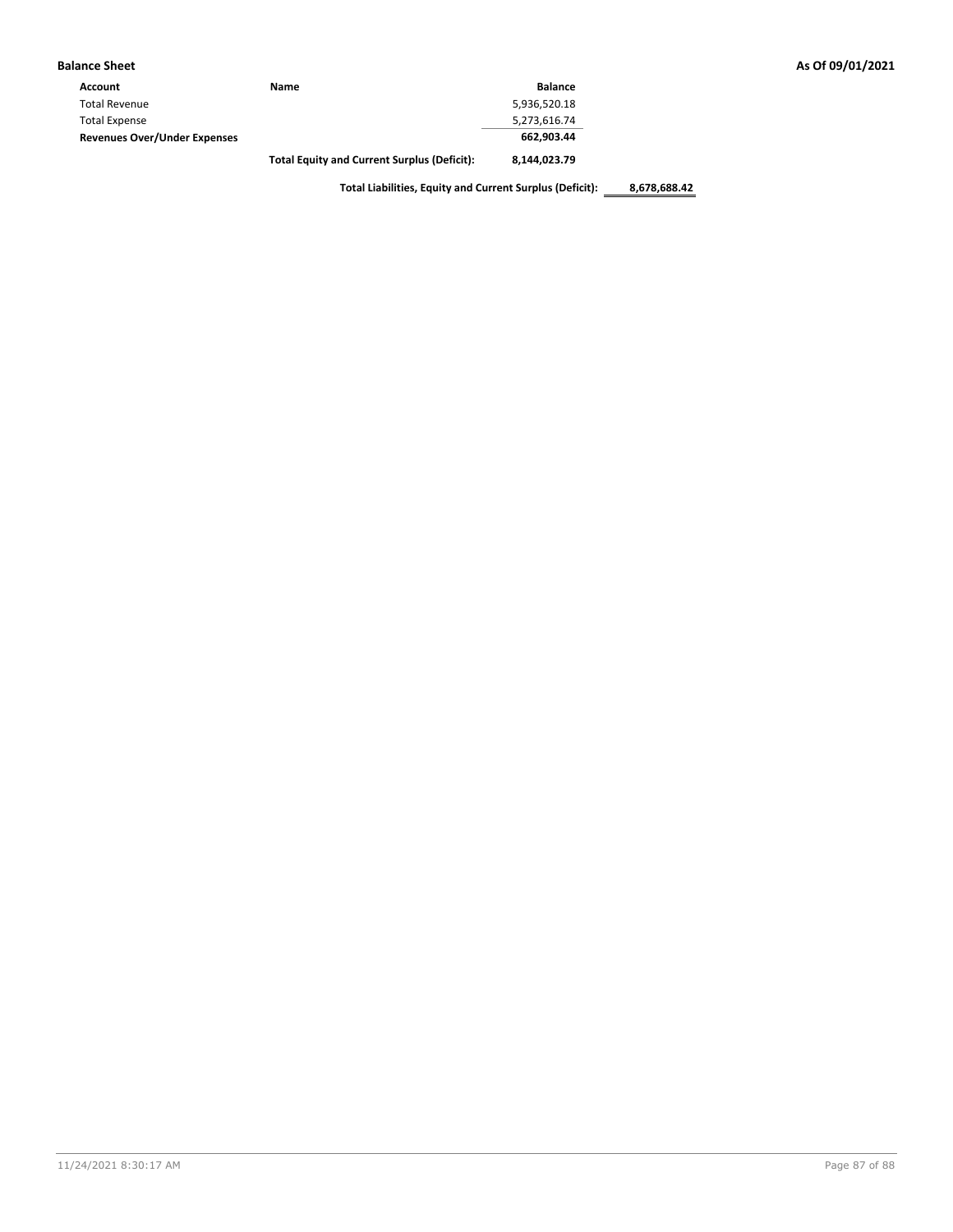**Balance Sheet** — As Of 09/01/2021

| Account | Name | Balance | |
|---|---|---|---|
| Total Revenue | | 5,936,520.18 | |
| Total Expense | | 5,273,616.74 | |
| **Revenues Over/Under Expenses** | | **662,903.44** | |
| | **Total Equity and Current Surplus (Deficit):** | **8,144,023.79** | |
| | **Total Liabilities, Equity and Current Surplus (Deficit):** | | **8,678,688.42** |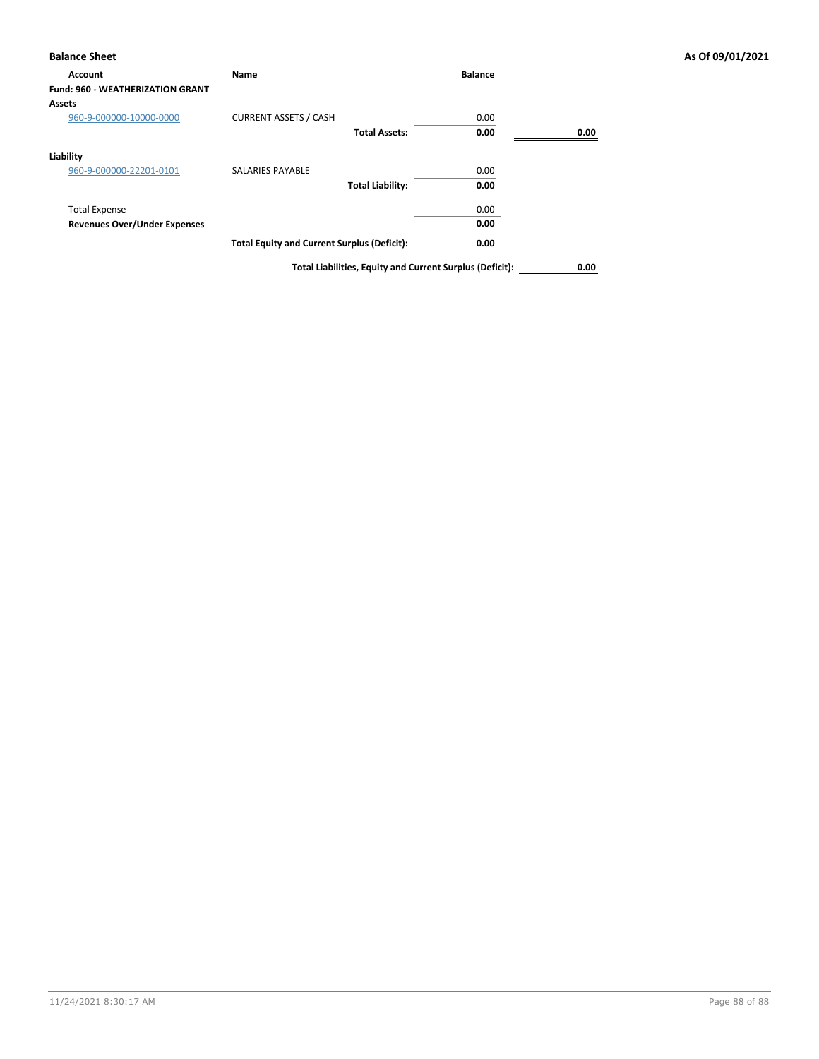**Balance Sheet** **As Of 09/01/2021**

| Account | Name | Balance | |
|---|---|---|---|
| **Fund: 960 - WEATHERIZATION GRANT** | | | |
| **Assets** | | | |
| 960-9-000000-10000-0000 | CURRENT ASSETS / CASH | 0.00 | |
| | **Total Assets:** | **0.00** | **0.00** |
| **Liability** | | | |
| 960-9-000000-22201-0101 | SALARIES PAYABLE | 0.00 | |
| | **Total Liability:** | **0.00** | |
| Total Expense | | 0.00 | |
| **Revenues Over/Under Expenses** | | **0.00** | |
| | **Total Equity and Current Surplus (Deficit):** | **0.00** | |
| | **Total Liabilities, Equity and Current Surplus (Deficit):** | | **0.00** |

11/24/2021 8:30:17 AM